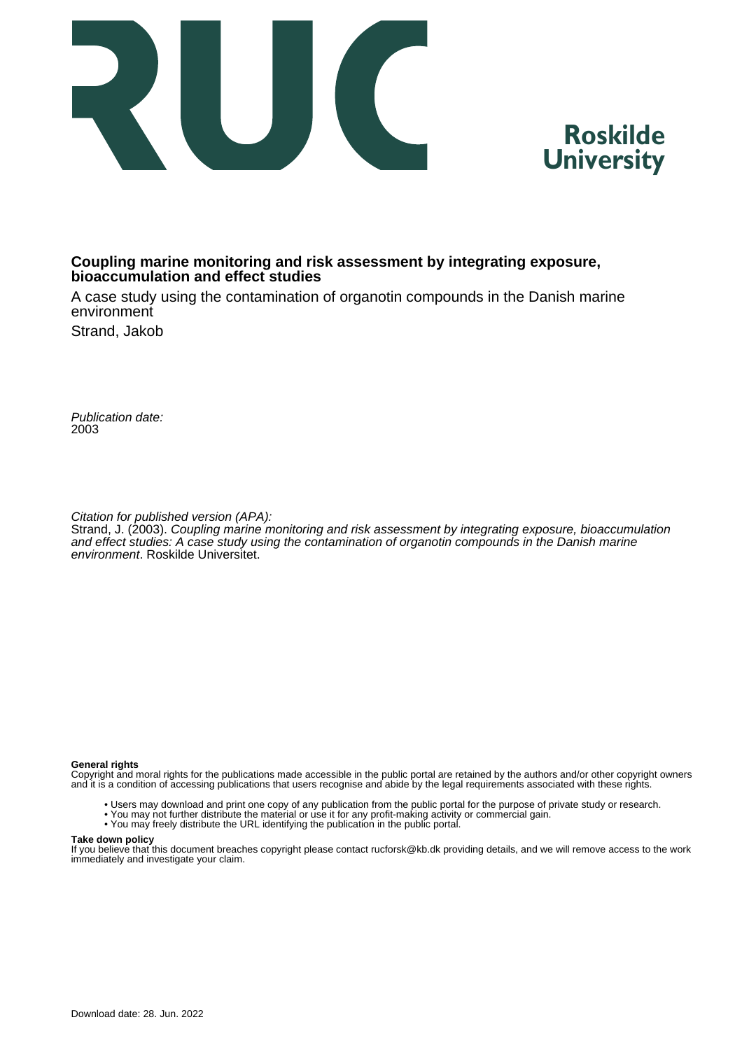Roskilde University

**Coupling marine monitoring and risk assessment by integrating exposure, bioaccumulation and effect studies**

A case study using the contamination of organotin compounds in the Danish marine environment

Strand, Jakob

*Publication date:*
2003

*Citation for published version (APA):*
Strand, J. (2003). *Coupling marine monitoring and risk assessment by integrating exposure, bioaccumulation and effect studies: A case study using the contamination of organotin compounds in the Danish marine environment*. Roskilde Universitet.

**General rights**
Copyright and moral rights for the publications made accessible in the public portal are retained by the authors and/or other copyright owners and it is a condition of accessing publications that users recognise and abide by the legal requirements associated with these rights.

- Users may download and print one copy of any publication from the public portal for the purpose of private study or research.
- You may not further distribute the material or use it for any profit-making activity or commercial gain.
- You may freely distribute the URL identifying the publication in the public portal.

**Take down policy**
If you believe that this document breaches copyright please contact rucforsk@kb.dk providing details, and we will remove access to the work immediately and investigate your claim.

Download date: 28. Jun. 2022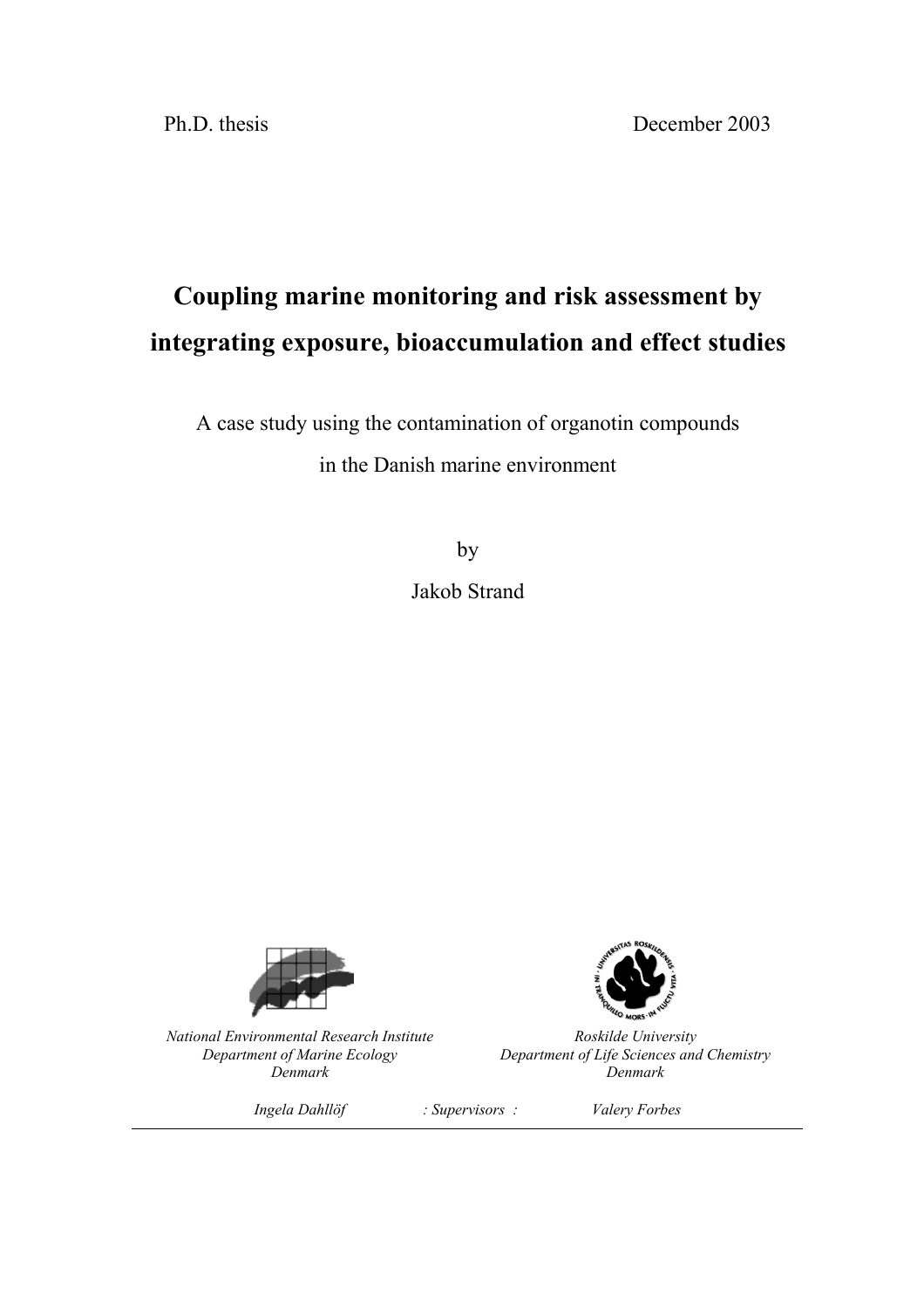Ph.D. thesis December 2003

# Coupling marine monitoring and risk assessment by integrating exposure, bioaccumulation and effect studies

A case study using the contamination of organotin compounds in the Danish marine environment

by

Jakob Strand

*National Environmental Research Institute*
*Department of Marine Ecology*
*Denmark*

*Roskilde University*
*Department of Life Sciences and Chemistry*
*Denmark*

*Ingela Dahllöf : Supervisors : Valery Forbes*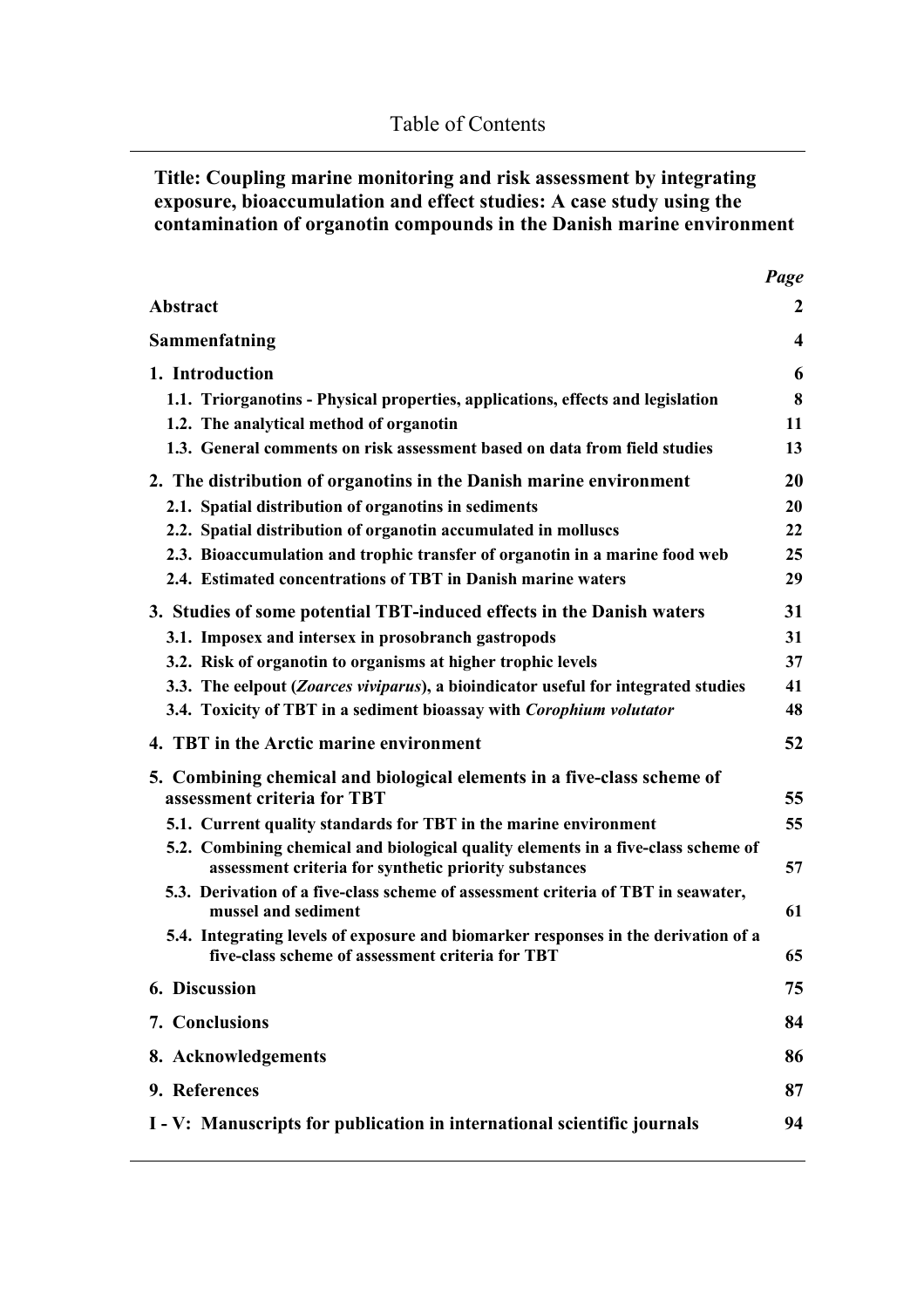# Table of Contents

**Title: Coupling marine monitoring and risk assessment by integrating exposure, bioaccumulation and effect studies: A case study using the contamination of organotin compounds in the Danish marine environment**

| | *Page* |
|---|---|
| **Abstract** | **2** |
| **Sammenfatning** | **4** |
| **1. Introduction** | **6** |
| **1.1. Triorganotins - Physical properties, applications, effects and legislation** | **8** |
| **1.2. The analytical method of organotin** | **11** |
| **1.3. General comments on risk assessment based on data from field studies** | **13** |
| **2. The distribution of organotins in the Danish marine environment** | **20** |
| **2.1. Spatial distribution of organotins in sediments** | **20** |
| **2.2. Spatial distribution of organotin accumulated in molluscs** | **22** |
| **2.3. Bioaccumulation and trophic transfer of organotin in a marine food web** | **25** |
| **2.4. Estimated concentrations of TBT in Danish marine waters** | **29** |
| **3. Studies of some potential TBT-induced effects in the Danish waters** | **31** |
| **3.1. Imposex and intersex in prosobranch gastropods** | **31** |
| **3.2. Risk of organotin to organisms at higher trophic levels** | **37** |
| **3.3. The eelpout (*Zoarces viviparus*), a bioindicator useful for integrated studies** | **41** |
| **3.4. Toxicity of TBT in a sediment bioassay with *Corophium volutator*** | **48** |
| **4. TBT in the Arctic marine environment** | **52** |
| **5. Combining chemical and biological elements in a five-class scheme of assessment criteria for TBT** | **55** |
| **5.1. Current quality standards for TBT in the marine environment** | **55** |
| **5.2. Combining chemical and biological quality elements in a five-class scheme of assessment criteria for synthetic priority substances** | **57** |
| **5.3. Derivation of a five-class scheme of assessment criteria of TBT in seawater, mussel and sediment** | **61** |
| **5.4. Integrating levels of exposure and biomarker responses in the derivation of a five-class scheme of assessment criteria for TBT** | **65** |
| **6. Discussion** | **75** |
| **7. Conclusions** | **84** |
| **8. Acknowledgements** | **86** |
| **9. References** | **87** |
| **I - V: Manuscripts for publication in international scientific journals** | **94** |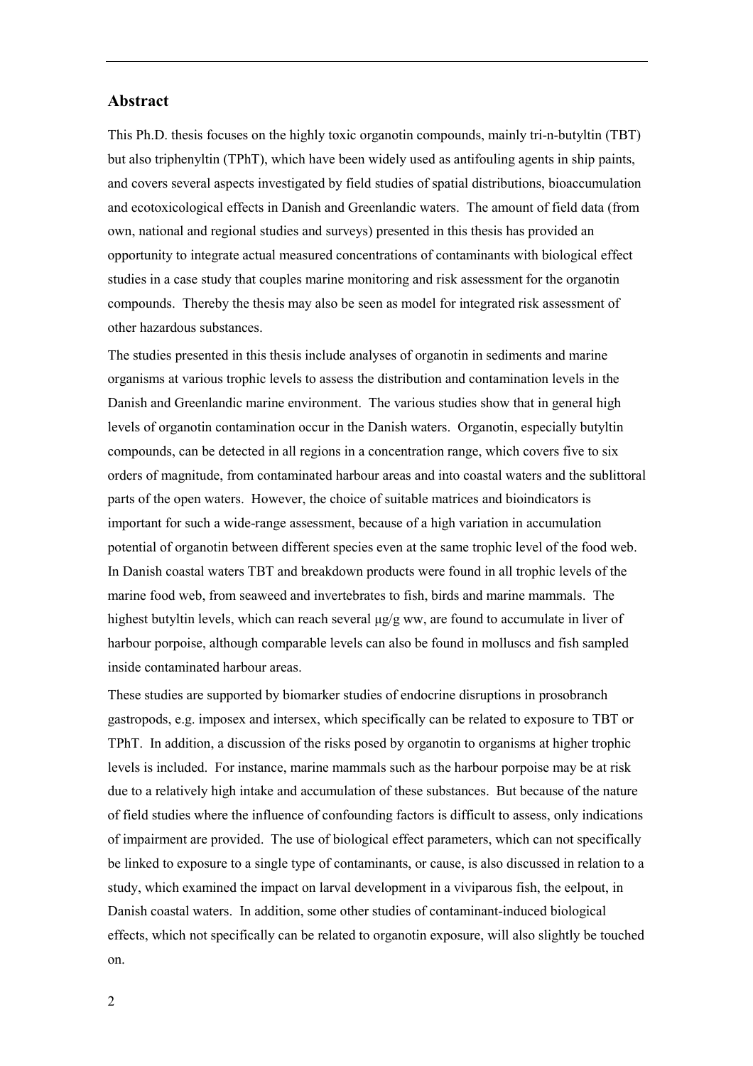## Abstract

This Ph.D. thesis focuses on the highly toxic organotin compounds, mainly tri-n-butyltin (TBT) but also triphenyltin (TPhT), which have been widely used as antifouling agents in ship paints, and covers several aspects investigated by field studies of spatial distributions, bioaccumulation and ecotoxicological effects in Danish and Greenlandic waters. The amount of field data (from own, national and regional studies and surveys) presented in this thesis has provided an opportunity to integrate actual measured concentrations of contaminants with biological effect studies in a case study that couples marine monitoring and risk assessment for the organotin compounds. Thereby the thesis may also be seen as model for integrated risk assessment of other hazardous substances.

The studies presented in this thesis include analyses of organotin in sediments and marine organisms at various trophic levels to assess the distribution and contamination levels in the Danish and Greenlandic marine environment. The various studies show that in general high levels of organotin contamination occur in the Danish waters. Organotin, especially butyltin compounds, can be detected in all regions in a concentration range, which covers five to six orders of magnitude, from contaminated harbour areas and into coastal waters and the sublittoral parts of the open waters. However, the choice of suitable matrices and bioindicators is important for such a wide-range assessment, because of a high variation in accumulation potential of organotin between different species even at the same trophic level of the food web. In Danish coastal waters TBT and breakdown products were found in all trophic levels of the marine food web, from seaweed and invertebrates to fish, birds and marine mammals. The highest butyltin levels, which can reach several µg/g ww, are found to accumulate in liver of harbour porpoise, although comparable levels can also be found in molluscs and fish sampled inside contaminated harbour areas.

These studies are supported by biomarker studies of endocrine disruptions in prosobranch gastropods, e.g. imposex and intersex, which specifically can be related to exposure to TBT or TPhT. In addition, a discussion of the risks posed by organotin to organisms at higher trophic levels is included. For instance, marine mammals such as the harbour porpoise may be at risk due to a relatively high intake and accumulation of these substances. But because of the nature of field studies where the influence of confounding factors is difficult to assess, only indications of impairment are provided. The use of biological effect parameters, which can not specifically be linked to exposure to a single type of contaminants, or cause, is also discussed in relation to a study, which examined the impact on larval development in a viviparous fish, the eelpout, in Danish coastal waters. In addition, some other studies of contaminant-induced biological effects, which not specifically can be related to organotin exposure, will also slightly be touched on.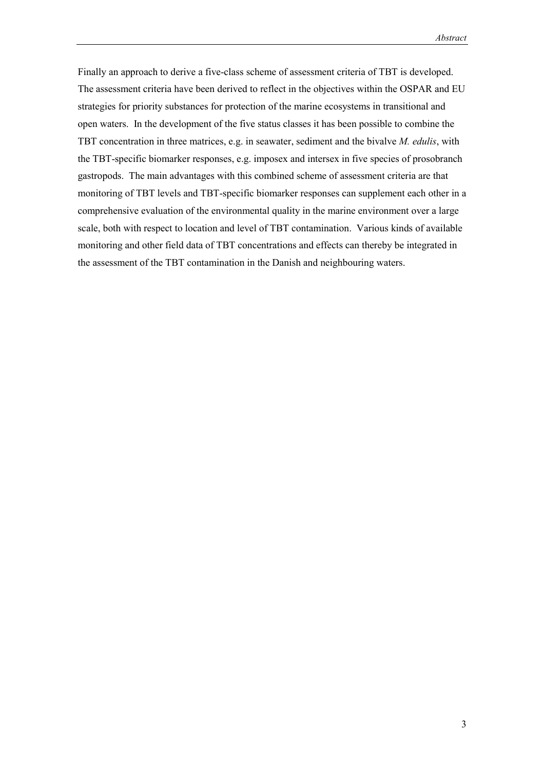Finally an approach to derive a five-class scheme of assessment criteria of TBT is developed. The assessment criteria have been derived to reflect in the objectives within the OSPAR and EU strategies for priority substances for protection of the marine ecosystems in transitional and open waters. In the development of the five status classes it has been possible to combine the TBT concentration in three matrices, e.g. in seawater, sediment and the bivalve *M. edulis*, with the TBT-specific biomarker responses, e.g. imposex and intersex in five species of prosobranch gastropods. The main advantages with this combined scheme of assessment criteria are that monitoring of TBT levels and TBT-specific biomarker responses can supplement each other in a comprehensive evaluation of the environmental quality in the marine environment over a large scale, both with respect to location and level of TBT contamination. Various kinds of available monitoring and other field data of TBT concentrations and effects can thereby be integrated in the assessment of the TBT contamination in the Danish and neighbouring waters.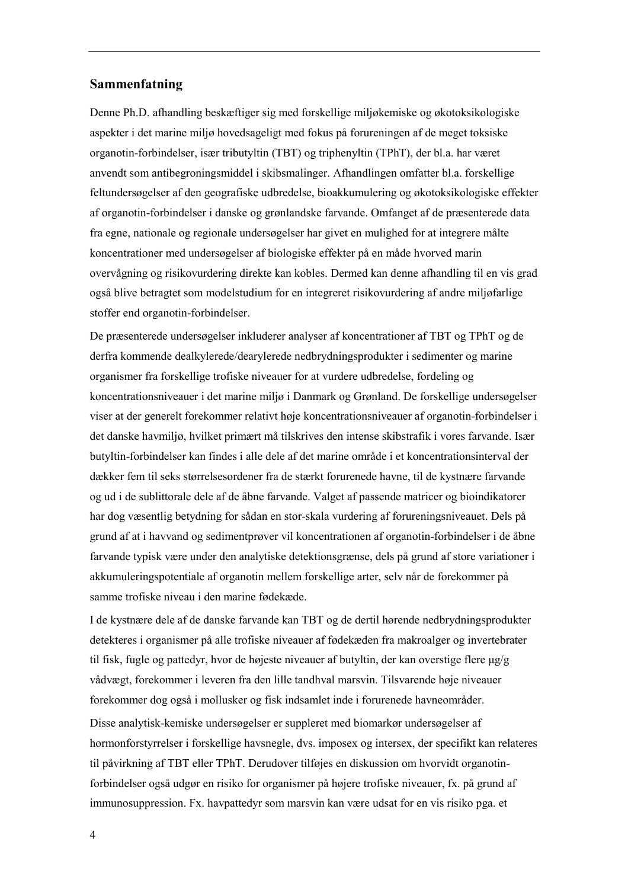## Sammenfatning

Denne Ph.D. afhandling beskæftiger sig med forskellige miljøkemiske og økotoksikologiske aspekter i det marine miljø hovedsageligt med fokus på forureningen af de meget toksiske organotin-forbindelser, især tributyltin (TBT) og triphenyltin (TPhT), der bl.a. har været anvendt som antibegroningsmiddel i skibsmalinger. Afhandlingen omfatter bl.a. forskellige feltundersøgelser af den geografiske udbredelse, bioakkumulering og økotoksikologiske effekter af organotin-forbindelser i danske og grønlandske farvande. Omfanget af de præsenterede data fra egne, nationale og regionale undersøgelser har givet en mulighed for at integrere målte koncentrationer med undersøgelser af biologiske effekter på en måde hvorved marin overvågning og risikovurdering direkte kan kobles. Dermed kan denne afhandling til en vis grad også blive betragtet som modelstudium for en integreret risikovurdering af andre miljøfarlige stoffer end organotin-forbindelser.

De præsenterede undersøgelser inkluderer analyser af koncentrationer af TBT og TPhT og de derfra kommende dealkylerede/dearylerede nedbrydningsprodukter i sedimenter og marine organismer fra forskellige trofiske niveauer for at vurdere udbredelse, fordeling og koncentrationsniveauer i det marine miljø i Danmark og Grønland. De forskellige undersøgelser viser at der generelt forekommer relativt høje koncentrationsniveauer af organotin-forbindelser i det danske havmiljø, hvilket primært må tilskrives den intense skibstrafik i vores farvande. Især butyltin-forbindelser kan findes i alle dele af det marine område i et koncentrationsinterval der dækker fem til seks størrelsesordener fra de stærkt forurenede havne, til de kystnære farvande og ud i de sublittorale dele af de åbne farvande. Valget af passende matricer og bioindikatorer har dog væsentlig betydning for sådan en stor-skala vurdering af forureningsniveauet. Dels på grund af at i havvand og sedimentprøver vil koncentrationen af organotin-forbindelser i de åbne farvande typisk være under den analytiske detektionsgrænse, dels på grund af store variationer i akkumuleringspotentiale af organotin mellem forskellige arter, selv når de forekommer på samme trofiske niveau i den marine fødekæde.

I de kystnære dele af de danske farvande kan TBT og de dertil hørende nedbrydningsprodukter detekteres i organismer på alle trofiske niveauer af fødekæden fra makroalger og invertebrater til fisk, fugle og pattedyr, hvor de højeste niveauer af butyltin, der kan overstige flere µg/g vådvægt, forekommer i leveren fra den lille tandhval marsvin. Tilsvarende høje niveauer forekommer dog også i mollusker og fisk indsamlet inde i forurenede havneområder.

Disse analytisk-kemiske undersøgelser er suppleret med biomarkør undersøgelser af hormonforstyrrelser i forskellige havsnegle, dvs. imposex og intersex, der specifikt kan relateres til påvirkning af TBT eller TPhT. Derudover tilføjes en diskussion om hvorvidt organotin-forbindelser også udgør en risiko for organismer på højere trofiske niveauer, fx. på grund af immunosuppression. Fx. havpattedyr som marsvin kan være udsat for en vis risiko pga. et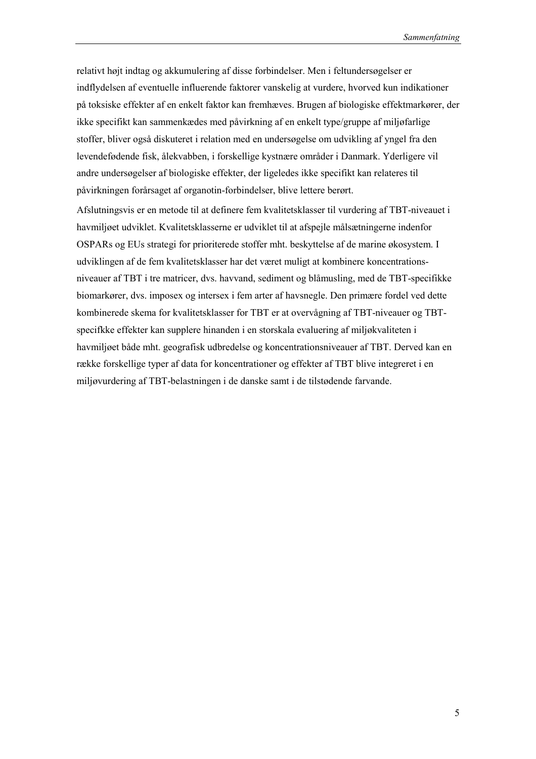relativt højt indtag og akkumulering af disse forbindelser. Men i feltundersøgelser er indflydelsen af eventuelle influerende faktorer vanskelig at vurdere, hvorved kun indikationer på toksiske effekter af en enkelt faktor kan fremhæves. Brugen af biologiske effektmarkører, der ikke specifikt kan sammenkædes med påvirkning af en enkelt type/gruppe af miljøfarlige stoffer, bliver også diskuteret i relation med en undersøgelse om udvikling af yngel fra den levendefødende fisk, ålekvabben, i forskellige kystnære områder i Danmark. Yderligere vil andre undersøgelser af biologiske effekter, der ligeledes ikke specifikt kan relateres til påvirkningen forårsaget af organotin-forbindelser, blive lettere berørt.

Afslutningsvis er en metode til at definere fem kvalitetsklasser til vurdering af TBT-niveauet i havmiljøet udviklet. Kvalitetsklasserne er udviklet til at afspejle målsætningerne indenfor OSPARs og EUs strategi for prioriterede stoffer mht. beskyttelse af de marine økosystem. I udviklingen af de fem kvalitetsklasser har det været muligt at kombinere koncentrations-niveauer af TBT i tre matricer, dvs. havvand, sediment og blåmusling, med de TBT-specifikke biomarkører, dvs. imposex og intersex i fem arter af havsnegle. Den primære fordel ved dette kombinerede skema for kvalitetsklasser for TBT er at overvågning af TBT-niveauer og TBT-specifkke effekter kan supplere hinanden i en storskala evaluering af miljøkvaliteten i havmiljøet både mht. geografisk udbredelse og koncentrationsniveauer af TBT. Derved kan en række forskellige typer af data for koncentrationer og effekter af TBT blive integreret i en miljøvurdering af TBT-belastningen i de danske samt i de tilstødende farvande.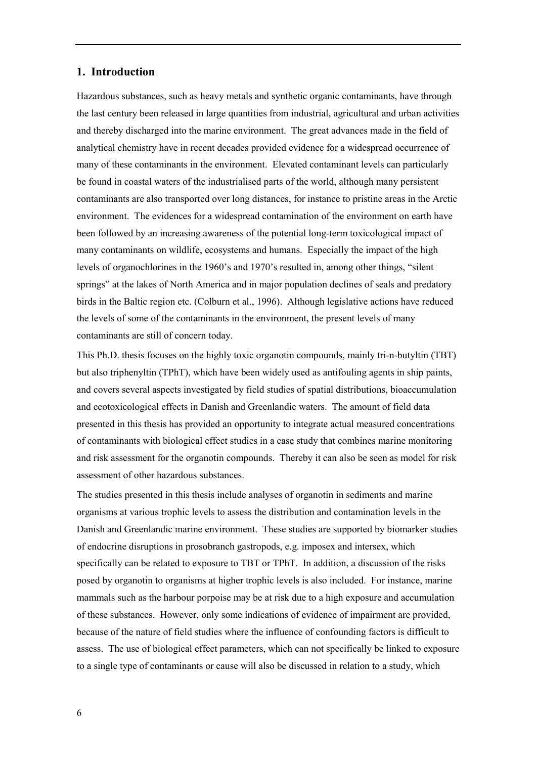## 1. Introduction

Hazardous substances, such as heavy metals and synthetic organic contaminants, have through the last century been released in large quantities from industrial, agricultural and urban activities and thereby discharged into the marine environment. The great advances made in the field of analytical chemistry have in recent decades provided evidence for a widespread occurrence of many of these contaminants in the environment. Elevated contaminant levels can particularly be found in coastal waters of the industrialised parts of the world, although many persistent contaminants are also transported over long distances, for instance to pristine areas in the Arctic environment. The evidences for a widespread contamination of the environment on earth have been followed by an increasing awareness of the potential long-term toxicological impact of many contaminants on wildlife, ecosystems and humans. Especially the impact of the high levels of organochlorines in the 1960's and 1970's resulted in, among other things, "silent springs" at the lakes of North America and in major population declines of seals and predatory birds in the Baltic region etc. (Colburn et al., 1996). Although legislative actions have reduced the levels of some of the contaminants in the environment, the present levels of many contaminants are still of concern today.

This Ph.D. thesis focuses on the highly toxic organotin compounds, mainly tri-n-butyltin (TBT) but also triphenyltin (TPhT), which have been widely used as antifouling agents in ship paints, and covers several aspects investigated by field studies of spatial distributions, bioaccumulation and ecotoxicological effects in Danish and Greenlandic waters. The amount of field data presented in this thesis has provided an opportunity to integrate actual measured concentrations of contaminants with biological effect studies in a case study that combines marine monitoring and risk assessment for the organotin compounds. Thereby it can also be seen as model for risk assessment of other hazardous substances.

The studies presented in this thesis include analyses of organotin in sediments and marine organisms at various trophic levels to assess the distribution and contamination levels in the Danish and Greenlandic marine environment. These studies are supported by biomarker studies of endocrine disruptions in prosobranch gastropods, e.g. imposex and intersex, which specifically can be related to exposure to TBT or TPhT. In addition, a discussion of the risks posed by organotin to organisms at higher trophic levels is also included. For instance, marine mammals such as the harbour porpoise may be at risk due to a high exposure and accumulation of these substances. However, only some indications of evidence of impairment are provided, because of the nature of field studies where the influence of confounding factors is difficult to assess. The use of biological effect parameters, which can not specifically be linked to exposure to a single type of contaminants or cause will also be discussed in relation to a study, which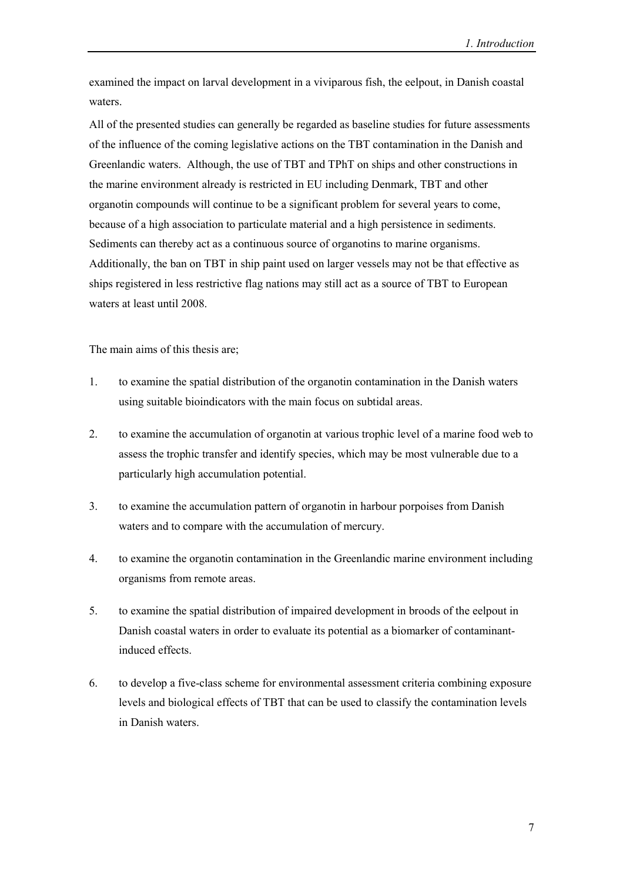examined the impact on larval development in a viviparous fish, the eelpout, in Danish coastal waters.

All of the presented studies can generally be regarded as baseline studies for future assessments of the influence of the coming legislative actions on the TBT contamination in the Danish and Greenlandic waters. Although, the use of TBT and TPhT on ships and other constructions in the marine environment already is restricted in EU including Denmark, TBT and other organotin compounds will continue to be a significant problem for several years to come, because of a high association to particulate material and a high persistence in sediments. Sediments can thereby act as a continuous source of organotins to marine organisms. Additionally, the ban on TBT in ship paint used on larger vessels may not be that effective as ships registered in less restrictive flag nations may still act as a source of TBT to European waters at least until 2008.

The main aims of this thesis are;

1. to examine the spatial distribution of the organotin contamination in the Danish waters using suitable bioindicators with the main focus on subtidal areas.

2. to examine the accumulation of organotin at various trophic level of a marine food web to assess the trophic transfer and identify species, which may be most vulnerable due to a particularly high accumulation potential.

3. to examine the accumulation pattern of organotin in harbour porpoises from Danish waters and to compare with the accumulation of mercury.

4. to examine the organotin contamination in the Greenlandic marine environment including organisms from remote areas.

5. to examine the spatial distribution of impaired development in broods of the eelpout in Danish coastal waters in order to evaluate its potential as a biomarker of contaminant-induced effects.

6. to develop a five-class scheme for environmental assessment criteria combining exposure levels and biological effects of TBT that can be used to classify the contamination levels in Danish waters.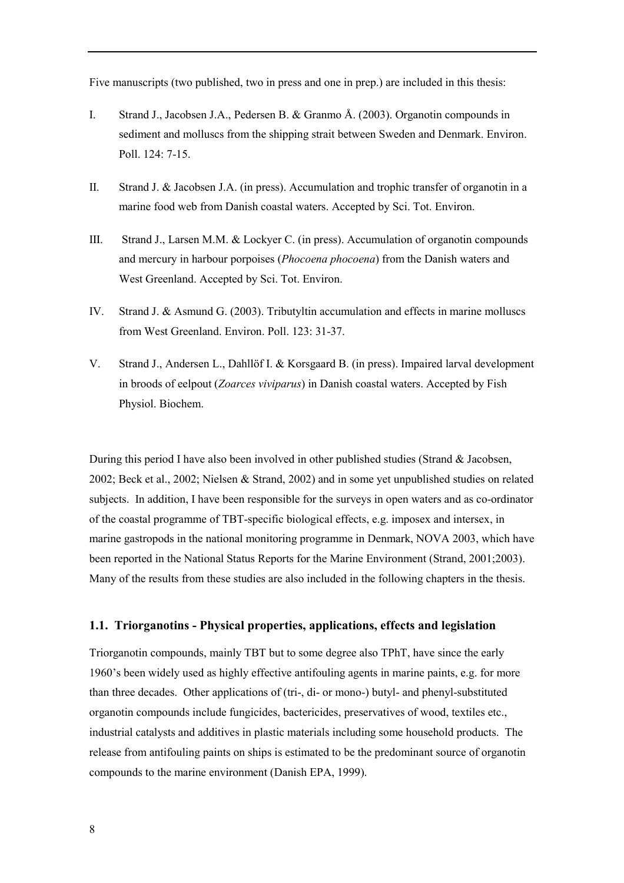Five manuscripts (two published, two in press and one in prep.) are included in this thesis:

I. Strand J., Jacobsen J.A., Pedersen B. & Granmo Å. (2003). Organotin compounds in sediment and molluscs from the shipping strait between Sweden and Denmark. Environ. Poll. 124: 7-15.

II. Strand J. & Jacobsen J.A. (in press). Accumulation and trophic transfer of organotin in a marine food web from Danish coastal waters. Accepted by Sci. Tot. Environ.

III. Strand J., Larsen M.M. & Lockyer C. (in press). Accumulation of organotin compounds and mercury in harbour porpoises (*Phocoena phocoena*) from the Danish waters and West Greenland. Accepted by Sci. Tot. Environ.

IV. Strand J. & Asmund G. (2003). Tributyltin accumulation and effects in marine molluscs from West Greenland. Environ. Poll. 123: 31-37.

V. Strand J., Andersen L., Dahllöf I. & Korsgaard B. (in press). Impaired larval development in broods of eelpout (*Zoarces viviparus*) in Danish coastal waters. Accepted by Fish Physiol. Biochem.

During this period I have also been involved in other published studies (Strand & Jacobsen, 2002; Beck et al., 2002; Nielsen & Strand, 2002) and in some yet unpublished studies on related subjects. In addition, I have been responsible for the surveys in open waters and as co-ordinator of the coastal programme of TBT-specific biological effects, e.g. imposex and intersex, in marine gastropods in the national monitoring programme in Denmark, NOVA 2003, which have been reported in the National Status Reports for the Marine Environment (Strand, 2001;2003). Many of the results from these studies are also included in the following chapters in the thesis.

### 1.1. Triorganotins - Physical properties, applications, effects and legislation

Triorganotin compounds, mainly TBT but to some degree also TPhT, have since the early 1960's been widely used as highly effective antifouling agents in marine paints, e.g. for more than three decades. Other applications of (tri-, di- or mono-) butyl- and phenyl-substituted organotin compounds include fungicides, bactericides, preservatives of wood, textiles etc., industrial catalysts and additives in plastic materials including some household products. The release from antifouling paints on ships is estimated to be the predominant source of organotin compounds to the marine environment (Danish EPA, 1999).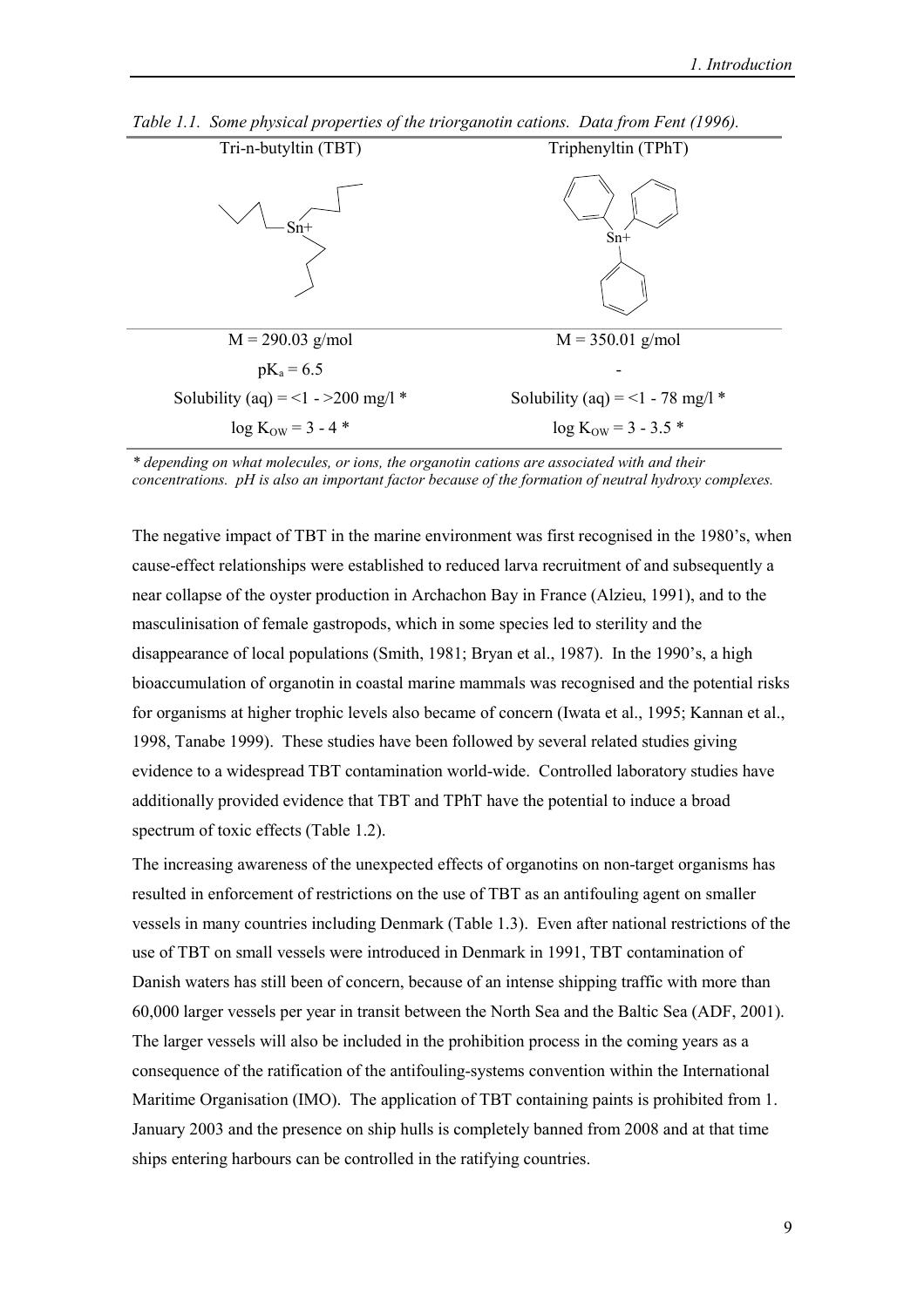*Table 1.1. Some physical properties of the triorganotin cations. Data from Fent (1996).*

| Tri-n-butyltin (TBT) | Triphenyltin (TPhT) |
|---|---|
| $M$ = 290.03 g/mol | $M$ = 350.01 g/mol |
| $pK_a$ = 6.5 | - |
| Solubility (aq) = <1 - >200 mg/l * | Solubility (aq) = <1 - 78 mg/l * |
| $\log K_{OW}$ = 3 - 4 * | $\log K_{OW}$ = 3 - 3.5 * |

*\* depending on what molecules, or ions, the organotin cations are associated with and their concentrations. pH is also an important factor because of the formation of neutral hydroxy complexes.*

The negative impact of TBT in the marine environment was first recognised in the 1980's, when cause-effect relationships were established to reduced larva recruitment of and subsequently a near collapse of the oyster production in Archachon Bay in France (Alzieu, 1991), and to the masculinisation of female gastropods, which in some species led to sterility and the disappearance of local populations (Smith, 1981; Bryan et al., 1987). In the 1990's, a high bioaccumulation of organotin in coastal marine mammals was recognised and the potential risks for organisms at higher trophic levels also became of concern (Iwata et al., 1995; Kannan et al., 1998, Tanabe 1999). These studies have been followed by several related studies giving evidence to a widespread TBT contamination world-wide. Controlled laboratory studies have additionally provided evidence that TBT and TPhT have the potential to induce a broad spectrum of toxic effects (Table 1.2).

The increasing awareness of the unexpected effects of organotins on non-target organisms has resulted in enforcement of restrictions on the use of TBT as an antifouling agent on smaller vessels in many countries including Denmark (Table 1.3). Even after national restrictions of the use of TBT on small vessels were introduced in Denmark in 1991, TBT contamination of Danish waters has still been of concern, because of an intense shipping traffic with more than 60,000 larger vessels per year in transit between the North Sea and the Baltic Sea (ADF, 2001). The larger vessels will also be included in the prohibition process in the coming years as a consequence of the ratification of the antifouling-systems convention within the International Maritime Organisation (IMO). The application of TBT containing paints is prohibited from 1. January 2003 and the presence on ship hulls is completely banned from 2008 and at that time ships entering harbours can be controlled in the ratifying countries.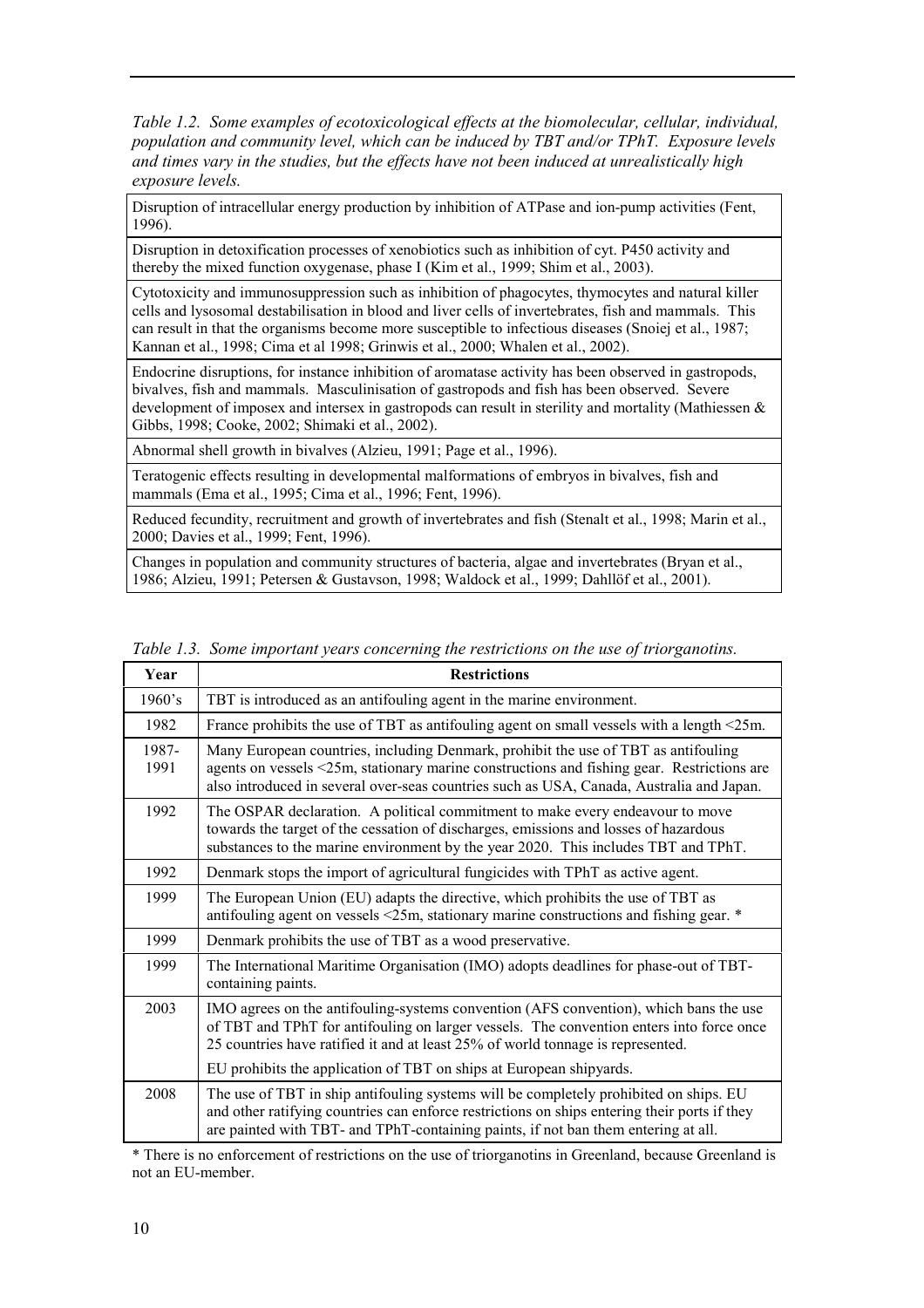*Table 1.2. Some examples of ecotoxicological effects at the biomolecular, cellular, individual, population and community level, which can be induced by TBT and/or TPhT. Exposure levels and times vary in the studies, but the effects have not been induced at unrealistically high exposure levels.*

| |
|---|
| Disruption of intracellular energy production by inhibition of ATPase and ion-pump activities (Fent, 1996). |
| Disruption in detoxification processes of xenobiotics such as inhibition of cyt. P450 activity and thereby the mixed function oxygenase, phase I (Kim et al., 1999; Shim et al., 2003). |
| Cytotoxicity and immunosuppression such as inhibition of phagocytes, thymocytes and natural killer cells and lysosomal destabilisation in blood and liver cells of invertebrates, fish and mammals. This can result in that the organisms become more susceptible to infectious diseases (Snoiej et al., 1987; Kannan et al., 1998; Cima et al 1998; Grinwis et al., 2000; Whalen et al., 2002). |
| Endocrine disruptions, for instance inhibition of aromatase activity has been observed in gastropods, bivalves, fish and mammals. Masculinisation of gastropods and fish has been observed. Severe development of imposex and intersex in gastropods can result in sterility and mortality (Mathiessen & Gibbs, 1998; Cooke, 2002; Shimaki et al., 2002). |
| Abnormal shell growth in bivalves (Alzieu, 1991; Page et al., 1996). |
| Teratogenic effects resulting in developmental malformations of embryos in bivalves, fish and mammals (Ema et al., 1995; Cima et al., 1996; Fent, 1996). |
| Reduced fecundity, recruitment and growth of invertebrates and fish (Stenalt et al., 1998; Marin et al., 2000; Davies et al., 1999; Fent, 1996). |
| Changes in population and community structures of bacteria, algae and invertebrates (Bryan et al., 1986; Alzieu, 1991; Petersen & Gustavson, 1998; Waldock et al., 1999; Dahllöf et al., 2001). |

*Table 1.3. Some important years concerning the restrictions on the use of triorganotins.*

| Year | Restrictions |
|---|---|
| 1960's | TBT is introduced as an antifouling agent in the marine environment. |
| 1982 | France prohibits the use of TBT as antifouling agent on small vessels with a length <25m. |
| 1987-1991 | Many European countries, including Denmark, prohibit the use of TBT as antifouling agents on vessels <25m, stationary marine constructions and fishing gear. Restrictions are also introduced in several over-seas countries such as USA, Canada, Australia and Japan. |
| 1992 | The OSPAR declaration. A political commitment to make every endeavour to move towards the target of the cessation of discharges, emissions and losses of hazardous substances to the marine environment by the year 2020. This includes TBT and TPhT. |
| 1992 | Denmark stops the import of agricultural fungicides with TPhT as active agent. |
| 1999 | The European Union (EU) adapts the directive, which prohibits the use of TBT as antifouling agent on vessels <25m, stationary marine constructions and fishing gear. * |
| 1999 | Denmark prohibits the use of TBT as a wood preservative. |
| 1999 | The International Maritime Organisation (IMO) adopts deadlines for phase-out of TBT-containing paints. |
| 2003 | IMO agrees on the antifouling-systems convention (AFS convention), which bans the use of TBT and TPhT for antifouling on larger vessels. The convention enters into force once 25 countries have ratified it and at least 25% of world tonnage is represented. EU prohibits the application of TBT on ships at European shipyards. |
| 2008 | The use of TBT in ship antifouling systems will be completely prohibited on ships. EU and other ratifying countries can enforce restrictions on ships entering their ports if they are painted with TBT- and TPhT-containing paints, if not ban them entering at all. |

\* There is no enforcement of restrictions on the use of triorganotins in Greenland, because Greenland is not an EU-member.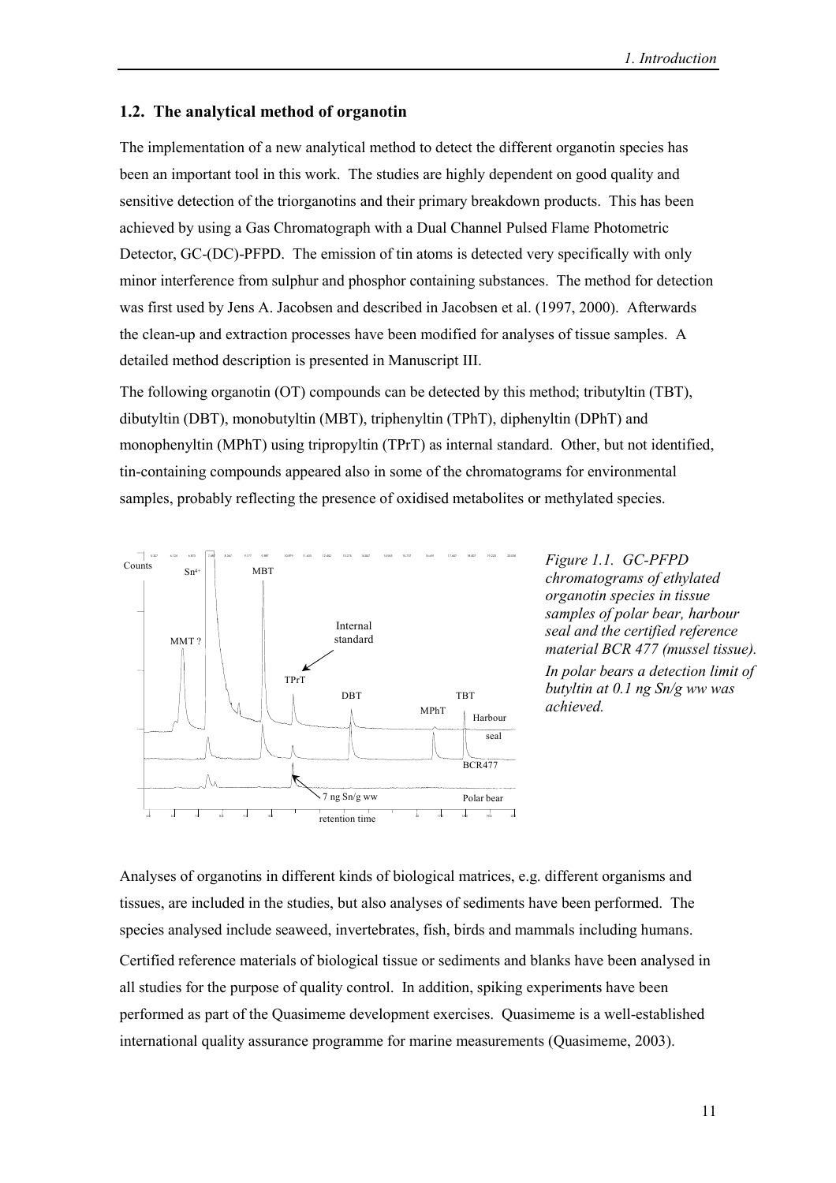## 1.2. The analytical method of organotin

The implementation of a new analytical method to detect the different organotin species has been an important tool in this work. The studies are highly dependent on good quality and sensitive detection of the triorganotins and their primary breakdown products. This has been achieved by using a Gas Chromatograph with a Dual Channel Pulsed Flame Photometric Detector, GC-(DC)-PFPD. The emission of tin atoms is detected very specifically with only minor interference from sulphur and phosphor containing substances. The method for detection was first used by Jens A. Jacobsen and described in Jacobsen et al. (1997, 2000). Afterwards the clean-up and extraction processes have been modified for analyses of tissue samples. A detailed method description is presented in Manuscript III.

The following organotin (OT) compounds can be detected by this method; tributyltin (TBT), dibutyltin (DBT), monobutyltin (MBT), triphenyltin (TPhT), diphenyltin (DPhT) and monophenyltin (MPhT) using tripropyltin (TPrT) as internal standard. Other, but not identified, tin-containing compounds appeared also in some of the chromatograms for environmental samples, probably reflecting the presence of oxidised metabolites or methylated species.

*Figure 1.1. GC-PFPD chromatograms of ethylated organotin species in tissue samples of polar bear, harbour seal and the certified reference material BCR 477 (mussel tissue). In polar bears a detection limit of butyltin at 0.1 ng Sn/g ww was achieved.*

Analyses of organotins in different kinds of biological matrices, e.g. different organisms and tissues, are included in the studies, but also analyses of sediments have been performed. The species analysed include seaweed, invertebrates, fish, birds and mammals including humans.

Certified reference materials of biological tissue or sediments and blanks have been analysed in all studies for the purpose of quality control. In addition, spiking experiments have been performed as part of the Quasimeme development exercises. Quasimeme is a well-established international quality assurance programme for marine measurements (Quasimeme, 2003).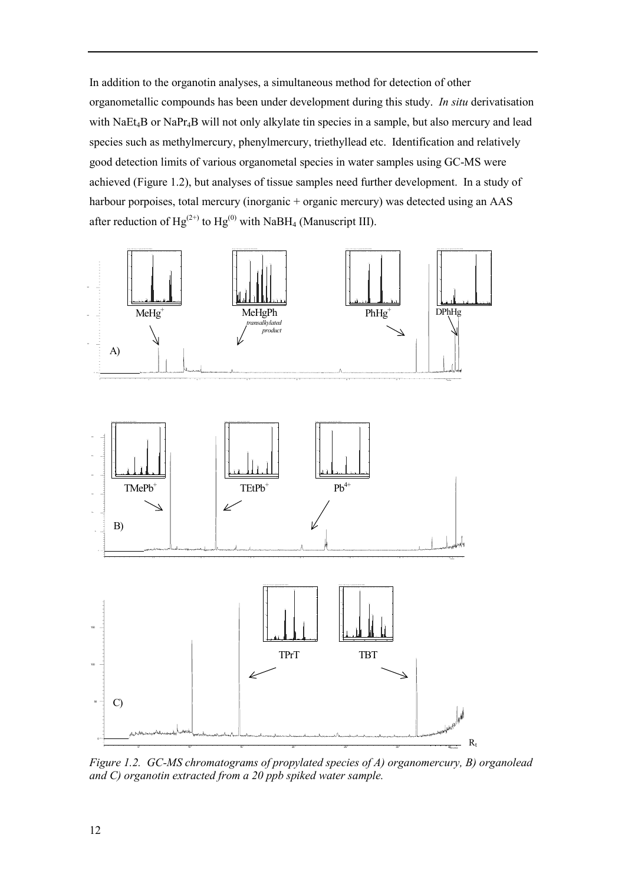In addition to the organotin analyses, a simultaneous method for detection of other organometallic compounds has been under development during this study. *In situ* derivatisation with $NaEt_4B$ or $NaPr_4B$ will not only alkylate tin species in a sample, but also mercury and lead species such as methylmercury, phenylmercury, triethyllead etc. Identification and relatively good detection limits of various organometal species in water samples using GC-MS were achieved (Figure 1.2), but analyses of tissue samples need further development. In a study of harbour porpoises, total mercury (inorganic + organic mercury) was detected using an AAS after reduction of $Hg^{(2+)}$ to $Hg^{(0)}$ with $NaBH_4$ (Manuscript III).

*Figure 1.2. GC-MS chromatograms of propylated species of A) organomercury, B) organolead and C) organotin extracted from a 20 ppb spiked water sample.*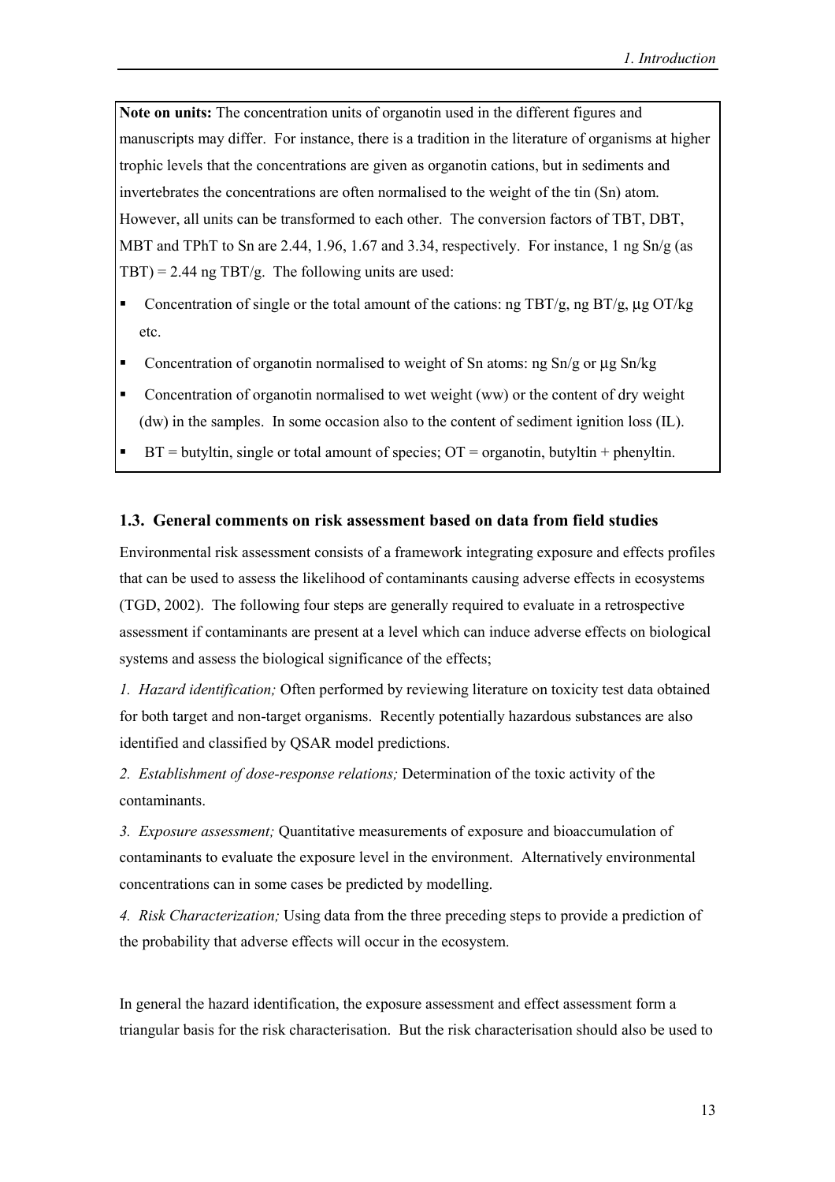**Note on units:** The concentration units of organotin used in the different figures and manuscripts may differ. For instance, there is a tradition in the literature of organisms at higher trophic levels that the concentrations are given as organotin cations, but in sediments and invertebrates the concentrations are often normalised to the weight of the tin (Sn) atom. However, all units can be transformed to each other. The conversion factors of TBT, DBT, MBT and TPhT to Sn are 2.44, 1.96, 1.67 and 3.34, respectively. For instance, 1 ng Sn/g (as TBT) = 2.44 ng TBT/g. The following units are used:

- Concentration of single or the total amount of the cations: ng TBT/g, ng BT/g, μg OT/kg etc.
- Concentration of organotin normalised to weight of Sn atoms: ng Sn/g or μg Sn/kg
- Concentration of organotin normalised to wet weight (ww) or the content of dry weight (dw) in the samples. In some occasion also to the content of sediment ignition loss (IL).
- BT = butyltin, single or total amount of species; OT = organotin, butyltin + phenyltin.

### 1.3. General comments on risk assessment based on data from field studies

Environmental risk assessment consists of a framework integrating exposure and effects profiles that can be used to assess the likelihood of contaminants causing adverse effects in ecosystems (TGD, 2002). The following four steps are generally required to evaluate in a retrospective assessment if contaminants are present at a level which can induce adverse effects on biological systems and assess the biological significance of the effects;

*1. Hazard identification;* Often performed by reviewing literature on toxicity test data obtained for both target and non-target organisms. Recently potentially hazardous substances are also identified and classified by QSAR model predictions.

*2. Establishment of dose-response relations;* Determination of the toxic activity of the contaminants.

*3. Exposure assessment;* Quantitative measurements of exposure and bioaccumulation of contaminants to evaluate the exposure level in the environment. Alternatively environmental concentrations can in some cases be predicted by modelling.

*4. Risk Characterization;* Using data from the three preceding steps to provide a prediction of the probability that adverse effects will occur in the ecosystem.

In general the hazard identification, the exposure assessment and effect assessment form a triangular basis for the risk characterisation. But the risk characterisation should also be used to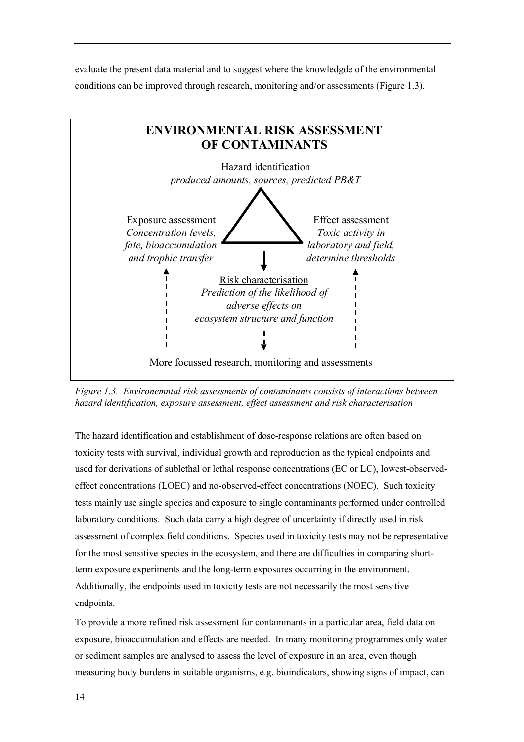evaluate the present data material and to suggest where the knowledgde of the environmental conditions can be improved through research, monitoring and/or assessments (Figure 1.3).

**ENVIRONMENTAL RISK ASSESSMENT OF CONTAMINANTS**

Hazard identification
*produced amounts, sources, predicted PB&T*

Exposure assessment
*Concentration levels, fate, bioaccumulation and trophic transfer*

Effect assessment
*Toxic activity in laboratory and field, determine thresholds*

Risk characterisation
*Prediction of the likelihood of adverse effects on ecosystem structure and function*

More focussed research, monitoring and assessments

*Figure 1.3. Environemntal risk assessments of contaminants consists of interactions between hazard identification, exposure assessment, effect assessment and risk characterisation*

The hazard identification and establishment of dose-response relations are often based on toxicity tests with survival, individual growth and reproduction as the typical endpoints and used for derivations of sublethal or lethal response concentrations (EC or LC), lowest-observed-effect concentrations (LOEC) and no-observed-effect concentrations (NOEC). Such toxicity tests mainly use single species and exposure to single contaminants performed under controlled laboratory conditions. Such data carry a high degree of uncertainty if directly used in risk assessment of complex field conditions. Species used in toxicity tests may not be representative for the most sensitive species in the ecosystem, and there are difficulties in comparing short-term exposure experiments and the long-term exposures occurring in the environment. Additionally, the endpoints used in toxicity tests are not necessarily the most sensitive endpoints.

To provide a more refined risk assessment for contaminants in a particular area, field data on exposure, bioaccumulation and effects are needed. In many monitoring programmes only water or sediment samples are analysed to assess the level of exposure in an area, even though measuring body burdens in suitable organisms, e.g. bioindicators, showing signs of impact, can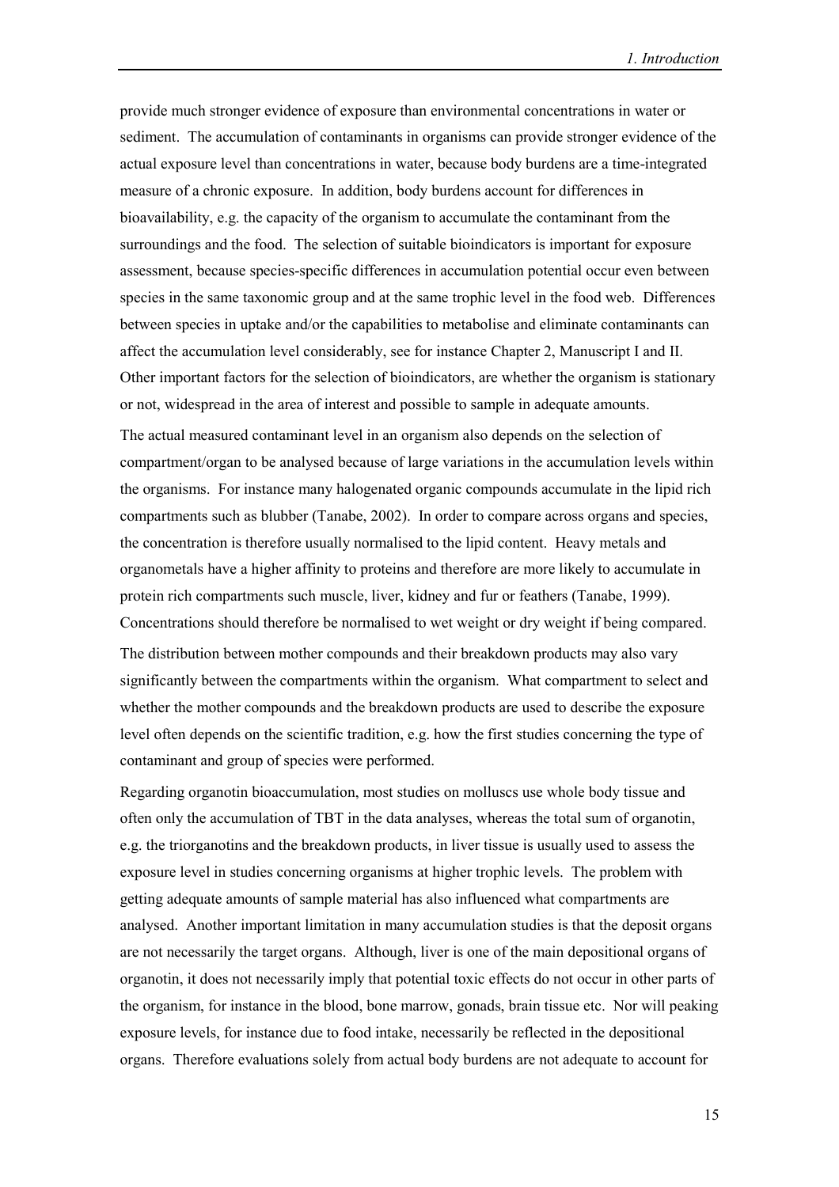provide much stronger evidence of exposure than environmental concentrations in water or sediment. The accumulation of contaminants in organisms can provide stronger evidence of the actual exposure level than concentrations in water, because body burdens are a time-integrated measure of a chronic exposure. In addition, body burdens account for differences in bioavailability, e.g. the capacity of the organism to accumulate the contaminant from the surroundings and the food. The selection of suitable bioindicators is important for exposure assessment, because species-specific differences in accumulation potential occur even between species in the same taxonomic group and at the same trophic level in the food web. Differences between species in uptake and/or the capabilities to metabolise and eliminate contaminants can affect the accumulation level considerably, see for instance Chapter 2, Manuscript I and II. Other important factors for the selection of bioindicators, are whether the organism is stationary or not, widespread in the area of interest and possible to sample in adequate amounts.

The actual measured contaminant level in an organism also depends on the selection of compartment/organ to be analysed because of large variations in the accumulation levels within the organisms. For instance many halogenated organic compounds accumulate in the lipid rich compartments such as blubber (Tanabe, 2002). In order to compare across organs and species, the concentration is therefore usually normalised to the lipid content. Heavy metals and organometals have a higher affinity to proteins and therefore are more likely to accumulate in protein rich compartments such muscle, liver, kidney and fur or feathers (Tanabe, 1999). Concentrations should therefore be normalised to wet weight or dry weight if being compared.

The distribution between mother compounds and their breakdown products may also vary significantly between the compartments within the organism. What compartment to select and whether the mother compounds and the breakdown products are used to describe the exposure level often depends on the scientific tradition, e.g. how the first studies concerning the type of contaminant and group of species were performed.

Regarding organotin bioaccumulation, most studies on molluscs use whole body tissue and often only the accumulation of TBT in the data analyses, whereas the total sum of organotin, e.g. the triorganotins and the breakdown products, in liver tissue is usually used to assess the exposure level in studies concerning organisms at higher trophic levels. The problem with getting adequate amounts of sample material has also influenced what compartments are analysed. Another important limitation in many accumulation studies is that the deposit organs are not necessarily the target organs. Although, liver is one of the main depositional organs of organotin, it does not necessarily imply that potential toxic effects do not occur in other parts of the organism, for instance in the blood, bone marrow, gonads, brain tissue etc. Nor will peaking exposure levels, for instance due to food intake, necessarily be reflected in the depositional organs. Therefore evaluations solely from actual body burdens are not adequate to account for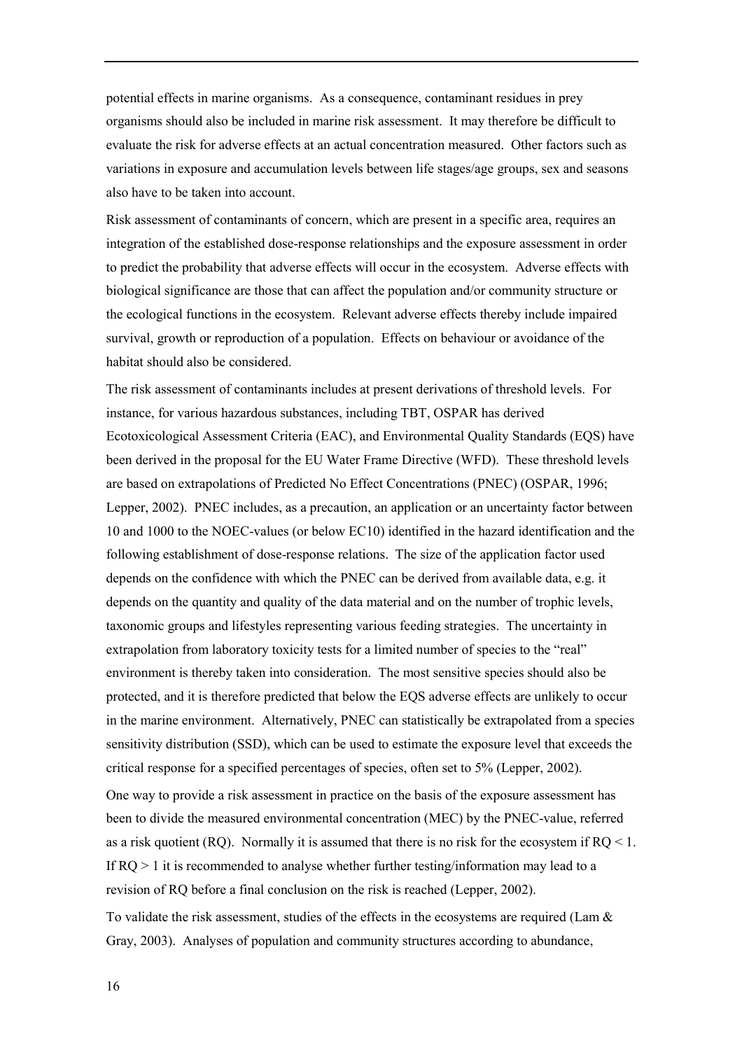potential effects in marine organisms. As a consequence, contaminant residues in prey organisms should also be included in marine risk assessment. It may therefore be difficult to evaluate the risk for adverse effects at an actual concentration measured. Other factors such as variations in exposure and accumulation levels between life stages/age groups, sex and seasons also have to be taken into account.

Risk assessment of contaminants of concern, which are present in a specific area, requires an integration of the established dose-response relationships and the exposure assessment in order to predict the probability that adverse effects will occur in the ecosystem. Adverse effects with biological significance are those that can affect the population and/or community structure or the ecological functions in the ecosystem. Relevant adverse effects thereby include impaired survival, growth or reproduction of a population. Effects on behaviour or avoidance of the habitat should also be considered.

The risk assessment of contaminants includes at present derivations of threshold levels. For instance, for various hazardous substances, including TBT, OSPAR has derived Ecotoxicological Assessment Criteria (EAC), and Environmental Quality Standards (EQS) have been derived in the proposal for the EU Water Frame Directive (WFD). These threshold levels are based on extrapolations of Predicted No Effect Concentrations (PNEC) (OSPAR, 1996; Lepper, 2002). PNEC includes, as a precaution, an application or an uncertainty factor between 10 and 1000 to the NOEC-values (or below EC10) identified in the hazard identification and the following establishment of dose-response relations. The size of the application factor used depends on the confidence with which the PNEC can be derived from available data, e.g. it depends on the quantity and quality of the data material and on the number of trophic levels, taxonomic groups and lifestyles representing various feeding strategies. The uncertainty in extrapolation from laboratory toxicity tests for a limited number of species to the "real" environment is thereby taken into consideration. The most sensitive species should also be protected, and it is therefore predicted that below the EQS adverse effects are unlikely to occur in the marine environment. Alternatively, PNEC can statistically be extrapolated from a species sensitivity distribution (SSD), which can be used to estimate the exposure level that exceeds the critical response for a specified percentages of species, often set to 5% (Lepper, 2002).

One way to provide a risk assessment in practice on the basis of the exposure assessment has been to divide the measured environmental concentration (MEC) by the PNEC-value, referred as a risk quotient (RQ). Normally it is assumed that there is no risk for the ecosystem if $RQ < 1$. If $RQ > 1$ it is recommended to analyse whether further testing/information may lead to a revision of RQ before a final conclusion on the risk is reached (Lepper, 2002).

To validate the risk assessment, studies of the effects in the ecosystems are required (Lam & Gray, 2003). Analyses of population and community structures according to abundance,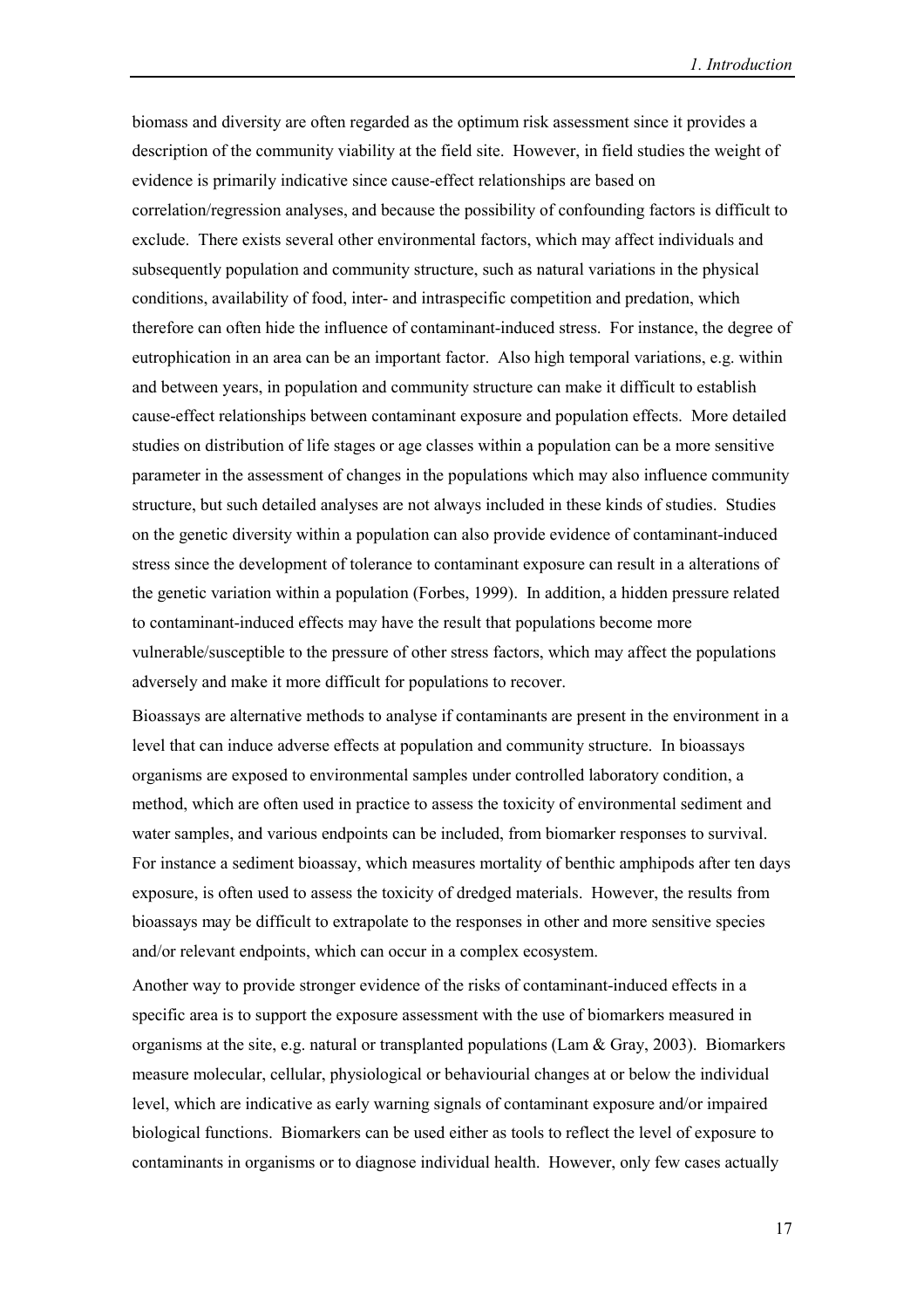biomass and diversity are often regarded as the optimum risk assessment since it provides a description of the community viability at the field site. However, in field studies the weight of evidence is primarily indicative since cause-effect relationships are based on correlation/regression analyses, and because the possibility of confounding factors is difficult to exclude. There exists several other environmental factors, which may affect individuals and subsequently population and community structure, such as natural variations in the physical conditions, availability of food, inter- and intraspecific competition and predation, which therefore can often hide the influence of contaminant-induced stress. For instance, the degree of eutrophication in an area can be an important factor. Also high temporal variations, e.g. within and between years, in population and community structure can make it difficult to establish cause-effect relationships between contaminant exposure and population effects. More detailed studies on distribution of life stages or age classes within a population can be a more sensitive parameter in the assessment of changes in the populations which may also influence community structure, but such detailed analyses are not always included in these kinds of studies. Studies on the genetic diversity within a population can also provide evidence of contaminant-induced stress since the development of tolerance to contaminant exposure can result in a alterations of the genetic variation within a population (Forbes, 1999). In addition, a hidden pressure related to contaminant-induced effects may have the result that populations become more vulnerable/susceptible to the pressure of other stress factors, which may affect the populations adversely and make it more difficult for populations to recover.

Bioassays are alternative methods to analyse if contaminants are present in the environment in a level that can induce adverse effects at population and community structure. In bioassays organisms are exposed to environmental samples under controlled laboratory condition, a method, which are often used in practice to assess the toxicity of environmental sediment and water samples, and various endpoints can be included, from biomarker responses to survival. For instance a sediment bioassay, which measures mortality of benthic amphipods after ten days exposure, is often used to assess the toxicity of dredged materials. However, the results from bioassays may be difficult to extrapolate to the responses in other and more sensitive species and/or relevant endpoints, which can occur in a complex ecosystem.

Another way to provide stronger evidence of the risks of contaminant-induced effects in a specific area is to support the exposure assessment with the use of biomarkers measured in organisms at the site, e.g. natural or transplanted populations (Lam & Gray, 2003). Biomarkers measure molecular, cellular, physiological or behaviourial changes at or below the individual level, which are indicative as early warning signals of contaminant exposure and/or impaired biological functions. Biomarkers can be used either as tools to reflect the level of exposure to contaminants in organisms or to diagnose individual health. However, only few cases actually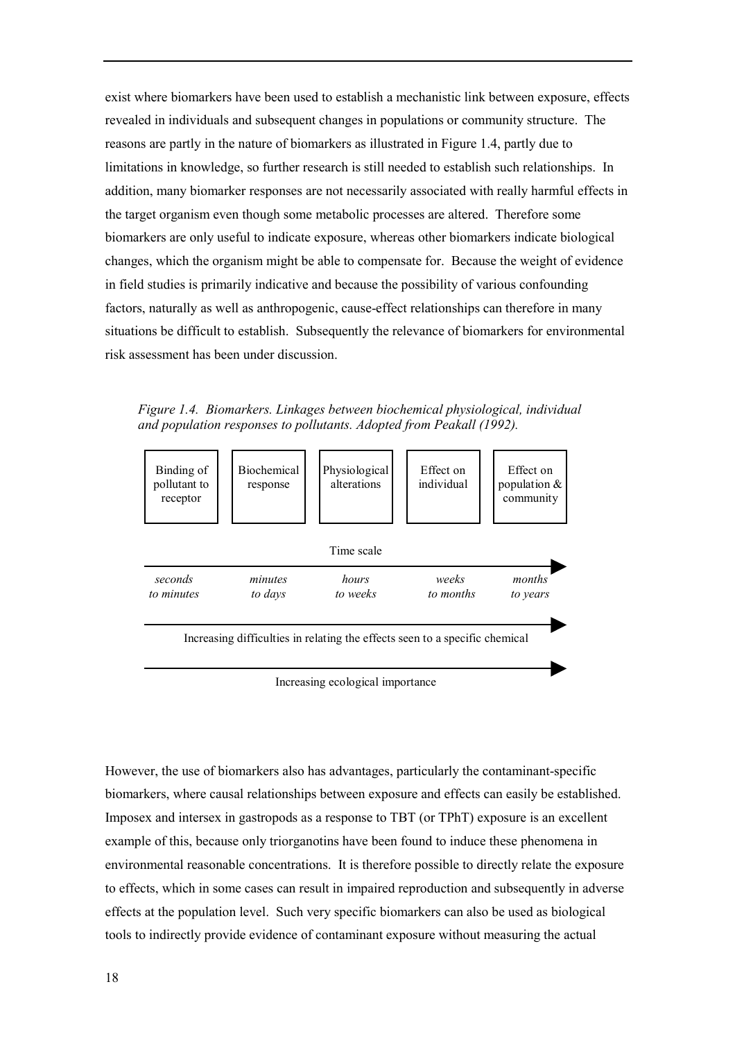exist where biomarkers have been used to establish a mechanistic link between exposure, effects revealed in individuals and subsequent changes in populations or community structure. The reasons are partly in the nature of biomarkers as illustrated in Figure 1.4, partly due to limitations in knowledge, so further research is still needed to establish such relationships. In addition, many biomarker responses are not necessarily associated with really harmful effects in the target organism even though some metabolic processes are altered. Therefore some biomarkers are only useful to indicate exposure, whereas other biomarkers indicate biological changes, which the organism might be able to compensate for. Because the weight of evidence in field studies is primarily indicative and because the possibility of various confounding factors, naturally as well as anthropogenic, cause-effect relationships can therefore in many situations be difficult to establish. Subsequently the relevance of biomarkers for environmental risk assessment has been under discussion.

*Figure 1.4. Biomarkers. Linkages between biochemical physiological, individual and population responses to pollutants. Adopted from Peakall (1992).*

| Binding of pollutant to receptor | Biochemical response | Physiological alterations | Effect on individual | Effect on population & community |
|---|---|---|---|---|
| *seconds to minutes* | *minutes to days* | *hours to weeks* | *weeks to months* | *months to years* |

Time scale →

Increasing difficulties in relating the effects seen to a specific chemical →

Increasing ecological importance →

However, the use of biomarkers also has advantages, particularly the contaminant-specific biomarkers, where causal relationships between exposure and effects can easily be established. Imposex and intersex in gastropods as a response to TBT (or TPhT) exposure is an excellent example of this, because only triorganotins have been found to induce these phenomena in environmental reasonable concentrations. It is therefore possible to directly relate the exposure to effects, which in some cases can result in impaired reproduction and subsequently in adverse effects at the population level. Such very specific biomarkers can also be used as biological tools to indirectly provide evidence of contaminant exposure without measuring the actual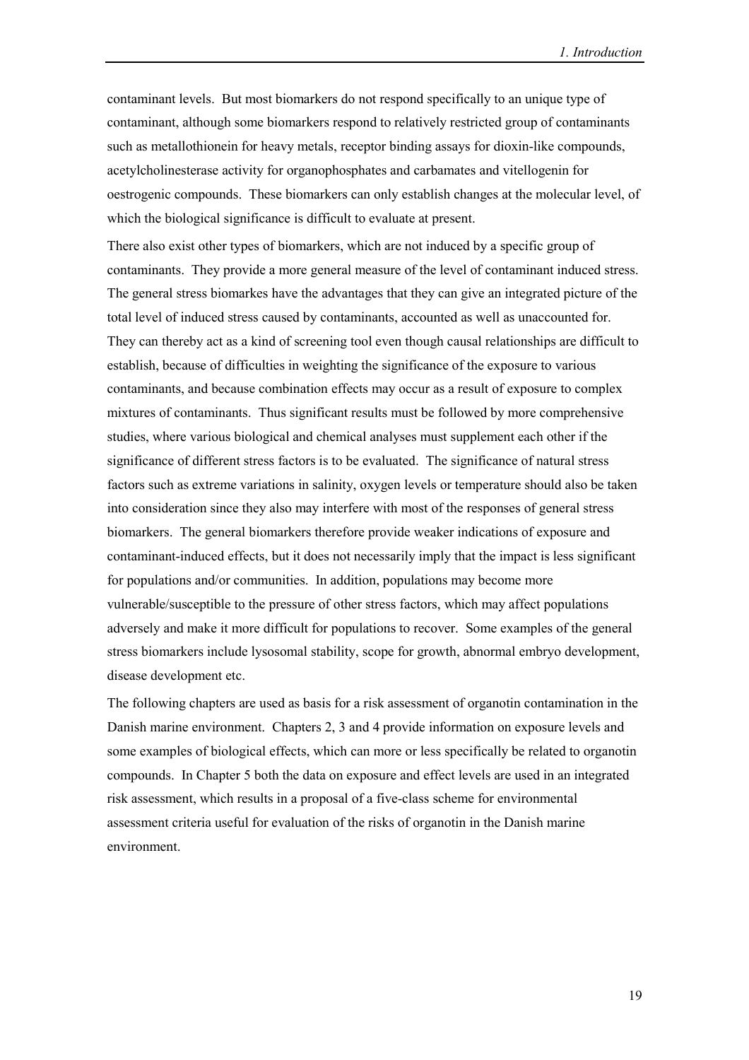contaminant levels. But most biomarkers do not respond specifically to an unique type of contaminant, although some biomarkers respond to relatively restricted group of contaminants such as metallothionein for heavy metals, receptor binding assays for dioxin-like compounds, acetylcholinesterase activity for organophosphates and carbamates and vitellogenin for oestrogenic compounds. These biomarkers can only establish changes at the molecular level, of which the biological significance is difficult to evaluate at present.

There also exist other types of biomarkers, which are not induced by a specific group of contaminants. They provide a more general measure of the level of contaminant induced stress. The general stress biomarkes have the advantages that they can give an integrated picture of the total level of induced stress caused by contaminants, accounted as well as unaccounted for. They can thereby act as a kind of screening tool even though causal relationships are difficult to establish, because of difficulties in weighting the significance of the exposure to various contaminants, and because combination effects may occur as a result of exposure to complex mixtures of contaminants. Thus significant results must be followed by more comprehensive studies, where various biological and chemical analyses must supplement each other if the significance of different stress factors is to be evaluated. The significance of natural stress factors such as extreme variations in salinity, oxygen levels or temperature should also be taken into consideration since they also may interfere with most of the responses of general stress biomarkers. The general biomarkers therefore provide weaker indications of exposure and contaminant-induced effects, but it does not necessarily imply that the impact is less significant for populations and/or communities. In addition, populations may become more vulnerable/susceptible to the pressure of other stress factors, which may affect populations adversely and make it more difficult for populations to recover. Some examples of the general stress biomarkers include lysosomal stability, scope for growth, abnormal embryo development, disease development etc.

The following chapters are used as basis for a risk assessment of organotin contamination in the Danish marine environment. Chapters 2, 3 and 4 provide information on exposure levels and some examples of biological effects, which can more or less specifically be related to organotin compounds. In Chapter 5 both the data on exposure and effect levels are used in an integrated risk assessment, which results in a proposal of a five-class scheme for environmental assessment criteria useful for evaluation of the risks of organotin in the Danish marine environment.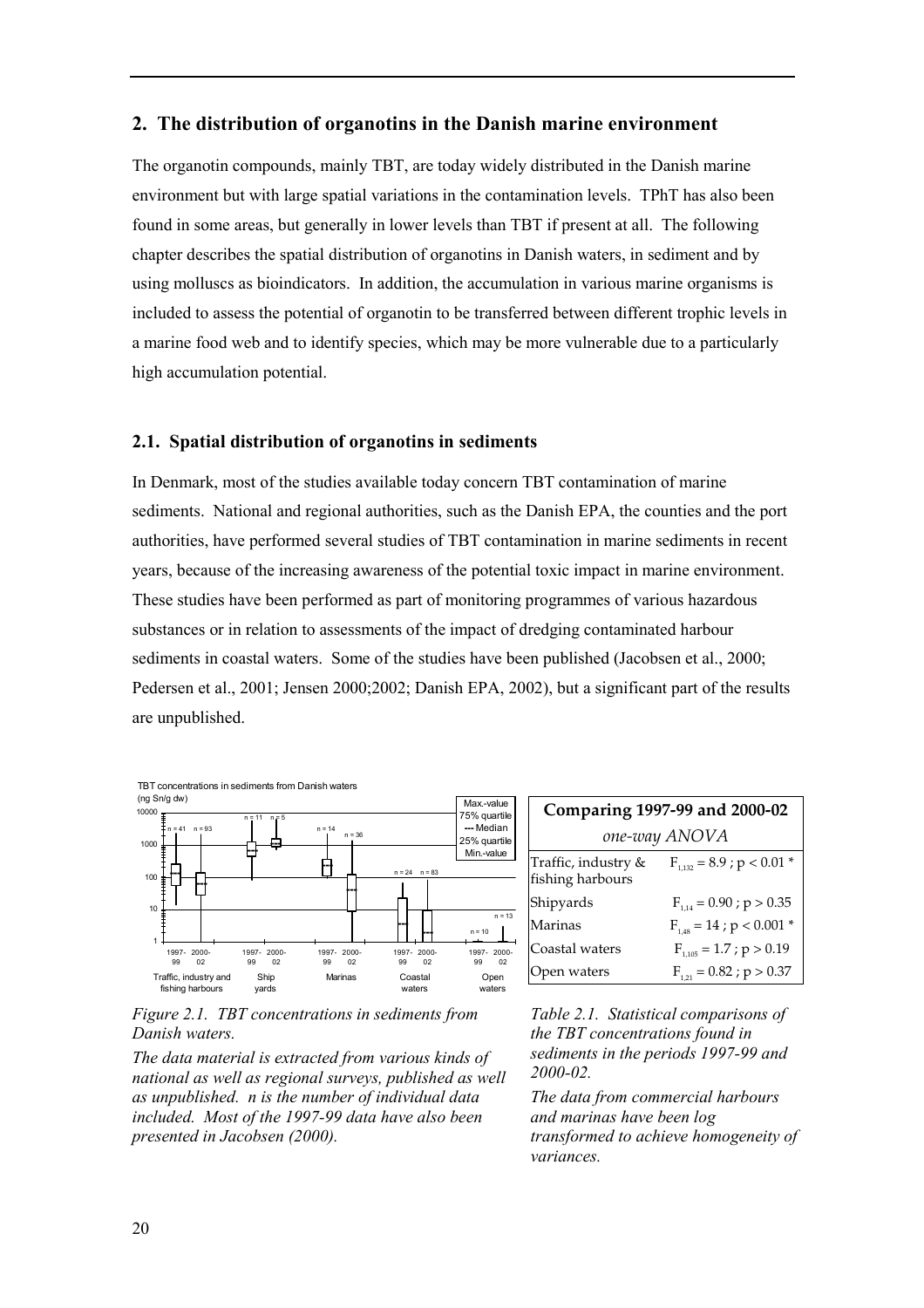## 2. The distribution of organotins in the Danish marine environment

The organotin compounds, mainly TBT, are today widely distributed in the Danish marine environment but with large spatial variations in the contamination levels. TPhT has also been found in some areas, but generally in lower levels than TBT if present at all. The following chapter describes the spatial distribution of organotins in Danish waters, in sediment and by using molluscs as bioindicators. In addition, the accumulation in various marine organisms is included to assess the potential of organotin to be transferred between different trophic levels in a marine food web and to identify species, which may be more vulnerable due to a particularly high accumulation potential.

### 2.1. Spatial distribution of organotins in sediments

In Denmark, most of the studies available today concern TBT contamination of marine sediments. National and regional authorities, such as the Danish EPA, the counties and the port authorities, have performed several studies of TBT contamination in marine sediments in recent years, because of the increasing awareness of the potential toxic impact in marine environment. These studies have been performed as part of monitoring programmes of various hazardous substances or in relation to assessments of the impact of dredging contaminated harbour sediments in coastal waters. Some of the studies have been published (Jacobsen et al., 2000; Pedersen et al., 2001; Jensen 2000;2002; Danish EPA, 2002), but a significant part of the results are unpublished.

*Figure 2.1. TBT concentrations in sediments from Danish waters.*

*The data material is extracted from various kinds of national as well as regional surveys, published as well as unpublished. n is the number of individual data included. Most of the 1997-99 data have also been presented in Jacobsen (2000).*

| **Comparing 1997-99 and 2000-02** *one-way ANOVA* | |
|---|---|
| Traffic, industry & fishing harbours | $F_{1,132} = 8.9$ ; $p < 0.01$ * |
| Shipyards | $F_{1,14} = 0.90$ ; $p > 0.35$ |
| Marinas | $F_{1,48} = 14$ ; $p < 0.001$ * |
| Coastal waters | $F_{1,105} = 1.7$ ; $p > 0.19$ |
| Open waters | $F_{1,21} = 0.82$ ; $p > 0.37$ |

*Table 2.1. Statistical comparisons of the TBT concentrations found in sediments in the periods 1997-99 and 2000-02.*

*The data from commercial harbours and marinas have been log transformed to achieve homogeneity of variances.*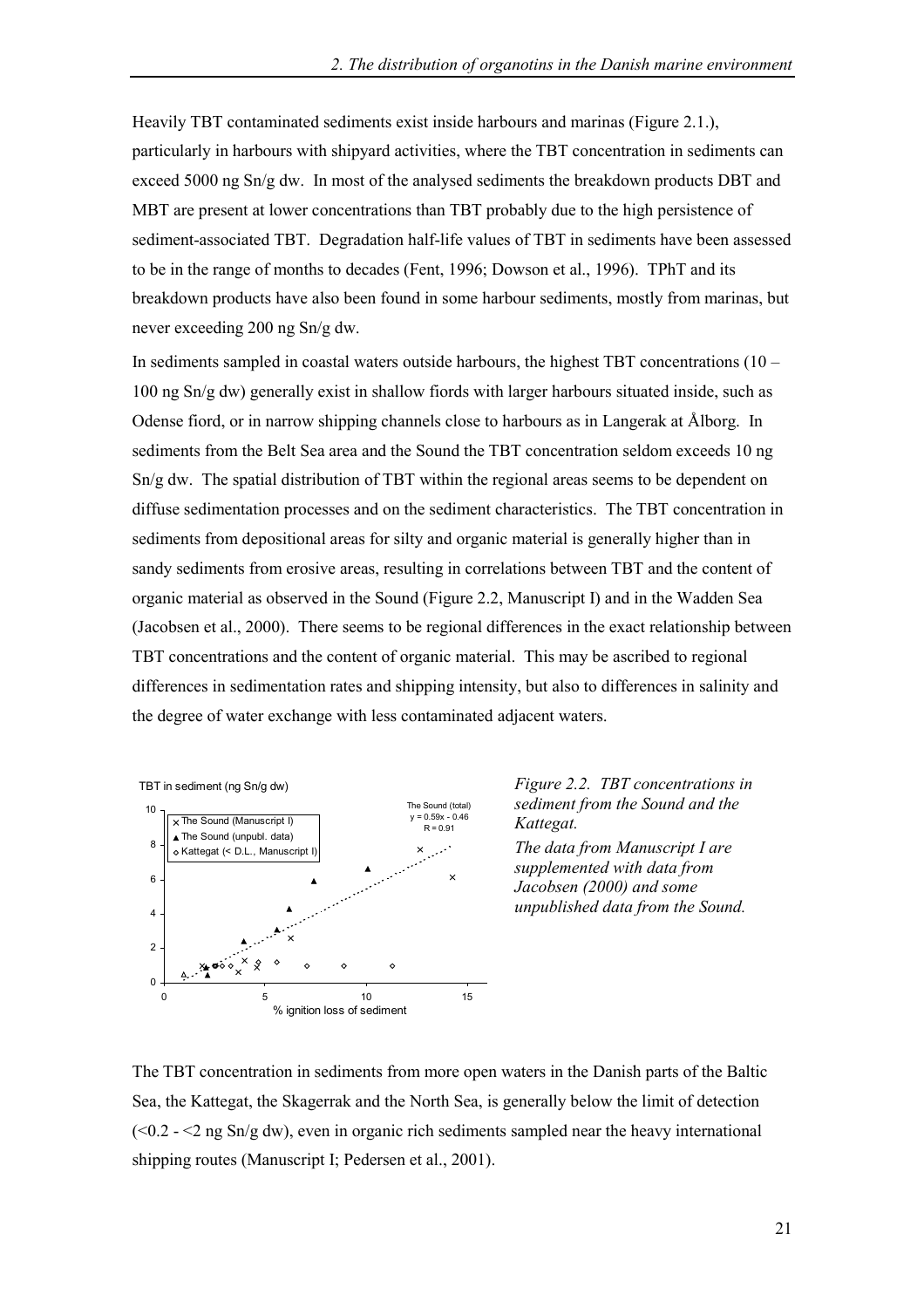Heavily TBT contaminated sediments exist inside harbours and marinas (Figure 2.1.), particularly in harbours with shipyard activities, where the TBT concentration in sediments can exceed 5000 ng Sn/g dw. In most of the analysed sediments the breakdown products DBT and MBT are present at lower concentrations than TBT probably due to the high persistence of sediment-associated TBT. Degradation half-life values of TBT in sediments have been assessed to be in the range of months to decades (Fent, 1996; Dowson et al., 1996). TPhT and its breakdown products have also been found in some harbour sediments, mostly from marinas, but never exceeding 200 ng Sn/g dw.

In sediments sampled in coastal waters outside harbours, the highest TBT concentrations (10 – 100 ng Sn/g dw) generally exist in shallow fiords with larger harbours situated inside, such as Odense fiord, or in narrow shipping channels close to harbours as in Langerak at Ålborg. In sediments from the Belt Sea area and the Sound the TBT concentration seldom exceeds 10 ng Sn/g dw. The spatial distribution of TBT within the regional areas seems to be dependent on diffuse sedimentation processes and on the sediment characteristics. The TBT concentration in sediments from depositional areas for silty and organic material is generally higher than in sandy sediments from erosive areas, resulting in correlations between TBT and the content of organic material as observed in the Sound (Figure 2.2, Manuscript I) and in the Wadden Sea (Jacobsen et al., 2000). There seems to be regional differences in the exact relationship between TBT concentrations and the content of organic material. This may be ascribed to regional differences in sedimentation rates and shipping intensity, but also to differences in salinity and the degree of water exchange with less contaminated adjacent waters.

*Figure 2.2. TBT concentrations in sediment from the Sound and the Kattegat.*
*The data from Manuscript I are supplemented with data from Jacobsen (2000) and some unpublished data from the Sound.*

The TBT concentration in sediments from more open waters in the Danish parts of the Baltic Sea, the Kattegat, the Skagerrak and the North Sea, is generally below the limit of detection (<0.2 - <2 ng Sn/g dw), even in organic rich sediments sampled near the heavy international shipping routes (Manuscript I; Pedersen et al., 2001).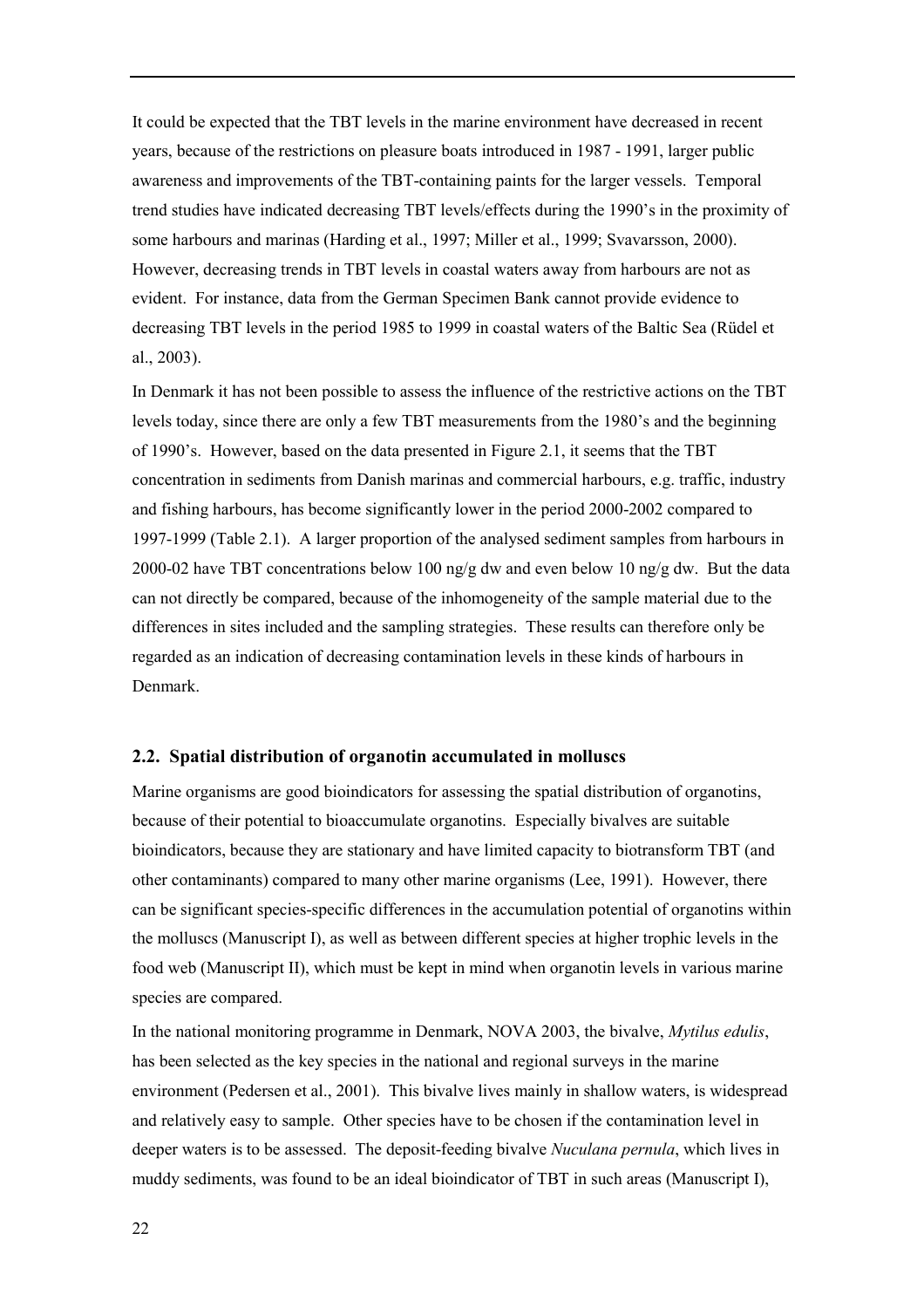It could be expected that the TBT levels in the marine environment have decreased in recent years, because of the restrictions on pleasure boats introduced in 1987 - 1991, larger public awareness and improvements of the TBT-containing paints for the larger vessels. Temporal trend studies have indicated decreasing TBT levels/effects during the 1990's in the proximity of some harbours and marinas (Harding et al., 1997; Miller et al., 1999; Svavarsson, 2000). However, decreasing trends in TBT levels in coastal waters away from harbours are not as evident. For instance, data from the German Specimen Bank cannot provide evidence to decreasing TBT levels in the period 1985 to 1999 in coastal waters of the Baltic Sea (Rüdel et al., 2003).

In Denmark it has not been possible to assess the influence of the restrictive actions on the TBT levels today, since there are only a few TBT measurements from the 1980's and the beginning of 1990's. However, based on the data presented in Figure 2.1, it seems that the TBT concentration in sediments from Danish marinas and commercial harbours, e.g. traffic, industry and fishing harbours, has become significantly lower in the period 2000-2002 compared to 1997-1999 (Table 2.1). A larger proportion of the analysed sediment samples from harbours in 2000-02 have TBT concentrations below 100 ng/g dw and even below 10 ng/g dw. But the data can not directly be compared, because of the inhomogeneity of the sample material due to the differences in sites included and the sampling strategies. These results can therefore only be regarded as an indication of decreasing contamination levels in these kinds of harbours in Denmark.

### 2.2. Spatial distribution of organotin accumulated in molluscs

Marine organisms are good bioindicators for assessing the spatial distribution of organotins, because of their potential to bioaccumulate organotins. Especially bivalves are suitable bioindicators, because they are stationary and have limited capacity to biotransform TBT (and other contaminants) compared to many other marine organisms (Lee, 1991). However, there can be significant species-specific differences in the accumulation potential of organotins within the molluscs (Manuscript I), as well as between different species at higher trophic levels in the food web (Manuscript II), which must be kept in mind when organotin levels in various marine species are compared.

In the national monitoring programme in Denmark, NOVA 2003, the bivalve, *Mytilus edulis*, has been selected as the key species in the national and regional surveys in the marine environment (Pedersen et al., 2001). This bivalve lives mainly in shallow waters, is widespread and relatively easy to sample. Other species have to be chosen if the contamination level in deeper waters is to be assessed. The deposit-feeding bivalve *Nuculana pernula*, which lives in muddy sediments, was found to be an ideal bioindicator of TBT in such areas (Manuscript I),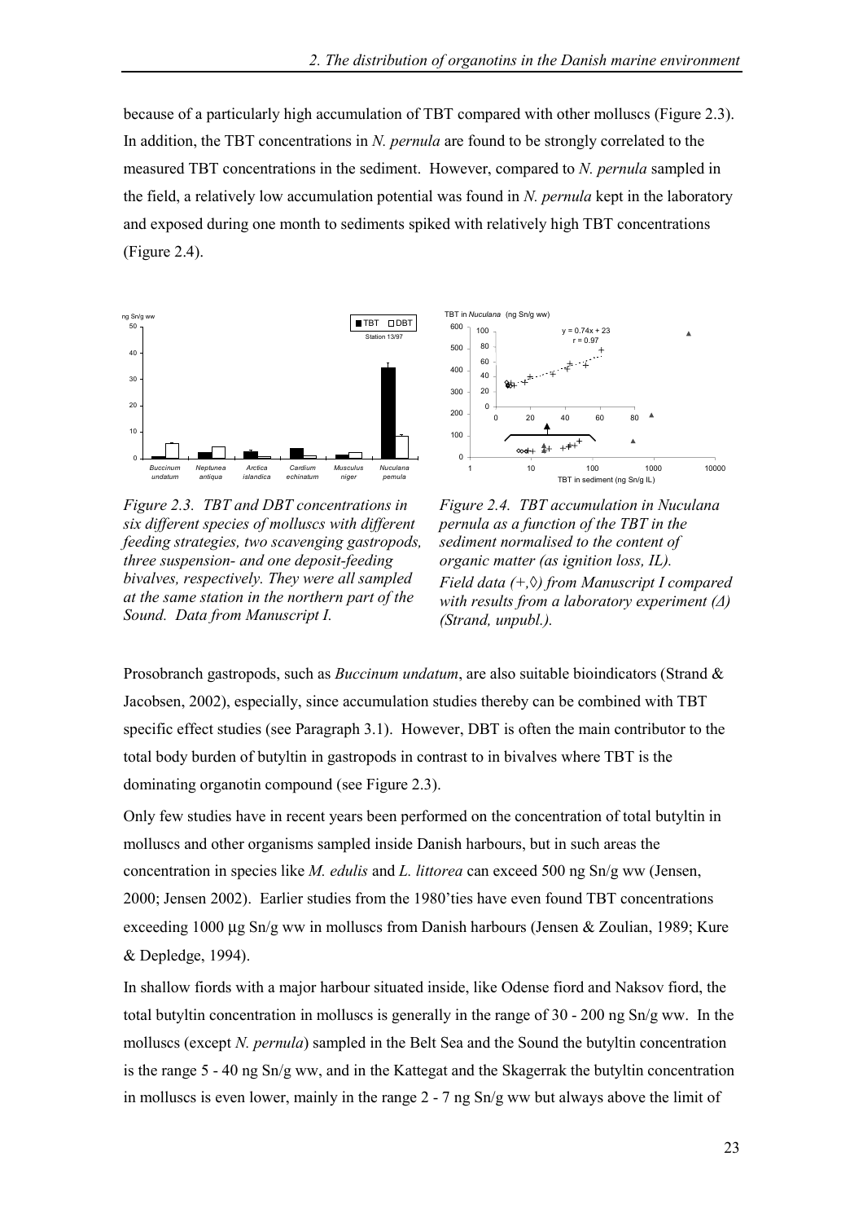because of a particularly high accumulation of TBT compared with other molluscs (Figure 2.3). In addition, the TBT concentrations in *N. pernula* are found to be strongly correlated to the measured TBT concentrations in the sediment. However, compared to *N. pernula* sampled in the field, a relatively low accumulation potential was found in *N. pernula* kept in the laboratory and exposed during one month to sediments spiked with relatively high TBT concentrations (Figure 2.4).

*Figure 2.3. TBT and DBT concentrations in six different species of molluscs with different feeding strategies, two scavenging gastropods, three suspension- and one deposit-feeding bivalves, respectively. They were all sampled at the same station in the northern part of the Sound. Data from Manuscript I.*

*Figure 2.4. TBT accumulation in Nuculana pernula as a function of the TBT in the sediment normalised to the content of organic matter (as ignition loss, IL). Field data (+,◊) from Manuscript I compared with results from a laboratory experiment (Δ) (Strand, unpubl.).*

Prosobranch gastropods, such as *Buccinum undatum*, are also suitable bioindicators (Strand & Jacobsen, 2002), especially, since accumulation studies thereby can be combined with TBT specific effect studies (see Paragraph 3.1). However, DBT is often the main contributor to the total body burden of butyltin in gastropods in contrast to in bivalves where TBT is the dominating organotin compound (see Figure 2.3).

Only few studies have in recent years been performed on the concentration of total butyltin in molluscs and other organisms sampled inside Danish harbours, but in such areas the concentration in species like *M. edulis* and *L. littorea* can exceed 500 ng Sn/g ww (Jensen, 2000; Jensen 2002). Earlier studies from the 1980'ties have even found TBT concentrations exceeding 1000 µg Sn/g ww in molluscs from Danish harbours (Jensen & Zoulian, 1989; Kure & Depledge, 1994).

In shallow fiords with a major harbour situated inside, like Odense fiord and Naksov fiord, the total butyltin concentration in molluscs is generally in the range of 30 - 200 ng Sn/g ww. In the molluscs (except *N. pernula*) sampled in the Belt Sea and the Sound the butyltin concentration is the range 5 - 40 ng Sn/g ww, and in the Kattegat and the Skagerrak the butyltin concentration in molluscs is even lower, mainly in the range 2 - 7 ng Sn/g ww but always above the limit of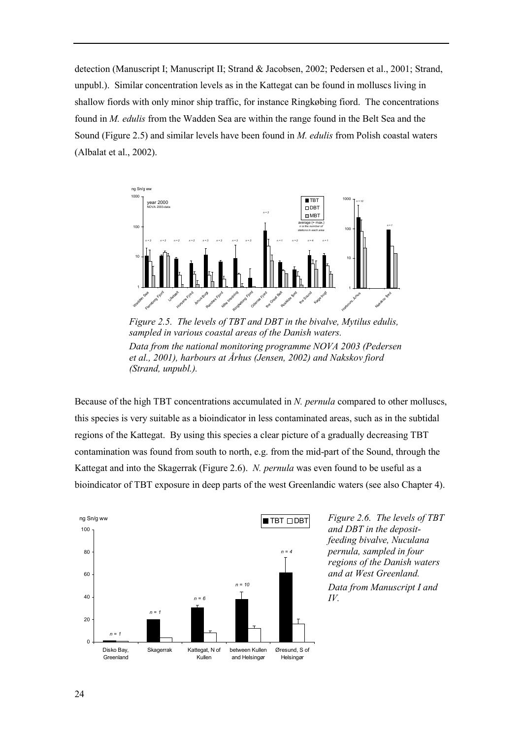detection (Manuscript I; Manuscript II; Strand & Jacobsen, 2002; Pedersen et al., 2001; Strand, unpubl.). Similar concentration levels as in the Kattegat can be found in molluscs living in shallow fiords with only minor ship traffic, for instance Ringkøbing fiord. The concentrations found in *M. edulis* from the Wadden Sea are within the range found in the Belt Sea and the Sound (Figure 2.5) and similar levels have been found in *M. edulis* from Polish coastal waters (Albalat et al., 2002).

*Figure 2.5. The levels of TBT and DBT in the bivalve, Mytilus edulis, sampled in various coastal areas of the Danish waters.*

*Data from the national monitoring programme NOVA 2003 (Pedersen et al., 2001), harbours at Århus (Jensen, 2002) and Nakskov fiord (Strand, unpubl.).*

Because of the high TBT concentrations accumulated in *N. pernula* compared to other molluscs, this species is very suitable as a bioindicator in less contaminated areas, such as in the subtidal regions of the Kattegat. By using this species a clear picture of a gradually decreasing TBT contamination was found from south to north, e.g. from the mid-part of the Sound, through the Kattegat and into the Skagerrak (Figure 2.6). *N. pernula* was even found to be useful as a bioindicator of TBT exposure in deep parts of the west Greenlandic waters (see also Chapter 4).

*Figure 2.6. The levels of TBT and DBT in the deposit-feeding bivalve, Nuculana pernula, sampled in four regions of the Danish waters and at West Greenland.*

*Data from Manuscript I and IV.*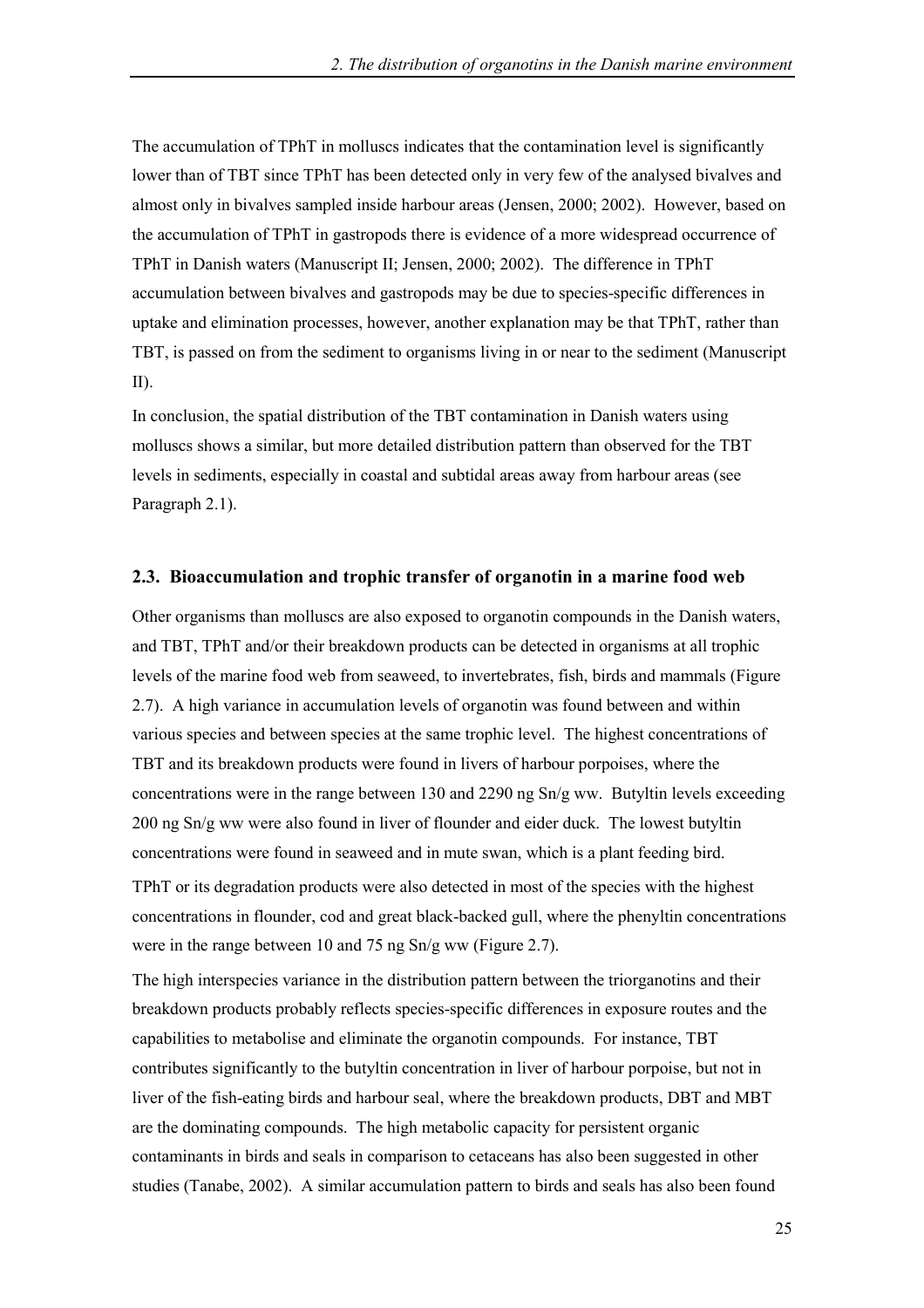The accumulation of TPhT in molluscs indicates that the contamination level is significantly lower than of TBT since TPhT has been detected only in very few of the analysed bivalves and almost only in bivalves sampled inside harbour areas (Jensen, 2000; 2002). However, based on the accumulation of TPhT in gastropods there is evidence of a more widespread occurrence of TPhT in Danish waters (Manuscript II; Jensen, 2000; 2002). The difference in TPhT accumulation between bivalves and gastropods may be due to species-specific differences in uptake and elimination processes, however, another explanation may be that TPhT, rather than TBT, is passed on from the sediment to organisms living in or near to the sediment (Manuscript II).

In conclusion, the spatial distribution of the TBT contamination in Danish waters using molluscs shows a similar, but more detailed distribution pattern than observed for the TBT levels in sediments, especially in coastal and subtidal areas away from harbour areas (see Paragraph 2.1).

### 2.3. Bioaccumulation and trophic transfer of organotin in a marine food web

Other organisms than molluscs are also exposed to organotin compounds in the Danish waters, and TBT, TPhT and/or their breakdown products can be detected in organisms at all trophic levels of the marine food web from seaweed, to invertebrates, fish, birds and mammals (Figure 2.7). A high variance in accumulation levels of organotin was found between and within various species and between species at the same trophic level. The highest concentrations of TBT and its breakdown products were found in livers of harbour porpoises, where the concentrations were in the range between 130 and 2290 ng Sn/g ww. Butyltin levels exceeding 200 ng Sn/g ww were also found in liver of flounder and eider duck. The lowest butyltin concentrations were found in seaweed and in mute swan, which is a plant feeding bird.

TPhT or its degradation products were also detected in most of the species with the highest concentrations in flounder, cod and great black-backed gull, where the phenyltin concentrations were in the range between 10 and 75 ng Sn/g ww (Figure 2.7).

The high interspecies variance in the distribution pattern between the triorganotins and their breakdown products probably reflects species-specific differences in exposure routes and the capabilities to metabolise and eliminate the organotin compounds. For instance, TBT contributes significantly to the butyltin concentration in liver of harbour porpoise, but not in liver of the fish-eating birds and harbour seal, where the breakdown products, DBT and MBT are the dominating compounds. The high metabolic capacity for persistent organic contaminants in birds and seals in comparison to cetaceans has also been suggested in other studies (Tanabe, 2002). A similar accumulation pattern to birds and seals has also been found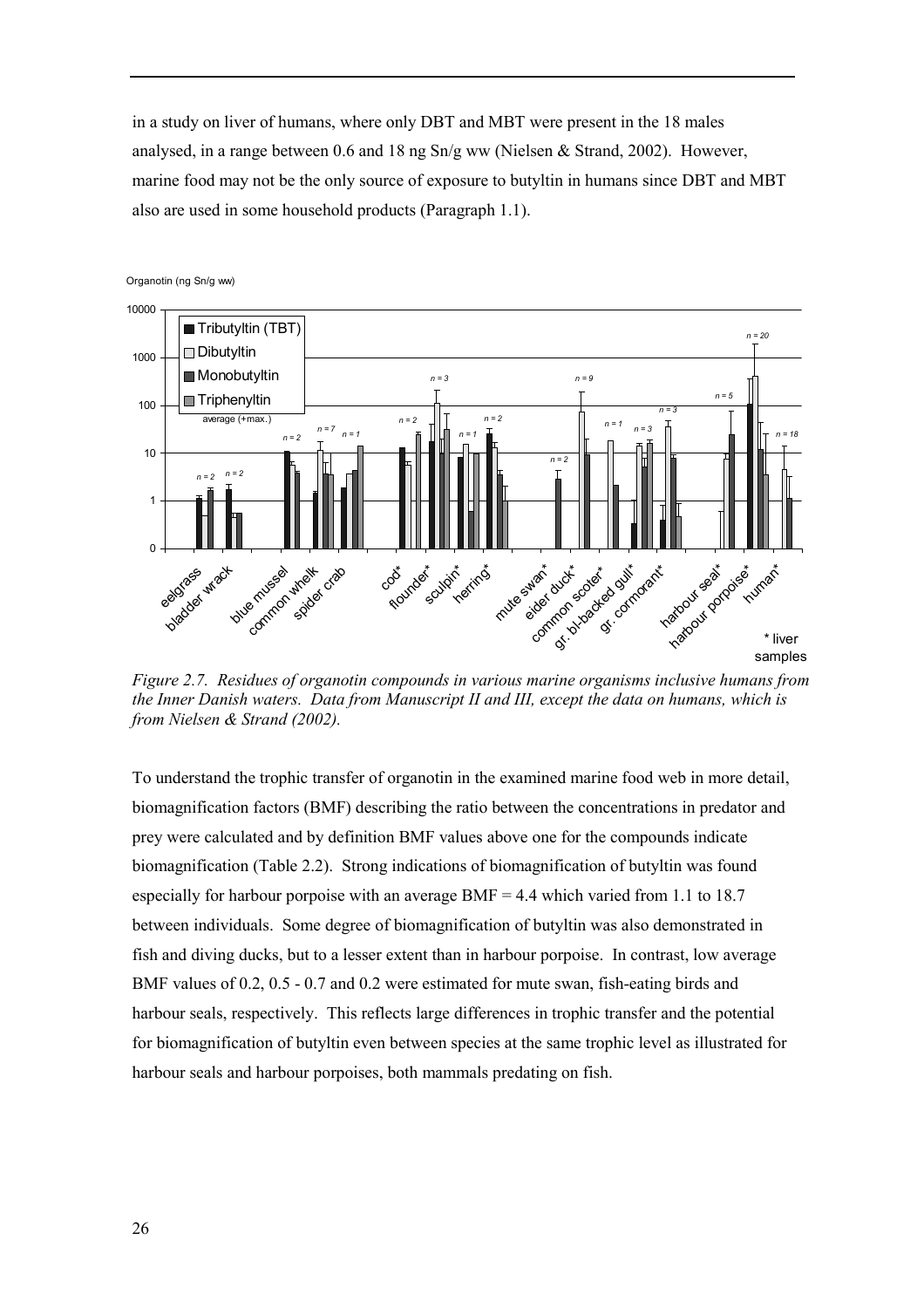in a study on liver of humans, where only DBT and MBT were present in the 18 males analysed, in a range between 0.6 and 18 ng Sn/g ww (Nielsen & Strand, 2002). However, marine food may not be the only source of exposure to butyltin in humans since DBT and MBT also are used in some household products (Paragraph 1.1).

*Figure 2.7. Residues of organotin compounds in various marine organisms inclusive humans from the Inner Danish waters. Data from Manuscript II and III, except the data on humans, which is from Nielsen & Strand (2002).*

To understand the trophic transfer of organotin in the examined marine food web in more detail, biomagnification factors (BMF) describing the ratio between the concentrations in predator and prey were calculated and by definition BMF values above one for the compounds indicate biomagnification (Table 2.2). Strong indications of biomagnification of butyltin was found especially for harbour porpoise with an average BMF = 4.4 which varied from 1.1 to 18.7 between individuals. Some degree of biomagnification of butyltin was also demonstrated in fish and diving ducks, but to a lesser extent than in harbour porpoise. In contrast, low average BMF values of 0.2, 0.5 - 0.7 and 0.2 were estimated for mute swan, fish-eating birds and harbour seals, respectively. This reflects large differences in trophic transfer and the potential for biomagnification of butyltin even between species at the same trophic level as illustrated for harbour seals and harbour porpoises, both mammals predating on fish.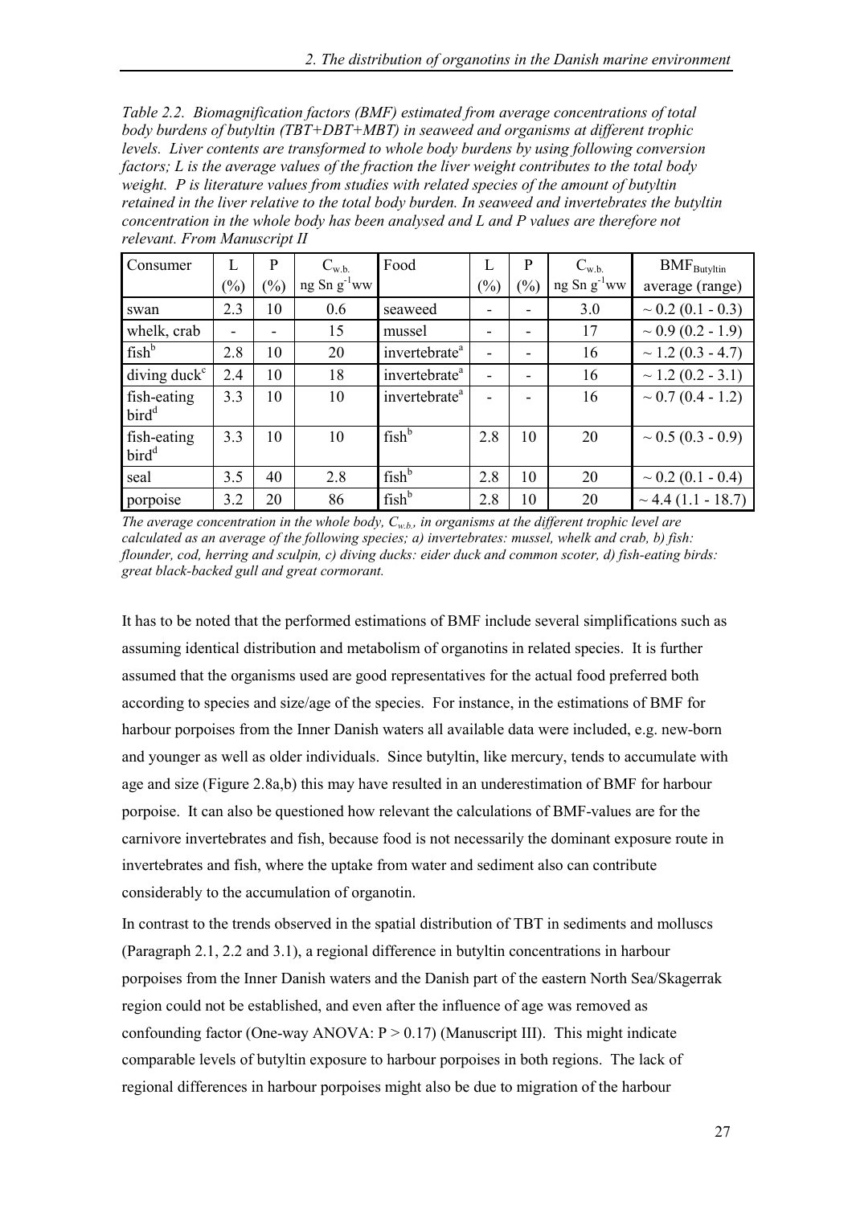*Table 2.2. Biomagnification factors (BMF) estimated from average concentrations of total body burdens of butyltin (TBT+DBT+MBT) in seaweed and organisms at different trophic levels. Liver contents are transformed to whole body burdens by using following conversion factors; L is the average values of the fraction the liver weight contributes to the total body weight. P is literature values from studies with related species of the amount of butyltin retained in the liver relative to the total body burden. In seaweed and invertebrates the butyltin concentration in the whole body has been analysed and L and P values are therefore not relevant. From Manuscript II*

| Consumer | L (%) | P (%) | $C_{w.b.}$ ng Sn $g^{-1}$ww | Food | L (%) | P (%) | $C_{w.b.}$ ng Sn $g^{-1}$ww | $BMF_{Butyltin}$ average (range) |
|---|---|---|---|---|---|---|---|---|
| swan | 2.3 | 10 | 0.6 | seaweed | - | - | 3.0 | ~ 0.2 (0.1 - 0.3) |
| whelk, crab | - | - | 15 | mussel | - | - | 17 | ~ 0.9 (0.2 - 1.9) |
| fish[b] | 2.8 | 10 | 20 | invertebrate[a] | - | - | 16 | ~ 1.2 (0.3 - 4.7) |
| diving duck[c] | 2.4 | 10 | 18 | invertebrate[a] | - | - | 16 | ~ 1.2 (0.2 - 3.1) |
| fish-eating bird[d] | 3.3 | 10 | 10 | invertebrate[a] | - | - | 16 | ~ 0.7 (0.4 - 1.2) |
| fish-eating bird[d] | 3.3 | 10 | 10 | fish[b] | 2.8 | 10 | 20 | ~ 0.5 (0.3 - 0.9) |
| seal | 3.5 | 40 | 2.8 | fish[b] | 2.8 | 10 | 20 | ~ 0.2 (0.1 - 0.4) |
| porpoise | 3.2 | 20 | 86 | fish[b] | 2.8 | 10 | 20 | ~ 4.4 (1.1 - 18.7) |

*The average concentration in the whole body, $C_{w.b.}$, in organisms at the different trophic level are calculated as an average of the following species; a) invertebrates: mussel, whelk and crab, b) fish: flounder, cod, herring and sculpin, c) diving ducks: eider duck and common scoter, d) fish-eating birds: great black-backed gull and great cormorant.*

It has to be noted that the performed estimations of BMF include several simplifications such as assuming identical distribution and metabolism of organotins in related species. It is further assumed that the organisms used are good representatives for the actual food preferred both according to species and size/age of the species. For instance, in the estimations of BMF for harbour porpoises from the Inner Danish waters all available data were included, e.g. new-born and younger as well as older individuals. Since butyltin, like mercury, tends to accumulate with age and size (Figure 2.8a,b) this may have resulted in an underestimation of BMF for harbour porpoise. It can also be questioned how relevant the calculations of BMF-values are for the carnivore invertebrates and fish, because food is not necessarily the dominant exposure route in invertebrates and fish, where the uptake from water and sediment also can contribute considerably to the accumulation of organotin.

In contrast to the trends observed in the spatial distribution of TBT in sediments and molluscs (Paragraph 2.1, 2.2 and 3.1), a regional difference in butyltin concentrations in harbour porpoises from the Inner Danish waters and the Danish part of the eastern North Sea/Skagerrak region could not be established, and even after the influence of age was removed as confounding factor (One-way ANOVA: $P > 0.17$) (Manuscript III). This might indicate comparable levels of butyltin exposure to harbour porpoises in both regions. The lack of regional differences in harbour porpoises might also be due to migration of the harbour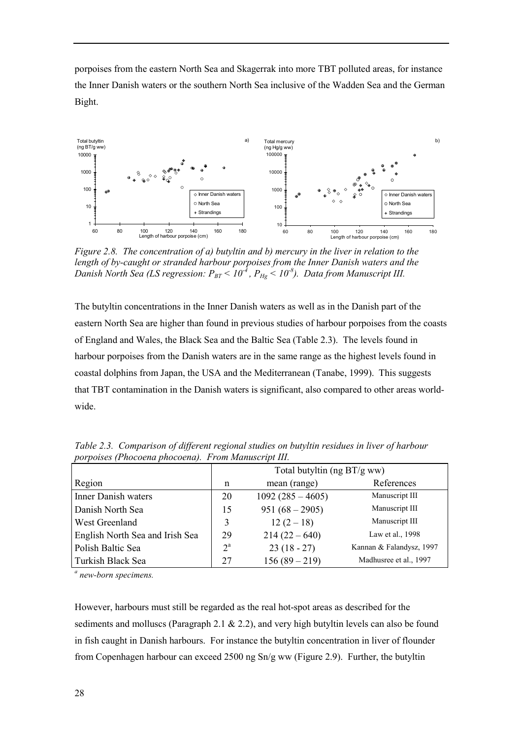porpoises from the eastern North Sea and Skagerrak into more TBT polluted areas, for instance the Inner Danish waters or the southern North Sea inclusive of the Wadden Sea and the German Bight.

*Figure 2.8. The concentration of a) butyltin and b) mercury in the liver in relation to the length of by-caught or stranded harbour porpoises from the Inner Danish waters and the Danish North Sea (LS regression: $P_{BT} < 10^{-4}$, $P_{Hg} < 10^{-8}$). Data from Manuscript III.*

The butyltin concentrations in the Inner Danish waters as well as in the Danish part of the eastern North Sea are higher than found in previous studies of harbour porpoises from the coasts of England and Wales, the Black Sea and the Baltic Sea (Table 2.3). The levels found in harbour porpoises from the Danish waters are in the same range as the highest levels found in coastal dolphins from Japan, the USA and the Mediterranean (Tanabe, 1999). This suggests that TBT contamination in the Danish waters is significant, also compared to other areas world-wide.

*Table 2.3. Comparison of different regional studies on butyltin residues in liver of harbour porpoises (Phocoena phocoena). From Manuscript III.*

| | Total butyltin (ng BT/g ww) | | |
|---|---|---|---|
| Region | n | mean (range) | References |
| Inner Danish waters | 20 | 1092 (285 – 4605) | Manuscript III |
| Danish North Sea | 15 | 951 (68 – 2905) | Manuscript III |
| West Greenland | 3 | 12 (2 – 18) | Manuscript III |
| English North Sea and Irish Sea | 29 | 214 (22 – 640) | Law et al., 1998 |
| Polish Baltic Sea | 2[a] | 23 (18 - 27) | Kannan & Falandysz, 1997 |
| Turkish Black Sea | 27 | 156 (89 – 219) | Madhusree et al., 1997 |

[a] *new-born specimens.*

However, harbours must still be regarded as the real hot-spot areas as described for the sediments and molluscs (Paragraph 2.1 & 2.2), and very high butyltin levels can also be found in fish caught in Danish harbours. For instance the butyltin concentration in liver of flounder from Copenhagen harbour can exceed 2500 ng Sn/g ww (Figure 2.9). Further, the butyltin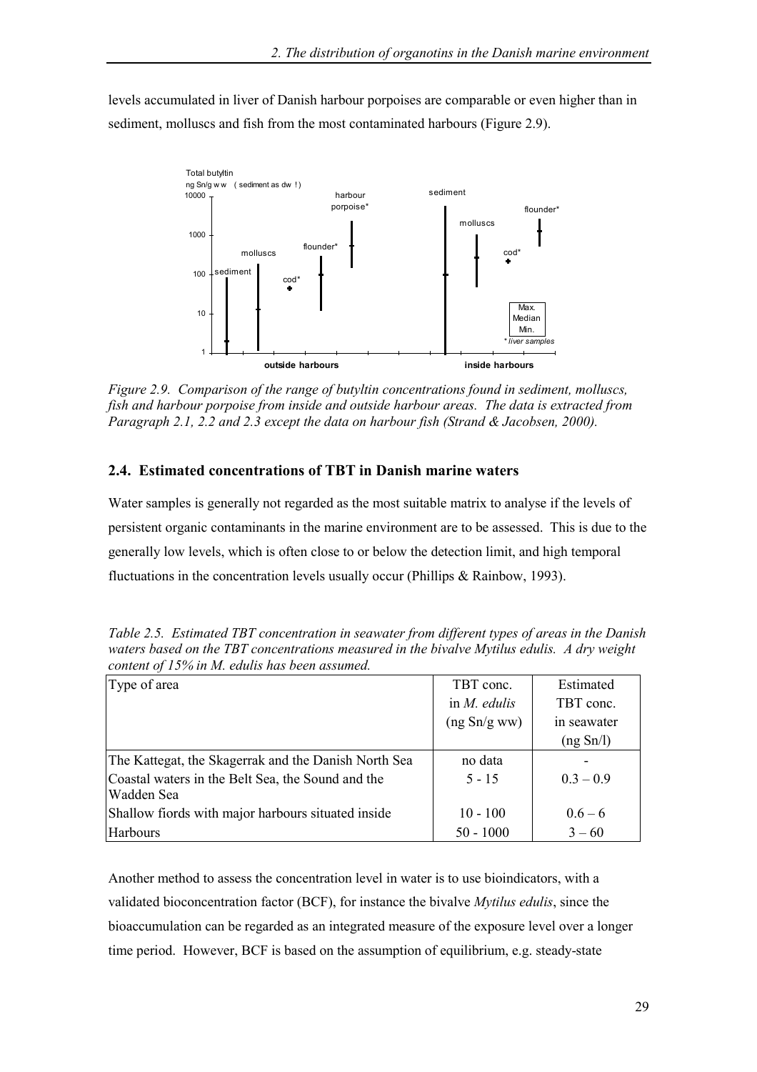levels accumulated in liver of Danish harbour porpoises are comparable or even higher than in sediment, molluscs and fish from the most contaminated harbours (Figure 2.9).

*Figure 2.9. Comparison of the range of butyltin concentrations found in sediment, molluscs, fish and harbour porpoise from inside and outside harbour areas. The data is extracted from Paragraph 2.1, 2.2 and 2.3 except the data on harbour fish (Strand & Jacobsen, 2000).*

## 2.4. Estimated concentrations of TBT in Danish marine waters

Water samples is generally not regarded as the most suitable matrix to analyse if the levels of persistent organic contaminants in the marine environment are to be assessed. This is due to the generally low levels, which is often close to or below the detection limit, and high temporal fluctuations in the concentration levels usually occur (Phillips & Rainbow, 1993).

*Table 2.5. Estimated TBT concentration in seawater from different types of areas in the Danish waters based on the TBT concentrations measured in the bivalve Mytilus edulis. A dry weight content of 15% in M. edulis has been assumed.*

| Type of area | TBT conc. in *M. edulis* (ng Sn/g ww) | Estimated TBT conc. in seawater (ng Sn/l) |
|---|---|---|
| The Kattegat, the Skagerrak and the Danish North Sea | no data | - |
| Coastal waters in the Belt Sea, the Sound and the Wadden Sea | 5 - 15 | 0.3 – 0.9 |
| Shallow fiords with major harbours situated inside | 10 - 100 | 0.6 – 6 |
| Harbours | 50 - 1000 | 3 – 60 |

Another method to assess the concentration level in water is to use bioindicators, with a validated bioconcentration factor (BCF), for instance the bivalve *Mytilus edulis*, since the bioaccumulation can be regarded as an integrated measure of the exposure level over a longer time period. However, BCF is based on the assumption of equilibrium, e.g. steady-state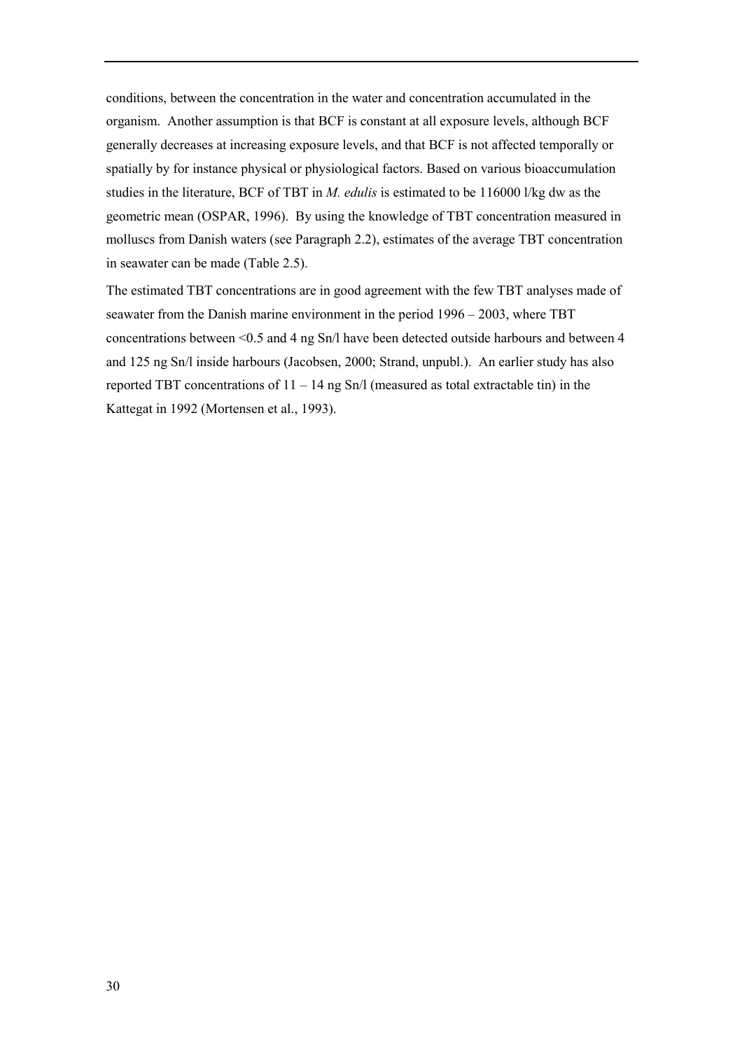conditions, between the concentration in the water and concentration accumulated in the organism. Another assumption is that BCF is constant at all exposure levels, although BCF generally decreases at increasing exposure levels, and that BCF is not affected temporally or spatially by for instance physical or physiological factors. Based on various bioaccumulation studies in the literature, BCF of TBT in *M. edulis* is estimated to be 116000 l/kg dw as the geometric mean (OSPAR, 1996). By using the knowledge of TBT concentration measured in molluscs from Danish waters (see Paragraph 2.2), estimates of the average TBT concentration in seawater can be made (Table 2.5).

The estimated TBT concentrations are in good agreement with the few TBT analyses made of seawater from the Danish marine environment in the period 1996 – 2003, where TBT concentrations between <0.5 and 4 ng Sn/l have been detected outside harbours and between 4 and 125 ng Sn/l inside harbours (Jacobsen, 2000; Strand, unpubl.). An earlier study has also reported TBT concentrations of 11 – 14 ng Sn/l (measured as total extractable tin) in the Kattegat in 1992 (Mortensen et al., 1993).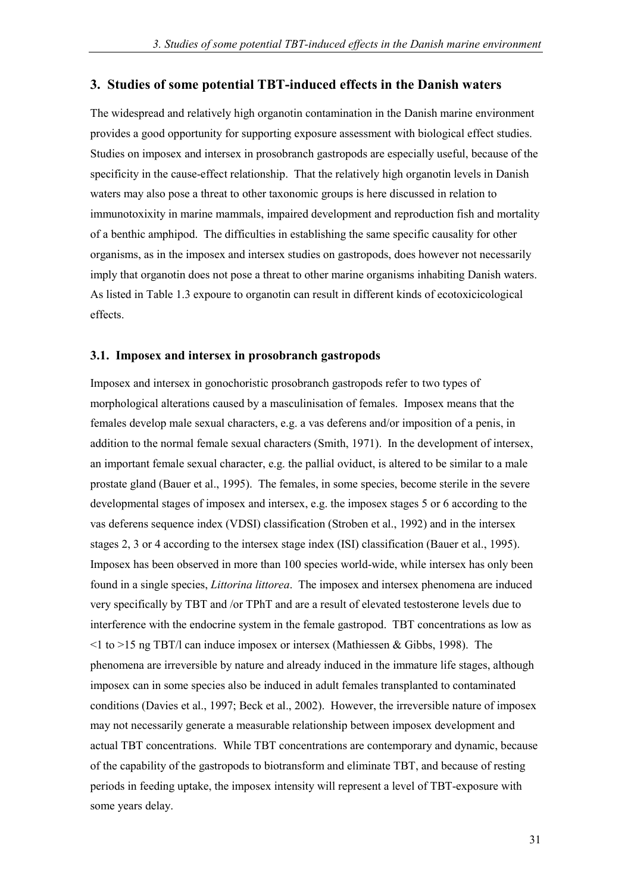## 3. Studies of some potential TBT-induced effects in the Danish waters

The widespread and relatively high organotin contamination in the Danish marine environment provides a good opportunity for supporting exposure assessment with biological effect studies. Studies on imposex and intersex in prosobranch gastropods are especially useful, because of the specificity in the cause-effect relationship. That the relatively high organotin levels in Danish waters may also pose a threat to other taxonomic groups is here discussed in relation to immunotoxixity in marine mammals, impaired development and reproduction fish and mortality of a benthic amphipod. The difficulties in establishing the same specific causality for other organisms, as in the imposex and intersex studies on gastropods, does however not necessarily imply that organotin does not pose a threat to other marine organisms inhabiting Danish waters. As listed in Table 1.3 expoure to organotin can result in different kinds of ecotoxicicological effects.

### 3.1. Imposex and intersex in prosobranch gastropods

Imposex and intersex in gonochoristic prosobranch gastropods refer to two types of morphological alterations caused by a masculinisation of females. Imposex means that the females develop male sexual characters, e.g. a vas deferens and/or imposition of a penis, in addition to the normal female sexual characters (Smith, 1971). In the development of intersex, an important female sexual character, e.g. the pallial oviduct, is altered to be similar to a male prostate gland (Bauer et al., 1995). The females, in some species, become sterile in the severe developmental stages of imposex and intersex, e.g. the imposex stages 5 or 6 according to the vas deferens sequence index (VDSI) classification (Stroben et al., 1992) and in the intersex stages 2, 3 or 4 according to the intersex stage index (ISI) classification (Bauer et al., 1995). Imposex has been observed in more than 100 species world-wide, while intersex has only been found in a single species, *Littorina littorea*. The imposex and intersex phenomena are induced very specifically by TBT and /or TPhT and are a result of elevated testosterone levels due to interference with the endocrine system in the female gastropod. TBT concentrations as low as <1 to >15 ng TBT/l can induce imposex or intersex (Mathiessen & Gibbs, 1998). The phenomena are irreversible by nature and already induced in the immature life stages, although imposex can in some species also be induced in adult females transplanted to contaminated conditions (Davies et al., 1997; Beck et al., 2002). However, the irreversible nature of imposex may not necessarily generate a measurable relationship between imposex development and actual TBT concentrations. While TBT concentrations are contemporary and dynamic, because of the capability of the gastropods to biotransform and eliminate TBT, and because of resting periods in feeding uptake, the imposex intensity will represent a level of TBT-exposure with some years delay.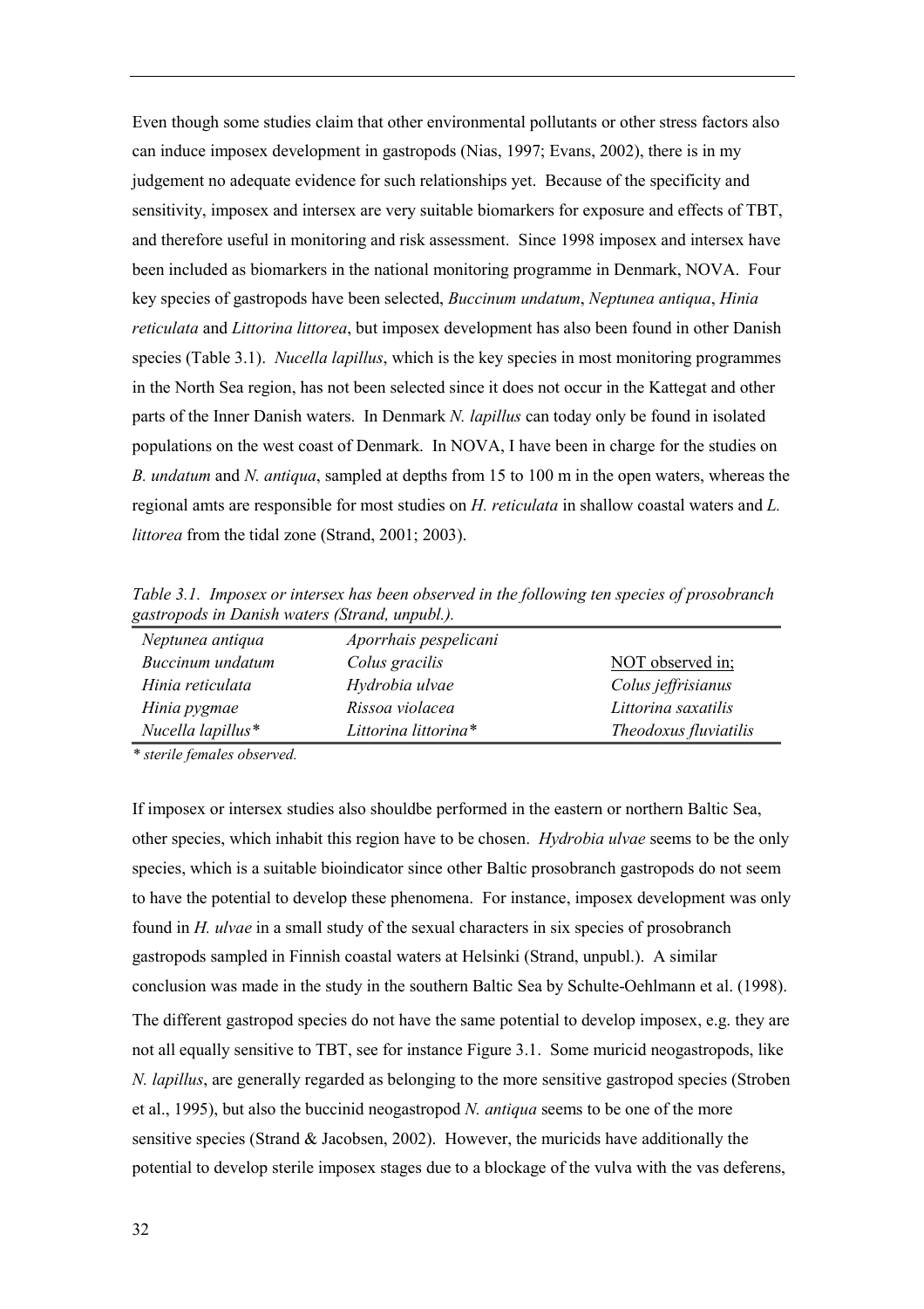Even though some studies claim that other environmental pollutants or other stress factors also can induce imposex development in gastropods (Nias, 1997; Evans, 2002), there is in my judgement no adequate evidence for such relationships yet. Because of the specificity and sensitivity, imposex and intersex are very suitable biomarkers for exposure and effects of TBT, and therefore useful in monitoring and risk assessment. Since 1998 imposex and intersex have been included as biomarkers in the national monitoring programme in Denmark, NOVA. Four key species of gastropods have been selected, *Buccinum undatum*, *Neptunea antiqua*, *Hinia reticulata* and *Littorina littorea*, but imposex development has also been found in other Danish species (Table 3.1). *Nucella lapillus*, which is the key species in most monitoring programmes in the North Sea region, has not been selected since it does not occur in the Kattegat and other parts of the Inner Danish waters. In Denmark *N. lapillus* can today only be found in isolated populations on the west coast of Denmark. In NOVA, I have been in charge for the studies on *B. undatum* and *N. antiqua*, sampled at depths from 15 to 100 m in the open waters, whereas the regional amts are responsible for most studies on *H. reticulata* in shallow coastal waters and *L. littorea* from the tidal zone (Strand, 2001; 2003).

*Table 3.1. Imposex or intersex has been observed in the following ten species of prosobranch gastropods in Danish waters (Strand, unpubl.).*

| | | |
|---|---|---|
| *Neptunea antiqua* | *Aporrhais pespelicani* | |
| *Buccinum undatum* | *Colus gracilis* | NOT observed in; |
| *Hinia reticulata* | *Hydrobia ulvae* | *Colus jeffrisianus* |
| *Hinia pygmae* | *Rissoa violacea* | *Littorina saxatilis* |
| *Nucella lapillus** | *Littorina littorina** | *Theodoxus fluviatilis* |

*\* sterile females observed.*

If imposex or intersex studies also shouldbe performed in the eastern or northern Baltic Sea, other species, which inhabit this region have to be chosen. *Hydrobia ulvae* seems to be the only species, which is a suitable bioindicator since other Baltic prosobranch gastropods do not seem to have the potential to develop these phenomena. For instance, imposex development was only found in *H. ulvae* in a small study of the sexual characters in six species of prosobranch gastropods sampled in Finnish coastal waters at Helsinki (Strand, unpubl.). A similar conclusion was made in the study in the southern Baltic Sea by Schulte-Oehlmann et al. (1998). The different gastropod species do not have the same potential to develop imposex, e.g. they are not all equally sensitive to TBT, see for instance Figure 3.1. Some muricid neogastropods, like *N. lapillus*, are generally regarded as belonging to the more sensitive gastropod species (Stroben et al., 1995), but also the buccinid neogastropod *N. antiqua* seems to be one of the more sensitive species (Strand & Jacobsen, 2002). However, the muricids have additionally the potential to develop sterile imposex stages due to a blockage of the vulva with the vas deferens,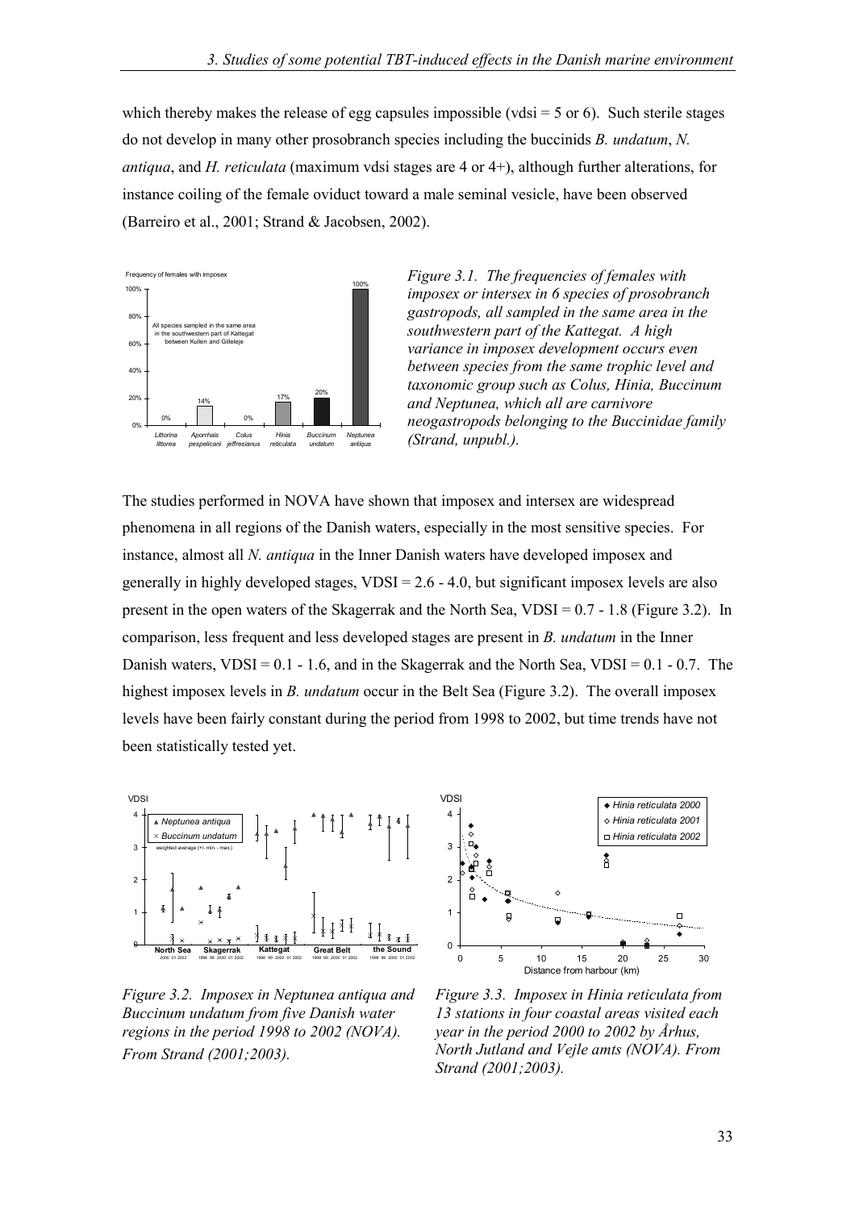which thereby makes the release of egg capsules impossible (vdsi = 5 or 6). Such sterile stages do not develop in many other prosobranch species including the buccinids *B. undatum*, *N. antiqua*, and *H. reticulata* (maximum vdsi stages are 4 or 4+), although further alterations, for instance coiling of the female oviduct toward a male seminal vesicle, have been observed (Barreiro et al., 2001; Strand & Jacobsen, 2002).

*Figure 3.1. The frequencies of females with imposex or intersex in 6 species of prosobranch gastropods, all sampled in the same area in the southwestern part of the Kattegat. A high variance in imposex development occurs even between species from the same trophic level and taxonomic group such as Colus, Hinia, Buccinum and Neptunea, which all are carnivore neogastropods belonging to the Buccinidae family (Strand, unpubl.).*

The studies performed in NOVA have shown that imposex and intersex are widespread phenomena in all regions of the Danish waters, especially in the most sensitive species. For instance, almost all *N. antiqua* in the Inner Danish waters have developed imposex and generally in highly developed stages, VDSI = 2.6 - 4.0, but significant imposex levels are also present in the open waters of the Skagerrak and the North Sea, VDSI = 0.7 - 1.8 (Figure 3.2). In comparison, less frequent and less developed stages are present in *B. undatum* in the Inner Danish waters, VDSI = 0.1 - 1.6, and in the Skagerrak and the North Sea, VDSI = 0.1 - 0.7. The highest imposex levels in *B. undatum* occur in the Belt Sea (Figure 3.2). The overall imposex levels have been fairly constant during the period from 1998 to 2002, but time trends have not been statistically tested yet.

*Figure 3.2. Imposex in Neptunea antiqua and Buccinum undatum from five Danish water regions in the period 1998 to 2002 (NOVA). From Strand (2001;2003).*

*Figure 3.3. Imposex in Hinia reticulata from 13 stations in four coastal areas visited each year in the period 2000 to 2002 by Århus, North Jutland and Vejle amts (NOVA). From Strand (2001;2003).*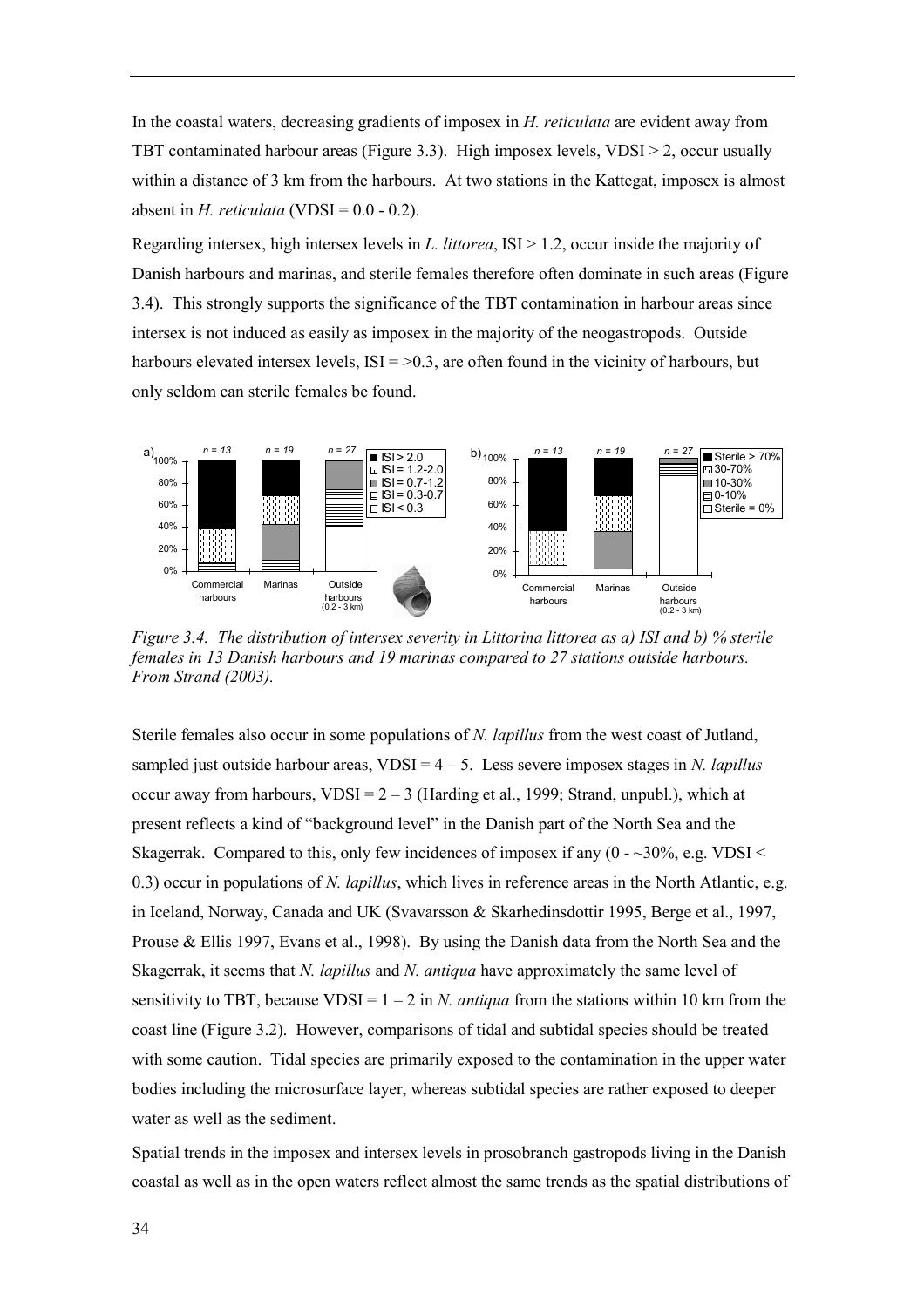In the coastal waters, decreasing gradients of imposex in *H. reticulata* are evident away from TBT contaminated harbour areas (Figure 3.3). High imposex levels, VDSI > 2, occur usually within a distance of 3 km from the harbours. At two stations in the Kattegat, imposex is almost absent in *H. reticulata* (VDSI = 0.0 - 0.2).

Regarding intersex, high intersex levels in *L. littorea*, ISI > 1.2, occur inside the majority of Danish harbours and marinas, and sterile females therefore often dominate in such areas (Figure 3.4). This strongly supports the significance of the TBT contamination in harbour areas since intersex is not induced as easily as imposex in the majority of the neogastropods. Outside harbours elevated intersex levels, ISI = >0.3, are often found in the vicinity of harbours, but only seldom can sterile females be found.

*Figure 3.4. The distribution of intersex severity in Littorina littorea as a) ISI and b) % sterile females in 13 Danish harbours and 19 marinas compared to 27 stations outside harbours. From Strand (2003).*

Sterile females also occur in some populations of *N. lapillus* from the west coast of Jutland, sampled just outside harbour areas, VDSI = 4 – 5. Less severe imposex stages in *N. lapillus* occur away from harbours, VDSI = 2 – 3 (Harding et al., 1999; Strand, unpubl.), which at present reflects a kind of "background level" in the Danish part of the North Sea and the Skagerrak. Compared to this, only few incidences of imposex if any (0 - ~30%, e.g. VDSI < 0.3) occur in populations of *N. lapillus*, which lives in reference areas in the North Atlantic, e.g. in Iceland, Norway, Canada and UK (Svavarsson & Skarhedinsdottir 1995, Berge et al., 1997, Prouse & Ellis 1997, Evans et al., 1998). By using the Danish data from the North Sea and the Skagerrak, it seems that *N. lapillus* and *N. antiqua* have approximately the same level of sensitivity to TBT, because VDSI = 1 – 2 in *N. antiqua* from the stations within 10 km from the coast line (Figure 3.2). However, comparisons of tidal and subtidal species should be treated with some caution. Tidal species are primarily exposed to the contamination in the upper water bodies including the microsurface layer, whereas subtidal species are rather exposed to deeper water as well as the sediment.

Spatial trends in the imposex and intersex levels in prosobranch gastropods living in the Danish coastal as well as in the open waters reflect almost the same trends as the spatial distributions of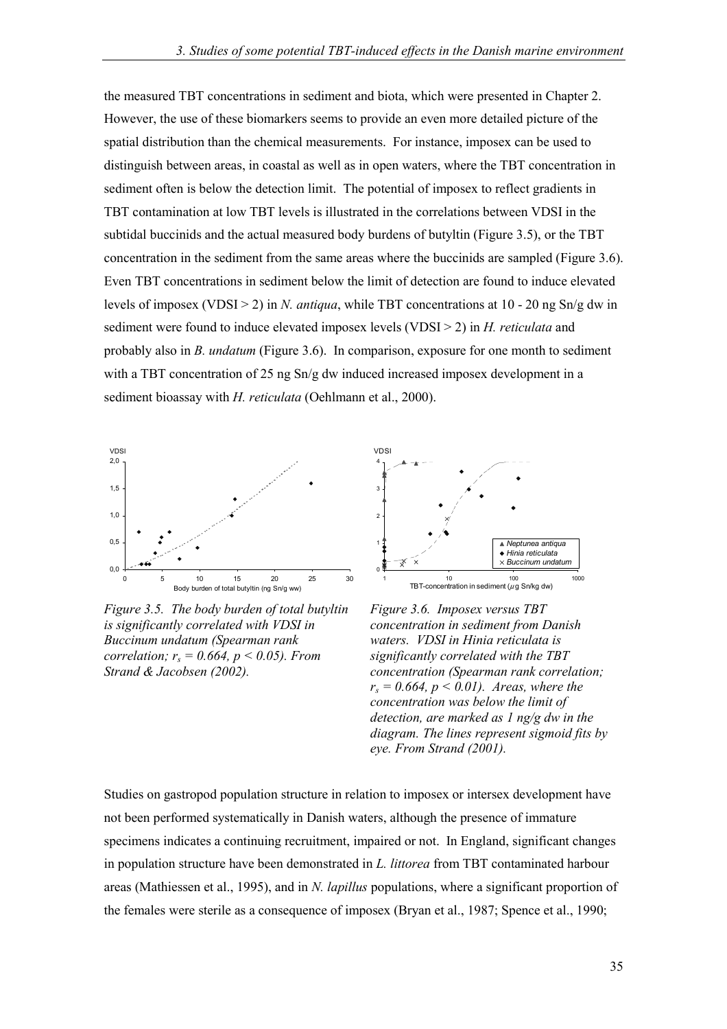the measured TBT concentrations in sediment and biota, which were presented in Chapter 2. However, the use of these biomarkers seems to provide an even more detailed picture of the spatial distribution than the chemical measurements. For instance, imposex can be used to distinguish between areas, in coastal as well as in open waters, where the TBT concentration in sediment often is below the detection limit. The potential of imposex to reflect gradients in TBT contamination at low TBT levels is illustrated in the correlations between VDSI in the subtidal buccinids and the actual measured body burdens of butyltin (Figure 3.5), or the TBT concentration in the sediment from the same areas where the buccinids are sampled (Figure 3.6). Even TBT concentrations in sediment below the limit of detection are found to induce elevated levels of imposex (VDSI > 2) in *N. antiqua*, while TBT concentrations at 10 - 20 ng Sn/g dw in sediment were found to induce elevated imposex levels (VDSI > 2) in *H. reticulata* and probably also in *B. undatum* (Figure 3.6). In comparison, exposure for one month to sediment with a TBT concentration of 25 ng Sn/g dw induced increased imposex development in a sediment bioassay with *H. reticulata* (Oehlmann et al., 2000).

*Figure 3.5. The body burden of total butyltin is significantly correlated with VDSI in Buccinum undatum (Spearman rank correlation; $r_s = 0.664$, $p < 0.05$). From Strand & Jacobsen (2002).*

*Figure 3.6. Imposex versus TBT concentration in sediment from Danish waters. VDSI in Hinia reticulata is significantly correlated with the TBT concentration (Spearman rank correlation; $r_s = 0.664$, $p < 0.01$). Areas, where the concentration was below the limit of detection, are marked as 1 ng/g dw in the diagram. The lines represent sigmoid fits by eye. From Strand (2001).*

Studies on gastropod population structure in relation to imposex or intersex development have not been performed systematically in Danish waters, although the presence of immature specimens indicates a continuing recruitment, impaired or not. In England, significant changes in population structure have been demonstrated in *L. littorea* from TBT contaminated harbour areas (Mathiessen et al., 1995), and in *N. lapillus* populations, where a significant proportion of the females were sterile as a consequence of imposex (Bryan et al., 1987; Spence et al., 1990;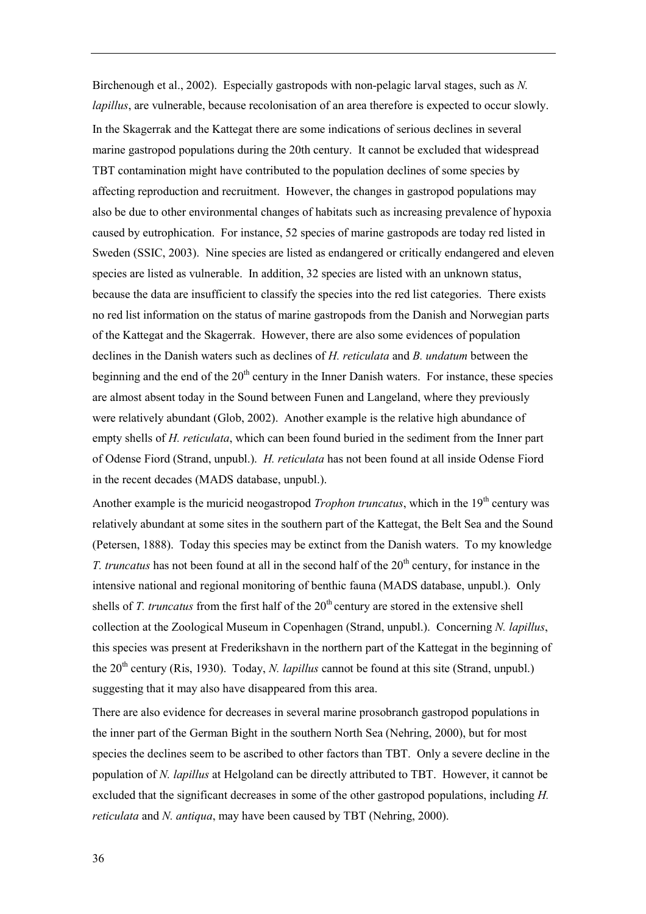Birchenough et al., 2002). Especially gastropods with non-pelagic larval stages, such as *N. lapillus*, are vulnerable, because recolonisation of an area therefore is expected to occur slowly.

In the Skagerrak and the Kattegat there are some indications of serious declines in several marine gastropod populations during the 20th century. It cannot be excluded that widespread TBT contamination might have contributed to the population declines of some species by affecting reproduction and recruitment. However, the changes in gastropod populations may also be due to other environmental changes of habitats such as increasing prevalence of hypoxia caused by eutrophication. For instance, 52 species of marine gastropods are today red listed in Sweden (SSIC, 2003). Nine species are listed as endangered or critically endangered and eleven species are listed as vulnerable. In addition, 32 species are listed with an unknown status, because the data are insufficient to classify the species into the red list categories. There exists no red list information on the status of marine gastropods from the Danish and Norwegian parts of the Kattegat and the Skagerrak. However, there are also some evidences of population declines in the Danish waters such as declines of *H. reticulata* and *B. undatum* between the beginning and the end of the 20$^{th}$ century in the Inner Danish waters. For instance, these species are almost absent today in the Sound between Funen and Langeland, where they previously were relatively abundant (Glob, 2002). Another example is the relative high abundance of empty shells of *H. reticulata*, which can been found buried in the sediment from the Inner part of Odense Fiord (Strand, unpubl.). *H. reticulata* has not been found at all inside Odense Fiord in the recent decades (MADS database, unpubl.).

Another example is the muricid neogastropod *Trophon truncatus*, which in the 19$^{th}$ century was relatively abundant at some sites in the southern part of the Kattegat, the Belt Sea and the Sound (Petersen, 1888). Today this species may be extinct from the Danish waters. To my knowledge *T. truncatus* has not been found at all in the second half of the 20$^{th}$ century, for instance in the intensive national and regional monitoring of benthic fauna (MADS database, unpubl.). Only shells of *T. truncatus* from the first half of the 20$^{th}$ century are stored in the extensive shell collection at the Zoological Museum in Copenhagen (Strand, unpubl.). Concerning *N. lapillus*, this species was present at Frederikshavn in the northern part of the Kattegat in the beginning of the 20$^{th}$ century (Ris, 1930). Today, *N. lapillus* cannot be found at this site (Strand, unpubl.) suggesting that it may also have disappeared from this area.

There are also evidence for decreases in several marine prosobranch gastropod populations in the inner part of the German Bight in the southern North Sea (Nehring, 2000), but for most species the declines seem to be ascribed to other factors than TBT. Only a severe decline in the population of *N. lapillus* at Helgoland can be directly attributed to TBT. However, it cannot be excluded that the significant decreases in some of the other gastropod populations, including *H. reticulata* and *N. antiqua*, may have been caused by TBT (Nehring, 2000).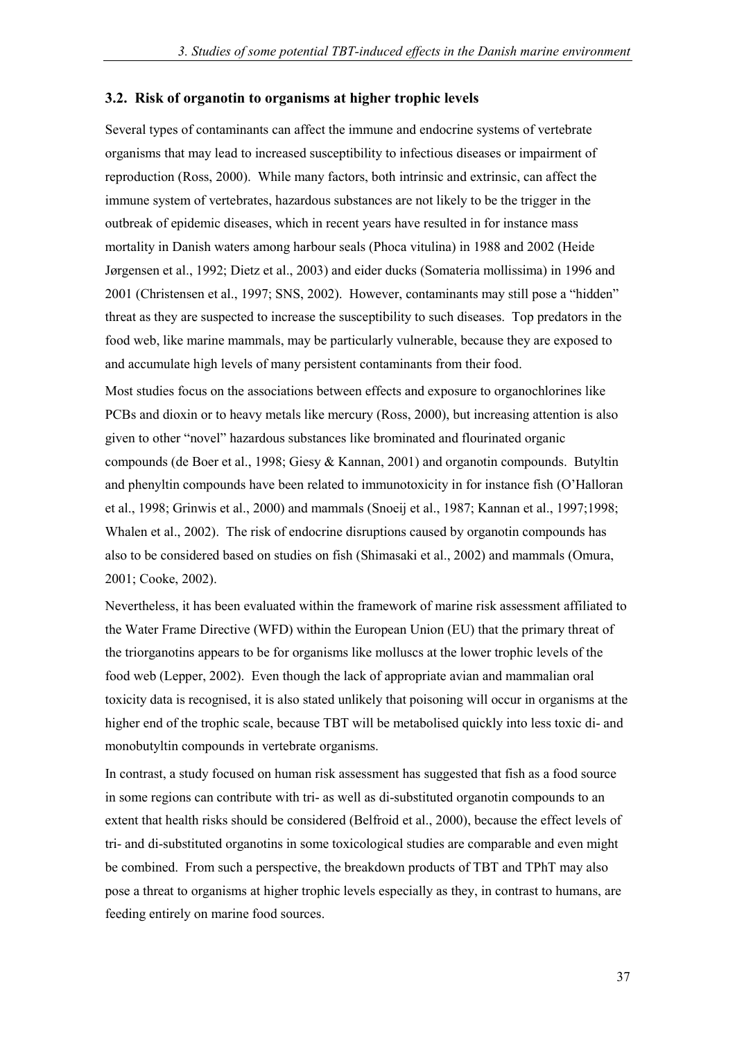### 3.2. Risk of organotin to organisms at higher trophic levels

Several types of contaminants can affect the immune and endocrine systems of vertebrate organisms that may lead to increased susceptibility to infectious diseases or impairment of reproduction (Ross, 2000). While many factors, both intrinsic and extrinsic, can affect the immune system of vertebrates, hazardous substances are not likely to be the trigger in the outbreak of epidemic diseases, which in recent years have resulted in for instance mass mortality in Danish waters among harbour seals (Phoca vitulina) in 1988 and 2002 (Heide Jørgensen et al., 1992; Dietz et al., 2003) and eider ducks (Somateria mollissima) in 1996 and 2001 (Christensen et al., 1997; SNS, 2002). However, contaminants may still pose a "hidden" threat as they are suspected to increase the susceptibility to such diseases. Top predators in the food web, like marine mammals, may be particularly vulnerable, because they are exposed to and accumulate high levels of many persistent contaminants from their food.

Most studies focus on the associations between effects and exposure to organochlorines like PCBs and dioxin or to heavy metals like mercury (Ross, 2000), but increasing attention is also given to other "novel" hazardous substances like brominated and flourinated organic compounds (de Boer et al., 1998; Giesy & Kannan, 2001) and organotin compounds. Butyltin and phenyltin compounds have been related to immunotoxicity in for instance fish (O'Halloran et al., 1998; Grinwis et al., 2000) and mammals (Snoeij et al., 1987; Kannan et al., 1997;1998; Whalen et al., 2002). The risk of endocrine disruptions caused by organotin compounds has also to be considered based on studies on fish (Shimasaki et al., 2002) and mammals (Omura, 2001; Cooke, 2002).

Nevertheless, it has been evaluated within the framework of marine risk assessment affiliated to the Water Frame Directive (WFD) within the European Union (EU) that the primary threat of the triorganotins appears to be for organisms like molluscs at the lower trophic levels of the food web (Lepper, 2002). Even though the lack of appropriate avian and mammalian oral toxicity data is recognised, it is also stated unlikely that poisoning will occur in organisms at the higher end of the trophic scale, because TBT will be metabolised quickly into less toxic di- and monobutyltin compounds in vertebrate organisms.

In contrast, a study focused on human risk assessment has suggested that fish as a food source in some regions can contribute with tri- as well as di-substituted organotin compounds to an extent that health risks should be considered (Belfroid et al., 2000), because the effect levels of tri- and di-substituted organotins in some toxicological studies are comparable and even might be combined. From such a perspective, the breakdown products of TBT and TPhT may also pose a threat to organisms at higher trophic levels especially as they, in contrast to humans, are feeding entirely on marine food sources.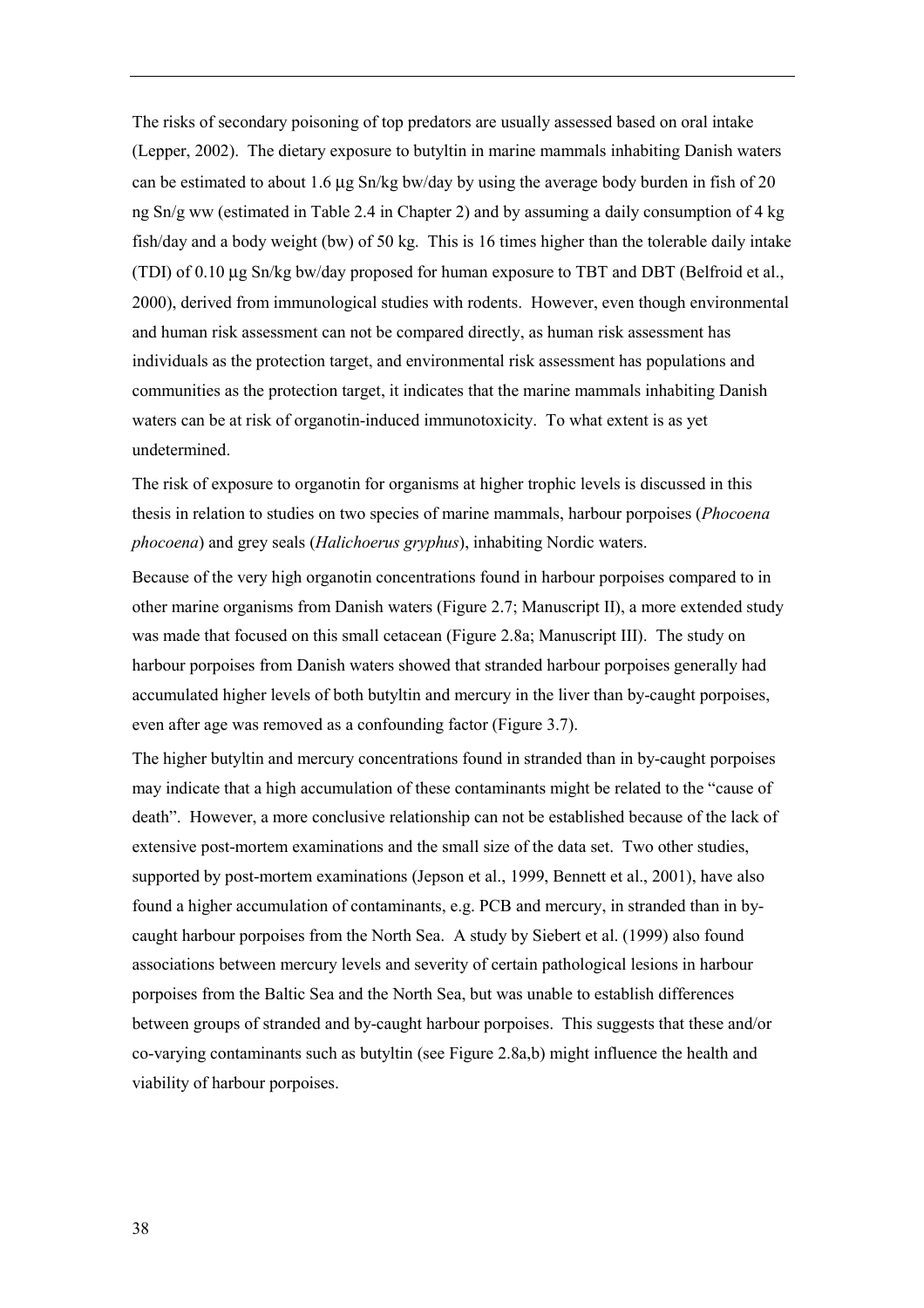The risks of secondary poisoning of top predators are usually assessed based on oral intake (Lepper, 2002). The dietary exposure to butyltin in marine mammals inhabiting Danish waters can be estimated to about 1.6 µg Sn/kg bw/day by using the average body burden in fish of 20 ng Sn/g ww (estimated in Table 2.4 in Chapter 2) and by assuming a daily consumption of 4 kg fish/day and a body weight (bw) of 50 kg. This is 16 times higher than the tolerable daily intake (TDI) of 0.10 µg Sn/kg bw/day proposed for human exposure to TBT and DBT (Belfroid et al., 2000), derived from immunological studies with rodents. However, even though environmental and human risk assessment can not be compared directly, as human risk assessment has individuals as the protection target, and environmental risk assessment has populations and communities as the protection target, it indicates that the marine mammals inhabiting Danish waters can be at risk of organotin-induced immunotoxicity. To what extent is as yet undetermined.

The risk of exposure to organotin for organisms at higher trophic levels is discussed in this thesis in relation to studies on two species of marine mammals, harbour porpoises (*Phocoena phocoena*) and grey seals (*Halichoerus gryphus*), inhabiting Nordic waters.

Because of the very high organotin concentrations found in harbour porpoises compared to in other marine organisms from Danish waters (Figure 2.7; Manuscript II), a more extended study was made that focused on this small cetacean (Figure 2.8a; Manuscript III). The study on harbour porpoises from Danish waters showed that stranded harbour porpoises generally had accumulated higher levels of both butyltin and mercury in the liver than by-caught porpoises, even after age was removed as a confounding factor (Figure 3.7).

The higher butyltin and mercury concentrations found in stranded than in by-caught porpoises may indicate that a high accumulation of these contaminants might be related to the "cause of death". However, a more conclusive relationship can not be established because of the lack of extensive post-mortem examinations and the small size of the data set. Two other studies, supported by post-mortem examinations (Jepson et al., 1999, Bennett et al., 2001), have also found a higher accumulation of contaminants, e.g. PCB and mercury, in stranded than in by-caught harbour porpoises from the North Sea. A study by Siebert et al. (1999) also found associations between mercury levels and severity of certain pathological lesions in harbour porpoises from the Baltic Sea and the North Sea, but was unable to establish differences between groups of stranded and by-caught harbour porpoises. This suggests that these and/or co-varying contaminants such as butyltin (see Figure 2.8a,b) might influence the health and viability of harbour porpoises.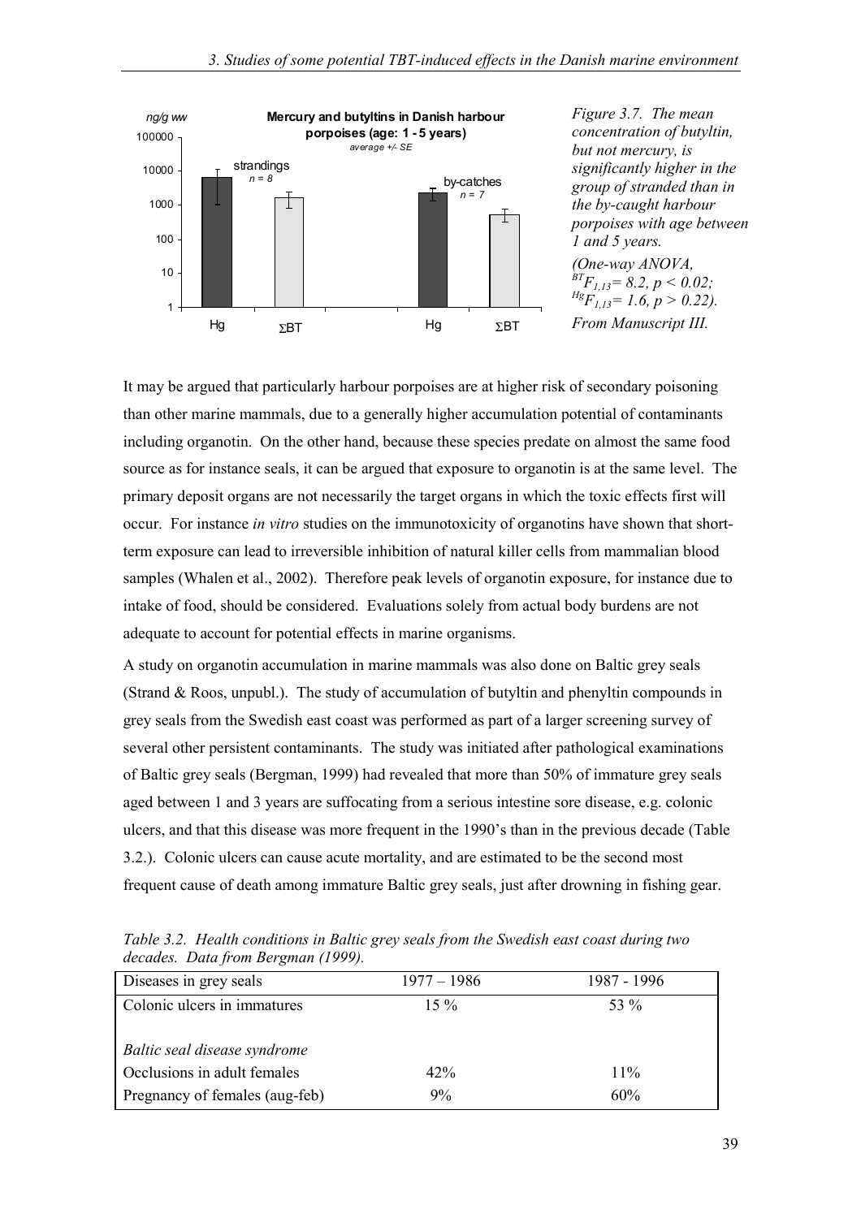*Figure 3.7. The mean concentration of butyltin, but not mercury, is significantly higher in the group of stranded than in the by-caught harbour porpoises with age between 1 and 5 years. (One-way ANOVA, $^{BT}F_{1,13} = 8.2$, $p < 0.02$; $^{Hg}F_{1,13} = 1.6$, $p > 0.22$). From Manuscript III.*

It may be argued that particularly harbour porpoises are at higher risk of secondary poisoning than other marine mammals, due to a generally higher accumulation potential of contaminants including organotin. On the other hand, because these species predate on almost the same food source as for instance seals, it can be argued that exposure to organotin is at the same level. The primary deposit organs are not necessarily the target organs in which the toxic effects first will occur. For instance *in vitro* studies on the immunotoxicity of organotins have shown that short-term exposure can lead to irreversible inhibition of natural killer cells from mammalian blood samples (Whalen et al., 2002). Therefore peak levels of organotin exposure, for instance due to intake of food, should be considered. Evaluations solely from actual body burdens are not adequate to account for potential effects in marine organisms.

A study on organotin accumulation in marine mammals was also done on Baltic grey seals (Strand & Roos, unpubl.). The study of accumulation of butyltin and phenyltin compounds in grey seals from the Swedish east coast was performed as part of a larger screening survey of several other persistent contaminants. The study was initiated after pathological examinations of Baltic grey seals (Bergman, 1999) had revealed that more than 50% of immature grey seals aged between 1 and 3 years are suffocating from a serious intestine sore disease, e.g. colonic ulcers, and that this disease was more frequent in the 1990's than in the previous decade (Table 3.2.). Colonic ulcers can cause acute mortality, and are estimated to be the second most frequent cause of death among immature Baltic grey seals, just after drowning in fishing gear.

*Table 3.2. Health conditions in Baltic grey seals from the Swedish east coast during two decades. Data from Bergman (1999).*

| Diseases in grey seals | 1977 – 1986 | 1987 - 1996 |
|---|---|---|
| Colonic ulcers in immatures | 15 % | 53 % |
| *Baltic seal disease syndrome* | | |
| Occlusions in adult females | 42% | 11% |
| Pregnancy of females (aug-feb) | 9% | 60% |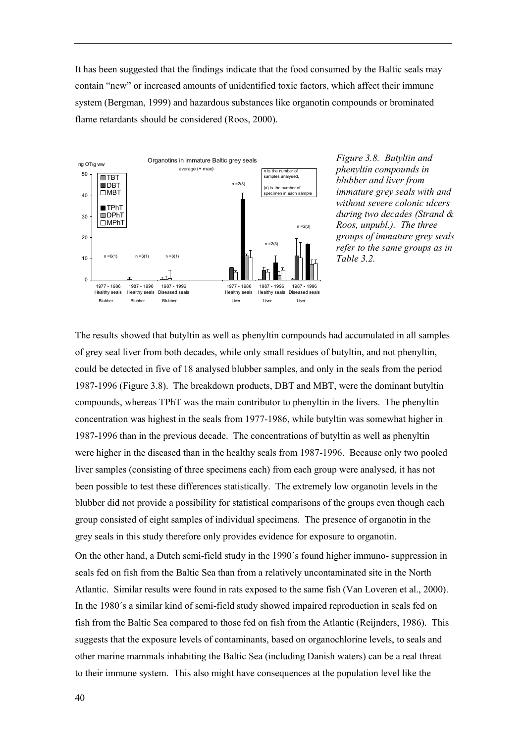It has been suggested that the findings indicate that the food consumed by the Baltic seals may contain "new" or increased amounts of unidentified toxic factors, which affect their immune system (Bergman, 1999) and hazardous substances like organotin compounds or brominated flame retardants should be considered (Roos, 2000).

*Figure 3.8. Butyltin and phenyltin compounds in blubber and liver from immature grey seals with and without severe colonic ulcers during two decades (Strand & Roos, unpubl.). The three groups of immature grey seals refer to the same groups as in Table 3.2.*

The results showed that butyltin as well as phenyltin compounds had accumulated in all samples of grey seal liver from both decades, while only small residues of butyltin, and not phenyltin, could be detected in five of 18 analysed blubber samples, and only in the seals from the period 1987-1996 (Figure 3.8). The breakdown products, DBT and MBT, were the dominant butyltin compounds, whereas TPhT was the main contributor to phenyltin in the livers. The phenyltin concentration was highest in the seals from 1977-1986, while butyltin was somewhat higher in 1987-1996 than in the previous decade. The concentrations of butyltin as well as phenyltin were higher in the diseased than in the healthy seals from 1987-1996. Because only two pooled liver samples (consisting of three specimens each) from each group were analysed, it has not been possible to test these differences statistically. The extremely low organotin levels in the blubber did not provide a possibility for statistical comparisons of the groups even though each group consisted of eight samples of individual specimens. The presence of organotin in the grey seals in this study therefore only provides evidence for exposure to organotin.

On the other hand, a Dutch semi-field study in the 1990´s found higher immuno- suppression in seals fed on fish from the Baltic Sea than from a relatively uncontaminated site in the North Atlantic. Similar results were found in rats exposed to the same fish (Van Loveren et al., 2000). In the 1980´s a similar kind of semi-field study showed impaired reproduction in seals fed on fish from the Baltic Sea compared to those fed on fish from the Atlantic (Reijnders, 1986). This suggests that the exposure levels of contaminants, based on organochlorine levels, to seals and other marine mammals inhabiting the Baltic Sea (including Danish waters) can be a real threat to their immune system. This also might have consequences at the population level like the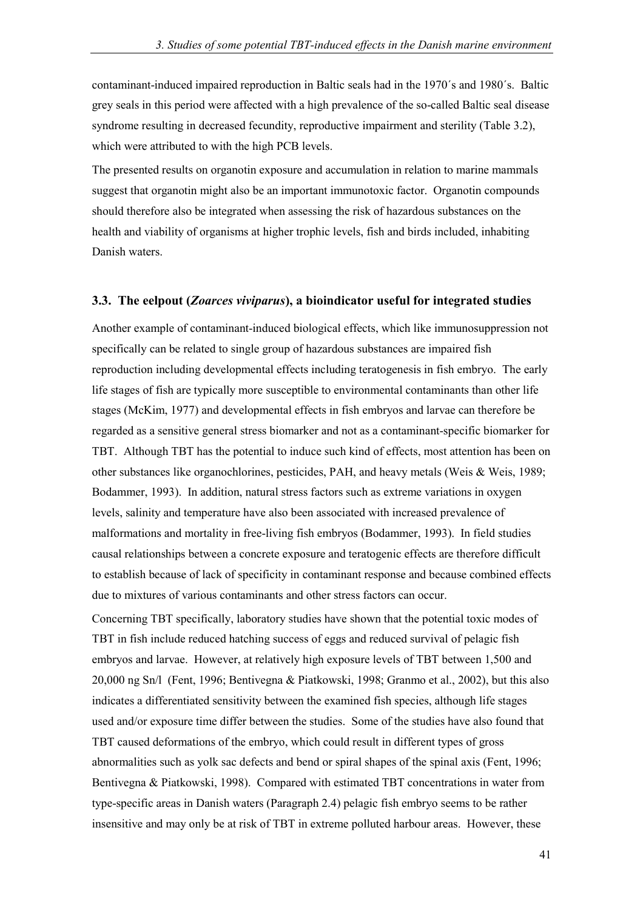contaminant-induced impaired reproduction in Baltic seals had in the 1970´s and 1980´s. Baltic grey seals in this period were affected with a high prevalence of the so-called Baltic seal disease syndrome resulting in decreased fecundity, reproductive impairment and sterility (Table 3.2), which were attributed to with the high PCB levels.

The presented results on organotin exposure and accumulation in relation to marine mammals suggest that organotin might also be an important immunotoxic factor. Organotin compounds should therefore also be integrated when assessing the risk of hazardous substances on the health and viability of organisms at higher trophic levels, fish and birds included, inhabiting Danish waters.

### 3.3. The eelpout (*Zoarces viviparus*), a bioindicator useful for integrated studies

Another example of contaminant-induced biological effects, which like immunosuppression not specifically can be related to single group of hazardous substances are impaired fish reproduction including developmental effects including teratogenesis in fish embryo. The early life stages of fish are typically more susceptible to environmental contaminants than other life stages (McKim, 1977) and developmental effects in fish embryos and larvae can therefore be regarded as a sensitive general stress biomarker and not as a contaminant-specific biomarker for TBT. Although TBT has the potential to induce such kind of effects, most attention has been on other substances like organochlorines, pesticides, PAH, and heavy metals (Weis & Weis, 1989; Bodammer, 1993). In addition, natural stress factors such as extreme variations in oxygen levels, salinity and temperature have also been associated with increased prevalence of malformations and mortality in free-living fish embryos (Bodammer, 1993). In field studies causal relationships between a concrete exposure and teratogenic effects are therefore difficult to establish because of lack of specificity in contaminant response and because combined effects due to mixtures of various contaminants and other stress factors can occur.

Concerning TBT specifically, laboratory studies have shown that the potential toxic modes of TBT in fish include reduced hatching success of eggs and reduced survival of pelagic fish embryos and larvae. However, at relatively high exposure levels of TBT between 1,500 and 20,000 ng Sn/l (Fent, 1996; Bentivegna & Piatkowski, 1998; Granmo et al., 2002), but this also indicates a differentiated sensitivity between the examined fish species, although life stages used and/or exposure time differ between the studies. Some of the studies have also found that TBT caused deformations of the embryo, which could result in different types of gross abnormalities such as yolk sac defects and bend or spiral shapes of the spinal axis (Fent, 1996; Bentivegna & Piatkowski, 1998). Compared with estimated TBT concentrations in water from type-specific areas in Danish waters (Paragraph 2.4) pelagic fish embryo seems to be rather insensitive and may only be at risk of TBT in extreme polluted harbour areas. However, these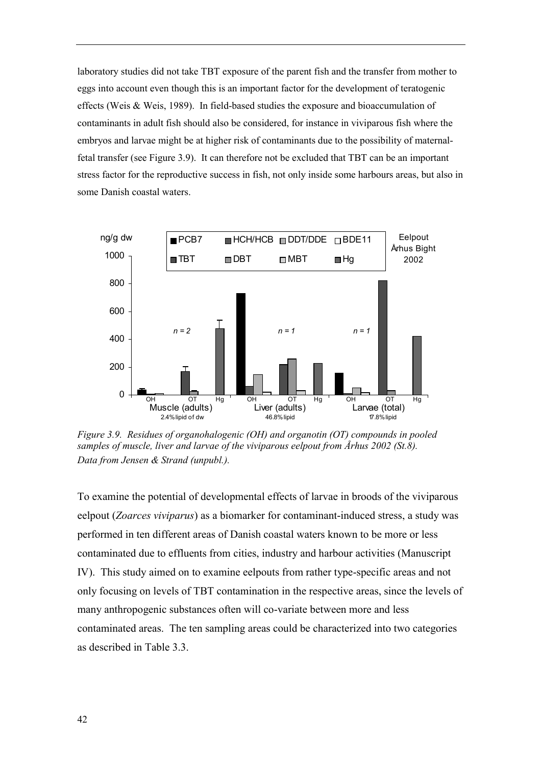laboratory studies did not take TBT exposure of the parent fish and the transfer from mother to eggs into account even though this is an important factor for the development of teratogenic effects (Weis & Weis, 1989). In field-based studies the exposure and bioaccumulation of contaminants in adult fish should also be considered, for instance in viviparous fish where the embryos and larvae might be at higher risk of contaminants due to the possibility of maternal-fetal transfer (see Figure 3.9). It can therefore not be excluded that TBT can be an important stress factor for the reproductive success in fish, not only inside some harbours areas, but also in some Danish coastal waters.

*Figure 3.9. Residues of organohalogenic (OH) and organotin (OT) compounds in pooled samples of muscle, liver and larvae of the viviparous eelpout from Århus 2002 (St.8). Data from Jensen & Strand (unpubl.).*

To examine the potential of developmental effects of larvae in broods of the viviparous eelpout (*Zoarces viviparus*) as a biomarker for contaminant-induced stress, a study was performed in ten different areas of Danish coastal waters known to be more or less contaminated due to effluents from cities, industry and harbour activities (Manuscript IV). This study aimed on to examine eelpouts from rather type-specific areas and not only focusing on levels of TBT contamination in the respective areas, since the levels of many anthropogenic substances often will co-variate between more and less contaminated areas. The ten sampling areas could be characterized into two categories as described in Table 3.3.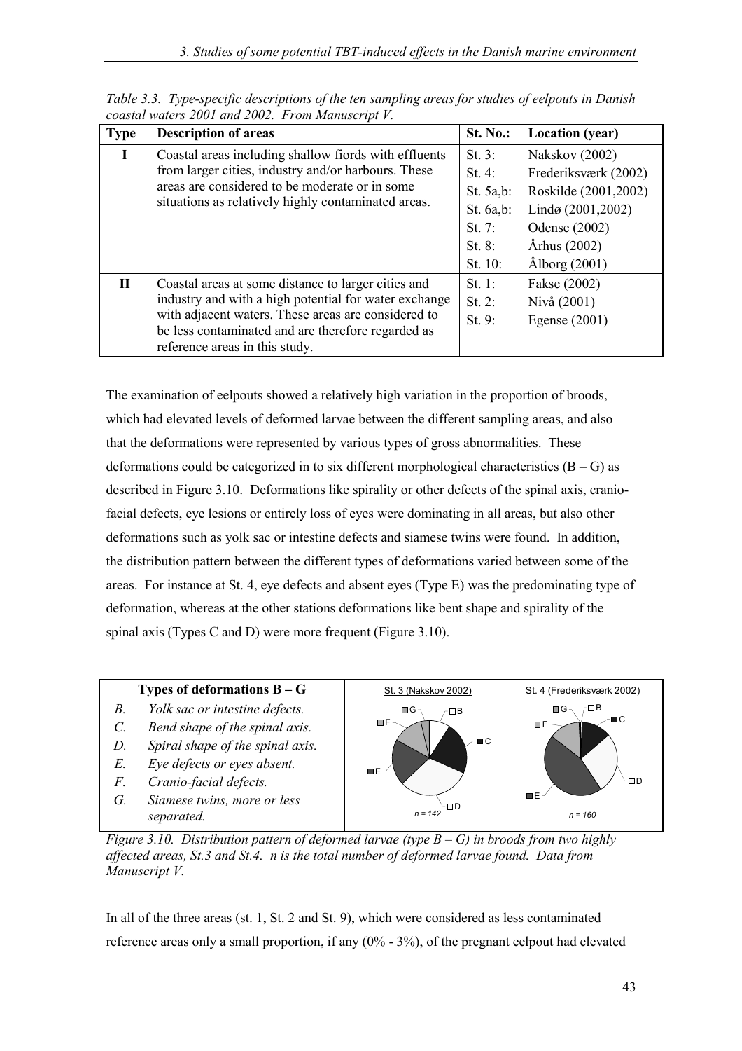*Table 3.3. Type-specific descriptions of the ten sampling areas for studies of eelpouts in Danish coastal waters 2001 and 2002. From Manuscript V.*

| Type | Description of areas | St. No.: | Location (year) |
|---|---|---|---|
| I | Coastal areas including shallow fiords with effluents from larger cities, industry and/or harbours. These areas are considered to be moderate or in some situations as relatively highly contaminated areas. | St. 3:<br>St. 4:<br>St. 5a,b:<br>St. 6a,b:<br>St. 7:<br>St. 8:<br>St. 10: | Nakskov (2002)<br>Frederiksværk (2002)<br>Roskilde (2001,2002)<br>Lindø (2001,2002)<br>Odense (2002)<br>Århus (2002)<br>Ålborg (2001) |
| II | Coastal areas at some distance to larger cities and industry and with a high potential for water exchange with adjacent waters. These areas are considered to be less contaminated and are therefore regarded as reference areas in this study. | St. 1:<br>St. 2:<br>St. 9: | Fakse (2002)<br>Nivå (2001)<br>Egense (2001) |

The examination of eelpouts showed a relatively high variation in the proportion of broods, which had elevated levels of deformed larvae between the different sampling areas, and also that the deformations were represented by various types of gross abnormalities. These deformations could be categorized in to six different morphological characteristics (B – G) as described in Figure 3.10. Deformations like spirality or other defects of the spinal axis, cranio-facial defects, eye lesions or entirely loss of eyes were dominating in all areas, but also other deformations such as yolk sac or intestine defects and siamese twins were found. In addition, the distribution pattern between the different types of deformations varied between some of the areas. For instance at St. 4, eye defects and absent eyes (Type E) was the predominating type of deformation, whereas at the other stations deformations like bent shape and spirality of the spinal axis (Types C and D) were more frequent (Figure 3.10).

| Types of deformations B – G | |
|---|---|
| *B.* | *Yolk sac or intestine defects.* |
| *C.* | *Bend shape of the spinal axis.* |
| *D.* | *Spiral shape of the spinal axis.* |
| *E.* | *Eye defects or eyes absent.* |
| *F.* | *Cranio-facial defects.* |
| *G.* | *Siamese twins, more or less separated.* |

St. 3 (Nakskov 2002) — n = 142

St. 4 (Frederiksværk 2002) — n = 160

*Figure 3.10. Distribution pattern of deformed larvae (type B – G) in broods from two highly affected areas, St.3 and St.4. n is the total number of deformed larvae found. Data from Manuscript V.*

In all of the three areas (st. 1, St. 2 and St. 9), which were considered as less contaminated reference areas only a small proportion, if any (0% - 3%), of the pregnant eelpout had elevated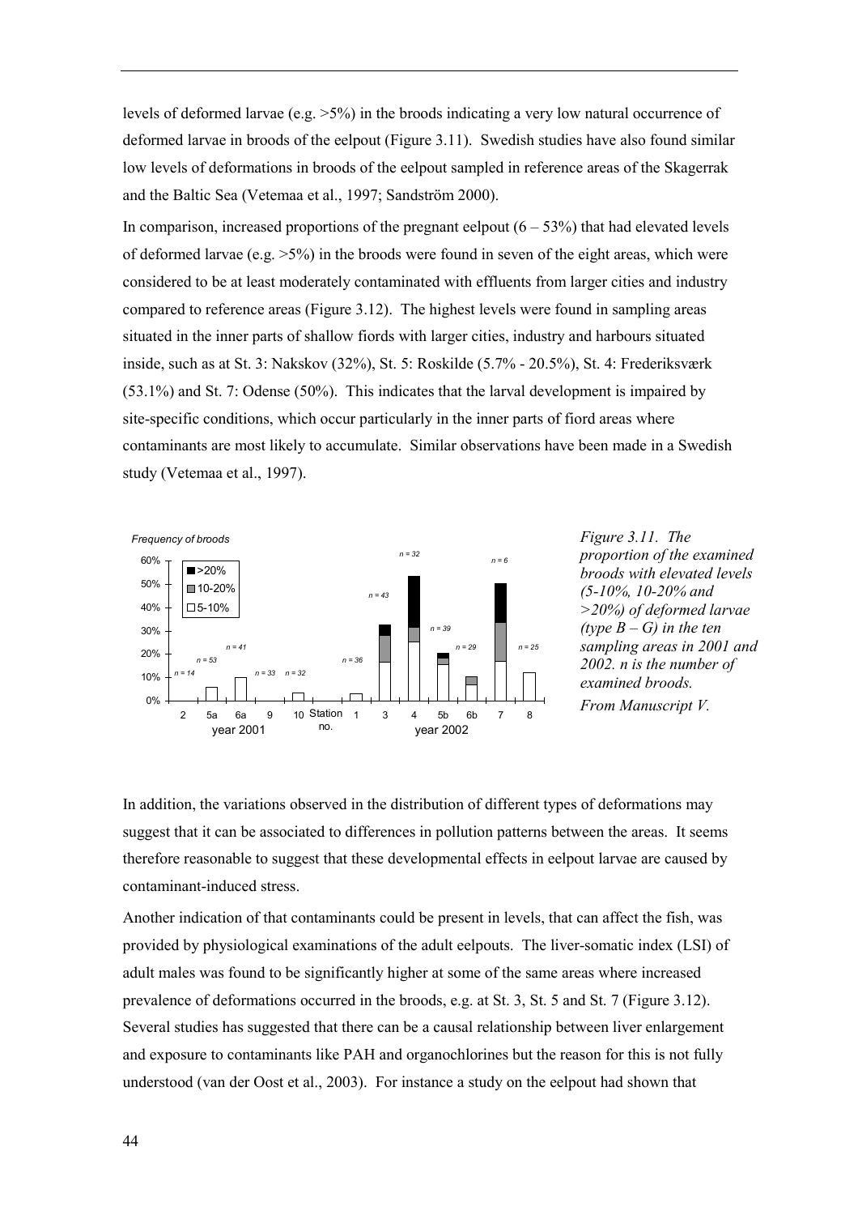levels of deformed larvae (e.g. >5%) in the broods indicating a very low natural occurrence of deformed larvae in broods of the eelpout (Figure 3.11). Swedish studies have also found similar low levels of deformations in broods of the eelpout sampled in reference areas of the Skagerrak and the Baltic Sea (Vetemaa et al., 1997; Sandström 2000).

In comparison, increased proportions of the pregnant eelpout (6 – 53%) that had elevated levels of deformed larvae (e.g. >5%) in the broods were found in seven of the eight areas, which were considered to be at least moderately contaminated with effluents from larger cities and industry compared to reference areas (Figure 3.12). The highest levels were found in sampling areas situated in the inner parts of shallow fiords with larger cities, industry and harbours situated inside, such as at St. 3: Nakskov (32%), St. 5: Roskilde (5.7% - 20.5%), St. 4: Frederiksværk (53.1%) and St. 7: Odense (50%). This indicates that the larval development is impaired by site-specific conditions, which occur particularly in the inner parts of fiord areas where contaminants are most likely to accumulate. Similar observations have been made in a Swedish study (Vetemaa et al., 1997).

*Figure 3.11. The proportion of the examined broods with elevated levels (5-10%, 10-20% and >20%) of deformed larvae (type B – G) in the ten sampling areas in 2001 and 2002. n is the number of examined broods. From Manuscript V.*

In addition, the variations observed in the distribution of different types of deformations may suggest that it can be associated to differences in pollution patterns between the areas. It seems therefore reasonable to suggest that these developmental effects in eelpout larvae are caused by contaminant-induced stress.

Another indication of that contaminants could be present in levels, that can affect the fish, was provided by physiological examinations of the adult eelpouts. The liver-somatic index (LSI) of adult males was found to be significantly higher at some of the same areas where increased prevalence of deformations occurred in the broods, e.g. at St. 3, St. 5 and St. 7 (Figure 3.12). Several studies has suggested that there can be a causal relationship between liver enlargement and exposure to contaminants like PAH and organochlorines but the reason for this is not fully understood (van der Oost et al., 2003). For instance a study on the eelpout had shown that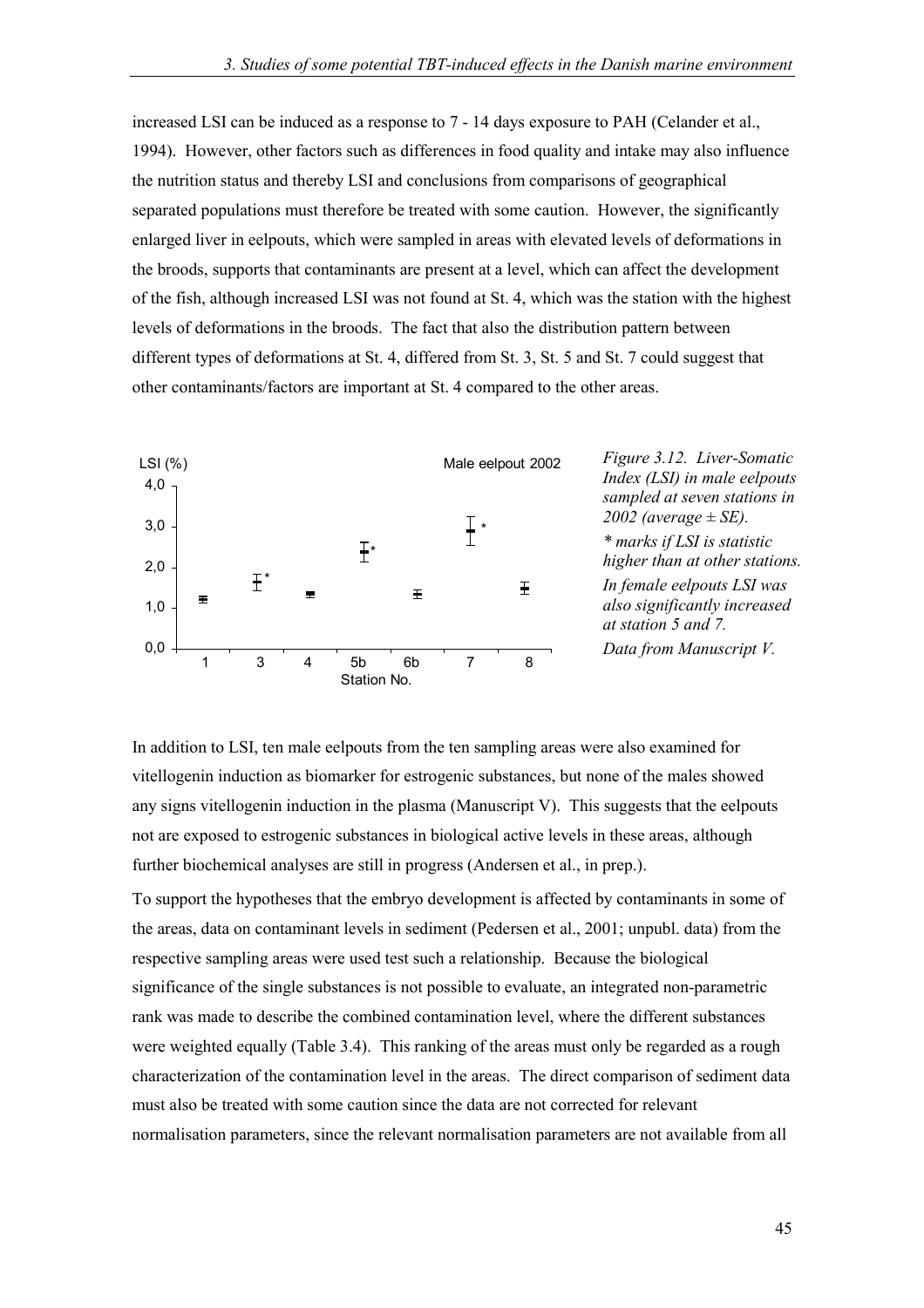increased LSI can be induced as a response to 7 - 14 days exposure to PAH (Celander et al., 1994). However, other factors such as differences in food quality and intake may also influence the nutrition status and thereby LSI and conclusions from comparisons of geographical separated populations must therefore be treated with some caution. However, the significantly enlarged liver in eelpouts, which were sampled in areas with elevated levels of deformations in the broods, supports that contaminants are present at a level, which can affect the development of the fish, although increased LSI was not found at St. 4, which was the station with the highest levels of deformations in the broods. The fact that also the distribution pattern between different types of deformations at St. 4, differed from St. 3, St. 5 and St. 7 could suggest that other contaminants/factors are important at St. 4 compared to the other areas.

*Figure 3.12. Liver-Somatic Index (LSI) in male eelpouts sampled at seven stations in 2002 (average ± SE).*
*\* marks if LSI is statistic higher than at other stations.*
*In female eelpouts LSI was also significantly increased at station 5 and 7.*
*Data from Manuscript V.*

In addition to LSI, ten male eelpouts from the ten sampling areas were also examined for vitellogenin induction as biomarker for estrogenic substances, but none of the males showed any signs vitellogenin induction in the plasma (Manuscript V). This suggests that the eelpouts not are exposed to estrogenic substances in biological active levels in these areas, although further biochemical analyses are still in progress (Andersen et al., in prep.).

To support the hypotheses that the embryo development is affected by contaminants in some of the areas, data on contaminant levels in sediment (Pedersen et al., 2001; unpubl. data) from the respective sampling areas were used test such a relationship. Because the biological significance of the single substances is not possible to evaluate, an integrated non-parametric rank was made to describe the combined contamination level, where the different substances were weighted equally (Table 3.4). This ranking of the areas must only be regarded as a rough characterization of the contamination level in the areas. The direct comparison of sediment data must also be treated with some caution since the data are not corrected for relevant normalisation parameters, since the relevant normalisation parameters are not available from all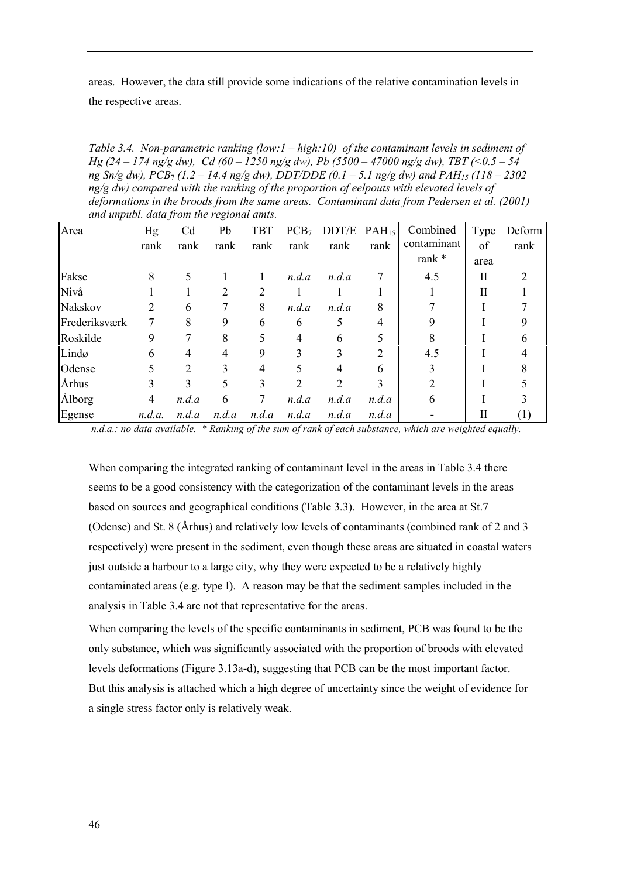areas. However, the data still provide some indications of the relative contamination levels in the respective areas.

*Table 3.4. Non-parametric ranking (low:1 – high:10) of the contaminant levels in sediment of Hg (24 – 174 ng/g dw), Cd (60 – 1250 ng/g dw), Pb (5500 – 47000 ng/g dw), TBT (<0.5 – 54 ng Sn/g dw), $PCB_7$ (1.2 – 14.4 ng/g dw), DDT/DDE (0.1 – 5.1 ng/g dw) and $PAH_{15}$ (118 – 2302 ng/g dw) compared with the ranking of the proportion of eelpouts with elevated levels of deformations in the broods from the same areas. Contaminant data from Pedersen et al. (2001) and unpubl. data from the regional amts.*

| Area | Hg rank | Cd rank | Pb rank | TBT rank | $PCB_7$ rank | DDT/E rank | $PAH_{15}$ rank | Combined contaminant rank * | Type of area | Deform rank |
|---|---|---|---|---|---|---|---|---|---|---|
| Fakse | 8 | 5 | 1 | 1 | *n.d.a* | *n.d.a* | 7 | 4.5 | II | 2 |
| Nivå | 1 | 1 | 2 | 2 | 1 | 1 | 1 | 1 | II | 1 |
| Nakskov | 2 | 6 | 7 | 8 | *n.d.a* | *n.d.a* | 8 | 7 | I | 7 |
| Frederiksværk | 7 | 8 | 9 | 6 | 6 | 5 | 4 | 9 | I | 9 |
| Roskilde | 9 | 7 | 8 | 5 | 4 | 6 | 5 | 8 | I | 6 |
| Lindø | 6 | 4 | 4 | 9 | 3 | 3 | 2 | 4.5 | I | 4 |
| Odense | 5 | 2 | 3 | 4 | 5 | 4 | 6 | 3 | I | 8 |
| Århus | 3 | 3 | 5 | 3 | 2 | 2 | 3 | 2 | I | 5 |
| Ålborg | 4 | *n.d.a* | 6 | 7 | *n.d.a* | *n.d.a* | *n.d.a* | 6 | I | 3 |
| Egense | *n.d.a.* | *n.d.a* | *n.d.a* | *n.d.a* | *n.d.a* | *n.d.a* | *n.d.a* | - | II | (1) |

*n.d.a.: no data available. * Ranking of the sum of rank of each substance, which are weighted equally.*

When comparing the integrated ranking of contaminant level in the areas in Table 3.4 there seems to be a good consistency with the categorization of the contaminant levels in the areas based on sources and geographical conditions (Table 3.3). However, in the area at St.7 (Odense) and St. 8 (Århus) and relatively low levels of contaminants (combined rank of 2 and 3 respectively) were present in the sediment, even though these areas are situated in coastal waters just outside a harbour to a large city, why they were expected to be a relatively highly contaminated areas (e.g. type I). A reason may be that the sediment samples included in the analysis in Table 3.4 are not that representative for the areas.

When comparing the levels of the specific contaminants in sediment, PCB was found to be the only substance, which was significantly associated with the proportion of broods with elevated levels deformations (Figure 3.13a-d), suggesting that PCB can be the most important factor. But this analysis is attached which a high degree of uncertainty since the weight of evidence for a single stress factor only is relatively weak.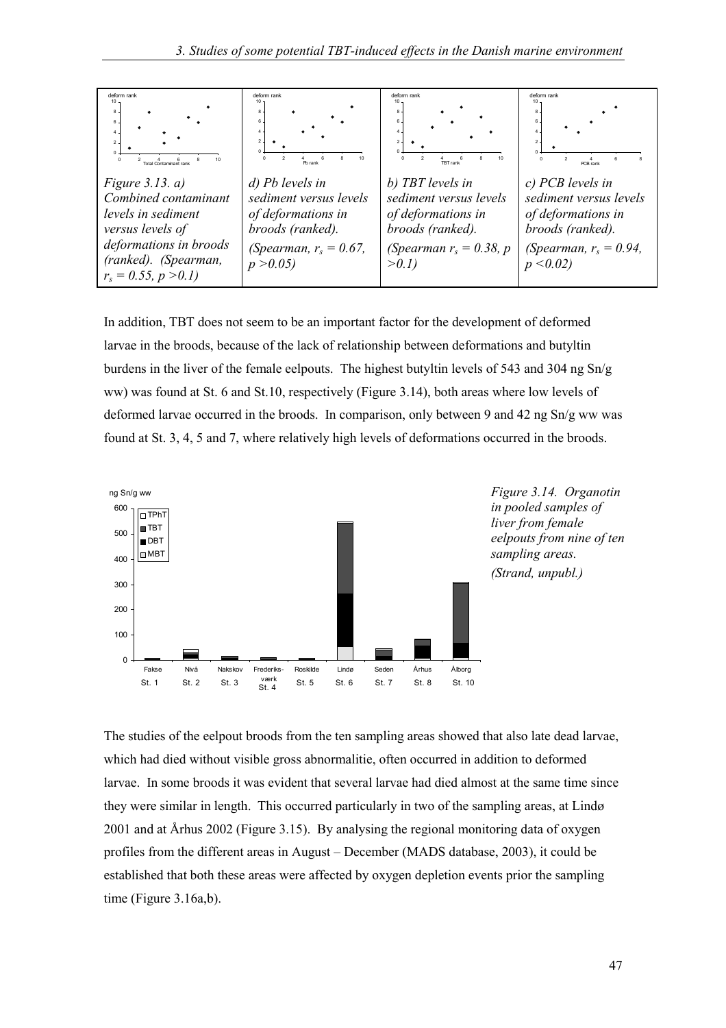*Figure 3.13. a) Combined contaminant levels in sediment versus levels of deformations in broods (ranked). (Spearman, $r_s = 0.55$, $p > 0.1$)*

*d) Pb levels in sediment versus levels of deformations in broods (ranked). (Spearman, $r_s = 0.67$, $p > 0.05$)*

*b) TBT levels in sediment versus levels of deformations in broods (ranked). (Spearman $r_s = 0.38$, $p > 0.1$)*

*c) PCB levels in sediment versus levels of deformations in broods (ranked). (Spearman, $r_s = 0.94$, $p < 0.02$)*

In addition, TBT does not seem to be an important factor for the development of deformed larvae in the broods, because of the lack of relationship between deformations and butyltin burdens in the liver of the female eelpouts. The highest butyltin levels of 543 and 304 ng Sn/g ww) was found at St. 6 and St.10, respectively (Figure 3.14), both areas where low levels of deformed larvae occurred in the broods. In comparison, only between 9 and 42 ng Sn/g ww was found at St. 3, 4, 5 and 7, where relatively high levels of deformations occurred in the broods.

*Figure 3.14. Organotin in pooled samples of liver from female eelpouts from nine of ten sampling areas. (Strand, unpubl.)*

The studies of the eelpout broods from the ten sampling areas showed that also late dead larvae, which had died without visible gross abnormalitie, often occurred in addition to deformed larvae. In some broods it was evident that several larvae had died almost at the same time since they were similar in length. This occurred particularly in two of the sampling areas, at Lindø 2001 and at Århus 2002 (Figure 3.15). By analysing the regional monitoring data of oxygen profiles from the different areas in August – December (MADS database, 2003), it could be established that both these areas were affected by oxygen depletion events prior the sampling time (Figure 3.16a,b).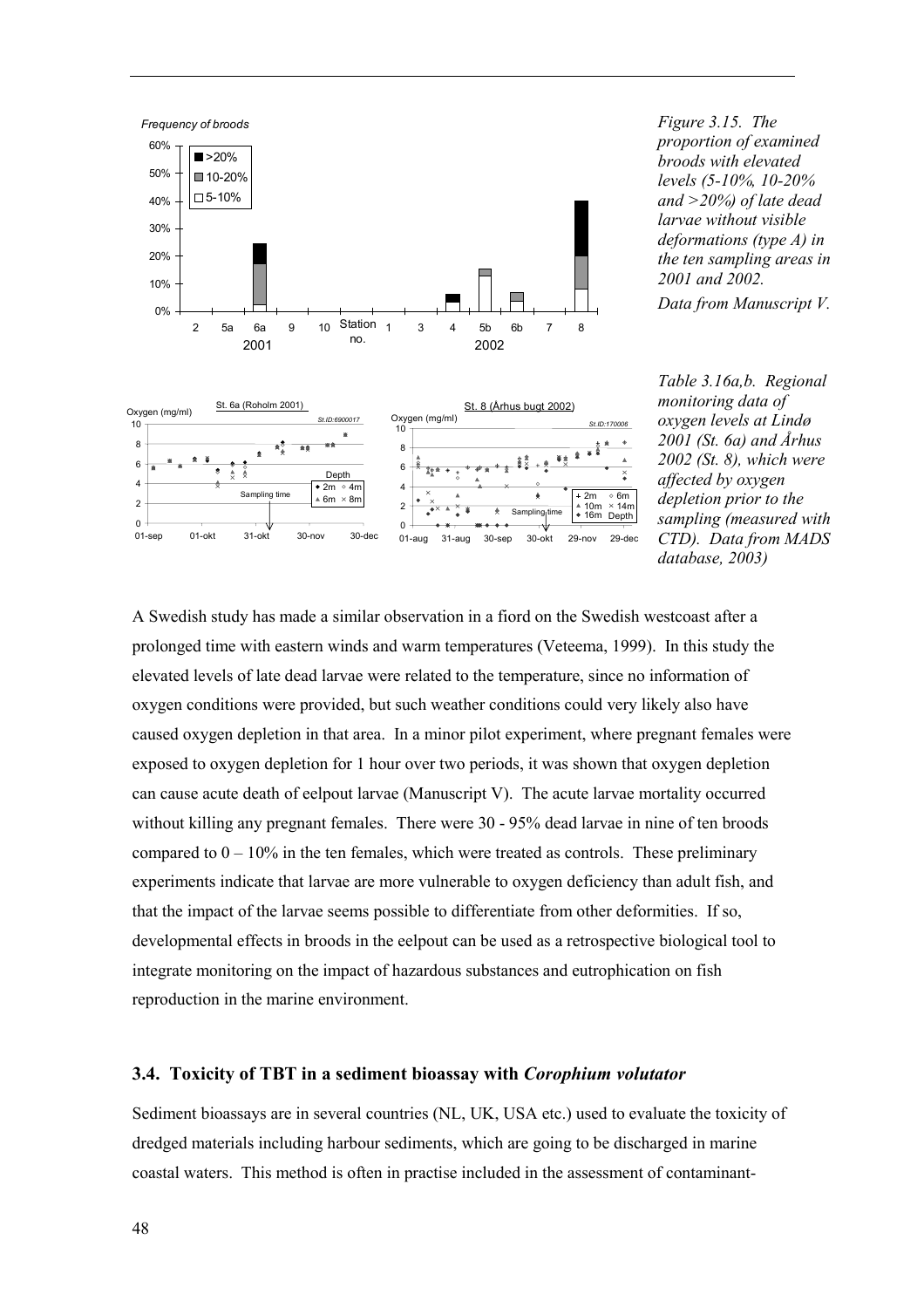*Figure 3.15. The proportion of examined broods with elevated levels (5-10%, 10-20% and >20%) of late dead larvae without visible deformations (type A) in the ten sampling areas in 2001 and 2002.*

*Data from Manuscript V.*

*Table 3.16a,b. Regional monitoring data of oxygen levels at Lindø 2001 (St. 6a) and Århus 2002 (St. 8), which were affected by oxygen depletion prior to the sampling (measured with CTD). Data from MADS database, 2003)*

A Swedish study has made a similar observation in a fiord on the Swedish westcoast after a prolonged time with eastern winds and warm temperatures (Veteema, 1999). In this study the elevated levels of late dead larvae were related to the temperature, since no information of oxygen conditions were provided, but such weather conditions could very likely also have caused oxygen depletion in that area. In a minor pilot experiment, where pregnant females were exposed to oxygen depletion for 1 hour over two periods, it was shown that oxygen depletion can cause acute death of eelpout larvae (Manuscript V). The acute larvae mortality occurred without killing any pregnant females. There were 30 - 95% dead larvae in nine of ten broods compared to 0 – 10% in the ten females, which were treated as controls. These preliminary experiments indicate that larvae are more vulnerable to oxygen deficiency than adult fish, and that the impact of the larvae seems possible to differentiate from other deformities. If so, developmental effects in broods in the eelpout can be used as a retrospective biological tool to integrate monitoring on the impact of hazardous substances and eutrophication on fish reproduction in the marine environment.

### 3.4. Toxicity of TBT in a sediment bioassay with *Corophium volutator*

Sediment bioassays are in several countries (NL, UK, USA etc.) used to evaluate the toxicity of dredged materials including harbour sediments, which are going to be discharged in marine coastal waters. This method is often in practise included in the assessment of contaminant-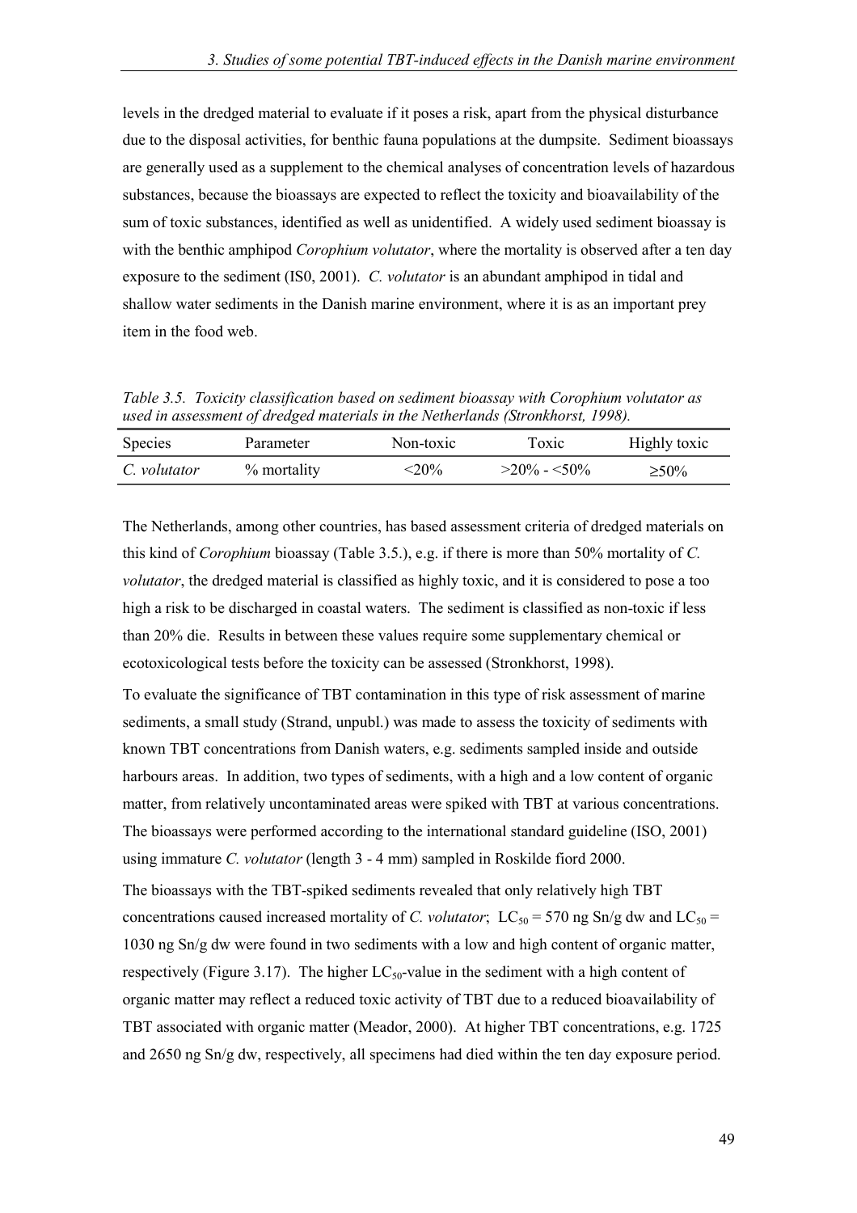levels in the dredged material to evaluate if it poses a risk, apart from the physical disturbance due to the disposal activities, for benthic fauna populations at the dumpsite. Sediment bioassays are generally used as a supplement to the chemical analyses of concentration levels of hazardous substances, because the bioassays are expected to reflect the toxicity and bioavailability of the sum of toxic substances, identified as well as unidentified. A widely used sediment bioassay is with the benthic amphipod *Corophium volutator*, where the mortality is observed after a ten day exposure to the sediment (IS0, 2001). *C. volutator* is an abundant amphipod in tidal and shallow water sediments in the Danish marine environment, where it is as an important prey item in the food web.

*Table 3.5. Toxicity classification based on sediment bioassay with Corophium volutator as used in assessment of dredged materials in the Netherlands (Stronkhorst, 1998).*

| Species | Parameter | Non-toxic | Toxic | Highly toxic |
|---|---|---|---|---|
| *C. volutator* | % mortality | <20% | >20% - <50% | ≥50% |

The Netherlands, among other countries, has based assessment criteria of dredged materials on this kind of *Corophium* bioassay (Table 3.5.), e.g. if there is more than 50% mortality of *C. volutator*, the dredged material is classified as highly toxic, and it is considered to pose a too high a risk to be discharged in coastal waters. The sediment is classified as non-toxic if less than 20% die. Results in between these values require some supplementary chemical or ecotoxicological tests before the toxicity can be assessed (Stronkhorst, 1998).

To evaluate the significance of TBT contamination in this type of risk assessment of marine sediments, a small study (Strand, unpubl.) was made to assess the toxicity of sediments with known TBT concentrations from Danish waters, e.g. sediments sampled inside and outside harbours areas. In addition, two types of sediments, with a high and a low content of organic matter, from relatively uncontaminated areas were spiked with TBT at various concentrations. The bioassays were performed according to the international standard guideline (ISO, 2001) using immature *C. volutator* (length 3 - 4 mm) sampled in Roskilde fiord 2000.

The bioassays with the TBT-spiked sediments revealed that only relatively high TBT concentrations caused increased mortality of *C. volutator*; $LC_{50}$ = 570 ng Sn/g dw and $LC_{50}$ = 1030 ng Sn/g dw were found in two sediments with a low and high content of organic matter, respectively (Figure 3.17). The higher $LC_{50}$-value in the sediment with a high content of organic matter may reflect a reduced toxic activity of TBT due to a reduced bioavailability of TBT associated with organic matter (Meador, 2000). At higher TBT concentrations, e.g. 1725 and 2650 ng Sn/g dw, respectively, all specimens had died within the ten day exposure period.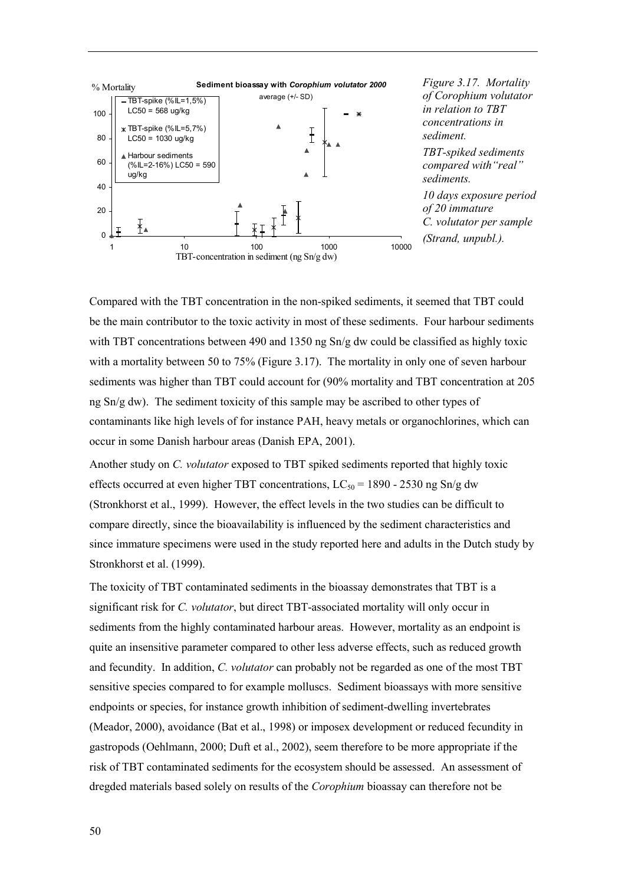Figure 3.17. Mortality of Corophium volutator in relation to TBT concentrations in sediment. TBT-spiked sediments compared with "real" sediments. 10 days exposure period of 20 immature C. volutator per sample (Strand, unpubl.).

Compared with the TBT concentration in the non-spiked sediments, it seemed that TBT could be the main contributor to the toxic activity in most of these sediments. Four harbour sediments with TBT concentrations between 490 and 1350 ng Sn/g dw could be classified as highly toxic with a mortality between 50 to 75% (Figure 3.17). The mortality in only one of seven harbour sediments was higher than TBT could account for (90% mortality and TBT concentration at 205 ng Sn/g dw). The sediment toxicity of this sample may be ascribed to other types of contaminants like high levels of for instance PAH, heavy metals or organochlorines, which can occur in some Danish harbour areas (Danish EPA, 2001).

Another study on *C. volutator* exposed to TBT spiked sediments reported that highly toxic effects occurred at even higher TBT concentrations, $LC_{50}$ = 1890 - 2530 ng Sn/g dw (Stronkhorst et al., 1999). However, the effect levels in the two studies can be difficult to compare directly, since the bioavailability is influenced by the sediment characteristics and since immature specimens were used in the study reported here and adults in the Dutch study by Stronkhorst et al. (1999).

The toxicity of TBT contaminated sediments in the bioassay demonstrates that TBT is a significant risk for *C. volutator*, but direct TBT-associated mortality will only occur in sediments from the highly contaminated harbour areas. However, mortality as an endpoint is quite an insensitive parameter compared to other less adverse effects, such as reduced growth and fecundity. In addition, *C. volutator* can probably not be regarded as one of the most TBT sensitive species compared to for example molluscs. Sediment bioassays with more sensitive endpoints or species, for instance growth inhibition of sediment-dwelling invertebrates (Meador, 2000), avoidance (Bat et al., 1998) or imposex development or reduced fecundity in gastropods (Oehlmann, 2000; Duft et al., 2002), seem therefore to be more appropriate if the risk of TBT contaminated sediments for the ecosystem should be assessed. An assessment of dregded materials based solely on results of the *Corophium* bioassay can therefore not be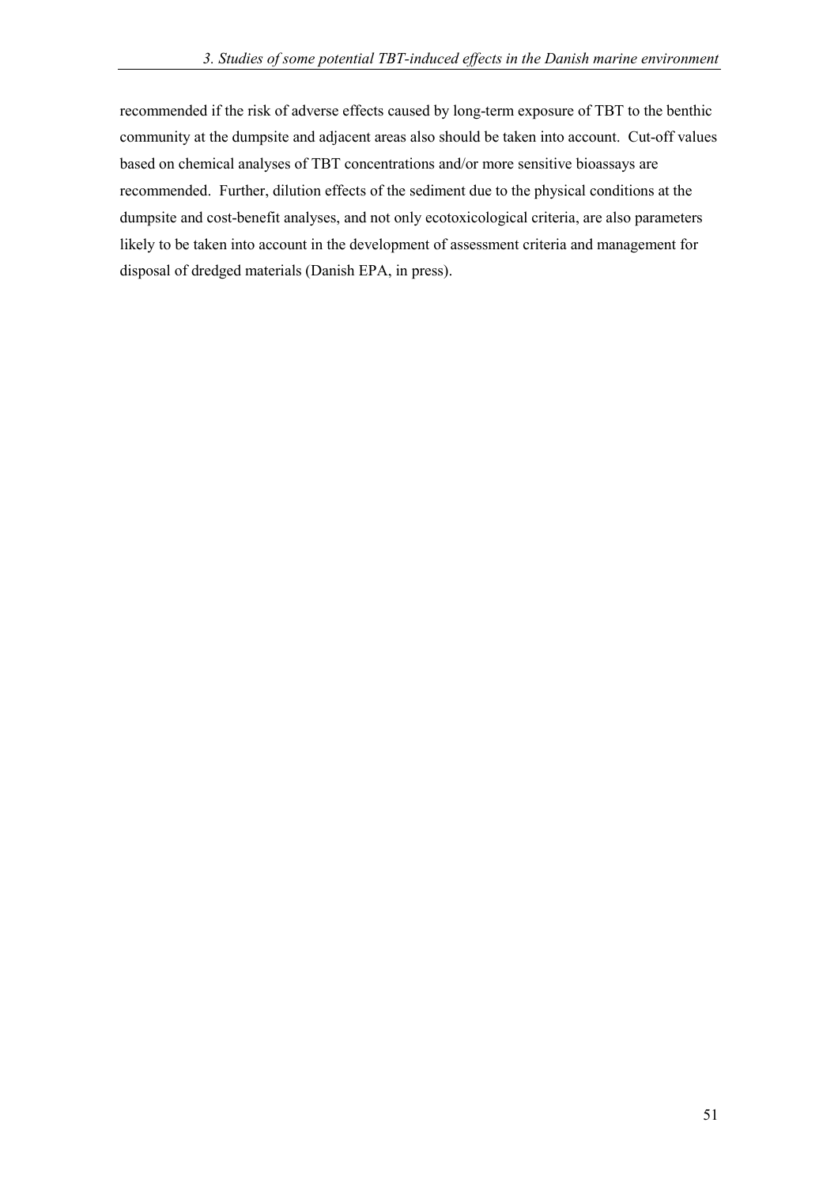recommended if the risk of adverse effects caused by long-term exposure of TBT to the benthic community at the dumpsite and adjacent areas also should be taken into account. Cut-off values based on chemical analyses of TBT concentrations and/or more sensitive bioassays are recommended. Further, dilution effects of the sediment due to the physical conditions at the dumpsite and cost-benefit analyses, and not only ecotoxicological criteria, are also parameters likely to be taken into account in the development of assessment criteria and management for disposal of dredged materials (Danish EPA, in press).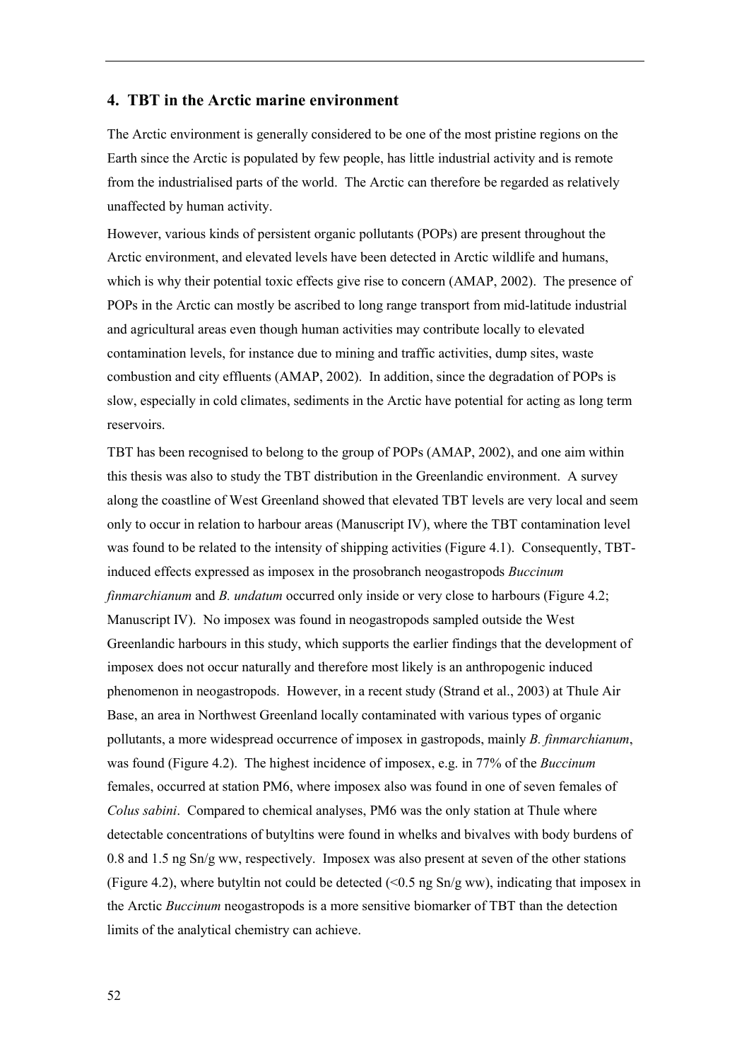## 4. TBT in the Arctic marine environment

The Arctic environment is generally considered to be one of the most pristine regions on the Earth since the Arctic is populated by few people, has little industrial activity and is remote from the industrialised parts of the world. The Arctic can therefore be regarded as relatively unaffected by human activity.

However, various kinds of persistent organic pollutants (POPs) are present throughout the Arctic environment, and elevated levels have been detected in Arctic wildlife and humans, which is why their potential toxic effects give rise to concern (AMAP, 2002). The presence of POPs in the Arctic can mostly be ascribed to long range transport from mid-latitude industrial and agricultural areas even though human activities may contribute locally to elevated contamination levels, for instance due to mining and traffic activities, dump sites, waste combustion and city effluents (AMAP, 2002). In addition, since the degradation of POPs is slow, especially in cold climates, sediments in the Arctic have potential for acting as long term reservoirs.

TBT has been recognised to belong to the group of POPs (AMAP, 2002), and one aim within this thesis was also to study the TBT distribution in the Greenlandic environment. A survey along the coastline of West Greenland showed that elevated TBT levels are very local and seem only to occur in relation to harbour areas (Manuscript IV), where the TBT contamination level was found to be related to the intensity of shipping activities (Figure 4.1). Consequently, TBT-induced effects expressed as imposex in the prosobranch neogastropods *Buccinum finmarchianum* and *B. undatum* occurred only inside or very close to harbours (Figure 4.2; Manuscript IV). No imposex was found in neogastropods sampled outside the West Greenlandic harbours in this study, which supports the earlier findings that the development of imposex does not occur naturally and therefore most likely is an anthropogenic induced phenomenon in neogastropods. However, in a recent study (Strand et al., 2003) at Thule Air Base, an area in Northwest Greenland locally contaminated with various types of organic pollutants, a more widespread occurrence of imposex in gastropods, mainly *B. finmarchianum*, was found (Figure 4.2). The highest incidence of imposex, e.g. in 77% of the *Buccinum* females, occurred at station PM6, where imposex also was found in one of seven females of *Colus sabini*. Compared to chemical analyses, PM6 was the only station at Thule where detectable concentrations of butyltins were found in whelks and bivalves with body burdens of 0.8 and 1.5 ng Sn/g ww, respectively. Imposex was also present at seven of the other stations (Figure 4.2), where butyltin not could be detected (<0.5 ng Sn/g ww), indicating that imposex in the Arctic *Buccinum* neogastropods is a more sensitive biomarker of TBT than the detection limits of the analytical chemistry can achieve.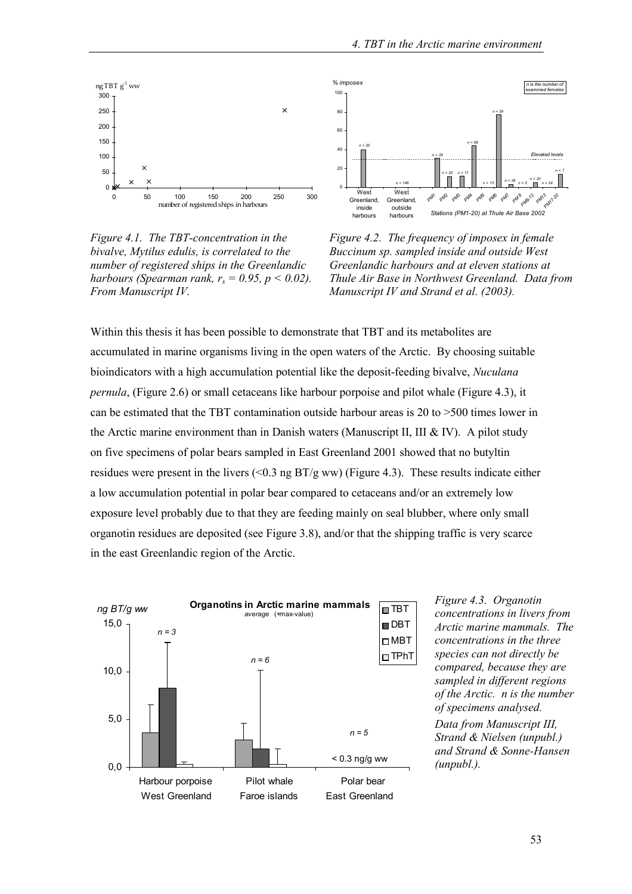*Figure 4.1. The TBT-concentration in the bivalve, Mytilus edulis, is correlated to the number of registered ships in the Greenlandic harbours (Spearman rank, $r_s = 0.95$, $p < 0.02$). From Manuscript IV.*

*Figure 4.2. The frequency of imposex in female Buccinum sp. sampled inside and outside West Greenlandic harbours and at eleven stations at Thule Air Base in Northwest Greenland. Data from Manuscript IV and Strand et al. (2003).*

Within this thesis it has been possible to demonstrate that TBT and its metabolites are accumulated in marine organisms living in the open waters of the Arctic. By choosing suitable bioindicators with a high accumulation potential like the deposit-feeding bivalve, *Nuculana pernula*, (Figure 2.6) or small cetaceans like harbour porpoise and pilot whale (Figure 4.3), it can be estimated that the TBT contamination outside harbour areas is 20 to >500 times lower in the Arctic marine environment than in Danish waters (Manuscript II, III & IV). A pilot study on five specimens of polar bears sampled in East Greenland 2001 showed that no butyltin residues were present in the livers (<0.3 ng BT/g ww) (Figure 4.3). These results indicate either a low accumulation potential in polar bear compared to cetaceans and/or an extremely low exposure level probably due to that they are feeding mainly on seal blubber, where only small organotin residues are deposited (see Figure 3.8), and/or that the shipping traffic is very scarce in the east Greenlandic region of the Arctic.

*Figure 4.3. Organotin concentrations in livers from Arctic marine mammals. The concentrations in the three species can not directly be compared, because they are sampled in different regions of the Arctic. n is the number of specimens analysed.*

*Data from Manuscript III, Strand & Nielsen (unpubl.) and Strand & Sonne-Hansen (unpubl.).*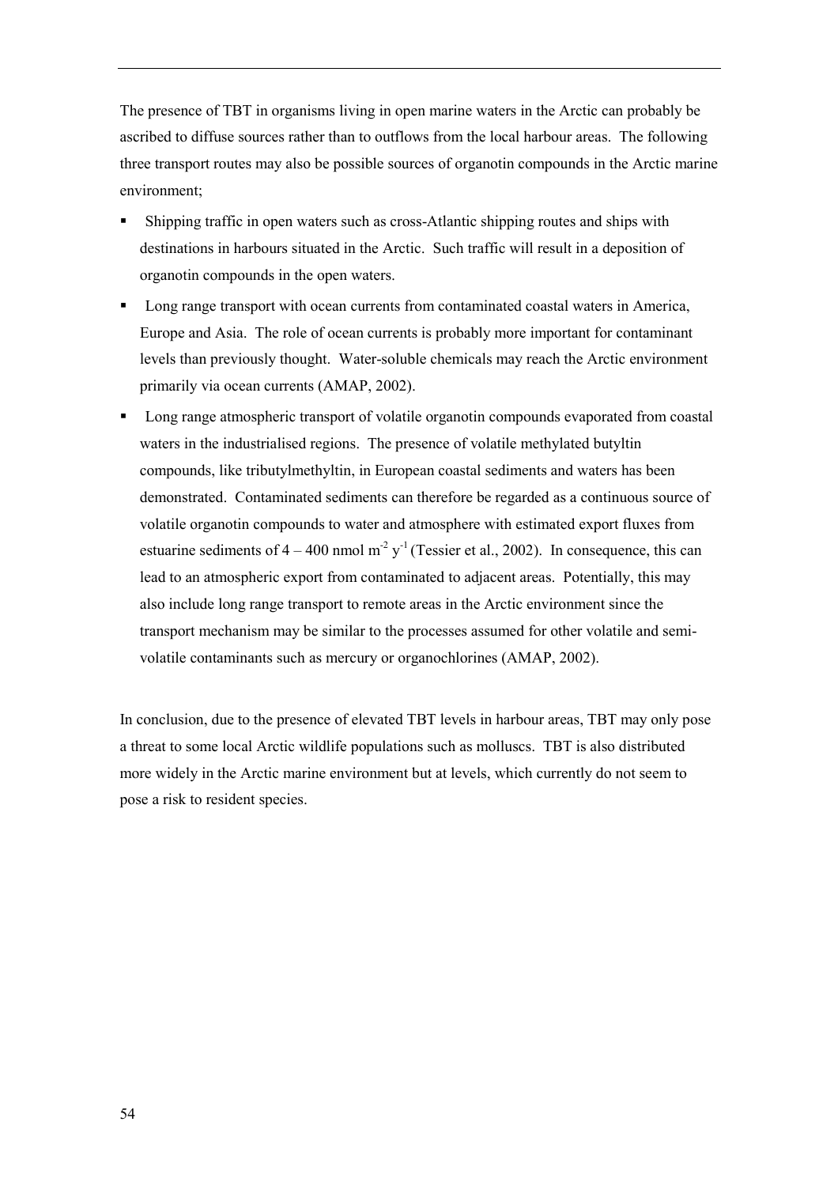The presence of TBT in organisms living in open marine waters in the Arctic can probably be ascribed to diffuse sources rather than to outflows from the local harbour areas. The following three transport routes may also be possible sources of organotin compounds in the Arctic marine environment;

- Shipping traffic in open waters such as cross-Atlantic shipping routes and ships with destinations in harbours situated in the Arctic. Such traffic will result in a deposition of organotin compounds in the open waters.
- Long range transport with ocean currents from contaminated coastal waters in America, Europe and Asia. The role of ocean currents is probably more important for contaminant levels than previously thought. Water-soluble chemicals may reach the Arctic environment primarily via ocean currents (AMAP, 2002).
- Long range atmospheric transport of volatile organotin compounds evaporated from coastal waters in the industrialised regions. The presence of volatile methylated butyltin compounds, like tributylmethyltin, in European coastal sediments and waters has been demonstrated. Contaminated sediments can therefore be regarded as a continuous source of volatile organotin compounds to water and atmosphere with estimated export fluxes from estuarine sediments of 4 – 400 nmol $m^{-2}$ $y^{-1}$ (Tessier et al., 2002). In consequence, this can lead to an atmospheric export from contaminated to adjacent areas. Potentially, this may also include long range transport to remote areas in the Arctic environment since the transport mechanism may be similar to the processes assumed for other volatile and semi-volatile contaminants such as mercury or organochlorines (AMAP, 2002).

In conclusion, due to the presence of elevated TBT levels in harbour areas, TBT may only pose a threat to some local Arctic wildlife populations such as molluscs. TBT is also distributed more widely in the Arctic marine environment but at levels, which currently do not seem to pose a risk to resident species.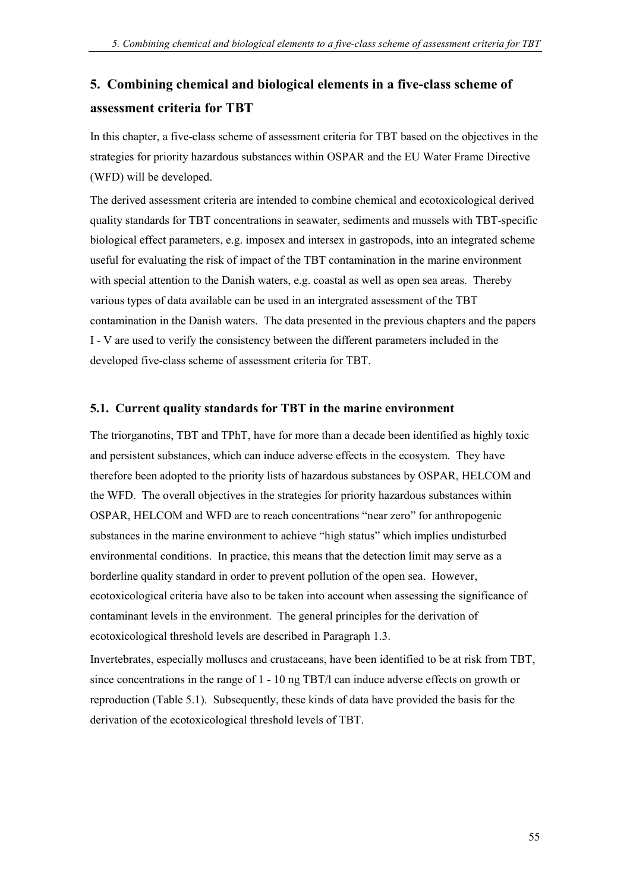## 5. Combining chemical and biological elements in a five-class scheme of assessment criteria for TBT

In this chapter, a five-class scheme of assessment criteria for TBT based on the objectives in the strategies for priority hazardous substances within OSPAR and the EU Water Frame Directive (WFD) will be developed.

The derived assessment criteria are intended to combine chemical and ecotoxicological derived quality standards for TBT concentrations in seawater, sediments and mussels with TBT-specific biological effect parameters, e.g. imposex and intersex in gastropods, into an integrated scheme useful for evaluating the risk of impact of the TBT contamination in the marine environment with special attention to the Danish waters, e.g. coastal as well as open sea areas. Thereby various types of data available can be used in an intergrated assessment of the TBT contamination in the Danish waters. The data presented in the previous chapters and the papers I - V are used to verify the consistency between the different parameters included in the developed five-class scheme of assessment criteria for TBT.

### 5.1. Current quality standards for TBT in the marine environment

The triorganotins, TBT and TPhT, have for more than a decade been identified as highly toxic and persistent substances, which can induce adverse effects in the ecosystem. They have therefore been adopted to the priority lists of hazardous substances by OSPAR, HELCOM and the WFD. The overall objectives in the strategies for priority hazardous substances within OSPAR, HELCOM and WFD are to reach concentrations "near zero" for anthropogenic substances in the marine environment to achieve "high status" which implies undisturbed environmental conditions. In practice, this means that the detection limit may serve as a borderline quality standard in order to prevent pollution of the open sea. However, ecotoxicological criteria have also to be taken into account when assessing the significance of contaminant levels in the environment. The general principles for the derivation of ecotoxicological threshold levels are described in Paragraph 1.3.

Invertebrates, especially molluscs and crustaceans, have been identified to be at risk from TBT, since concentrations in the range of 1 - 10 ng TBT/l can induce adverse effects on growth or reproduction (Table 5.1). Subsequently, these kinds of data have provided the basis for the derivation of the ecotoxicological threshold levels of TBT.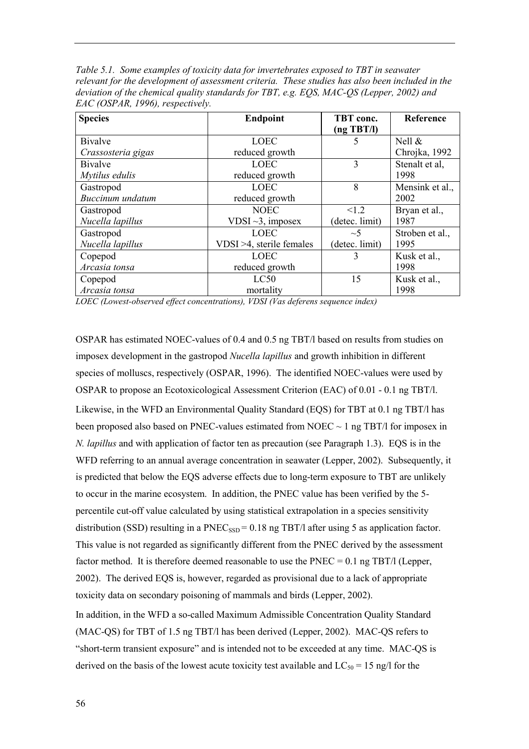*Table 5.1. Some examples of toxicity data for invertebrates exposed to TBT in seawater relevant for the development of assessment criteria. These studies has also been included in the deviation of the chemical quality standards for TBT, e.g. EQS, MAC-QS (Lepper, 2002) and EAC (OSPAR, 1996), respectively.*

| Species | Endpoint | TBT conc. (ng TBT/l) | Reference |
|---|---|---|---|
| Bivalve *Crassosteria gigas* | LOEC reduced growth | 5 | Nell & Chrojka, 1992 |
| Bivalve *Mytilus edulis* | LOEC reduced growth | 3 | Stenalt et al, 1998 |
| Gastropod *Buccinum undatum* | LOEC reduced growth | 8 | Mensink et al., 2002 |
| Gastropod *Nucella lapillus* | NOEC VDSI ~3, imposex | <1.2 (detec. limit) | Bryan et al., 1987 |
| Gastropod *Nucella lapillus* | LOEC VDSI >4, sterile females | ~5 (detec. limit) | Stroben et al., 1995 |
| Copepod *Arcasia tonsa* | LOEC reduced growth | 3 | Kusk et al., 1998 |
| Copepod *Arcasia tonsa* | LC50 mortality | 15 | Kusk et al., 1998 |

*LOEC (Lowest-observed effect concentrations), VDSI (Vas deferens sequence index)*

OSPAR has estimated NOEC-values of 0.4 and 0.5 ng TBT/l based on results from studies on imposex development in the gastropod *Nucella lapillus* and growth inhibition in different species of molluscs, respectively (OSPAR, 1996). The identified NOEC-values were used by OSPAR to propose an Ecotoxicological Assessment Criterion (EAC) of 0.01 - 0.1 ng TBT/l.

Likewise, in the WFD an Environmental Quality Standard (EQS) for TBT at 0.1 ng TBT/l has been proposed also based on PNEC-values estimated from NOEC ~ 1 ng TBT/l for imposex in *N. lapillus* and with application of factor ten as precaution (see Paragraph 1.3). EQS is in the WFD referring to an annual average concentration in seawater (Lepper, 2002). Subsequently, it is predicted that below the EQS adverse effects due to long-term exposure to TBT are unlikely to occur in the marine ecosystem. In addition, the PNEC value has been verified by the 5-percentile cut-off value calculated by using statistical extrapolation in a species sensitivity distribution (SSD) resulting in a $PNEC_{SSD}$ = 0.18 ng TBT/l after using 5 as application factor. This value is not regarded as significantly different from the PNEC derived by the assessment factor method. It is therefore deemed reasonable to use the PNEC = 0.1 ng TBT/l (Lepper, 2002). The derived EQS is, however, regarded as provisional due to a lack of appropriate toxicity data on secondary poisoning of mammals and birds (Lepper, 2002).

In addition, in the WFD a so-called Maximum Admissible Concentration Quality Standard (MAC-QS) for TBT of 1.5 ng TBT/l has been derived (Lepper, 2002). MAC-QS refers to "short-term transient exposure" and is intended not to be exceeded at any time. MAC-QS is derived on the basis of the lowest acute toxicity test available and $LC_{50}$ = 15 ng/l for the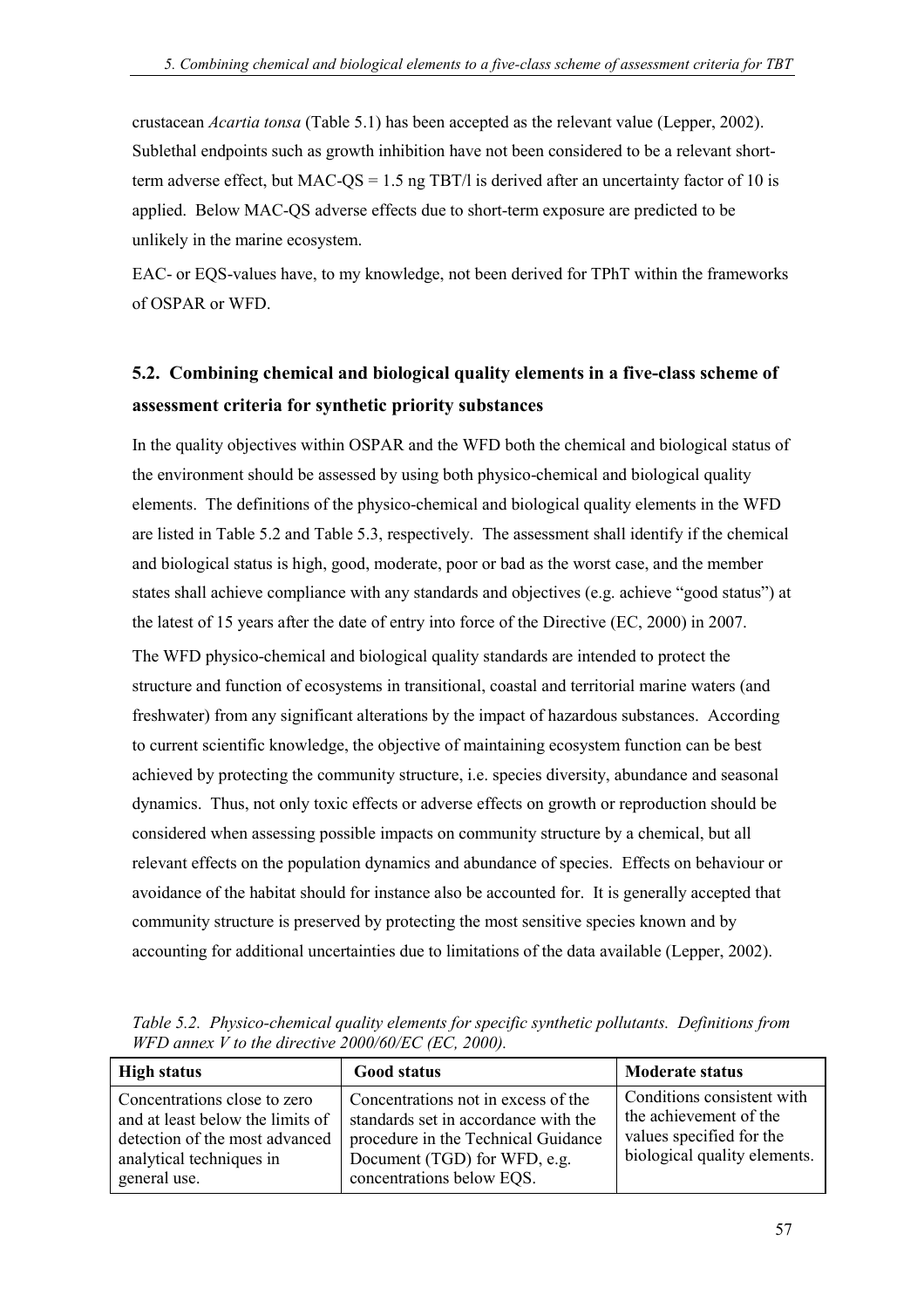crustacean *Acartia tonsa* (Table 5.1) has been accepted as the relevant value (Lepper, 2002). Sublethal endpoints such as growth inhibition have not been considered to be a relevant short-term adverse effect, but MAC-QS = 1.5 ng TBT/l is derived after an uncertainty factor of 10 is applied. Below MAC-QS adverse effects due to short-term exposure are predicted to be unlikely in the marine ecosystem.

EAC- or EQS-values have, to my knowledge, not been derived for TPhT within the frameworks of OSPAR or WFD.

## 5.2. Combining chemical and biological quality elements in a five-class scheme of assessment criteria for synthetic priority substances

In the quality objectives within OSPAR and the WFD both the chemical and biological status of the environment should be assessed by using both physico-chemical and biological quality elements. The definitions of the physico-chemical and biological quality elements in the WFD are listed in Table 5.2 and Table 5.3, respectively. The assessment shall identify if the chemical and biological status is high, good, moderate, poor or bad as the worst case, and the member states shall achieve compliance with any standards and objectives (e.g. achieve "good status") at the latest of 15 years after the date of entry into force of the Directive (EC, 2000) in 2007.

The WFD physico-chemical and biological quality standards are intended to protect the structure and function of ecosystems in transitional, coastal and territorial marine waters (and freshwater) from any significant alterations by the impact of hazardous substances. According to current scientific knowledge, the objective of maintaining ecosystem function can be best achieved by protecting the community structure, i.e. species diversity, abundance and seasonal dynamics. Thus, not only toxic effects or adverse effects on growth or reproduction should be considered when assessing possible impacts on community structure by a chemical, but all relevant effects on the population dynamics and abundance of species. Effects on behaviour or avoidance of the habitat should for instance also be accounted for. It is generally accepted that community structure is preserved by protecting the most sensitive species known and by accounting for additional uncertainties due to limitations of the data available (Lepper, 2002).

*Table 5.2. Physico-chemical quality elements for specific synthetic pollutants. Definitions from WFD annex V to the directive 2000/60/EC (EC, 2000).*

| High status | Good status | Moderate status |
|---|---|---|
| Concentrations close to zero and at least below the limits of detection of the most advanced analytical techniques in general use. | Concentrations not in excess of the standards set in accordance with the procedure in the Technical Guidance Document (TGD) for WFD, e.g. concentrations below EQS. | Conditions consistent with the achievement of the values specified for the biological quality elements. |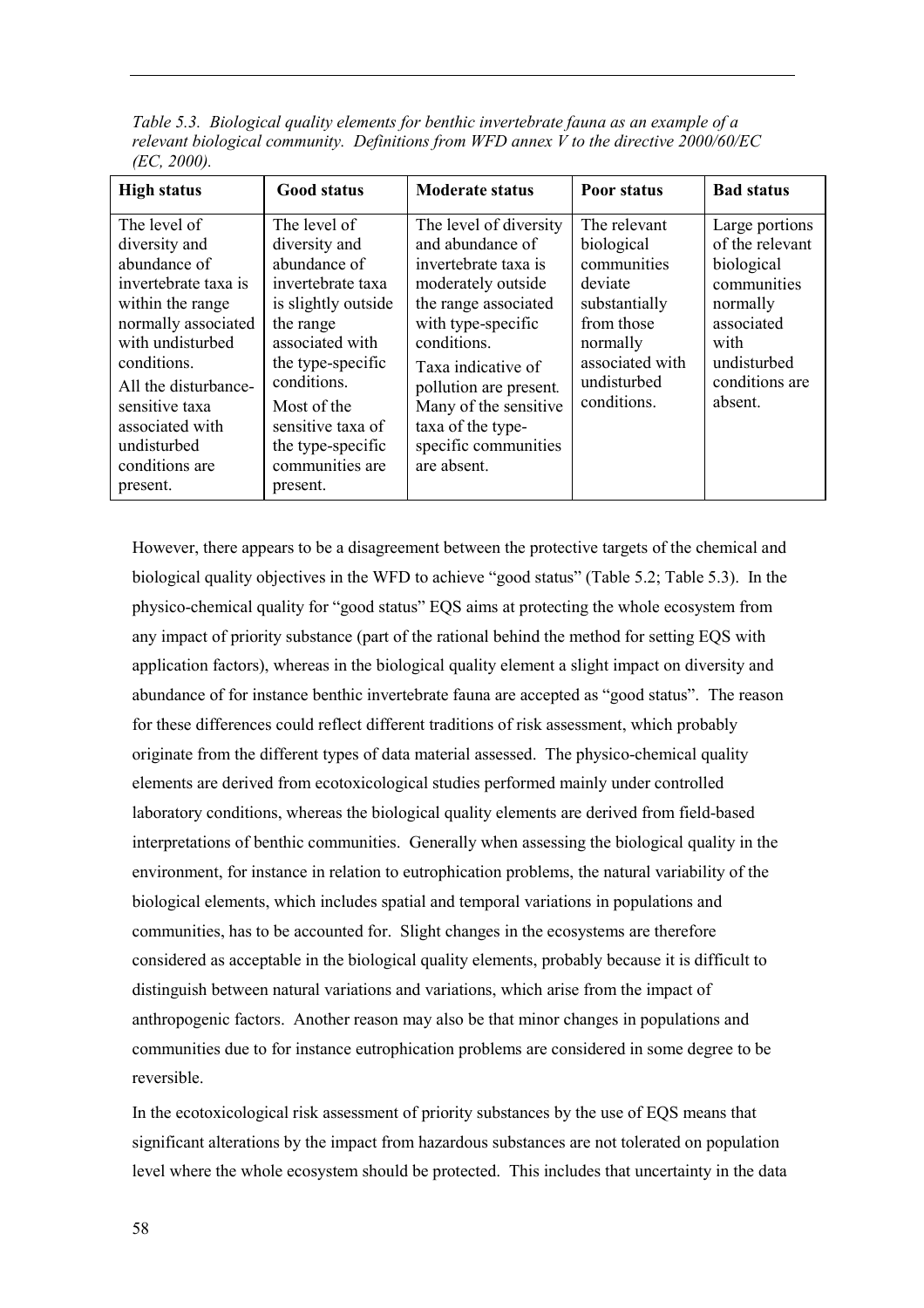*Table 5.3. Biological quality elements for benthic invertebrate fauna as an example of a relevant biological community. Definitions from WFD annex V to the directive 2000/60/EC (EC, 2000).*

| High status | Good status | Moderate status | Poor status | Bad status |
|---|---|---|---|---|
| The level of diversity and abundance of invertebrate taxa is within the range normally associated with undisturbed conditions. All the disturbance-sensitive taxa associated with undisturbed conditions are present. | The level of diversity and abundance of invertebrate taxa is slightly outside the range associated with the type-specific conditions. Most of the sensitive taxa of the type-specific communities are present. | The level of diversity and abundance of invertebrate taxa is moderately outside the range associated with type-specific conditions. Taxa indicative of pollution are present. Many of the sensitive taxa of the type-specific communities are absent. | The relevant biological communities deviate substantially from those normally associated with undisturbed conditions. | Large portions of the relevant biological communities normally associated with undisturbed conditions are absent. |

However, there appears to be a disagreement between the protective targets of the chemical and biological quality objectives in the WFD to achieve "good status" (Table 5.2; Table 5.3). In the physico-chemical quality for "good status" EQS aims at protecting the whole ecosystem from any impact of priority substance (part of the rational behind the method for setting EQS with application factors), whereas in the biological quality element a slight impact on diversity and abundance of for instance benthic invertebrate fauna are accepted as "good status". The reason for these differences could reflect different traditions of risk assessment, which probably originate from the different types of data material assessed. The physico-chemical quality elements are derived from ecotoxicological studies performed mainly under controlled laboratory conditions, whereas the biological quality elements are derived from field-based interpretations of benthic communities. Generally when assessing the biological quality in the environment, for instance in relation to eutrophication problems, the natural variability of the biological elements, which includes spatial and temporal variations in populations and communities, has to be accounted for. Slight changes in the ecosystems are therefore considered as acceptable in the biological quality elements, probably because it is difficult to distinguish between natural variations and variations, which arise from the impact of anthropogenic factors. Another reason may also be that minor changes in populations and communities due to for instance eutrophication problems are considered in some degree to be reversible.

In the ecotoxicological risk assessment of priority substances by the use of EQS means that significant alterations by the impact from hazardous substances are not tolerated on population level where the whole ecosystem should be protected. This includes that uncertainty in the data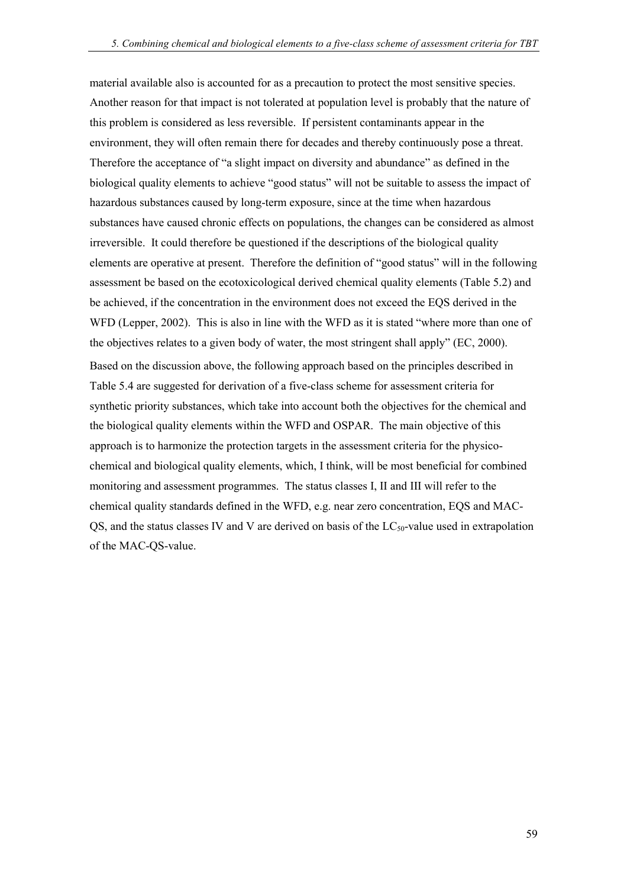material available also is accounted for as a precaution to protect the most sensitive species. Another reason for that impact is not tolerated at population level is probably that the nature of this problem is considered as less reversible. If persistent contaminants appear in the environment, they will often remain there for decades and thereby continuously pose a threat. Therefore the acceptance of "a slight impact on diversity and abundance" as defined in the biological quality elements to achieve "good status" will not be suitable to assess the impact of hazardous substances caused by long-term exposure, since at the time when hazardous substances have caused chronic effects on populations, the changes can be considered as almost irreversible. It could therefore be questioned if the descriptions of the biological quality elements are operative at present. Therefore the definition of "good status" will in the following assessment be based on the ecotoxicological derived chemical quality elements (Table 5.2) and be achieved, if the concentration in the environment does not exceed the EQS derived in the WFD (Lepper, 2002). This is also in line with the WFD as it is stated "where more than one of the objectives relates to a given body of water, the most stringent shall apply" (EC, 2000).

Based on the discussion above, the following approach based on the principles described in Table 5.4 are suggested for derivation of a five-class scheme for assessment criteria for synthetic priority substances, which take into account both the objectives for the chemical and the biological quality elements within the WFD and OSPAR. The main objective of this approach is to harmonize the protection targets in the assessment criteria for the physico-chemical and biological quality elements, which, I think, will be most beneficial for combined monitoring and assessment programmes. The status classes I, II and III will refer to the chemical quality standards defined in the WFD, e.g. near zero concentration, EQS and MAC-QS, and the status classes IV and V are derived on basis of the $LC_{50}$-value used in extrapolation of the MAC-QS-value.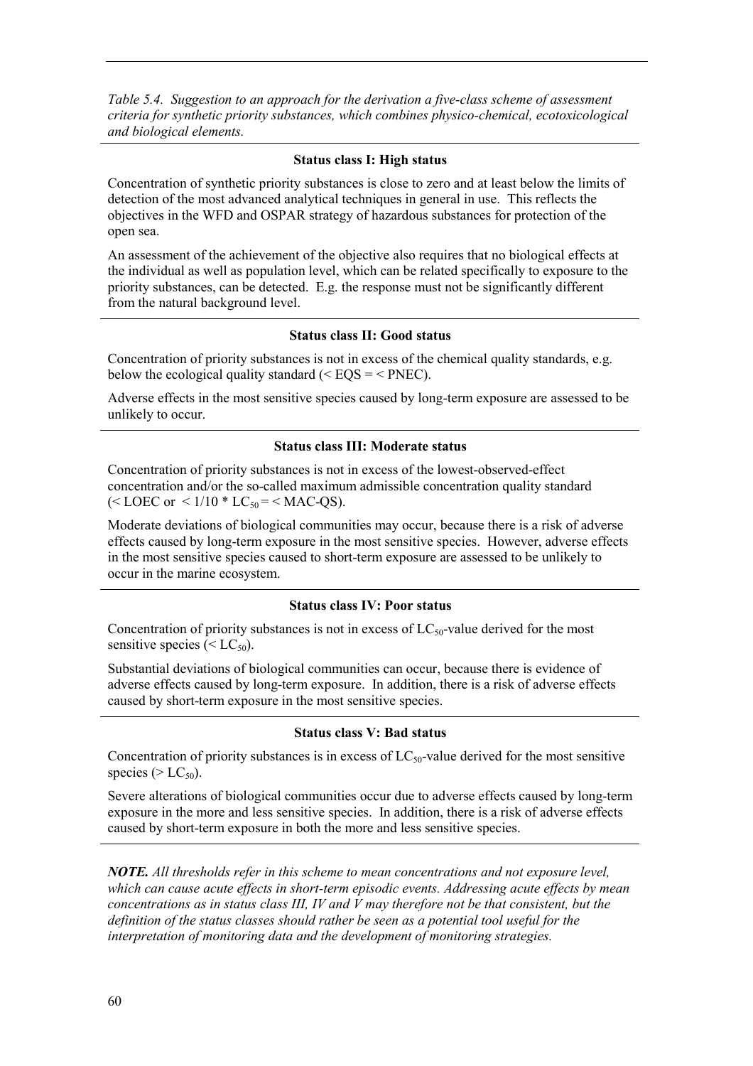*Table 5.4. Suggestion to an approach for the derivation a five-class scheme of assessment criteria for synthetic priority substances, which combines physico-chemical, ecotoxicological and biological elements.*

**Status class I: High status**

Concentration of synthetic priority substances is close to zero and at least below the limits of detection of the most advanced analytical techniques in general in use. This reflects the objectives in the WFD and OSPAR strategy of hazardous substances for protection of the open sea.

An assessment of the achievement of the objective also requires that no biological effects at the individual as well as population level, which can be related specifically to exposure to the priority substances, can be detected. E.g. the response must not be significantly different from the natural background level.

**Status class II: Good status**

Concentration of priority substances is not in excess of the chemical quality standards, e.g. below the ecological quality standard (< EQS = < PNEC).

Adverse effects in the most sensitive species caused by long-term exposure are assessed to be unlikely to occur.

**Status class III: Moderate status**

Concentration of priority substances is not in excess of the lowest-observed-effect concentration and/or the so-called maximum admissible concentration quality standard (< LOEC or $< 1/10 * LC_{50} = <$ MAC-QS).

Moderate deviations of biological communities may occur, because there is a risk of adverse effects caused by long-term exposure in the most sensitive species. However, adverse effects in the most sensitive species caused to short-term exposure are assessed to be unlikely to occur in the marine ecosystem.

**Status class IV: Poor status**

Concentration of priority substances is not in excess of $LC_{50}$-value derived for the most sensitive species ($< LC_{50}$).

Substantial deviations of biological communities can occur, because there is evidence of adverse effects caused by long-term exposure. In addition, there is a risk of adverse effects caused by short-term exposure in the most sensitive species.

**Status class V: Bad status**

Concentration of priority substances is in excess of $LC_{50}$-value derived for the most sensitive species ($> LC_{50}$).

Severe alterations of biological communities occur due to adverse effects caused by long-term exposure in the more and less sensitive species. In addition, there is a risk of adverse effects caused by short-term exposure in both the more and less sensitive species.

***NOTE.*** *All thresholds refer in this scheme to mean concentrations and not exposure level, which can cause acute effects in short-term episodic events. Addressing acute effects by mean concentrations as in status class III, IV and V may therefore not be that consistent, but the definition of the status classes should rather be seen as a potential tool useful for the interpretation of monitoring data and the development of monitoring strategies.*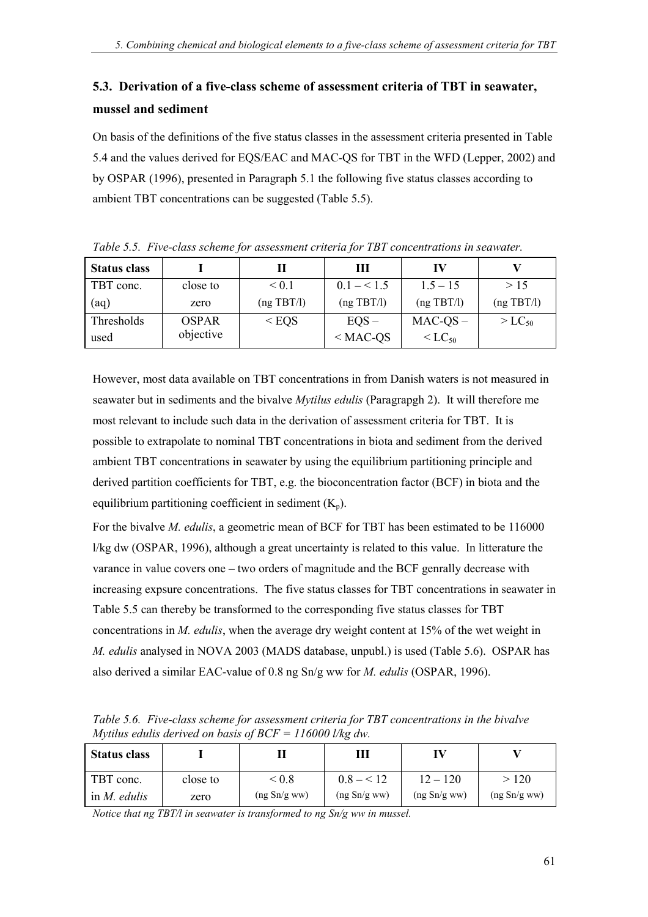## 5.3. Derivation of a five-class scheme of assessment criteria of TBT in seawater, mussel and sediment

On basis of the definitions of the five status classes in the assessment criteria presented in Table 5.4 and the values derived for EQS/EAC and MAC-QS for TBT in the WFD (Lepper, 2002) and by OSPAR (1996), presented in Paragraph 5.1 the following five status classes according to ambient TBT concentrations can be suggested (Table 5.5).

*Table 5.5. Five-class scheme for assessment criteria for TBT concentrations in seawater.*

| Status class | I | II | III | IV | V |
|---|---|---|---|---|---|
| TBT conc. (aq) | close to zero | < 0.1 (ng TBT/l) | 0.1 – < 1.5 (ng TBT/l) | 1.5 – 15 (ng TBT/l) | > 15 (ng TBT/l) |
| Thresholds used | OSPAR objective | < EQS | EQS – < MAC-QS | MAC-QS – < $LC_{50}$ | > $LC_{50}$ |

However, most data available on TBT concentrations in from Danish waters is not measured in seawater but in sediments and the bivalve *Mytilus edulis* (Paragrapgh 2). It will therefore me most relevant to include such data in the derivation of assessment criteria for TBT. It is possible to extrapolate to nominal TBT concentrations in biota and sediment from the derived ambient TBT concentrations in seawater by using the equilibrium partitioning principle and derived partition coefficients for TBT, e.g. the bioconcentration factor (BCF) in biota and the equilibrium partitioning coefficient in sediment ($K_p$).

For the bivalve *M. edulis*, a geometric mean of BCF for TBT has been estimated to be 116000 l/kg dw (OSPAR, 1996), although a great uncertainty is related to this value. In litterature the varance in value covers one – two orders of magnitude and the BCF genrally decrease with increasing expsure concentrations. The five status classes for TBT concentrations in seawater in Table 5.5 can thereby be transformed to the corresponding five status classes for TBT concentrations in *M. edulis*, when the average dry weight content at 15% of the wet weight in *M. edulis* analysed in NOVA 2003 (MADS database, unpubl.) is used (Table 5.6). OSPAR has also derived a similar EAC-value of 0.8 ng Sn/g ww for *M. edulis* (OSPAR, 1996).

*Table 5.6. Five-class scheme for assessment criteria for TBT concentrations in the bivalve Mytilus edulis derived on basis of BCF = 116000 l/kg dw.*

| Status class | I | II | III | IV | V |
|---|---|---|---|---|---|
| TBT conc. in *M. edulis* | close to zero | < 0.8 (ng Sn/g ww) | 0.8 – < 12 (ng Sn/g ww) | 12 – 120 (ng Sn/g ww) | > 120 (ng Sn/g ww) |

*Notice that ng TBT/l in seawater is transformed to ng Sn/g ww in mussel.*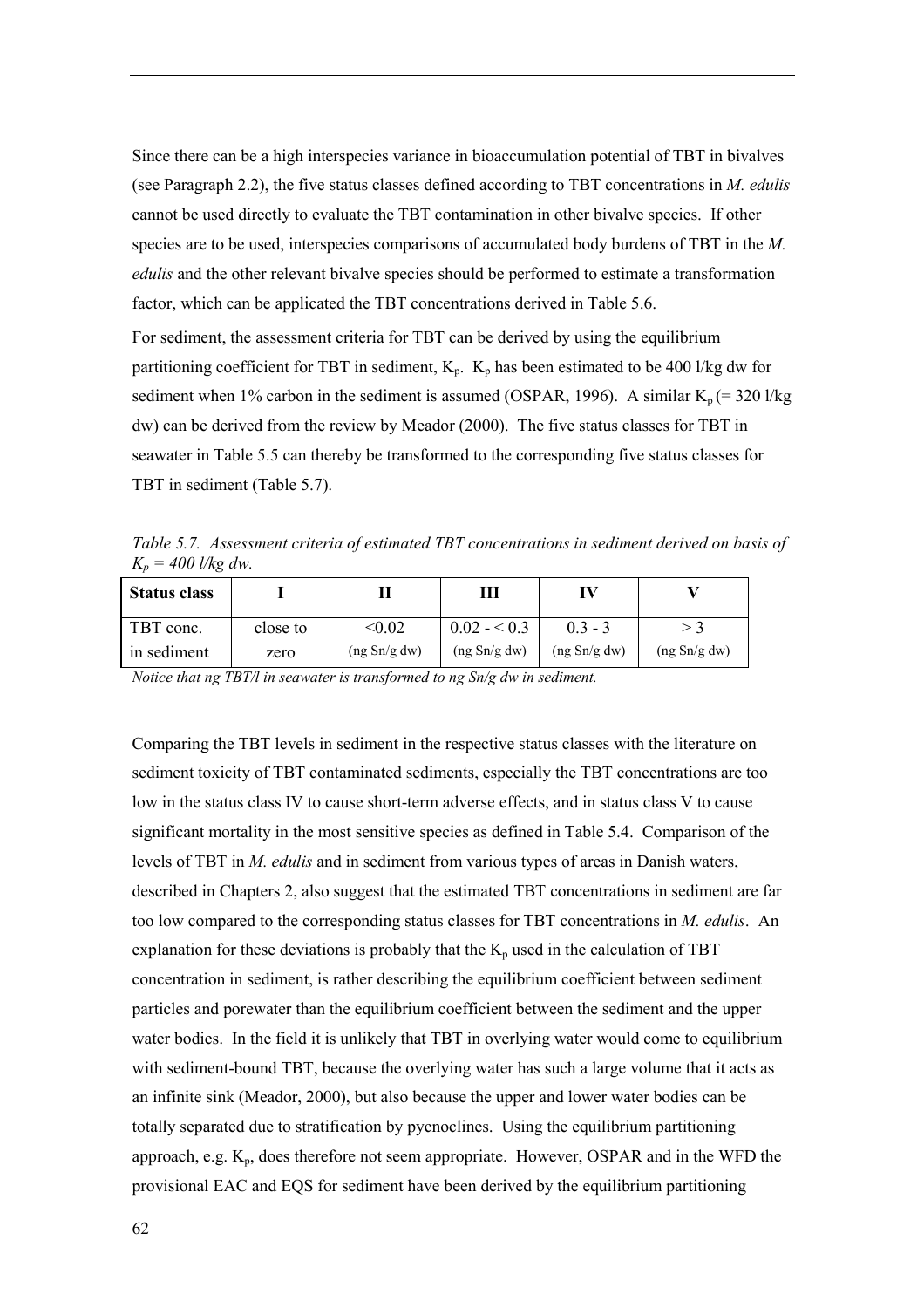Since there can be a high interspecies variance in bioaccumulation potential of TBT in bivalves (see Paragraph 2.2), the five status classes defined according to TBT concentrations in *M. edulis* cannot be used directly to evaluate the TBT contamination in other bivalve species. If other species are to be used, interspecies comparisons of accumulated body burdens of TBT in the *M. edulis* and the other relevant bivalve species should be performed to estimate a transformation factor, which can be applicated the TBT concentrations derived in Table 5.6.

For sediment, the assessment criteria for TBT can be derived by using the equilibrium partitioning coefficient for TBT in sediment, $K_p$. $K_p$ has been estimated to be 400 l/kg dw for sediment when 1% carbon in the sediment is assumed (OSPAR, 1996). A similar $K_p$ (= 320 l/kg dw) can be derived from the review by Meador (2000). The five status classes for TBT in seawater in Table 5.5 can thereby be transformed to the corresponding five status classes for TBT in sediment (Table 5.7).

*Table 5.7. Assessment criteria of estimated TBT concentrations in sediment derived on basis of $K_p$ = 400 l/kg dw.*

| Status class | I | II | III | IV | V |
|---|---|---|---|---|---|
| TBT conc. in sediment | close to zero | <0.02 (ng Sn/g dw) | 0.02 - < 0.3 (ng Sn/g dw) | 0.3 - 3 (ng Sn/g dw) | > 3 (ng Sn/g dw) |

*Notice that ng TBT/l in seawater is transformed to ng Sn/g dw in sediment.*

Comparing the TBT levels in sediment in the respective status classes with the literature on sediment toxicity of TBT contaminated sediments, especially the TBT concentrations are too low in the status class IV to cause short-term adverse effects, and in status class V to cause significant mortality in the most sensitive species as defined in Table 5.4. Comparison of the levels of TBT in *M. edulis* and in sediment from various types of areas in Danish waters, described in Chapters 2, also suggest that the estimated TBT concentrations in sediment are far too low compared to the corresponding status classes for TBT concentrations in *M. edulis*. An explanation for these deviations is probably that the $K_p$ used in the calculation of TBT concentration in sediment, is rather describing the equilibrium coefficient between sediment particles and porewater than the equilibrium coefficient between the sediment and the upper water bodies. In the field it is unlikely that TBT in overlying water would come to equilibrium with sediment-bound TBT, because the overlying water has such a large volume that it acts as an infinite sink (Meador, 2000), but also because the upper and lower water bodies can be totally separated due to stratification by pycnoclines. Using the equilibrium partitioning approach, e.g. $K_p$, does therefore not seem appropriate. However, OSPAR and in the WFD the provisional EAC and EQS for sediment have been derived by the equilibrium partitioning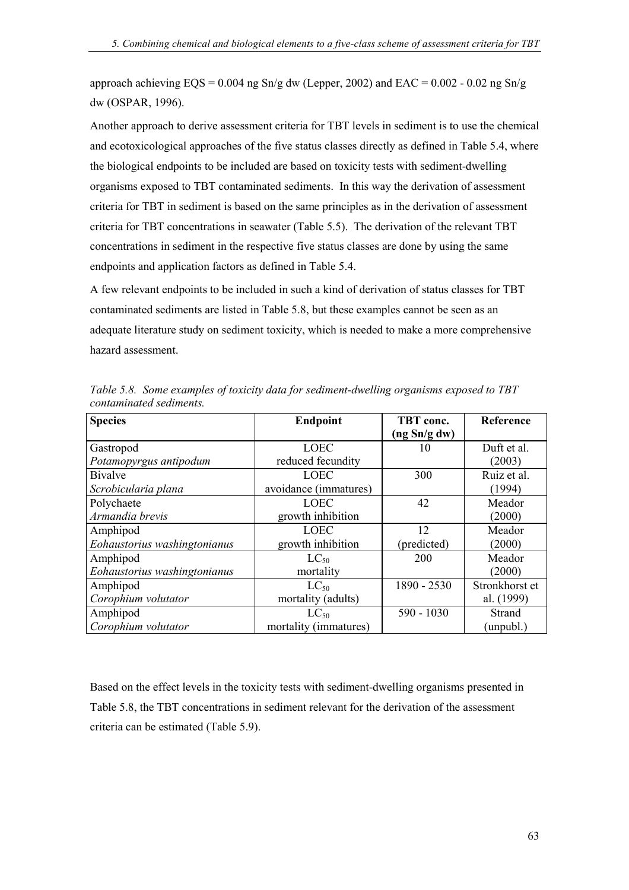approach achieving EQS = 0.004 ng Sn/g dw (Lepper, 2002) and EAC = 0.002 - 0.02 ng Sn/g dw (OSPAR, 1996).

Another approach to derive assessment criteria for TBT levels in sediment is to use the chemical and ecotoxicological approaches of the five status classes directly as defined in Table 5.4, where the biological endpoints to be included are based on toxicity tests with sediment-dwelling organisms exposed to TBT contaminated sediments. In this way the derivation of assessment criteria for TBT in sediment is based on the same principles as in the derivation of assessment criteria for TBT concentrations in seawater (Table 5.5). The derivation of the relevant TBT concentrations in sediment in the respective five status classes are done by using the same endpoints and application factors as defined in Table 5.4.

A few relevant endpoints to be included in such a kind of derivation of status classes for TBT contaminated sediments are listed in Table 5.8, but these examples cannot be seen as an adequate literature study on sediment toxicity, which is needed to make a more comprehensive hazard assessment.

*Table 5.8. Some examples of toxicity data for sediment-dwelling organisms exposed to TBT contaminated sediments.*

| Species | Endpoint | TBT conc. (ng Sn/g dw) | Reference |
|---|---|---|---|
| Gastropod *Potamopyrgus antipodum* | LOEC reduced fecundity | 10 | Duft et al. (2003) |
| Bivalve *Scrobicularia plana* | LOEC avoidance (immatures) | 300 | Ruiz et al. (1994) |
| Polychaete *Armandia brevis* | LOEC growth inhibition | 42 | Meador (2000) |
| Amphipod *Eohaustorius washingtonianus* | LOEC growth inhibition | 12 (predicted) | Meador (2000) |
| Amphipod *Eohaustorius washingtonianus* | $LC_{50}$ mortality | 200 | Meador (2000) |
| Amphipod *Corophium volutator* | $LC_{50}$ mortality (adults) | 1890 - 2530 | Stronkhorst et al. (1999) |
| Amphipod *Corophium volutator* | $LC_{50}$ mortality (immatures) | 590 - 1030 | Strand (unpubl.) |

Based on the effect levels in the toxicity tests with sediment-dwelling organisms presented in Table 5.8, the TBT concentrations in sediment relevant for the derivation of the assessment criteria can be estimated (Table 5.9).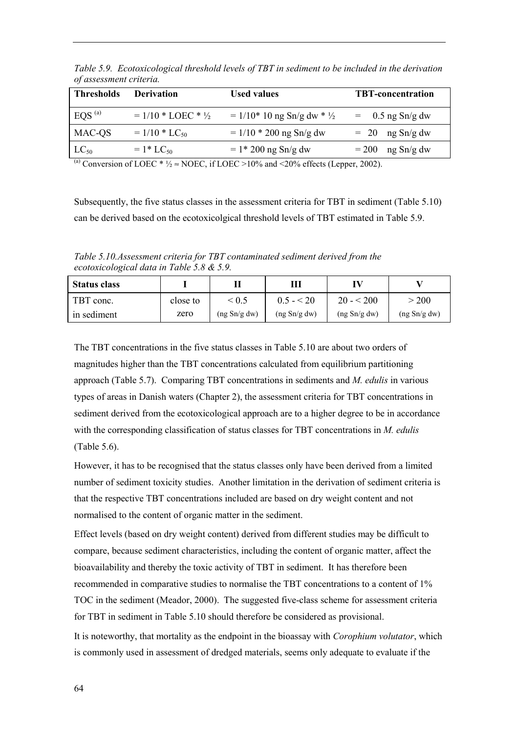*Table 5.9. Ecotoxicological threshold levels of TBT in sediment to be included in the derivation of assessment criteria.*

| Thresholds | Derivation | Used values | TBT-concentration |
|---|---|---|---|
| EQS [(a)] | = 1/10 * LOEC * ½ | = 1/10* 10 ng Sn/g dw * ½ | = 0.5 ng Sn/g dw |
| MAC-QS | = 1/10 * $LC_{50}$ | = 1/10 * 200 ng Sn/g dw | = 20 ng Sn/g dw |
| $LC_{50}$ | = 1* $LC_{50}$ | = 1* 200 ng Sn/g dw | = 200 ng Sn/g dw |

[(a)] Conversion of LOEC * ½ ≈ NOEC, if LOEC >10% and <20% effects (Lepper, 2002).

Subsequently, the five status classes in the assessment criteria for TBT in sediment (Table 5.10) can be derived based on the ecotoxicolgical threshold levels of TBT estimated in Table 5.9.

*Table 5.10.Assessment criteria for TBT contaminated sediment derived from the ecotoxicological data in Table 5.8 & 5.9.*

| Status class | I | II | III | IV | V |
|---|---|---|---|---|---|
| TBT conc. in sediment | close to zero | < 0.5 (ng Sn/g dw) | 0.5 - < 20 (ng Sn/g dw) | 20 - < 200 (ng Sn/g dw) | > 200 (ng Sn/g dw) |

The TBT concentrations in the five status classes in Table 5.10 are about two orders of magnitudes higher than the TBT concentrations calculated from equilibrium partitioning approach (Table 5.7). Comparing TBT concentrations in sediments and *M. edulis* in various types of areas in Danish waters (Chapter 2), the assessment criteria for TBT concentrations in sediment derived from the ecotoxicological approach are to a higher degree to be in accordance with the corresponding classification of status classes for TBT concentrations in *M. edulis* (Table 5.6).

However, it has to be recognised that the status classes only have been derived from a limited number of sediment toxicity studies. Another limitation in the derivation of sediment criteria is that the respective TBT concentrations included are based on dry weight content and not normalised to the content of organic matter in the sediment.

Effect levels (based on dry weight content) derived from different studies may be difficult to compare, because sediment characteristics, including the content of organic matter, affect the bioavailability and thereby the toxic activity of TBT in sediment. It has therefore been recommended in comparative studies to normalise the TBT concentrations to a content of 1% TOC in the sediment (Meador, 2000). The suggested five-class scheme for assessment criteria for TBT in sediment in Table 5.10 should therefore be considered as provisional.

It is noteworthy, that mortality as the endpoint in the bioassay with *Corophium volutator*, which is commonly used in assessment of dredged materials, seems only adequate to evaluate if the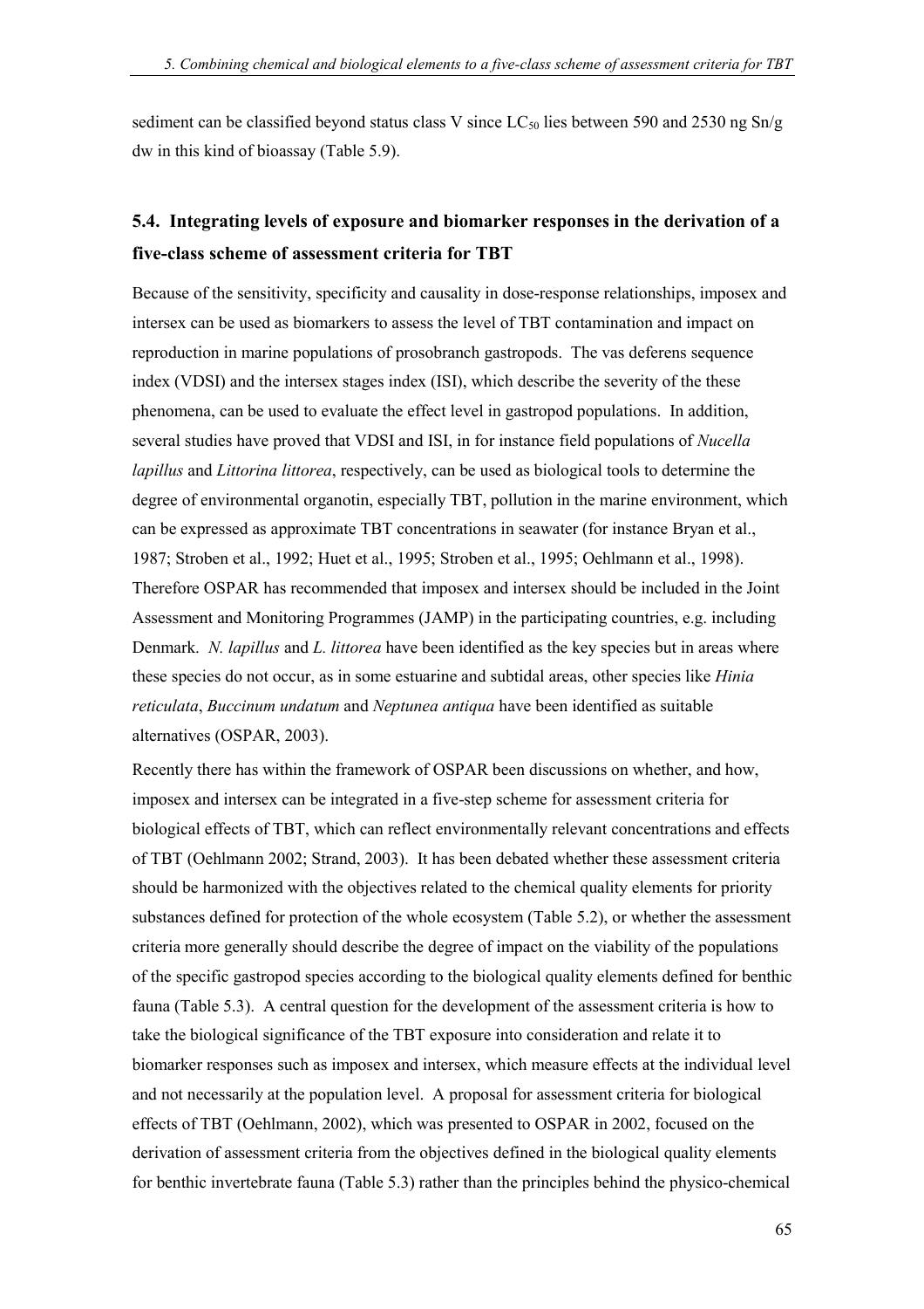sediment can be classified beyond status class V since $LC_{50}$ lies between 590 and 2530 ng Sn/g dw in this kind of bioassay (Table 5.9).

## 5.4. Integrating levels of exposure and biomarker responses in the derivation of a five-class scheme of assessment criteria for TBT

Because of the sensitivity, specificity and causality in dose-response relationships, imposex and intersex can be used as biomarkers to assess the level of TBT contamination and impact on reproduction in marine populations of prosobranch gastropods. The vas deferens sequence index (VDSI) and the intersex stages index (ISI), which describe the severity of the these phenomena, can be used to evaluate the effect level in gastropod populations. In addition, several studies have proved that VDSI and ISI, in for instance field populations of *Nucella lapillus* and *Littorina littorea*, respectively, can be used as biological tools to determine the degree of environmental organotin, especially TBT, pollution in the marine environment, which can be expressed as approximate TBT concentrations in seawater (for instance Bryan et al., 1987; Stroben et al., 1992; Huet et al., 1995; Stroben et al., 1995; Oehlmann et al., 1998). Therefore OSPAR has recommended that imposex and intersex should be included in the Joint Assessment and Monitoring Programmes (JAMP) in the participating countries, e.g. including Denmark. *N. lapillus* and *L. littorea* have been identified as the key species but in areas where these species do not occur, as in some estuarine and subtidal areas, other species like *Hinia reticulata*, *Buccinum undatum* and *Neptunea antiqua* have been identified as suitable alternatives (OSPAR, 2003).

Recently there has within the framework of OSPAR been discussions on whether, and how, imposex and intersex can be integrated in a five-step scheme for assessment criteria for biological effects of TBT, which can reflect environmentally relevant concentrations and effects of TBT (Oehlmann 2002; Strand, 2003). It has been debated whether these assessment criteria should be harmonized with the objectives related to the chemical quality elements for priority substances defined for protection of the whole ecosystem (Table 5.2), or whether the assessment criteria more generally should describe the degree of impact on the viability of the populations of the specific gastropod species according to the biological quality elements defined for benthic fauna (Table 5.3). A central question for the development of the assessment criteria is how to take the biological significance of the TBT exposure into consideration and relate it to biomarker responses such as imposex and intersex, which measure effects at the individual level and not necessarily at the population level. A proposal for assessment criteria for biological effects of TBT (Oehlmann, 2002), which was presented to OSPAR in 2002, focused on the derivation of assessment criteria from the objectives defined in the biological quality elements for benthic invertebrate fauna (Table 5.3) rather than the principles behind the physico-chemical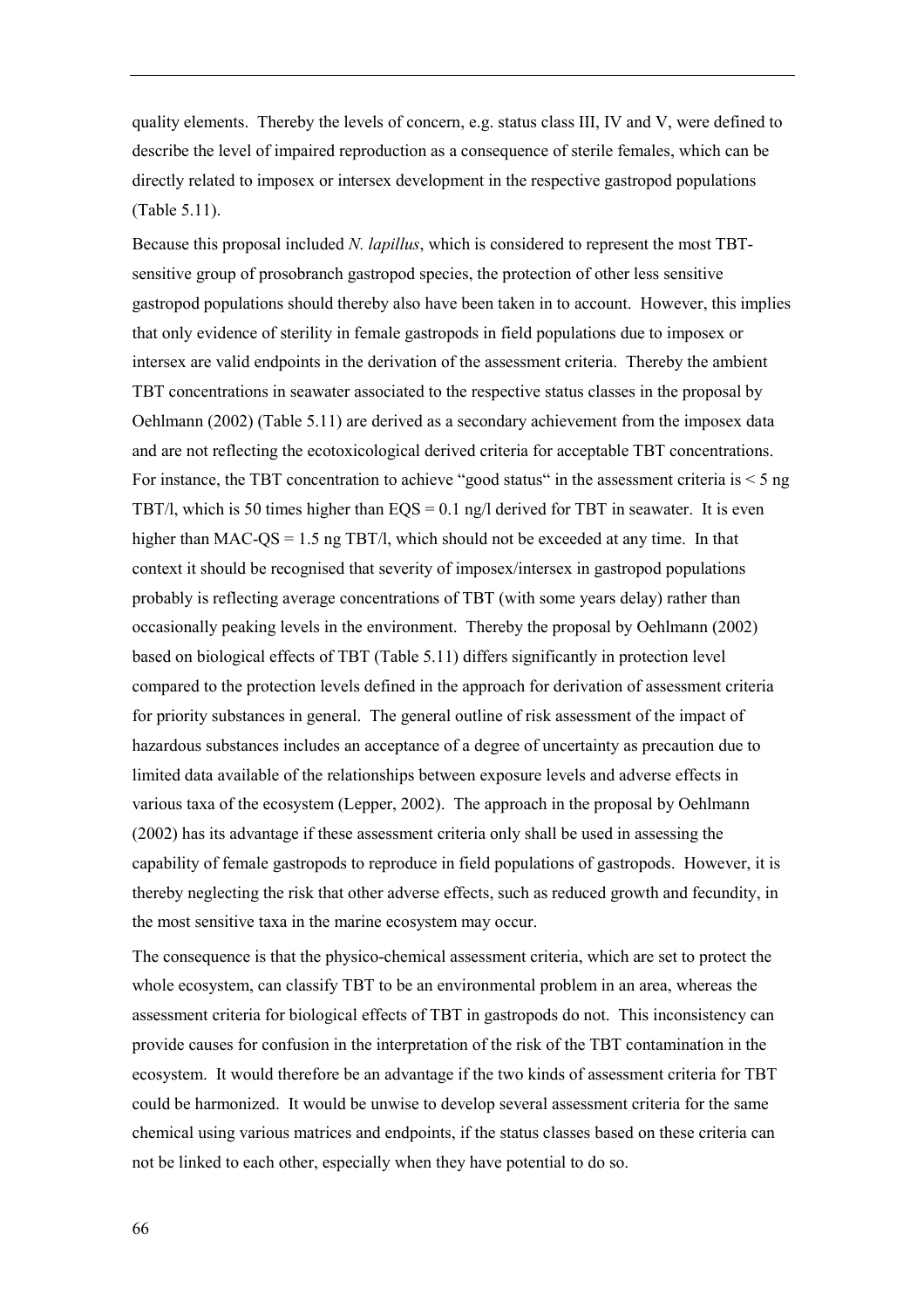quality elements. Thereby the levels of concern, e.g. status class III, IV and V, were defined to describe the level of impaired reproduction as a consequence of sterile females, which can be directly related to imposex or intersex development in the respective gastropod populations (Table 5.11).

Because this proposal included *N. lapillus*, which is considered to represent the most TBT-sensitive group of prosobranch gastropod species, the protection of other less sensitive gastropod populations should thereby also have been taken in to account. However, this implies that only evidence of sterility in female gastropods in field populations due to imposex or intersex are valid endpoints in the derivation of the assessment criteria. Thereby the ambient TBT concentrations in seawater associated to the respective status classes in the proposal by Oehlmann (2002) (Table 5.11) are derived as a secondary achievement from the imposex data and are not reflecting the ecotoxicological derived criteria for acceptable TBT concentrations. For instance, the TBT concentration to achieve "good status" in the assessment criteria is < 5 ng TBT/l, which is 50 times higher than EQS = 0.1 ng/l derived for TBT in seawater. It is even higher than MAC-QS = 1.5 ng TBT/l, which should not be exceeded at any time. In that context it should be recognised that severity of imposex/intersex in gastropod populations probably is reflecting average concentrations of TBT (with some years delay) rather than occasionally peaking levels in the environment. Thereby the proposal by Oehlmann (2002) based on biological effects of TBT (Table 5.11) differs significantly in protection level compared to the protection levels defined in the approach for derivation of assessment criteria for priority substances in general. The general outline of risk assessment of the impact of hazardous substances includes an acceptance of a degree of uncertainty as precaution due to limited data available of the relationships between exposure levels and adverse effects in various taxa of the ecosystem (Lepper, 2002). The approach in the proposal by Oehlmann (2002) has its advantage if these assessment criteria only shall be used in assessing the capability of female gastropods to reproduce in field populations of gastropods. However, it is thereby neglecting the risk that other adverse effects, such as reduced growth and fecundity, in the most sensitive taxa in the marine ecosystem may occur.

The consequence is that the physico-chemical assessment criteria, which are set to protect the whole ecosystem, can classify TBT to be an environmental problem in an area, whereas the assessment criteria for biological effects of TBT in gastropods do not. This inconsistency can provide causes for confusion in the interpretation of the risk of the TBT contamination in the ecosystem. It would therefore be an advantage if the two kinds of assessment criteria for TBT could be harmonized. It would be unwise to develop several assessment criteria for the same chemical using various matrices and endpoints, if the status classes based on these criteria can not be linked to each other, especially when they have potential to do so.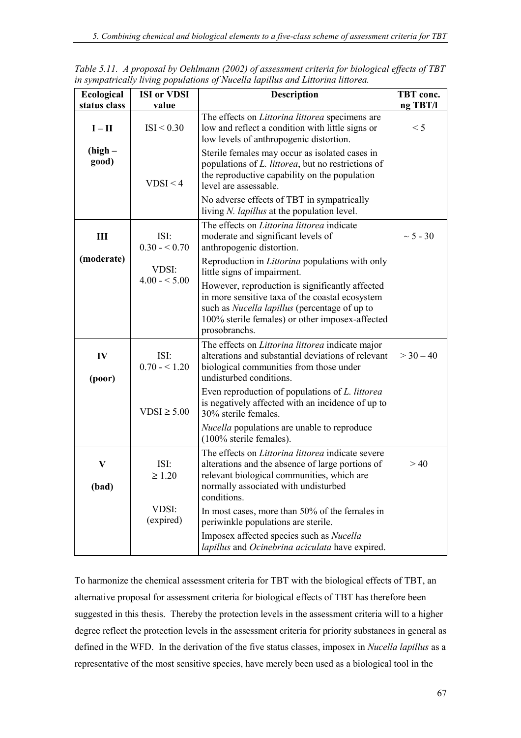*Table 5.11. A proposal by Oehlmann (2002) of assessment criteria for biological effects of TBT in sympatrically living populations of Nucella lapillus and Littorina littorea.*

| Ecological status class | ISI or VDSI value | Description | TBT conc. ng TBT/l |
|---|---|---|---|
| **I – II** **(high – good)** | ISI < 0.30 VDSI < 4 | The effects on *Littorina littorea* specimens are low and reflect a condition with little signs or low levels of anthropogenic distortion. Sterile females may occur as isolated cases in populations of *L. littorea*, but no restrictions of the reproductive capability on the population level are assessable. No adverse effects of TBT in sympatrically living *N. lapillus* at the population level. | < 5 |
| **III** **(moderate)** | ISI: 0.30 - < 0.70 VDSI: 4.00 - < 5.00 | The effects on *Littorina littorea* indicate moderate and significant levels of anthropogenic distortion. Reproduction in *Littorina* populations with only little signs of impairment. However, reproduction is significantly affected in more sensitive taxa of the coastal ecosystem such as *Nucella lapillus* (percentage of up to 100% sterile females) or other imposex-affected prosobranchs. | ~ 5 - 30 |
| **IV** **(poor)** | ISI: 0.70 - < 1.20 VDSI ≥ 5.00 | The effects on *Littorina littorea* indicate major alterations and substantial deviations of relevant biological communities from those under undisturbed conditions. Even reproduction of populations of *L. littorea* is negatively affected with an incidence of up to 30% sterile females. *Nucella* populations are unable to reproduce (100% sterile females). | > 30 – 40 |
| **V** **(bad)** | ISI: ≥ 1.20 VDSI: (expired) | The effects on *Littorina littorea* indicate severe alterations and the absence of large portions of relevant biological communities, which are normally associated with undisturbed conditions. In most cases, more than 50% of the females in periwinkle populations are sterile. Imposex affected species such as *Nucella lapillus* and *Ocinebrina aciculata* have expired. | > 40 |

To harmonize the chemical assessment criteria for TBT with the biological effects of TBT, an alternative proposal for assessment criteria for biological effects of TBT has therefore been suggested in this thesis. Thereby the protection levels in the assessment criteria will to a higher degree reflect the protection levels in the assessment criteria for priority substances in general as defined in the WFD. In the derivation of the five status classes, imposex in *Nucella lapillus* as a representative of the most sensitive species, have merely been used as a biological tool in the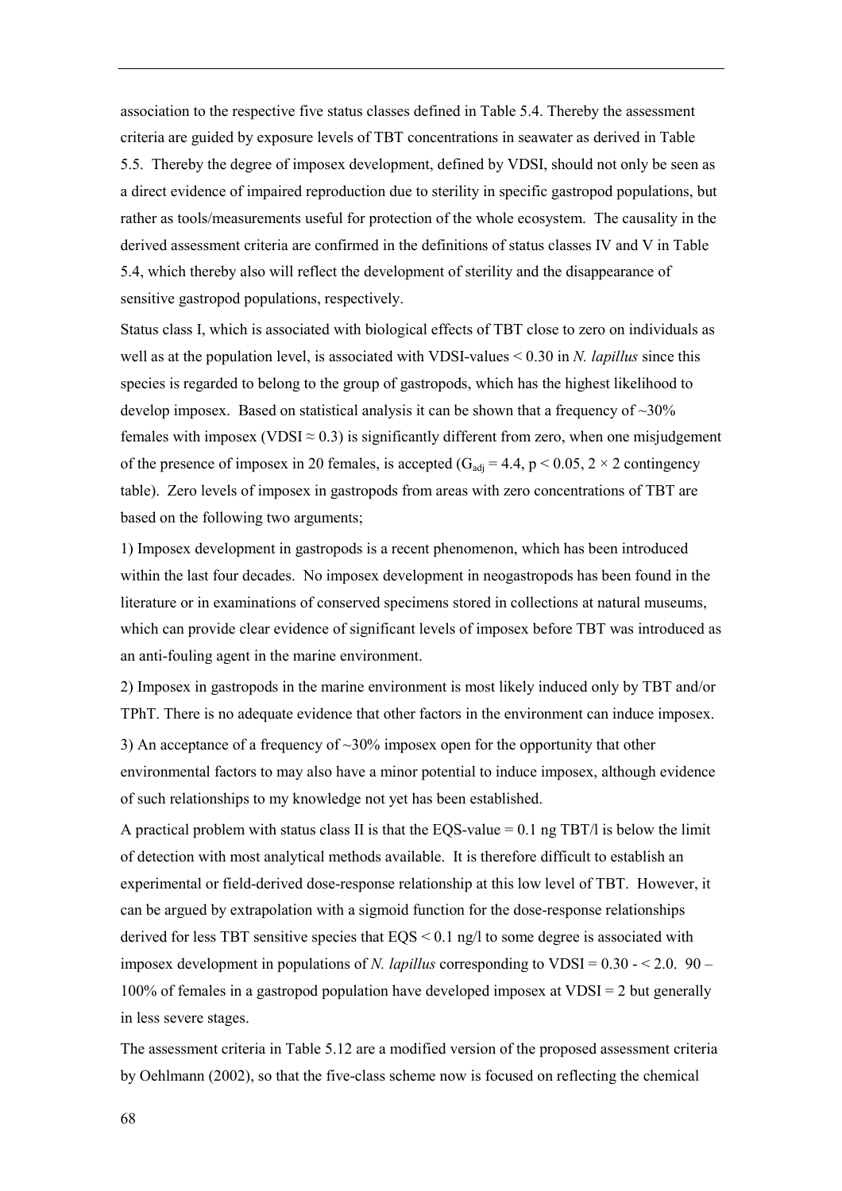association to the respective five status classes defined in Table 5.4. Thereby the assessment criteria are guided by exposure levels of TBT concentrations in seawater as derived in Table 5.5. Thereby the degree of imposex development, defined by VDSI, should not only be seen as a direct evidence of impaired reproduction due to sterility in specific gastropod populations, but rather as tools/measurements useful for protection of the whole ecosystem. The causality in the derived assessment criteria are confirmed in the definitions of status classes IV and V in Table 5.4, which thereby also will reflect the development of sterility and the disappearance of sensitive gastropod populations, respectively.

Status class I, which is associated with biological effects of TBT close to zero on individuals as well as at the population level, is associated with VDSI-values < 0.30 in *N. lapillus* since this species is regarded to belong to the group of gastropods, which has the highest likelihood to develop imposex. Based on statistical analysis it can be shown that a frequency of ~30% females with imposex (VDSI ≈ 0.3) is significantly different from zero, when one misjudgement of the presence of imposex in 20 females, is accepted ($G_{adj} = 4.4$, $p < 0.05$, 2 × 2 contingency table). Zero levels of imposex in gastropods from areas with zero concentrations of TBT are based on the following two arguments;

1) Imposex development in gastropods is a recent phenomenon, which has been introduced within the last four decades. No imposex development in neogastropods has been found in the literature or in examinations of conserved specimens stored in collections at natural museums, which can provide clear evidence of significant levels of imposex before TBT was introduced as an anti-fouling agent in the marine environment.

2) Imposex in gastropods in the marine environment is most likely induced only by TBT and/or TPhT. There is no adequate evidence that other factors in the environment can induce imposex.

3) An acceptance of a frequency of ~30% imposex open for the opportunity that other environmental factors to may also have a minor potential to induce imposex, although evidence of such relationships to my knowledge not yet has been established.

A practical problem with status class II is that the EQS-value = 0.1 ng TBT/l is below the limit of detection with most analytical methods available. It is therefore difficult to establish an experimental or field-derived dose-response relationship at this low level of TBT. However, it can be argued by extrapolation with a sigmoid function for the dose-response relationships derived for less TBT sensitive species that EQS < 0.1 ng/l to some degree is associated with imposex development in populations of *N. lapillus* corresponding to VDSI = 0.30 - < 2.0. 90 – 100% of females in a gastropod population have developed imposex at VDSI = 2 but generally in less severe stages.

The assessment criteria in Table 5.12 are a modified version of the proposed assessment criteria by Oehlmann (2002), so that the five-class scheme now is focused on reflecting the chemical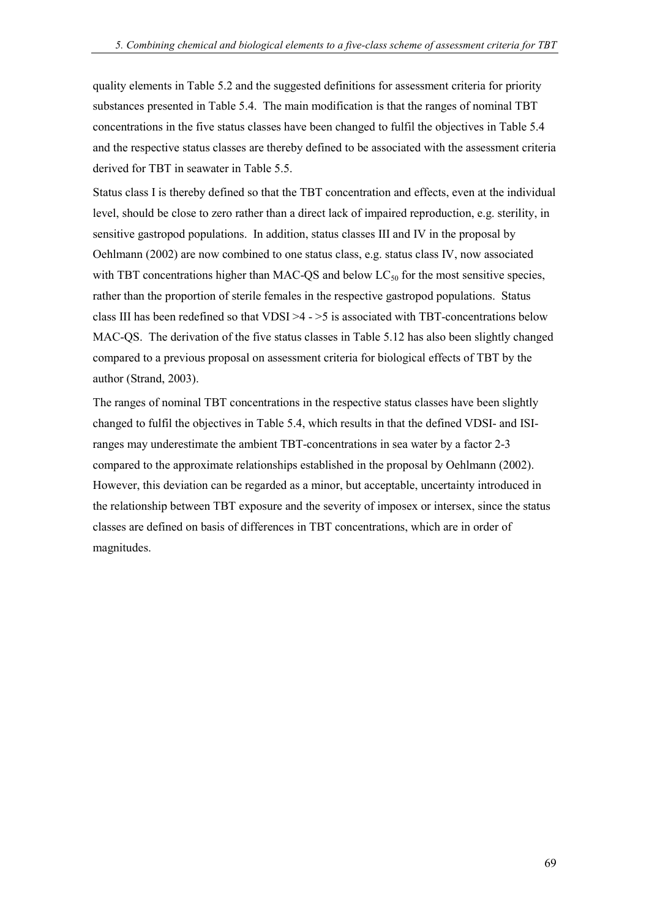quality elements in Table 5.2 and the suggested definitions for assessment criteria for priority substances presented in Table 5.4. The main modification is that the ranges of nominal TBT concentrations in the five status classes have been changed to fulfil the objectives in Table 5.4 and the respective status classes are thereby defined to be associated with the assessment criteria derived for TBT in seawater in Table 5.5.

Status class I is thereby defined so that the TBT concentration and effects, even at the individual level, should be close to zero rather than a direct lack of impaired reproduction, e.g. sterility, in sensitive gastropod populations. In addition, status classes III and IV in the proposal by Oehlmann (2002) are now combined to one status class, e.g. status class IV, now associated with TBT concentrations higher than MAC-QS and below $LC_{50}$ for the most sensitive species, rather than the proportion of sterile females in the respective gastropod populations. Status class III has been redefined so that VDSI >4 - >5 is associated with TBT-concentrations below MAC-QS. The derivation of the five status classes in Table 5.12 has also been slightly changed compared to a previous proposal on assessment criteria for biological effects of TBT by the author (Strand, 2003).

The ranges of nominal TBT concentrations in the respective status classes have been slightly changed to fulfil the objectives in Table 5.4, which results in that the defined VDSI- and ISI-ranges may underestimate the ambient TBT-concentrations in sea water by a factor 2-3 compared to the approximate relationships established in the proposal by Oehlmann (2002). However, this deviation can be regarded as a minor, but acceptable, uncertainty introduced in the relationship between TBT exposure and the severity of imposex or intersex, since the status classes are defined on basis of differences in TBT concentrations, which are in order of magnitudes.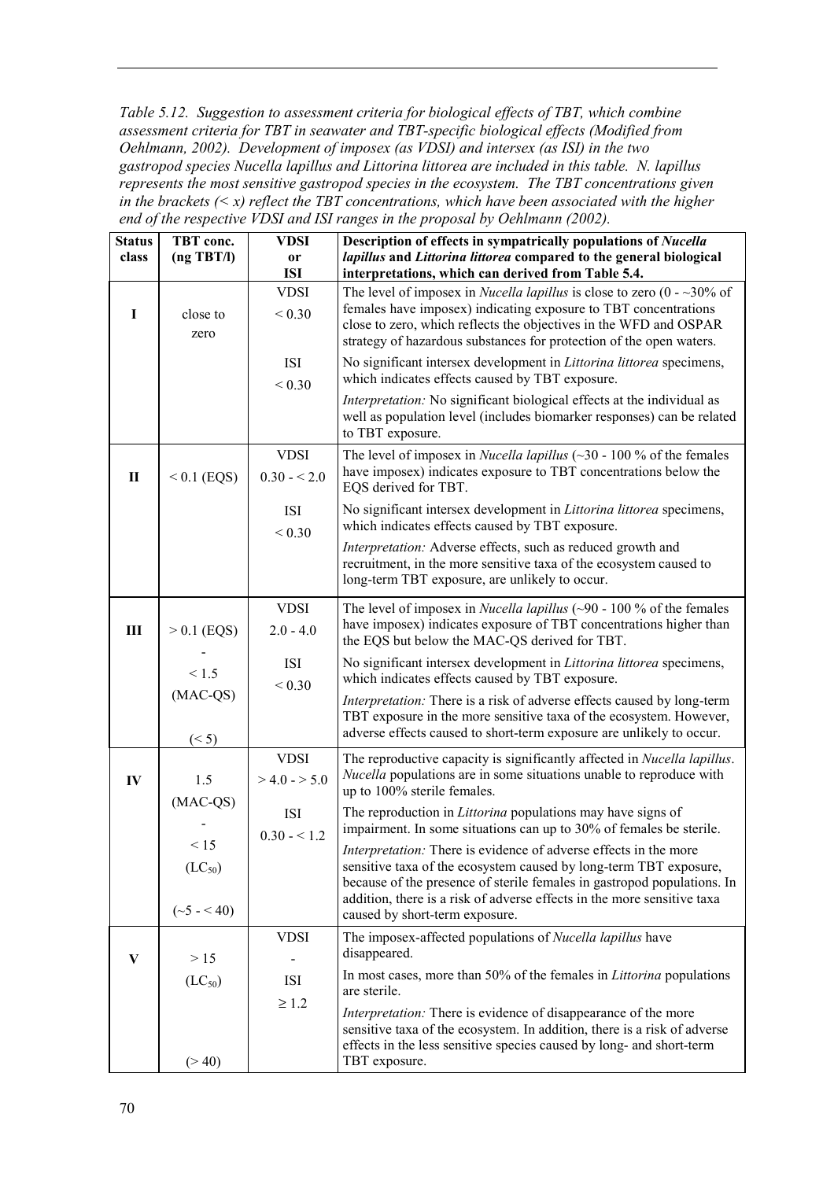*Table 5.12. Suggestion to assessment criteria for biological effects of TBT, which combine assessment criteria for TBT in seawater and TBT-specific biological effects (Modified from Oehlmann, 2002). Development of imposex (as VDSI) and intersex (as ISI) in the two gastropod species Nucella lapillus and Littorina littorea are included in this table. N. lapillus represents the most sensitive gastropod species in the ecosystem. The TBT concentrations given in the brackets (< x) reflect the TBT concentrations, which have been associated with the higher end of the respective VDSI and ISI ranges in the proposal by Oehlmann (2002).*

| Status class | TBT conc. (ng TBT/l) | VDSI or ISI | Description of effects in sympatrically populations of *Nucella lapillus* and *Littorina littorea* compared to the general biological interpretations, which can derived from Table 5.4. |
|---|---|---|---|
| I | close to zero | VDSI < 0.30 | The level of imposex in *Nucella lapillus* is close to zero (0 - ~30% of females have imposex) indicating exposure to TBT concentrations close to zero, which reflects the objectives in the WFD and OSPAR strategy of hazardous substances for protection of the open waters. |
| | | ISI < 0.30 | No significant intersex development in *Littorina littorea* specimens, which indicates effects caused by TBT exposure. |
| | | | *Interpretation:* No significant biological effects at the individual as well as population level (includes biomarker responses) can be related to TBT exposure. |
| II | < 0.1 (EQS) | VDSI 0.30 - < 2.0 | The level of imposex in *Nucella lapillus* (~30 - 100 % of the females have imposex) indicates exposure to TBT concentrations below the EQS derived for TBT. |
| | | ISI < 0.30 | No significant intersex development in *Littorina littorea* specimens, which indicates effects caused by TBT exposure. |
| | | | *Interpretation:* Adverse effects, such as reduced growth and recruitment, in the more sensitive taxa of the ecosystem caused to long-term TBT exposure, are unlikely to occur. |
| III | > 0.1 (EQS) - < 1.5 (MAC-QS) (< 5) | VDSI 2.0 - 4.0 | The level of imposex in *Nucella lapillus* (~90 - 100 % of the females have imposex) indicates exposure of TBT concentrations higher than the EQS but below the MAC-QS derived for TBT. |
| | | ISI < 0.30 | No significant intersex development in *Littorina littorea* specimens, which indicates effects caused by TBT exposure. |
| | | | *Interpretation:* There is a risk of adverse effects caused by long-term TBT exposure in the more sensitive taxa of the ecosystem. However, adverse effects caused to short-term exposure are unlikely to occur. |
| IV | 1.5 (MAC-QS) - < 15 ($LC_{50}$) (~5 - < 40) | VDSI > 4.0 - > 5.0 | The reproductive capacity is significantly affected in *Nucella lapillus*. *Nucella* populations are in some situations unable to reproduce with up to 100% sterile females. |
| | | ISI 0.30 - < 1.2 | The reproduction in *Littorina* populations may have signs of impairment. In some situations can up to 30% of females be sterile. |
| | | | *Interpretation:* There is evidence of adverse effects in the more sensitive taxa of the ecosystem caused by long-term TBT exposure, because of the presence of sterile females in gastropod populations. In addition, there is a risk of adverse effects in the more sensitive taxa caused by short-term exposure. |
| V | > 15 ($LC_{50}$) (> 40) | VDSI - | The imposex-affected populations of *Nucella lapillus* have disappeared. |
| | | ISI ≥ 1.2 | In most cases, more than 50% of the females in *Littorina* populations are sterile. |
| | | | *Interpretation:* There is evidence of disappearance of the more sensitive taxa of the ecosystem. In addition, there is a risk of adverse effects in the less sensitive species caused by long- and short-term TBT exposure. |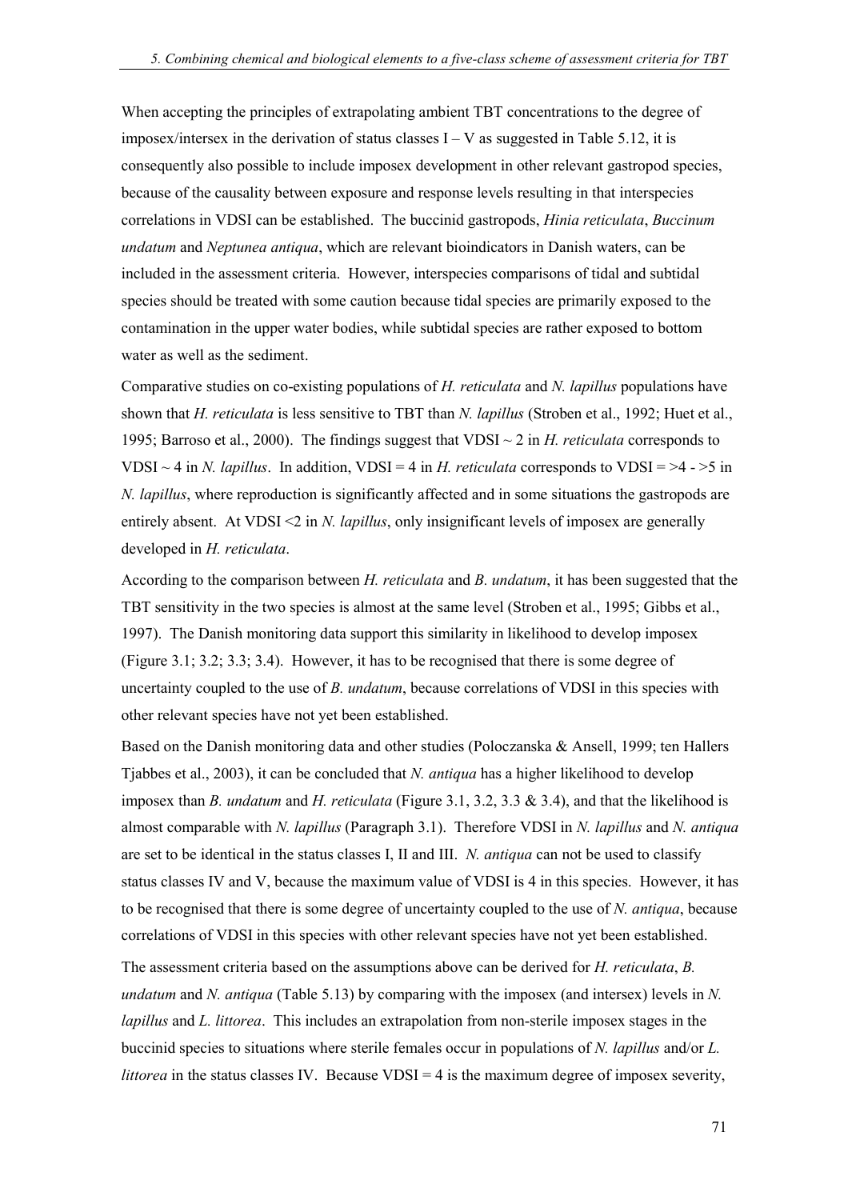When accepting the principles of extrapolating ambient TBT concentrations to the degree of imposex/intersex in the derivation of status classes I – V as suggested in Table 5.12, it is consequently also possible to include imposex development in other relevant gastropod species, because of the causality between exposure and response levels resulting in that interspecies correlations in VDSI can be established. The buccinid gastropods, *Hinia reticulata*, *Buccinum undatum* and *Neptunea antiqua*, which are relevant bioindicators in Danish waters, can be included in the assessment criteria. However, interspecies comparisons of tidal and subtidal species should be treated with some caution because tidal species are primarily exposed to the contamination in the upper water bodies, while subtidal species are rather exposed to bottom water as well as the sediment.

Comparative studies on co-existing populations of *H. reticulata* and *N. lapillus* populations have shown that *H. reticulata* is less sensitive to TBT than *N. lapillus* (Stroben et al., 1992; Huet et al., 1995; Barroso et al., 2000). The findings suggest that VDSI ~ 2 in *H. reticulata* corresponds to VDSI ~ 4 in *N. lapillus*. In addition, VDSI = 4 in *H. reticulata* corresponds to VDSI = >4 - >5 in *N. lapillus*, where reproduction is significantly affected and in some situations the gastropods are entirely absent. At VDSI <2 in *N. lapillus*, only insignificant levels of imposex are generally developed in *H. reticulata*.

According to the comparison between *H. reticulata* and *B. undatum*, it has been suggested that the TBT sensitivity in the two species is almost at the same level (Stroben et al., 1995; Gibbs et al., 1997). The Danish monitoring data support this similarity in likelihood to develop imposex (Figure 3.1; 3.2; 3.3; 3.4). However, it has to be recognised that there is some degree of uncertainty coupled to the use of *B. undatum*, because correlations of VDSI in this species with other relevant species have not yet been established.

Based on the Danish monitoring data and other studies (Poloczanska & Ansell, 1999; ten Hallers Tjabbes et al., 2003), it can be concluded that *N. antiqua* has a higher likelihood to develop imposex than *B. undatum* and *H. reticulata* (Figure 3.1, 3.2, 3.3 & 3.4), and that the likelihood is almost comparable with *N. lapillus* (Paragraph 3.1). Therefore VDSI in *N. lapillus* and *N. antiqua* are set to be identical in the status classes I, II and III. *N. antiqua* can not be used to classify status classes IV and V, because the maximum value of VDSI is 4 in this species. However, it has to be recognised that there is some degree of uncertainty coupled to the use of *N. antiqua*, because correlations of VDSI in this species with other relevant species have not yet been established.

The assessment criteria based on the assumptions above can be derived for *H. reticulata*, *B. undatum* and *N. antiqua* (Table 5.13) by comparing with the imposex (and intersex) levels in *N. lapillus* and *L. littorea*. This includes an extrapolation from non-sterile imposex stages in the buccinid species to situations where sterile females occur in populations of *N. lapillus* and/or *L. littorea* in the status classes IV. Because VDSI = 4 is the maximum degree of imposex severity,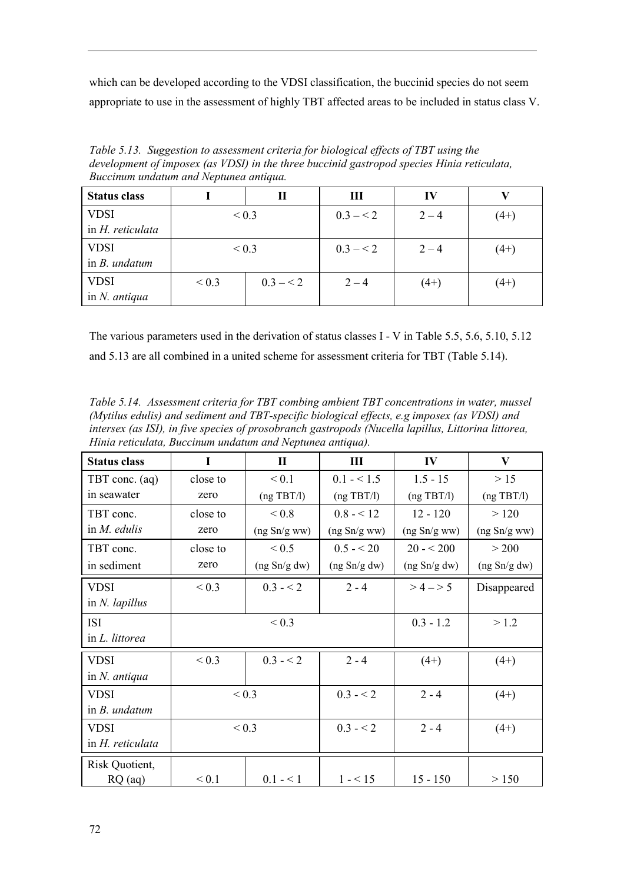which can be developed according to the VDSI classification, the buccinid species do not seem appropriate to use in the assessment of highly TBT affected areas to be included in status class V.

*Table 5.13. Suggestion to assessment criteria for biological effects of TBT using the development of imposex (as VDSI) in the three buccinid gastropod species Hinia reticulata, Buccinum undatum and Neptunea antiqua.*

| Status class | I | II | III | IV | V |
|---|---|---|---|---|---|
| VDSI in *H. reticulata* | < 0.3 | | 0.3 – < 2 | 2 – 4 | (4+) |
| VDSI in *B. undatum* | < 0.3 | | 0.3 – < 2 | 2 – 4 | (4+) |
| VDSI in *N. antiqua* | < 0.3 | 0.3 – < 2 | 2 – 4 | (4+) | (4+) |

The various parameters used in the derivation of status classes I - V in Table 5.5, 5.6, 5.10, 5.12 and 5.13 are all combined in a united scheme for assessment criteria for TBT (Table 5.14).

*Table 5.14. Assessment criteria for TBT combing ambient TBT concentrations in water, mussel (Mytilus edulis) and sediment and TBT-specific biological effects, e.g imposex (as VDSI) and intersex (as ISI), in five species of prosobranch gastropods (Nucella lapillus, Littorina littorea, Hinia reticulata, Buccinum undatum and Neptunea antiqua).*

| Status class | I | II | III | IV | V |
|---|---|---|---|---|---|
| TBT conc. (aq) in seawater | close to zero | < 0.1 (ng TBT/l) | 0.1 - < 1.5 (ng TBT/l) | 1.5 - 15 (ng TBT/l) | > 15 (ng TBT/l) |
| TBT conc. in *M. edulis* | close to zero | < 0.8 (ng Sn/g ww) | 0.8 - < 12 (ng Sn/g ww) | 12 - 120 (ng Sn/g ww) | > 120 (ng Sn/g ww) |
| TBT conc. in sediment | close to zero | < 0.5 (ng Sn/g dw) | 0.5 - < 20 (ng Sn/g dw) | 20 - < 200 (ng Sn/g dw) | > 200 (ng Sn/g dw) |
| VDSI in *N. lapillus* | < 0.3 | 0.3 - < 2 | 2 - 4 | > 4 – > 5 | Disappeared |
| ISI in *L. littorea* | < 0.3 | | | 0.3 - 1.2 | > 1.2 |
| VDSI in *N. antiqua* | < 0.3 | 0.3 - < 2 | 2 - 4 | (4+) | (4+) |
| VDSI in *B. undatum* | < 0.3 | | 0.3 - < 2 | 2 - 4 | (4+) |
| VDSI in *H. reticulata* | < 0.3 | | 0.3 - < 2 | 2 - 4 | (4+) |
| Risk Quotient, RQ (aq) | < 0.1 | 0.1 - < 1 | 1 - < 15 | 15 - 150 | > 150 |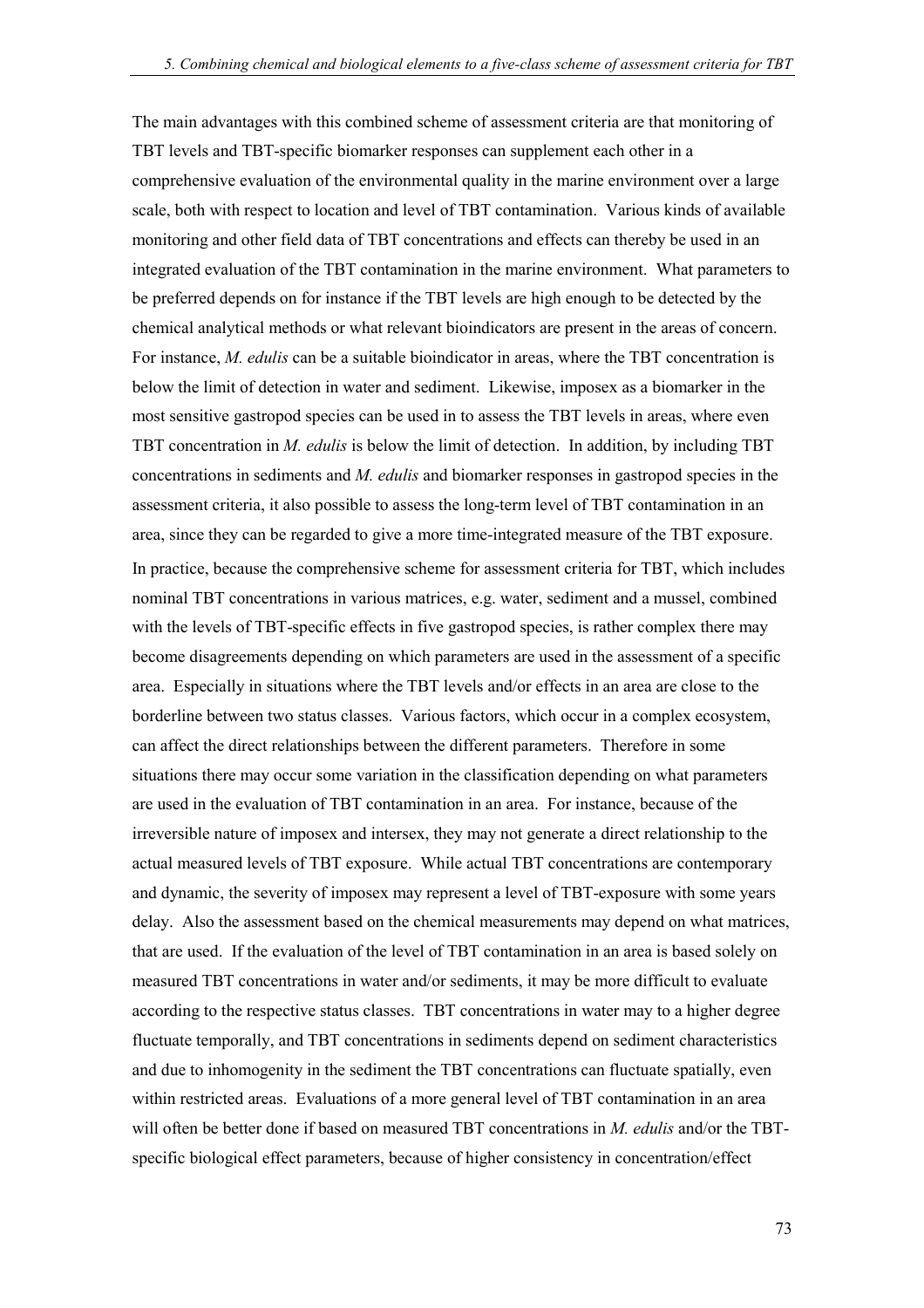The main advantages with this combined scheme of assessment criteria are that monitoring of TBT levels and TBT-specific biomarker responses can supplement each other in a comprehensive evaluation of the environmental quality in the marine environment over a large scale, both with respect to location and level of TBT contamination. Various kinds of available monitoring and other field data of TBT concentrations and effects can thereby be used in an integrated evaluation of the TBT contamination in the marine environment. What parameters to be preferred depends on for instance if the TBT levels are high enough to be detected by the chemical analytical methods or what relevant bioindicators are present in the areas of concern. For instance, *M. edulis* can be a suitable bioindicator in areas, where the TBT concentration is below the limit of detection in water and sediment. Likewise, imposex as a biomarker in the most sensitive gastropod species can be used in to assess the TBT levels in areas, where even TBT concentration in *M. edulis* is below the limit of detection. In addition, by including TBT concentrations in sediments and *M. edulis* and biomarker responses in gastropod species in the assessment criteria, it also possible to assess the long-term level of TBT contamination in an area, since they can be regarded to give a more time-integrated measure of the TBT exposure.

In practice, because the comprehensive scheme for assessment criteria for TBT, which includes nominal TBT concentrations in various matrices, e.g. water, sediment and a mussel, combined with the levels of TBT-specific effects in five gastropod species, is rather complex there may become disagreements depending on which parameters are used in the assessment of a specific area. Especially in situations where the TBT levels and/or effects in an area are close to the borderline between two status classes. Various factors, which occur in a complex ecosystem, can affect the direct relationships between the different parameters. Therefore in some situations there may occur some variation in the classification depending on what parameters are used in the evaluation of TBT contamination in an area. For instance, because of the irreversible nature of imposex and intersex, they may not generate a direct relationship to the actual measured levels of TBT exposure. While actual TBT concentrations are contemporary and dynamic, the severity of imposex may represent a level of TBT-exposure with some years delay. Also the assessment based on the chemical measurements may depend on what matrices, that are used. If the evaluation of the level of TBT contamination in an area is based solely on measured TBT concentrations in water and/or sediments, it may be more difficult to evaluate according to the respective status classes. TBT concentrations in water may to a higher degree fluctuate temporally, and TBT concentrations in sediments depend on sediment characteristics and due to inhomogenity in the sediment the TBT concentrations can fluctuate spatially, even within restricted areas. Evaluations of a more general level of TBT contamination in an area will often be better done if based on measured TBT concentrations in *M. edulis* and/or the TBT-specific biological effect parameters, because of higher consistency in concentration/effect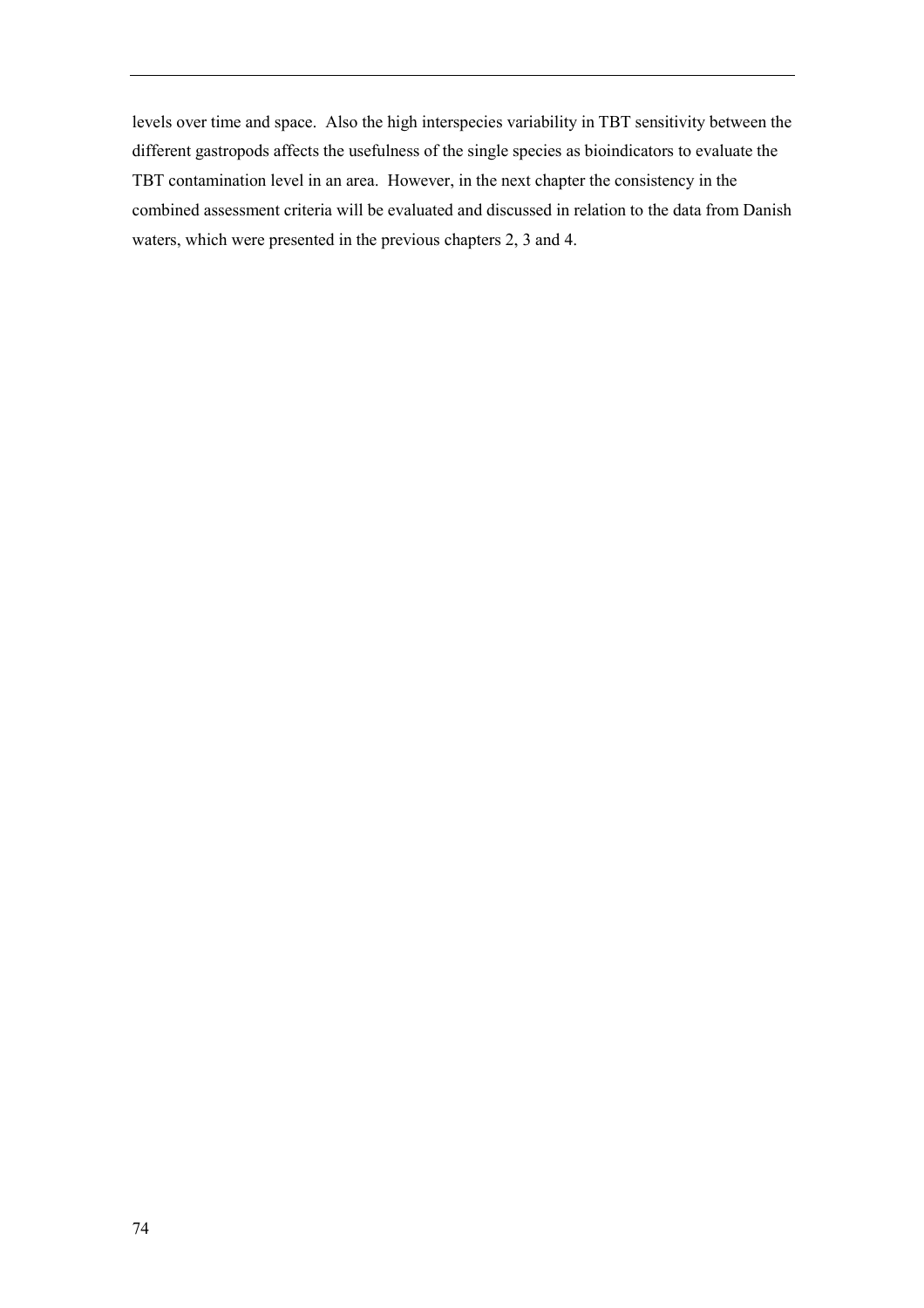levels over time and space. Also the high interspecies variability in TBT sensitivity between the different gastropods affects the usefulness of the single species as bioindicators to evaluate the TBT contamination level in an area. However, in the next chapter the consistency in the combined assessment criteria will be evaluated and discussed in relation to the data from Danish waters, which were presented in the previous chapters 2, 3 and 4.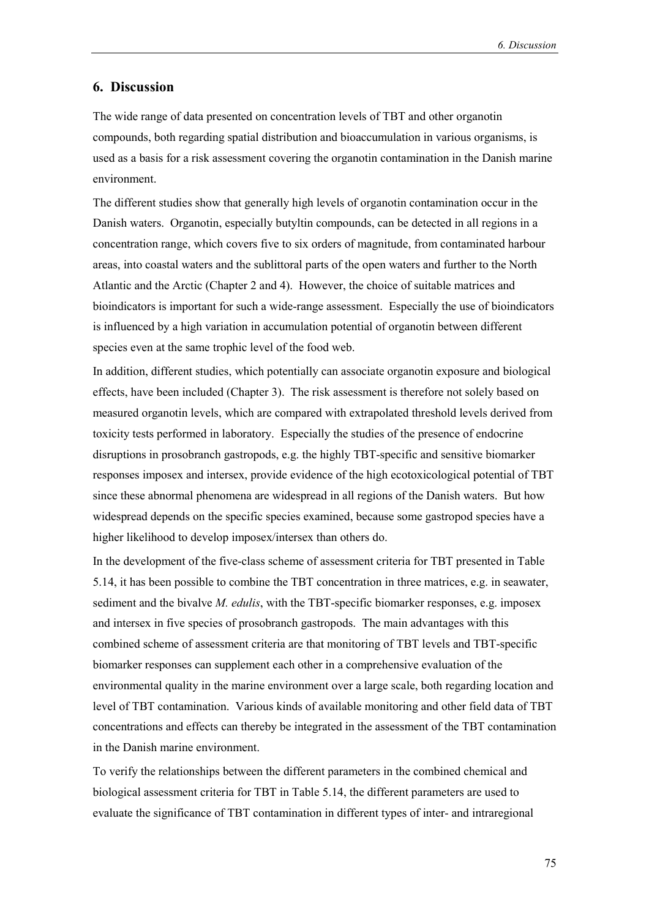# 6. Discussion

The wide range of data presented on concentration levels of TBT and other organotin compounds, both regarding spatial distribution and bioaccumulation in various organisms, is used as a basis for a risk assessment covering the organotin contamination in the Danish marine environment.

The different studies show that generally high levels of organotin contamination occur in the Danish waters. Organotin, especially butyltin compounds, can be detected in all regions in a concentration range, which covers five to six orders of magnitude, from contaminated harbour areas, into coastal waters and the sublittoral parts of the open waters and further to the North Atlantic and the Arctic (Chapter 2 and 4). However, the choice of suitable matrices and bioindicators is important for such a wide-range assessment. Especially the use of bioindicators is influenced by a high variation in accumulation potential of organotin between different species even at the same trophic level of the food web.

In addition, different studies, which potentially can associate organotin exposure and biological effects, have been included (Chapter 3). The risk assessment is therefore not solely based on measured organotin levels, which are compared with extrapolated threshold levels derived from toxicity tests performed in laboratory. Especially the studies of the presence of endocrine disruptions in prosobranch gastropods, e.g. the highly TBT-specific and sensitive biomarker responses imposex and intersex, provide evidence of the high ecotoxicological potential of TBT since these abnormal phenomena are widespread in all regions of the Danish waters. But how widespread depends on the specific species examined, because some gastropod species have a higher likelihood to develop imposex/intersex than others do.

In the development of the five-class scheme of assessment criteria for TBT presented in Table 5.14, it has been possible to combine the TBT concentration in three matrices, e.g. in seawater, sediment and the bivalve *M. edulis*, with the TBT-specific biomarker responses, e.g. imposex and intersex in five species of prosobranch gastropods. The main advantages with this combined scheme of assessment criteria are that monitoring of TBT levels and TBT-specific biomarker responses can supplement each other in a comprehensive evaluation of the environmental quality in the marine environment over a large scale, both regarding location and level of TBT contamination. Various kinds of available monitoring and other field data of TBT concentrations and effects can thereby be integrated in the assessment of the TBT contamination in the Danish marine environment.

To verify the relationships between the different parameters in the combined chemical and biological assessment criteria for TBT in Table 5.14, the different parameters are used to evaluate the significance of TBT contamination in different types of inter- and intraregional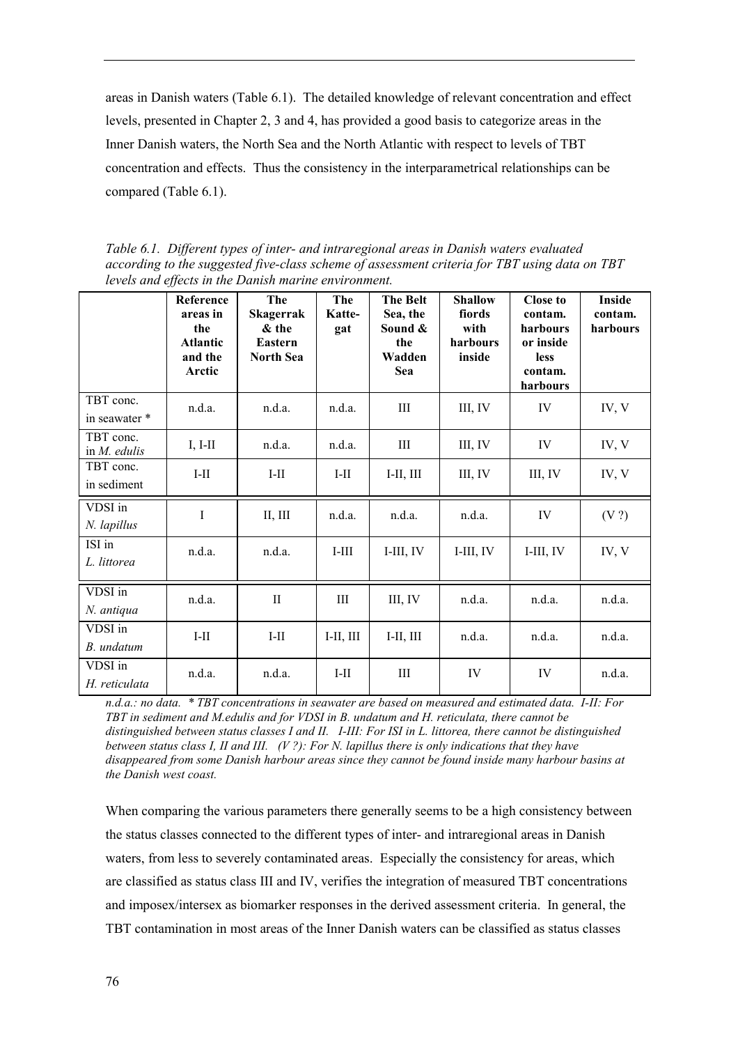areas in Danish waters (Table 6.1). The detailed knowledge of relevant concentration and effect levels, presented in Chapter 2, 3 and 4, has provided a good basis to categorize areas in the Inner Danish waters, the North Sea and the North Atlantic with respect to levels of TBT concentration and effects. Thus the consistency in the interparametrical relationships can be compared (Table 6.1).

*Table 6.1. Different types of inter- and intraregional areas in Danish waters evaluated according to the suggested five-class scheme of assessment criteria for TBT using data on TBT levels and effects in the Danish marine environment.*

| | Reference areas in the Atlantic and the Arctic | The Skagerrak & the Eastern North Sea | The Kattegat | The Belt Sea, the Sound & the Wadden Sea | Shallow fiords with harbours inside | Close to contam. harbours or inside less contam. harbours | Inside contam. harbours |
|---|---|---|---|---|---|---|---|
| TBT conc. in seawater * | n.d.a. | n.d.a. | n.d.a. | III | III, IV | IV | IV, V |
| TBT conc. in *M. edulis* | I, I-II | n.d.a. | n.d.a. | III | III, IV | IV | IV, V |
| TBT conc. in sediment | I-II | I-II | I-II | I-II, III | III, IV | III, IV | IV, V |
| VDSI in *N. lapillus* | I | II, III | n.d.a. | n.d.a. | n.d.a. | IV | (V ?) |
| ISI in *L. littorea* | n.d.a. | n.d.a. | I-III | I-III, IV | I-III, IV | I-III, IV | IV, V |
| VDSI in *N. antiqua* | n.d.a. | II | III | III, IV | n.d.a. | n.d.a. | n.d.a. |
| VDSI in *B. undatum* | I-II | I-II | I-II, III | I-II, III | n.d.a. | n.d.a. | n.d.a. |
| VDSI in *H. reticulata* | n.d.a. | n.d.a. | I-II | III | IV | IV | n.d.a. |

*n.d.a.: no data. * TBT concentrations in seawater are based on measured and estimated data. I-II: For TBT in sediment and M.edulis and for VDSI in B. undatum and H. reticulata, there cannot be distinguished between status classes I and II. I-III: For ISI in L. littorea, there cannot be distinguished between status class I, II and III. (V ?): For N. lapillus there is only indications that they have disappeared from some Danish harbour areas since they cannot be found inside many harbour basins at the Danish west coast.*

When comparing the various parameters there generally seems to be a high consistency between the status classes connected to the different types of inter- and intraregional areas in Danish waters, from less to severely contaminated areas. Especially the consistency for areas, which are classified as status class III and IV, verifies the integration of measured TBT concentrations and imposex/intersex as biomarker responses in the derived assessment criteria. In general, the TBT contamination in most areas of the Inner Danish waters can be classified as status classes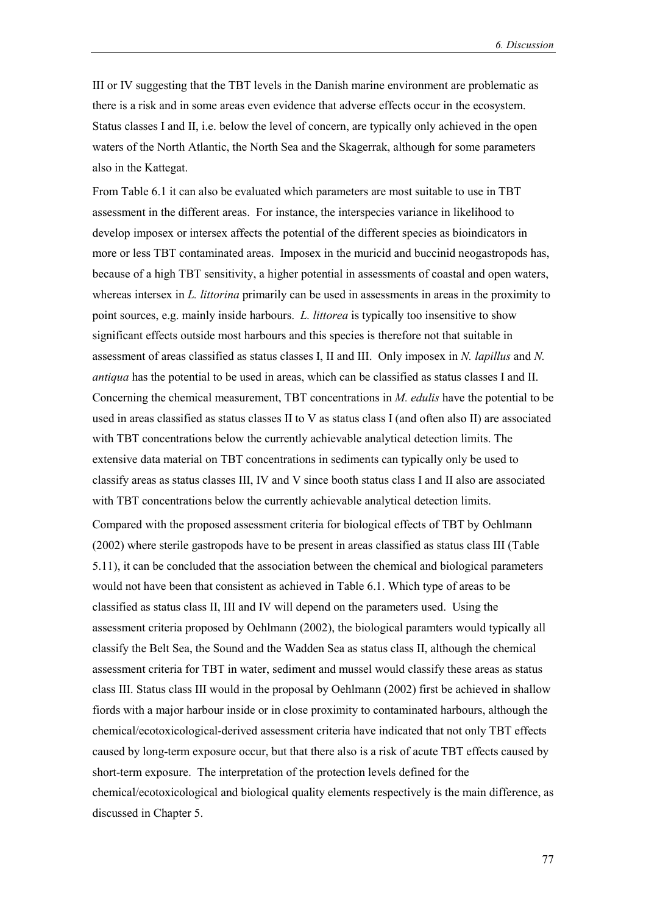III or IV suggesting that the TBT levels in the Danish marine environment are problematic as there is a risk and in some areas even evidence that adverse effects occur in the ecosystem. Status classes I and II, i.e. below the level of concern, are typically only achieved in the open waters of the North Atlantic, the North Sea and the Skagerrak, although for some parameters also in the Kattegat.

From Table 6.1 it can also be evaluated which parameters are most suitable to use in TBT assessment in the different areas. For instance, the interspecies variance in likelihood to develop imposex or intersex affects the potential of the different species as bioindicators in more or less TBT contaminated areas. Imposex in the muricid and buccinid neogastropods has, because of a high TBT sensitivity, a higher potential in assessments of coastal and open waters, whereas intersex in *L. littorina* primarily can be used in assessments in areas in the proximity to point sources, e.g. mainly inside harbours. *L. littorea* is typically too insensitive to show significant effects outside most harbours and this species is therefore not that suitable in assessment of areas classified as status classes I, II and III. Only imposex in *N. lapillus* and *N. antiqua* has the potential to be used in areas, which can be classified as status classes I and II. Concerning the chemical measurement, TBT concentrations in *M. edulis* have the potential to be used in areas classified as status classes II to V as status class I (and often also II) are associated with TBT concentrations below the currently achievable analytical detection limits. The extensive data material on TBT concentrations in sediments can typically only be used to classify areas as status classes III, IV and V since booth status class I and II also are associated with TBT concentrations below the currently achievable analytical detection limits.

Compared with the proposed assessment criteria for biological effects of TBT by Oehlmann (2002) where sterile gastropods have to be present in areas classified as status class III (Table 5.11), it can be concluded that the association between the chemical and biological parameters would not have been that consistent as achieved in Table 6.1. Which type of areas to be classified as status class II, III and IV will depend on the parameters used. Using the assessment criteria proposed by Oehlmann (2002), the biological paramters would typically all classify the Belt Sea, the Sound and the Wadden Sea as status class II, although the chemical assessment criteria for TBT in water, sediment and mussel would classify these areas as status class III. Status class III would in the proposal by Oehlmann (2002) first be achieved in shallow fiords with a major harbour inside or in close proximity to contaminated harbours, although the chemical/ecotoxicological-derived assessment criteria have indicated that not only TBT effects caused by long-term exposure occur, but that there also is a risk of acute TBT effects caused by short-term exposure. The interpretation of the protection levels defined for the chemical/ecotoxicological and biological quality elements respectively is the main difference, as discussed in Chapter 5.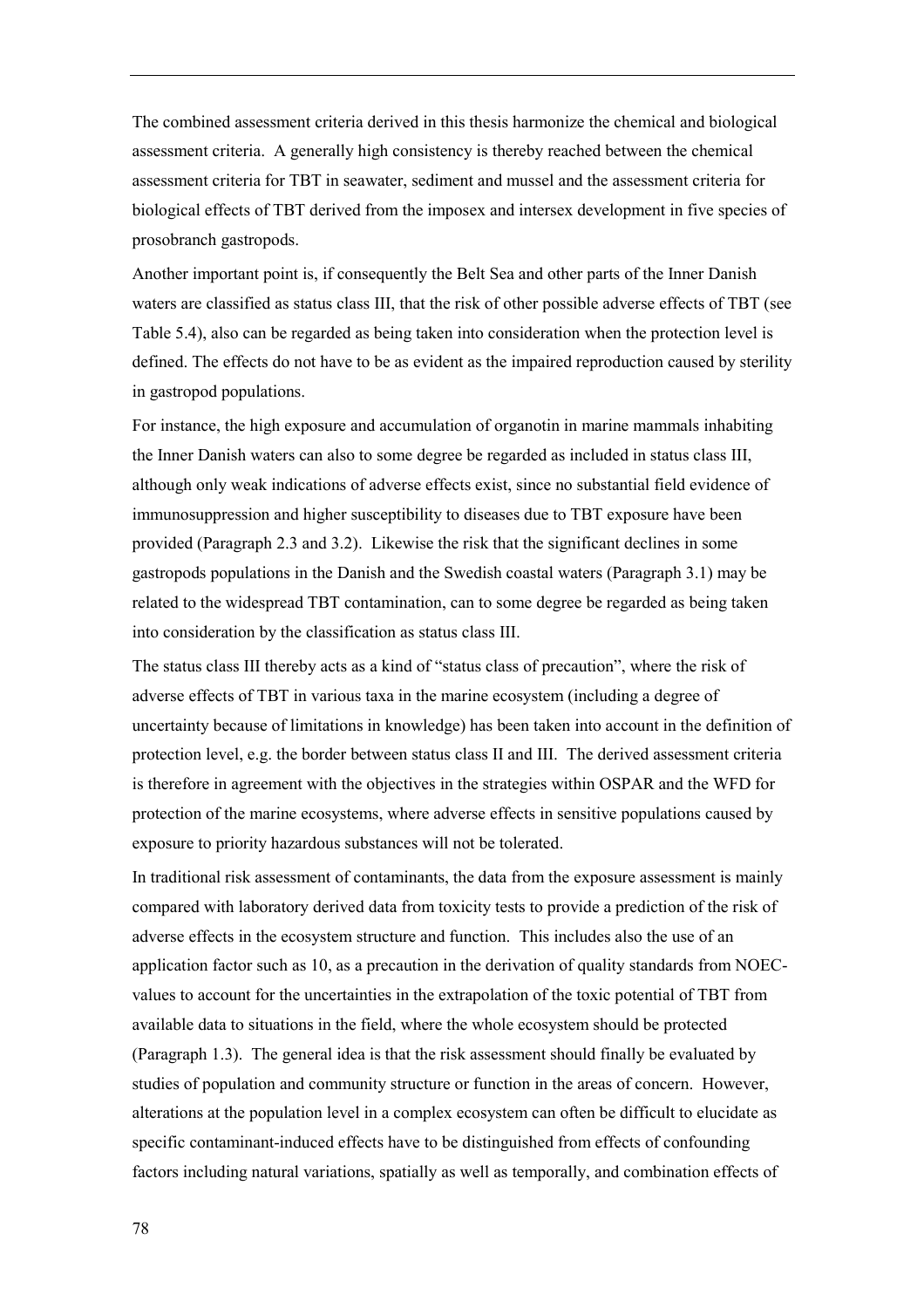The combined assessment criteria derived in this thesis harmonize the chemical and biological assessment criteria. A generally high consistency is thereby reached between the chemical assessment criteria for TBT in seawater, sediment and mussel and the assessment criteria for biological effects of TBT derived from the imposex and intersex development in five species of prosobranch gastropods.

Another important point is, if consequently the Belt Sea and other parts of the Inner Danish waters are classified as status class III, that the risk of other possible adverse effects of TBT (see Table 5.4), also can be regarded as being taken into consideration when the protection level is defined. The effects do not have to be as evident as the impaired reproduction caused by sterility in gastropod populations.

For instance, the high exposure and accumulation of organotin in marine mammals inhabiting the Inner Danish waters can also to some degree be regarded as included in status class III, although only weak indications of adverse effects exist, since no substantial field evidence of immunosuppression and higher susceptibility to diseases due to TBT exposure have been provided (Paragraph 2.3 and 3.2). Likewise the risk that the significant declines in some gastropods populations in the Danish and the Swedish coastal waters (Paragraph 3.1) may be related to the widespread TBT contamination, can to some degree be regarded as being taken into consideration by the classification as status class III.

The status class III thereby acts as a kind of "status class of precaution", where the risk of adverse effects of TBT in various taxa in the marine ecosystem (including a degree of uncertainty because of limitations in knowledge) has been taken into account in the definition of protection level, e.g. the border between status class II and III. The derived assessment criteria is therefore in agreement with the objectives in the strategies within OSPAR and the WFD for protection of the marine ecosystems, where adverse effects in sensitive populations caused by exposure to priority hazardous substances will not be tolerated.

In traditional risk assessment of contaminants, the data from the exposure assessment is mainly compared with laboratory derived data from toxicity tests to provide a prediction of the risk of adverse effects in the ecosystem structure and function. This includes also the use of an application factor such as 10, as a precaution in the derivation of quality standards from NOEC-values to account for the uncertainties in the extrapolation of the toxic potential of TBT from available data to situations in the field, where the whole ecosystem should be protected (Paragraph 1.3). The general idea is that the risk assessment should finally be evaluated by studies of population and community structure or function in the areas of concern. However, alterations at the population level in a complex ecosystem can often be difficult to elucidate as specific contaminant-induced effects have to be distinguished from effects of confounding factors including natural variations, spatially as well as temporally, and combination effects of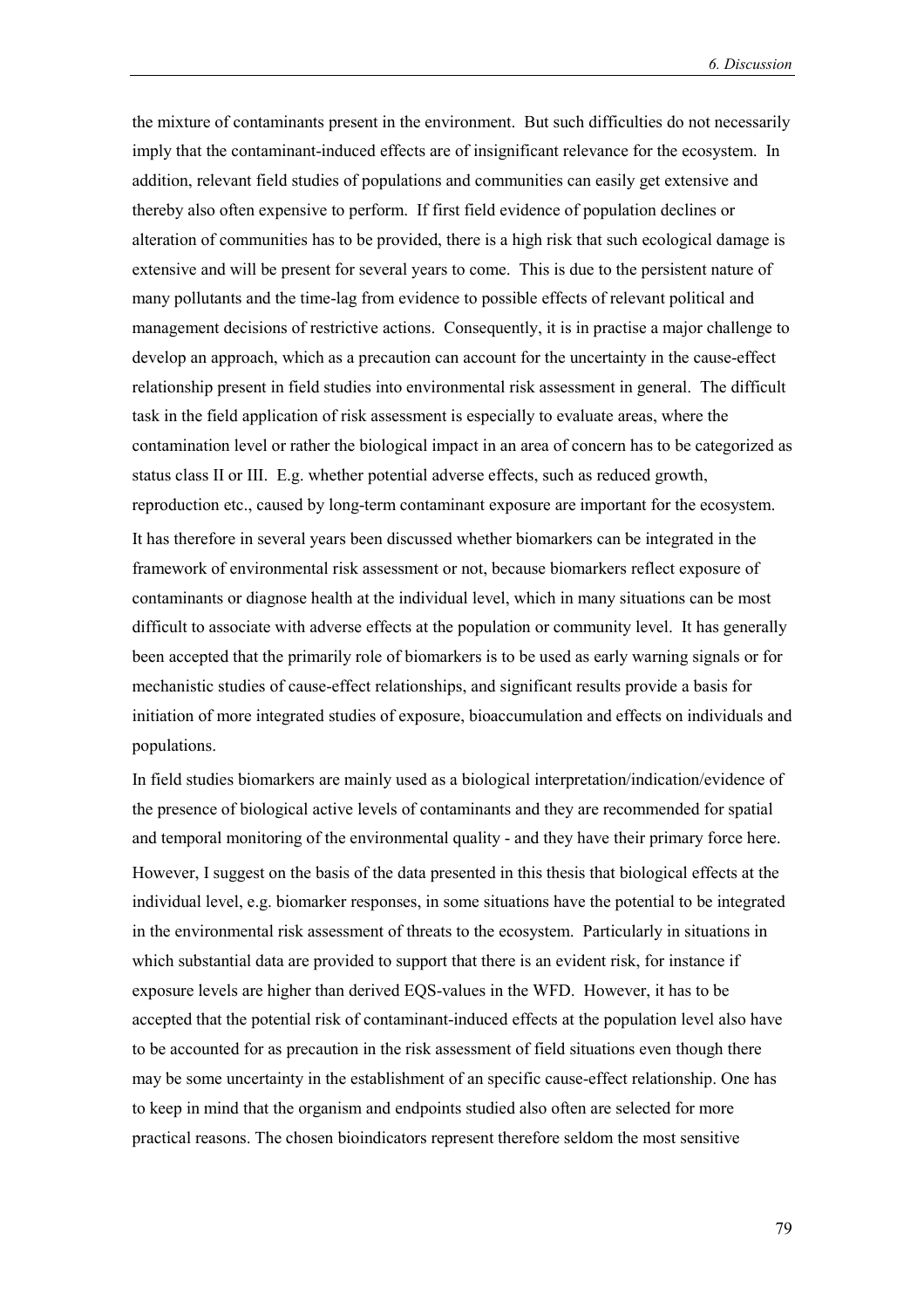the mixture of contaminants present in the environment. But such difficulties do not necessarily imply that the contaminant-induced effects are of insignificant relevance for the ecosystem. In addition, relevant field studies of populations and communities can easily get extensive and thereby also often expensive to perform. If first field evidence of population declines or alteration of communities has to be provided, there is a high risk that such ecological damage is extensive and will be present for several years to come. This is due to the persistent nature of many pollutants and the time-lag from evidence to possible effects of relevant political and management decisions of restrictive actions. Consequently, it is in practise a major challenge to develop an approach, which as a precaution can account for the uncertainty in the cause-effect relationship present in field studies into environmental risk assessment in general. The difficult task in the field application of risk assessment is especially to evaluate areas, where the contamination level or rather the biological impact in an area of concern has to be categorized as status class II or III. E.g. whether potential adverse effects, such as reduced growth, reproduction etc., caused by long-term contaminant exposure are important for the ecosystem.

It has therefore in several years been discussed whether biomarkers can be integrated in the framework of environmental risk assessment or not, because biomarkers reflect exposure of contaminants or diagnose health at the individual level, which in many situations can be most difficult to associate with adverse effects at the population or community level. It has generally been accepted that the primarily role of biomarkers is to be used as early warning signals or for mechanistic studies of cause-effect relationships, and significant results provide a basis for initiation of more integrated studies of exposure, bioaccumulation and effects on individuals and populations.

In field studies biomarkers are mainly used as a biological interpretation/indication/evidence of the presence of biological active levels of contaminants and they are recommended for spatial and temporal monitoring of the environmental quality - and they have their primary force here.

However, I suggest on the basis of the data presented in this thesis that biological effects at the individual level, e.g. biomarker responses, in some situations have the potential to be integrated in the environmental risk assessment of threats to the ecosystem. Particularly in situations in which substantial data are provided to support that there is an evident risk, for instance if exposure levels are higher than derived EQS-values in the WFD. However, it has to be accepted that the potential risk of contaminant-induced effects at the population level also have to be accounted for as precaution in the risk assessment of field situations even though there may be some uncertainty in the establishment of an specific cause-effect relationship. One has to keep in mind that the organism and endpoints studied also often are selected for more practical reasons. The chosen bioindicators represent therefore seldom the most sensitive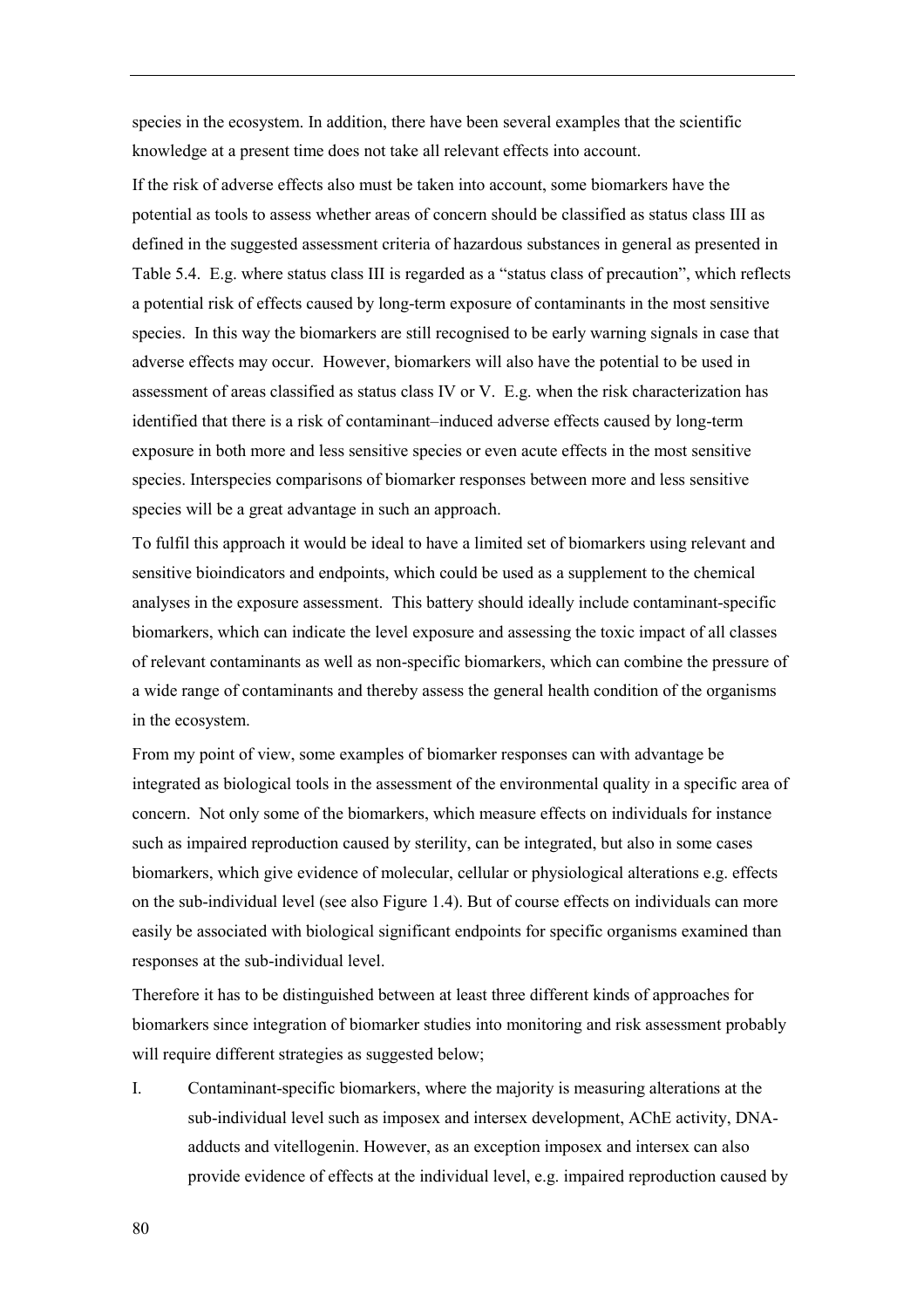species in the ecosystem. In addition, there have been several examples that the scientific knowledge at a present time does not take all relevant effects into account.

If the risk of adverse effects also must be taken into account, some biomarkers have the potential as tools to assess whether areas of concern should be classified as status class III as defined in the suggested assessment criteria of hazardous substances in general as presented in Table 5.4. E.g. where status class III is regarded as a "status class of precaution", which reflects a potential risk of effects caused by long-term exposure of contaminants in the most sensitive species. In this way the biomarkers are still recognised to be early warning signals in case that adverse effects may occur. However, biomarkers will also have the potential to be used in assessment of areas classified as status class IV or V. E.g. when the risk characterization has identified that there is a risk of contaminant–induced adverse effects caused by long-term exposure in both more and less sensitive species or even acute effects in the most sensitive species. Interspecies comparisons of biomarker responses between more and less sensitive species will be a great advantage in such an approach.

To fulfil this approach it would be ideal to have a limited set of biomarkers using relevant and sensitive bioindicators and endpoints, which could be used as a supplement to the chemical analyses in the exposure assessment. This battery should ideally include contaminant-specific biomarkers, which can indicate the level exposure and assessing the toxic impact of all classes of relevant contaminants as well as non-specific biomarkers, which can combine the pressure of a wide range of contaminants and thereby assess the general health condition of the organisms in the ecosystem.

From my point of view, some examples of biomarker responses can with advantage be integrated as biological tools in the assessment of the environmental quality in a specific area of concern. Not only some of the biomarkers, which measure effects on individuals for instance such as impaired reproduction caused by sterility, can be integrated, but also in some cases biomarkers, which give evidence of molecular, cellular or physiological alterations e.g. effects on the sub-individual level (see also Figure 1.4). But of course effects on individuals can more easily be associated with biological significant endpoints for specific organisms examined than responses at the sub-individual level.

Therefore it has to be distinguished between at least three different kinds of approaches for biomarkers since integration of biomarker studies into monitoring and risk assessment probably will require different strategies as suggested below;

I. Contaminant-specific biomarkers, where the majority is measuring alterations at the sub-individual level such as imposex and intersex development, AChE activity, DNA-adducts and vitellogenin. However, as an exception imposex and intersex can also provide evidence of effects at the individual level, e.g. impaired reproduction caused by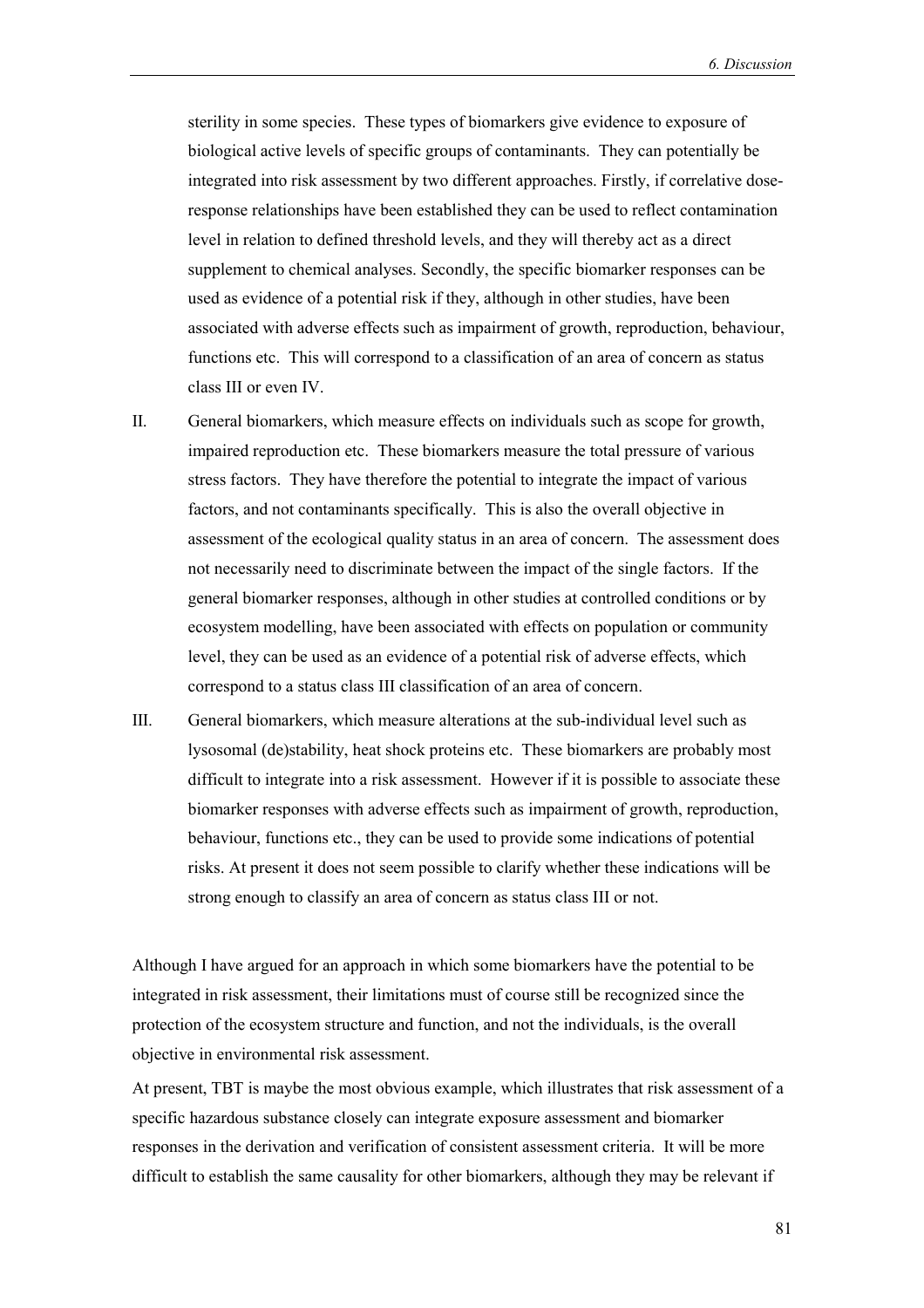sterility in some species. These types of biomarkers give evidence to exposure of biological active levels of specific groups of contaminants. They can potentially be integrated into risk assessment by two different approaches. Firstly, if correlative dose-response relationships have been established they can be used to reflect contamination level in relation to defined threshold levels, and they will thereby act as a direct supplement to chemical analyses. Secondly, the specific biomarker responses can be used as evidence of a potential risk if they, although in other studies, have been associated with adverse effects such as impairment of growth, reproduction, behaviour, functions etc. This will correspond to a classification of an area of concern as status class III or even IV.

II. General biomarkers, which measure effects on individuals such as scope for growth, impaired reproduction etc. These biomarkers measure the total pressure of various stress factors. They have therefore the potential to integrate the impact of various factors, and not contaminants specifically. This is also the overall objective in assessment of the ecological quality status in an area of concern. The assessment does not necessarily need to discriminate between the impact of the single factors. If the general biomarker responses, although in other studies at controlled conditions or by ecosystem modelling, have been associated with effects on population or community level, they can be used as an evidence of a potential risk of adverse effects, which correspond to a status class III classification of an area of concern.

III. General biomarkers, which measure alterations at the sub-individual level such as lysosomal (de)stability, heat shock proteins etc. These biomarkers are probably most difficult to integrate into a risk assessment. However if it is possible to associate these biomarker responses with adverse effects such as impairment of growth, reproduction, behaviour, functions etc., they can be used to provide some indications of potential risks. At present it does not seem possible to clarify whether these indications will be strong enough to classify an area of concern as status class III or not.

Although I have argued for an approach in which some biomarkers have the potential to be integrated in risk assessment, their limitations must of course still be recognized since the protection of the ecosystem structure and function, and not the individuals, is the overall objective in environmental risk assessment.

At present, TBT is maybe the most obvious example, which illustrates that risk assessment of a specific hazardous substance closely can integrate exposure assessment and biomarker responses in the derivation and verification of consistent assessment criteria. It will be more difficult to establish the same causality for other biomarkers, although they may be relevant if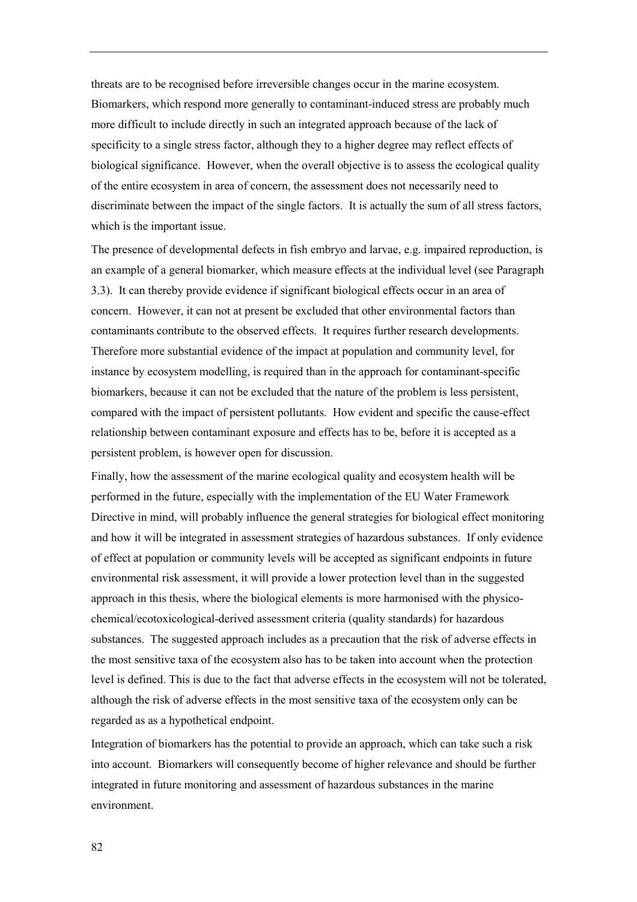threats are to be recognised before irreversible changes occur in the marine ecosystem. Biomarkers, which respond more generally to contaminant-induced stress are probably much more difficult to include directly in such an integrated approach because of the lack of specificity to a single stress factor, although they to a higher degree may reflect effects of biological significance. However, when the overall objective is to assess the ecological quality of the entire ecosystem in area of concern, the assessment does not necessarily need to discriminate between the impact of the single factors. It is actually the sum of all stress factors, which is the important issue.

The presence of developmental defects in fish embryo and larvae, e.g. impaired reproduction, is an example of a general biomarker, which measure effects at the individual level (see Paragraph 3.3). It can thereby provide evidence if significant biological effects occur in an area of concern. However, it can not at present be excluded that other environmental factors than contaminants contribute to the observed effects. It requires further research developments. Therefore more substantial evidence of the impact at population and community level, for instance by ecosystem modelling, is required than in the approach for contaminant-specific biomarkers, because it can not be excluded that the nature of the problem is less persistent, compared with the impact of persistent pollutants. How evident and specific the cause-effect relationship between contaminant exposure and effects has to be, before it is accepted as a persistent problem, is however open for discussion.

Finally, how the assessment of the marine ecological quality and ecosystem health will be performed in the future, especially with the implementation of the EU Water Framework Directive in mind, will probably influence the general strategies for biological effect monitoring and how it will be integrated in assessment strategies of hazardous substances. If only evidence of effect at population or community levels will be accepted as significant endpoints in future environmental risk assessment, it will provide a lower protection level than in the suggested approach in this thesis, where the biological elements is more harmonised with the physico-chemical/ecotoxicological-derived assessment criteria (quality standards) for hazardous substances. The suggested approach includes as a precaution that the risk of adverse effects in the most sensitive taxa of the ecosystem also has to be taken into account when the protection level is defined. This is due to the fact that adverse effects in the ecosystem will not be tolerated, although the risk of adverse effects in the most sensitive taxa of the ecosystem only can be regarded as as a hypothetical endpoint.

Integration of biomarkers has the potential to provide an approach, which can take such a risk into account. Biomarkers will consequently become of higher relevance and should be further integrated in future monitoring and assessment of hazardous substances in the marine environment.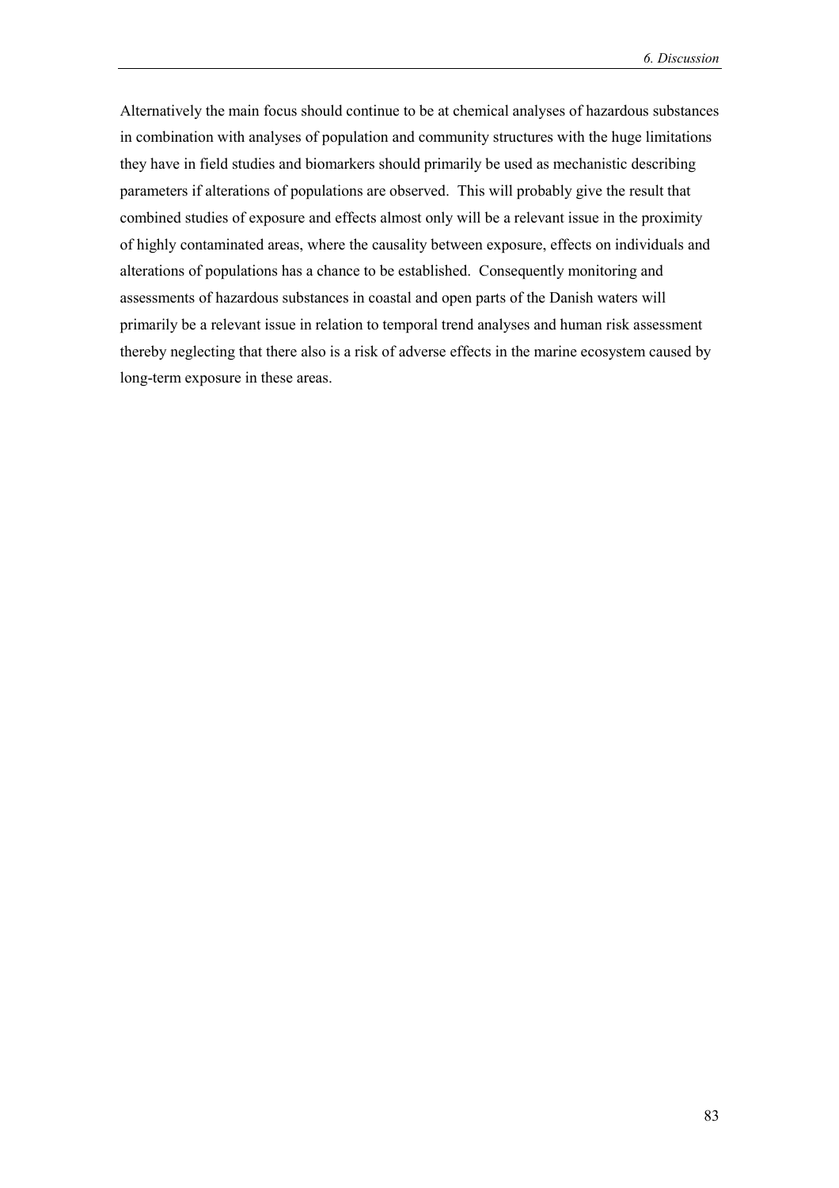Alternatively the main focus should continue to be at chemical analyses of hazardous substances in combination with analyses of population and community structures with the huge limitations they have in field studies and biomarkers should primarily be used as mechanistic describing parameters if alterations of populations are observed. This will probably give the result that combined studies of exposure and effects almost only will be a relevant issue in the proximity of highly contaminated areas, where the causality between exposure, effects on individuals and alterations of populations has a chance to be established. Consequently monitoring and assessments of hazardous substances in coastal and open parts of the Danish waters will primarily be a relevant issue in relation to temporal trend analyses and human risk assessment thereby neglecting that there also is a risk of adverse effects in the marine ecosystem caused by long-term exposure in these areas.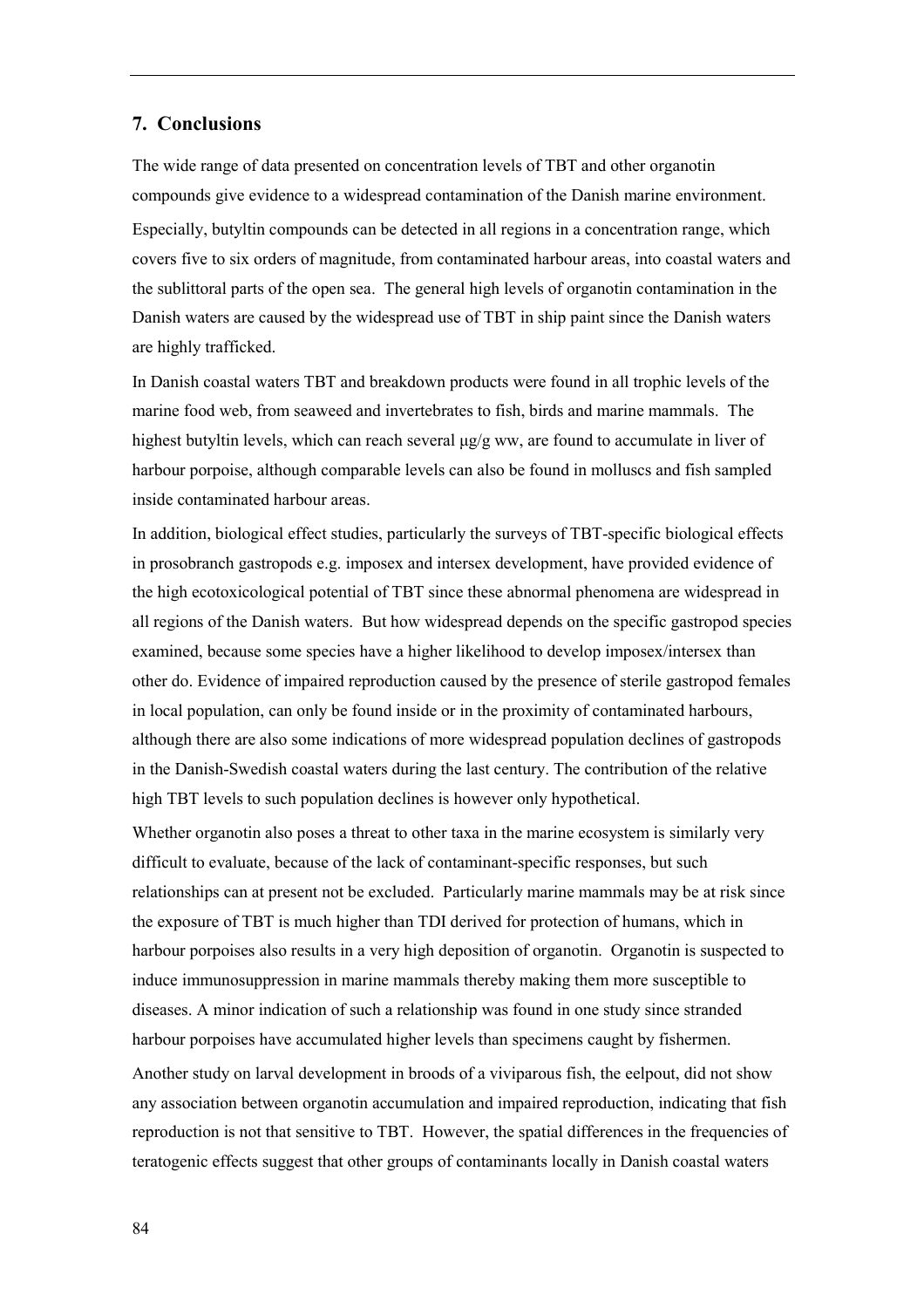## 7. Conclusions

The wide range of data presented on concentration levels of TBT and other organotin compounds give evidence to a widespread contamination of the Danish marine environment. Especially, butyltin compounds can be detected in all regions in a concentration range, which covers five to six orders of magnitude, from contaminated harbour areas, into coastal waters and the sublittoral parts of the open sea. The general high levels of organotin contamination in the Danish waters are caused by the widespread use of TBT in ship paint since the Danish waters are highly trafficked.

In Danish coastal waters TBT and breakdown products were found in all trophic levels of the marine food web, from seaweed and invertebrates to fish, birds and marine mammals. The highest butyltin levels, which can reach several μg/g ww, are found to accumulate in liver of harbour porpoise, although comparable levels can also be found in molluscs and fish sampled inside contaminated harbour areas.

In addition, biological effect studies, particularly the surveys of TBT-specific biological effects in prosobranch gastropods e.g. imposex and intersex development, have provided evidence of the high ecotoxicological potential of TBT since these abnormal phenomena are widespread in all regions of the Danish waters. But how widespread depends on the specific gastropod species examined, because some species have a higher likelihood to develop imposex/intersex than other do. Evidence of impaired reproduction caused by the presence of sterile gastropod females in local population, can only be found inside or in the proximity of contaminated harbours, although there are also some indications of more widespread population declines of gastropods in the Danish-Swedish coastal waters during the last century. The contribution of the relative high TBT levels to such population declines is however only hypothetical.

Whether organotin also poses a threat to other taxa in the marine ecosystem is similarly very difficult to evaluate, because of the lack of contaminant-specific responses, but such relationships can at present not be excluded. Particularly marine mammals may be at risk since the exposure of TBT is much higher than TDI derived for protection of humans, which in harbour porpoises also results in a very high deposition of organotin. Organotin is suspected to induce immunosuppression in marine mammals thereby making them more susceptible to diseases. A minor indication of such a relationship was found in one study since stranded harbour porpoises have accumulated higher levels than specimens caught by fishermen.

Another study on larval development in broods of a viviparous fish, the eelpout, did not show any association between organotin accumulation and impaired reproduction, indicating that fish reproduction is not that sensitive to TBT. However, the spatial differences in the frequencies of teratogenic effects suggest that other groups of contaminants locally in Danish coastal waters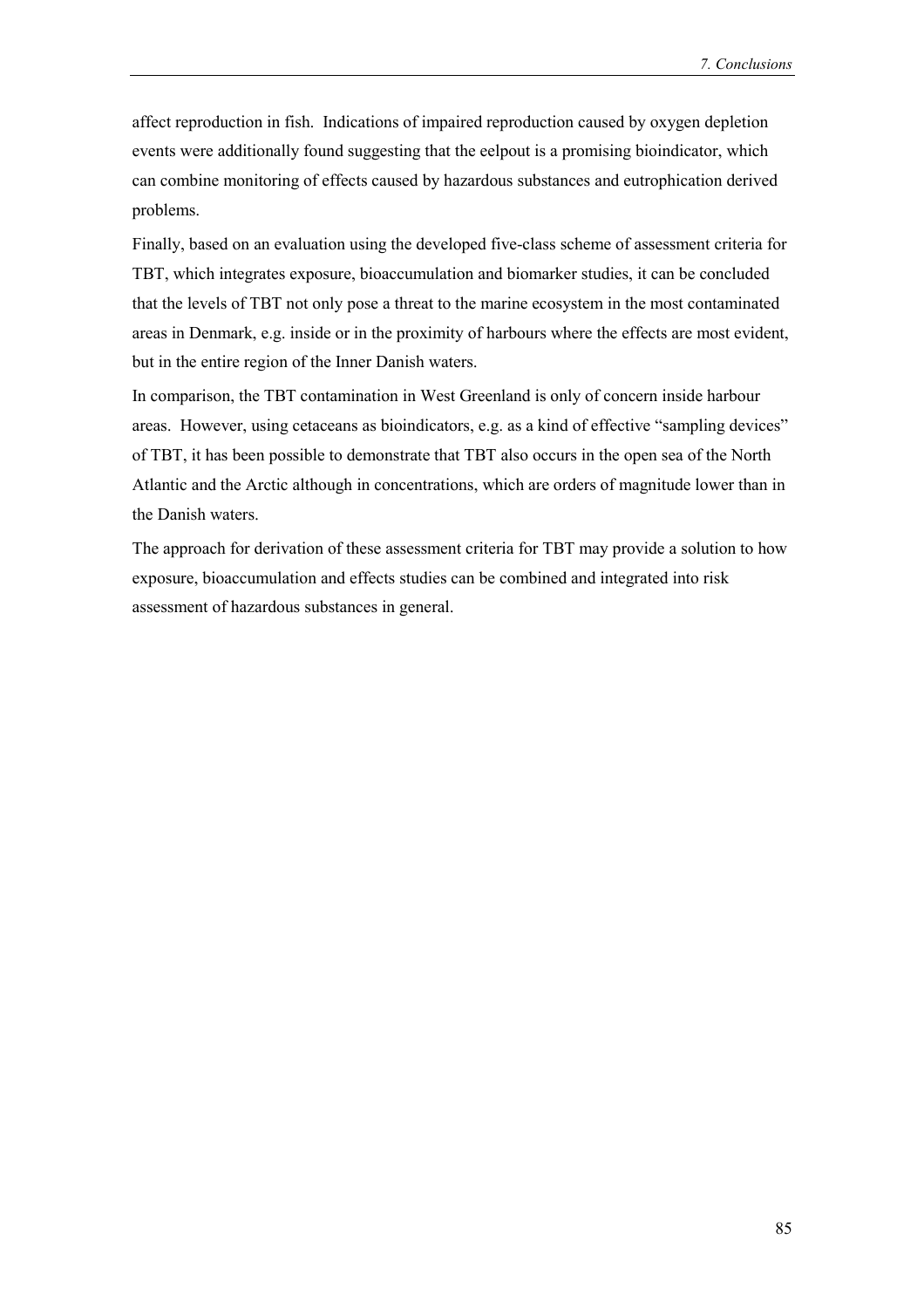affect reproduction in fish. Indications of impaired reproduction caused by oxygen depletion events were additionally found suggesting that the eelpout is a promising bioindicator, which can combine monitoring of effects caused by hazardous substances and eutrophication derived problems.

Finally, based on an evaluation using the developed five-class scheme of assessment criteria for TBT, which integrates exposure, bioaccumulation and biomarker studies, it can be concluded that the levels of TBT not only pose a threat to the marine ecosystem in the most contaminated areas in Denmark, e.g. inside or in the proximity of harbours where the effects are most evident, but in the entire region of the Inner Danish waters.

In comparison, the TBT contamination in West Greenland is only of concern inside harbour areas. However, using cetaceans as bioindicators, e.g. as a kind of effective "sampling devices" of TBT, it has been possible to demonstrate that TBT also occurs in the open sea of the North Atlantic and the Arctic although in concentrations, which are orders of magnitude lower than in the Danish waters.

The approach for derivation of these assessment criteria for TBT may provide a solution to how exposure, bioaccumulation and effects studies can be combined and integrated into risk assessment of hazardous substances in general.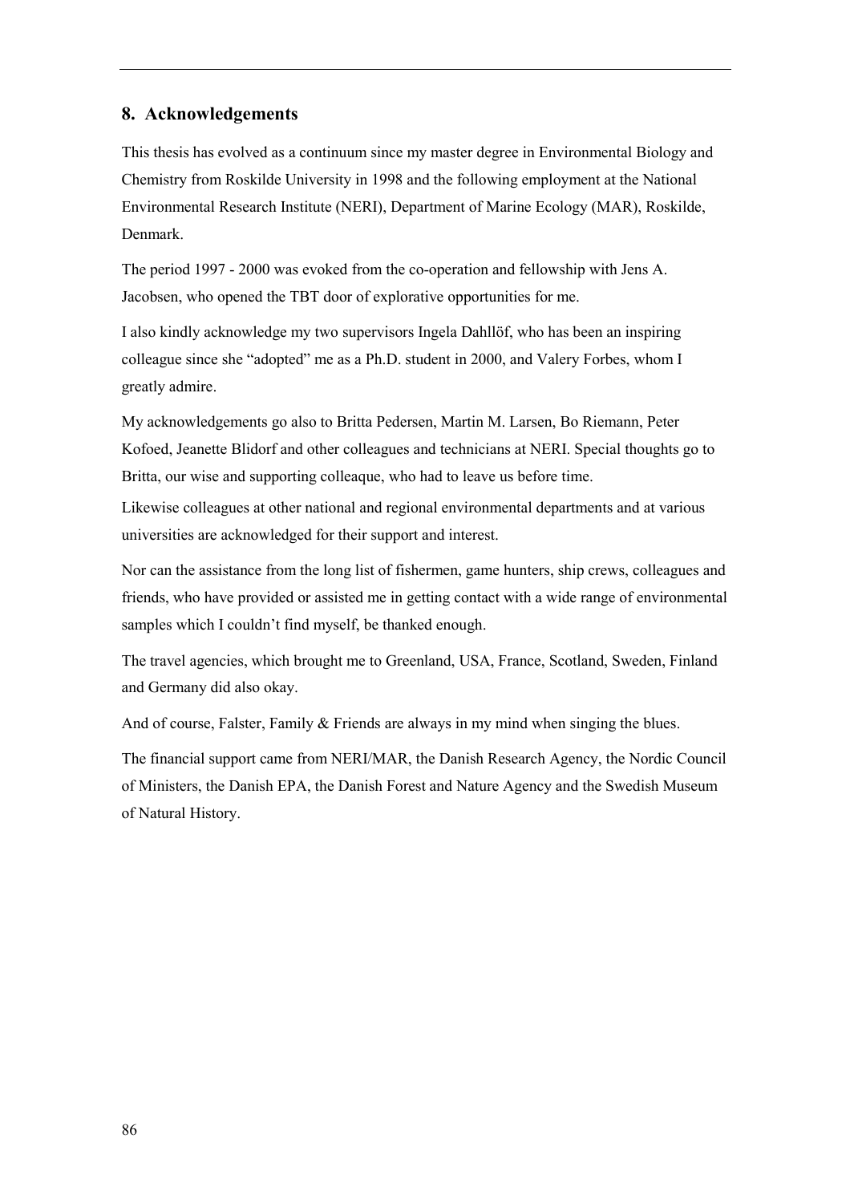## 8. Acknowledgements

This thesis has evolved as a continuum since my master degree in Environmental Biology and Chemistry from Roskilde University in 1998 and the following employment at the National Environmental Research Institute (NERI), Department of Marine Ecology (MAR), Roskilde, Denmark.

The period 1997 - 2000 was evoked from the co-operation and fellowship with Jens A. Jacobsen, who opened the TBT door of explorative opportunities for me.

I also kindly acknowledge my two supervisors Ingela Dahllöf, who has been an inspiring colleague since she "adopted" me as a Ph.D. student in 2000, and Valery Forbes, whom I greatly admire.

My acknowledgements go also to Britta Pedersen, Martin M. Larsen, Bo Riemann, Peter Kofoed, Jeanette Blidorf and other colleagues and technicians at NERI. Special thoughts go to Britta, our wise and supporting colleaque, who had to leave us before time.

Likewise colleagues at other national and regional environmental departments and at various universities are acknowledged for their support and interest.

Nor can the assistance from the long list of fishermen, game hunters, ship crews, colleagues and friends, who have provided or assisted me in getting contact with a wide range of environmental samples which I couldn't find myself, be thanked enough.

The travel agencies, which brought me to Greenland, USA, France, Scotland, Sweden, Finland and Germany did also okay.

And of course, Falster, Family & Friends are always in my mind when singing the blues.

The financial support came from NERI/MAR, the Danish Research Agency, the Nordic Council of Ministers, the Danish EPA, the Danish Forest and Nature Agency and the Swedish Museum of Natural History.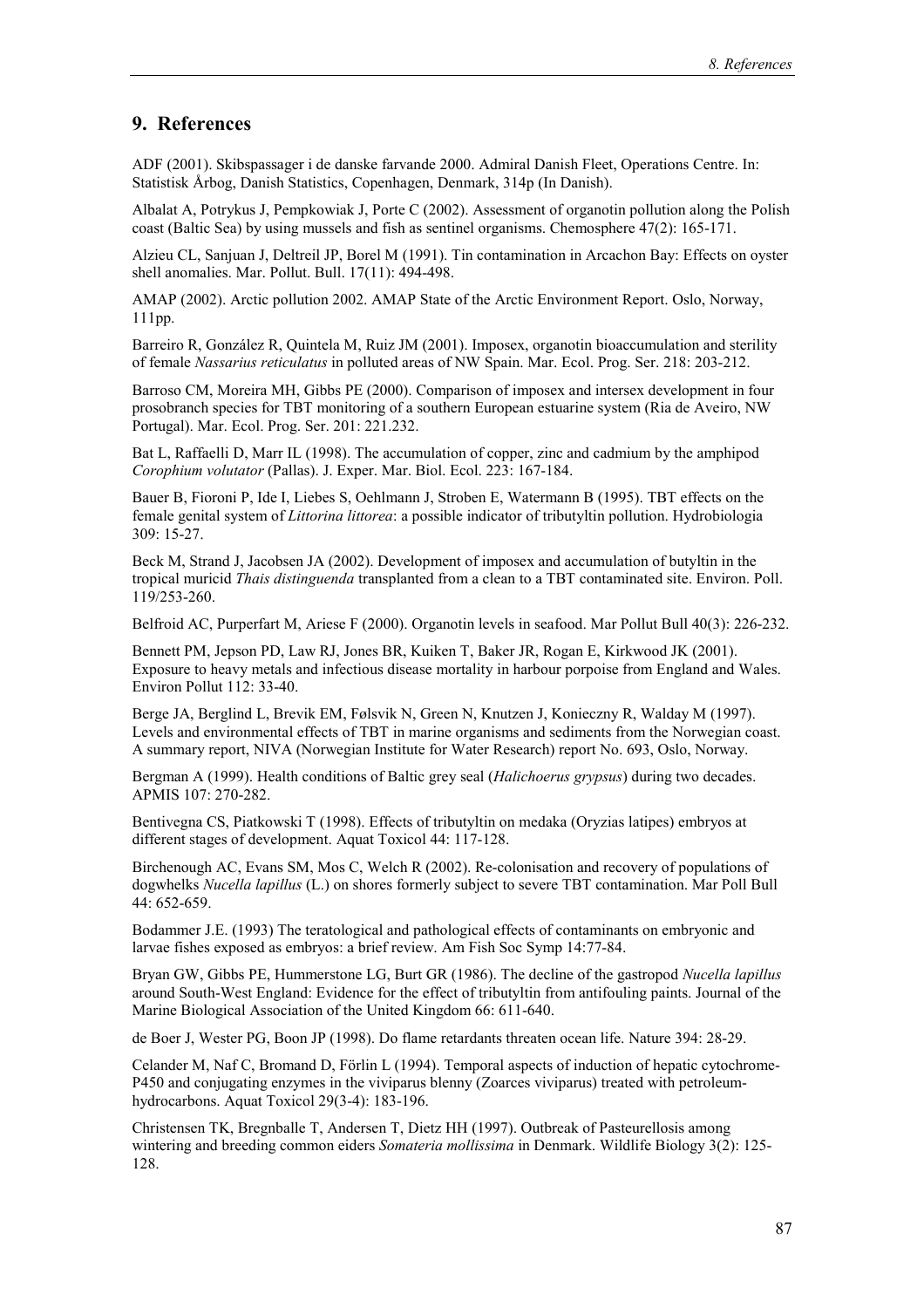## 9. References

ADF (2001). Skibspassager i de danske farvande 2000. Admiral Danish Fleet, Operations Centre. In: Statistisk Årbog, Danish Statistics, Copenhagen, Denmark, 314p (In Danish).

Albalat A, Potrykus J, Pempkowiak J, Porte C (2002). Assessment of organotin pollution along the Polish coast (Baltic Sea) by using mussels and fish as sentinel organisms. Chemosphere 47(2): 165-171.

Alzieu CL, Sanjuan J, Deltreil JP, Borel M (1991). Tin contamination in Arcachon Bay: Effects on oyster shell anomalies. Mar. Pollut. Bull. 17(11): 494-498.

AMAP (2002). Arctic pollution 2002. AMAP State of the Arctic Environment Report. Oslo, Norway, 111pp.

Barreiro R, González R, Quintela M, Ruiz JM (2001). Imposex, organotin bioaccumulation and sterility of female *Nassarius reticulatus* in polluted areas of NW Spain. Mar. Ecol. Prog. Ser. 218: 203-212.

Barroso CM, Moreira MH, Gibbs PE (2000). Comparison of imposex and intersex development in four prosobranch species for TBT monitoring of a southern European estuarine system (Ria de Aveiro, NW Portugal). Mar. Ecol. Prog. Ser. 201: 221.232.

Bat L, Raffaelli D, Marr IL (1998). The accumulation of copper, zinc and cadmium by the amphipod *Corophium volutator* (Pallas). J. Exper. Mar. Biol. Ecol. 223: 167-184.

Bauer B, Fioroni P, Ide I, Liebes S, Oehlmann J, Stroben E, Watermann B (1995). TBT effects on the female genital system of *Littorina littorea*: a possible indicator of tributyltin pollution. Hydrobiologia 309: 15-27.

Beck M, Strand J, Jacobsen JA (2002). Development of imposex and accumulation of butyltin in the tropical muricid *Thais distinguenda* transplanted from a clean to a TBT contaminated site. Environ. Poll. 119/253-260.

Belfroid AC, Purperfart M, Ariese F (2000). Organotin levels in seafood. Mar Pollut Bull 40(3): 226-232.

Bennett PM, Jepson PD, Law RJ, Jones BR, Kuiken T, Baker JR, Rogan E, Kirkwood JK (2001). Exposure to heavy metals and infectious disease mortality in harbour porpoise from England and Wales. Environ Pollut 112: 33-40.

Berge JA, Berglind L, Brevik EM, Følsvik N, Green N, Knutzen J, Konieczny R, Walday M (1997). Levels and environmental effects of TBT in marine organisms and sediments from the Norwegian coast. A summary report, NIVA (Norwegian Institute for Water Research) report No. 693, Oslo, Norway.

Bergman A (1999). Health conditions of Baltic grey seal (*Halichoerus grypsus*) during two decades. APMIS 107: 270-282.

Bentivegna CS, Piatkowski T (1998). Effects of tributyltin on medaka (Oryzias latipes) embryos at different stages of development. Aquat Toxicol 44: 117-128.

Birchenough AC, Evans SM, Mos C, Welch R (2002). Re-colonisation and recovery of populations of dogwhelks *Nucella lapillus* (L.) on shores formerly subject to severe TBT contamination. Mar Poll Bull 44: 652-659.

Bodammer J.E. (1993) The teratological and pathological effects of contaminants on embryonic and larvae fishes exposed as embryos: a brief review. Am Fish Soc Symp 14:77-84.

Bryan GW, Gibbs PE, Hummerstone LG, Burt GR (1986). The decline of the gastropod *Nucella lapillus* around South-West England: Evidence for the effect of tributyltin from antifouling paints. Journal of the Marine Biological Association of the United Kingdom 66: 611-640.

de Boer J, Wester PG, Boon JP (1998). Do flame retardants threaten ocean life. Nature 394: 28-29.

Celander M, Naf C, Bromand D, Förlin L (1994). Temporal aspects of induction of hepatic cytochrome-P450 and conjugating enzymes in the viviparus blenny (Zoarces viviparus) treated with petroleum-hydrocarbons. Aquat Toxicol 29(3-4): 183-196.

Christensen TK, Bregnballe T, Andersen T, Dietz HH (1997). Outbreak of Pasteurellosis among wintering and breeding common eiders *Somateria mollissima* in Denmark. Wildlife Biology 3(2): 125-128.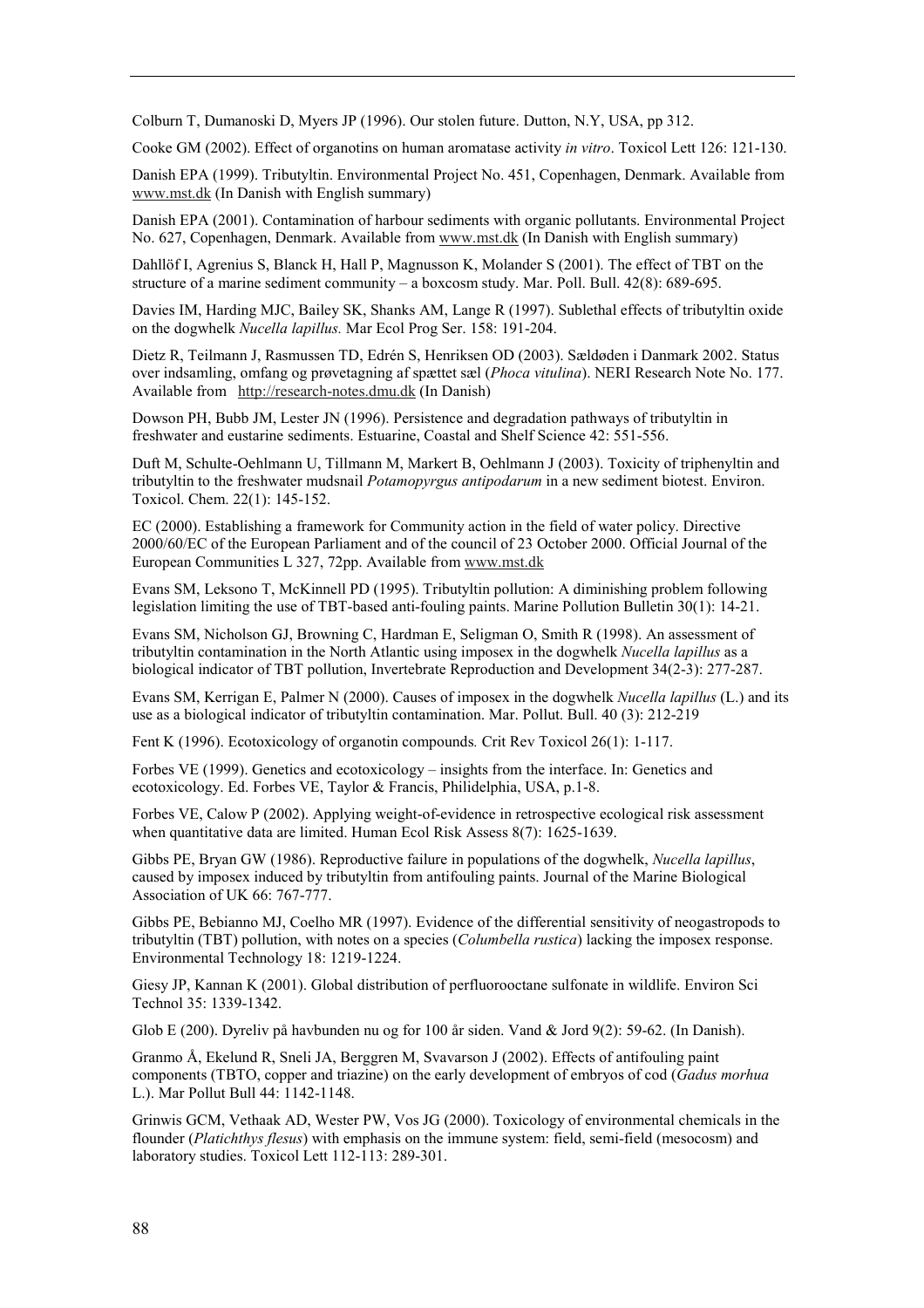Colburn T, Dumanoski D, Myers JP (1996). Our stolen future. Dutton, N.Y, USA, pp 312.

Cooke GM (2002). Effect of organotins on human aromatase activity *in vitro*. Toxicol Lett 126: 121-130.

Danish EPA (1999). Tributyltin. Environmental Project No. 451, Copenhagen, Denmark. Available from www.mst.dk (In Danish with English summary)

Danish EPA (2001). Contamination of harbour sediments with organic pollutants. Environmental Project No. 627, Copenhagen, Denmark. Available from www.mst.dk (In Danish with English summary)

Dahllöf I, Agrenius S, Blanck H, Hall P, Magnusson K, Molander S (2001). The effect of TBT on the structure of a marine sediment community – a boxcosm study. Mar. Poll. Bull. 42(8): 689-695.

Davies IM, Harding MJC, Bailey SK, Shanks AM, Lange R (1997). Sublethal effects of tributyltin oxide on the dogwhelk *Nucella lapillus.* Mar Ecol Prog Ser. 158: 191-204.

Dietz R, Teilmann J, Rasmussen TD, Edrén S, Henriksen OD (2003). Sældøden i Danmark 2002. Status over indsamling, omfang og prøvetagning af spættet sæl (*Phoca vitulina*). NERI Research Note No. 177. Available from http://research-notes.dmu.dk (In Danish)

Dowson PH, Bubb JM, Lester JN (1996). Persistence and degradation pathways of tributyltin in freshwater and eustarine sediments. Estuarine, Coastal and Shelf Science 42: 551-556.

Duft M, Schulte-Oehlmann U, Tillmann M, Markert B, Oehlmann J (2003). Toxicity of triphenyltin and tributyltin to the freshwater mudsnail *Potamopyrgus antipodarum* in a new sediment biotest. Environ. Toxicol. Chem. 22(1): 145-152.

EC (2000). Establishing a framework for Community action in the field of water policy. Directive 2000/60/EC of the European Parliament and of the council of 23 October 2000. Official Journal of the European Communities L 327, 72pp. Available from www.mst.dk

Evans SM, Leksono T, McKinnell PD (1995). Tributyltin pollution: A diminishing problem following legislation limiting the use of TBT-based anti-fouling paints. Marine Pollution Bulletin 30(1): 14-21.

Evans SM, Nicholson GJ, Browning C, Hardman E, Seligman O, Smith R (1998). An assessment of tributyltin contamination in the North Atlantic using imposex in the dogwhelk *Nucella lapillus* as a biological indicator of TBT pollution, Invertebrate Reproduction and Development 34(2-3): 277-287.

Evans SM, Kerrigan E, Palmer N (2000). Causes of imposex in the dogwhelk *Nucella lapillus* (L.) and its use as a biological indicator of tributyltin contamination. Mar. Pollut. Bull. 40 (3): 212-219

Fent K (1996). Ecotoxicology of organotin compounds*.* Crit Rev Toxicol 26(1): 1-117.

Forbes VE (1999). Genetics and ecotoxicology – insights from the interface. In: Genetics and ecotoxicology. Ed. Forbes VE, Taylor & Francis, Philidelphia, USA, p.1-8.

Forbes VE, Calow P (2002). Applying weight-of-evidence in retrospective ecological risk assessment when quantitative data are limited. Human Ecol Risk Assess 8(7): 1625-1639.

Gibbs PE, Bryan GW (1986). Reproductive failure in populations of the dogwhelk, *Nucella lapillus*, caused by imposex induced by tributyltin from antifouling paints. Journal of the Marine Biological Association of UK 66: 767-777.

Gibbs PE, Bebianno MJ, Coelho MR (1997). Evidence of the differential sensitivity of neogastropods to tributyltin (TBT) pollution, with notes on a species (*Columbella rustica*) lacking the imposex response. Environmental Technology 18: 1219-1224.

Giesy JP, Kannan K (2001). Global distribution of perfluorooctane sulfonate in wildlife. Environ Sci Technol 35: 1339-1342.

Glob E (200). Dyreliv på havbunden nu og for 100 år siden. Vand & Jord 9(2): 59-62. (In Danish).

Granmo Å, Ekelund R, Sneli JA, Berggren M, Svavarson J (2002). Effects of antifouling paint components (TBTO, copper and triazine) on the early development of embryos of cod (*Gadus morhua* L.). Mar Pollut Bull 44: 1142-1148.

Grinwis GCM, Vethaak AD, Wester PW, Vos JG (2000). Toxicology of environmental chemicals in the flounder (*Platichthys flesus*) with emphasis on the immune system: field, semi-field (mesocosm) and laboratory studies. Toxicol Lett 112-113: 289-301.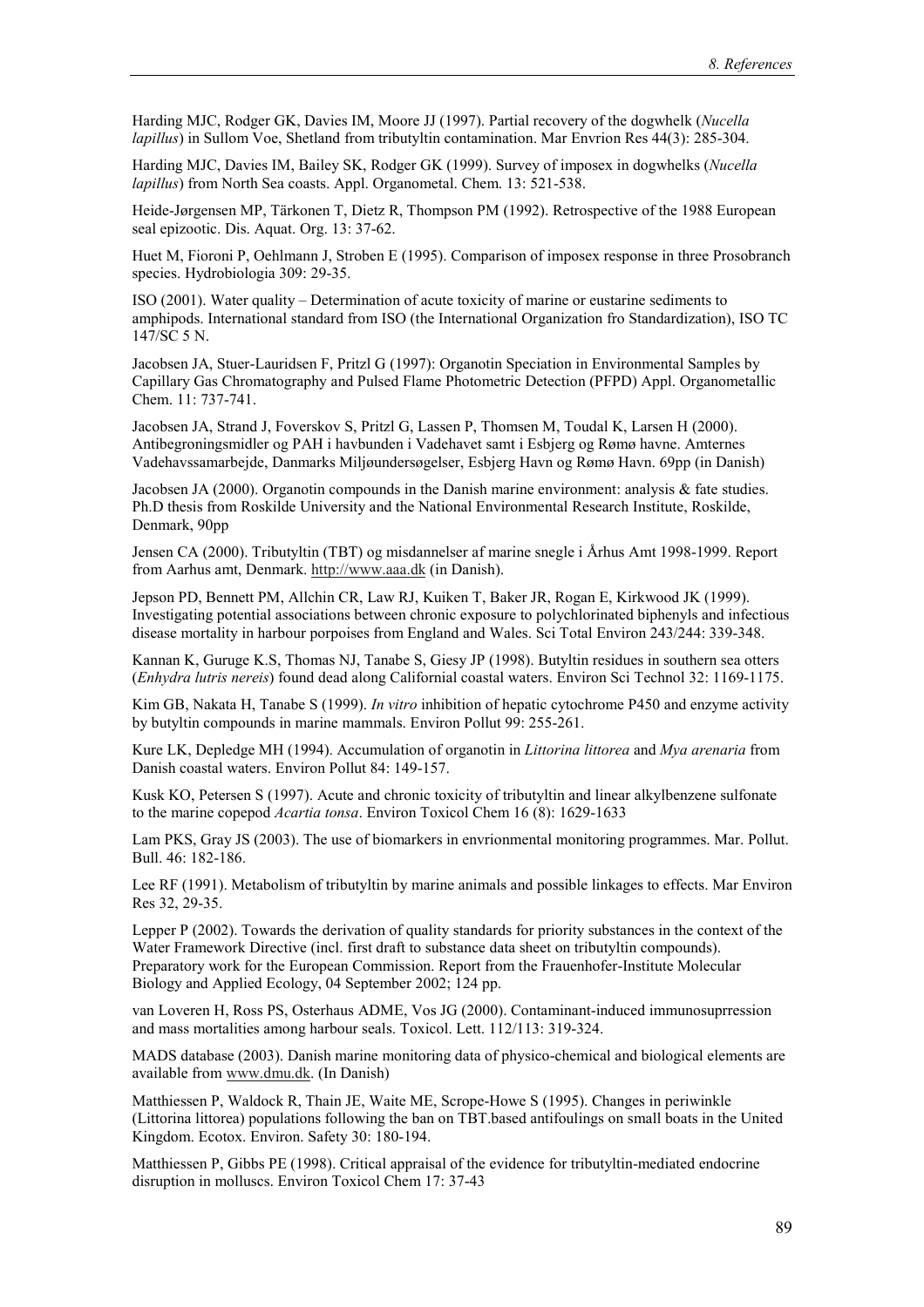Harding MJC, Rodger GK, Davies IM, Moore JJ (1997). Partial recovery of the dogwhelk (*Nucella lapillus*) in Sullom Voe, Shetland from tributyltin contamination. Mar Envrion Res 44(3): 285-304.

Harding MJC, Davies IM, Bailey SK, Rodger GK (1999). Survey of imposex in dogwhelks (*Nucella lapillus*) from North Sea coasts. Appl. Organometal. Chem. 13: 521-538.

Heide-Jørgensen MP, Tärkonen T, Dietz R, Thompson PM (1992). Retrospective of the 1988 European seal epizootic. Dis. Aquat. Org. 13: 37-62.

Huet M, Fioroni P, Oehlmann J, Stroben E (1995). Comparison of imposex response in three Prosobranch species. Hydrobiologia 309: 29-35.

ISO (2001). Water quality – Determination of acute toxicity of marine or eustarine sediments to amphipods. International standard from ISO (the International Organization fro Standardization), ISO TC 147/SC 5 N.

Jacobsen JA, Stuer-Lauridsen F, Pritzl G (1997): Organotin Speciation in Environmental Samples by Capillary Gas Chromatography and Pulsed Flame Photometric Detection (PFPD) Appl. Organometallic Chem. 11: 737-741.

Jacobsen JA, Strand J, Foverskov S, Pritzl G, Lassen P, Thomsen M, Toudal K, Larsen H (2000). Antibegroningsmidler og PAH i havbunden i Vadehavet samt i Esbjerg og Rømø havne. Amternes Vadehavssamarbejde, Danmarks Miljøundersøgelser, Esbjerg Havn og Rømø Havn. 69pp (in Danish)

Jacobsen JA (2000). Organotin compounds in the Danish marine environment: analysis & fate studies. Ph.D thesis from Roskilde University and the National Environmental Research Institute, Roskilde, Denmark, 90pp

Jensen CA (2000). Tributyltin (TBT) og misdannelser af marine snegle i Århus Amt 1998-1999. Report from Aarhus amt, Denmark. http://www.aaa.dk (in Danish).

Jepson PD, Bennett PM, Allchin CR, Law RJ, Kuiken T, Baker JR, Rogan E, Kirkwood JK (1999). Investigating potential associations between chronic exposure to polychlorinated biphenyls and infectious disease mortality in harbour porpoises from England and Wales. Sci Total Environ 243/244: 339-348.

Kannan K, Guruge K.S, Thomas NJ, Tanabe S, Giesy JP (1998). Butyltin residues in southern sea otters (*Enhydra lutris nereis*) found dead along Californial coastal waters. Environ Sci Technol 32: 1169-1175.

Kim GB, Nakata H, Tanabe S (1999). *In vitro* inhibition of hepatic cytochrome P450 and enzyme activity by butyltin compounds in marine mammals. Environ Pollut 99: 255-261.

Kure LK, Depledge MH (1994). Accumulation of organotin in *Littorina littorea* and *Mya arenaria* from Danish coastal waters. Environ Pollut 84: 149-157.

Kusk KO, Petersen S (1997). Acute and chronic toxicity of tributyltin and linear alkylbenzene sulfonate to the marine copepod *Acartia tonsa*. Environ Toxicol Chem 16 (8): 1629-1633

Lam PKS, Gray JS (2003). The use of biomarkers in envrionmental monitoring programmes. Mar. Pollut. Bull. 46: 182-186.

Lee RF (1991). Metabolism of tributyltin by marine animals and possible linkages to effects. Mar Environ Res 32, 29-35.

Lepper P (2002). Towards the derivation of quality standards for priority substances in the context of the Water Framework Directive (incl. first draft to substance data sheet on tributyltin compounds). Preparatory work for the European Commission. Report from the Frauenhofer-Institute Molecular Biology and Applied Ecology, 04 September 2002; 124 pp.

van Loveren H, Ross PS, Osterhaus ADME, Vos JG (2000). Contaminant-induced immunosuprression and mass mortalities among harbour seals. Toxicol. Lett. 112/113: 319-324.

MADS database (2003). Danish marine monitoring data of physico-chemical and biological elements are available from www.dmu.dk. (In Danish)

Matthiessen P, Waldock R, Thain JE, Waite ME, Scrope-Howe S (1995). Changes in periwinkle (Littorina littorea) populations following the ban on TBT.based antifoulings on small boats in the United Kingdom. Ecotox. Environ. Safety 30: 180-194.

Matthiessen P, Gibbs PE (1998). Critical appraisal of the evidence for tributyltin-mediated endocrine disruption in molluscs. Environ Toxicol Chem 17: 37-43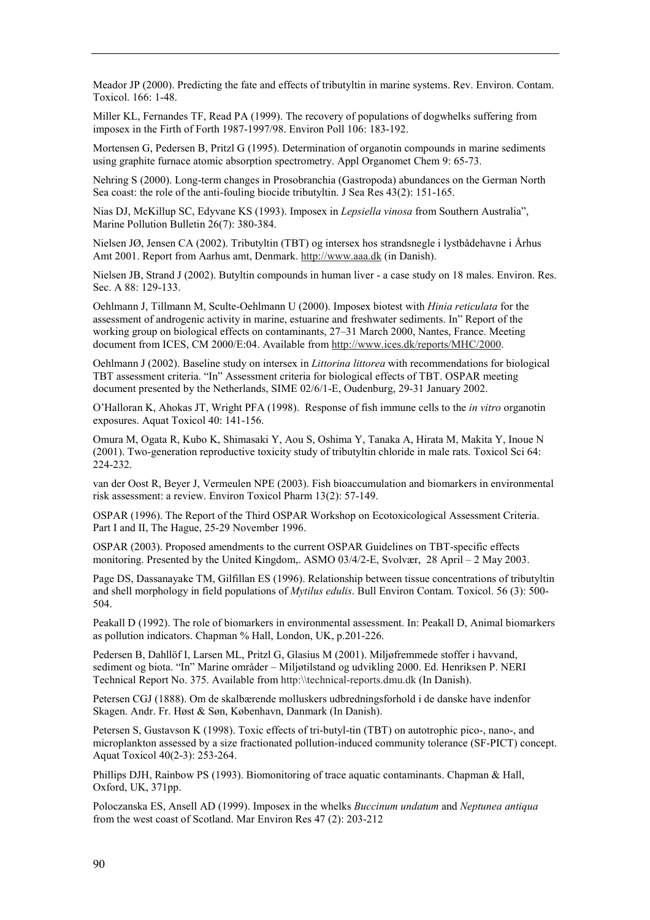Meador JP (2000). Predicting the fate and effects of tributyltin in marine systems. Rev. Environ. Contam. Toxicol. 166: 1-48.

Miller KL, Fernandes TF, Read PA (1999). The recovery of populations of dogwhelks suffering from imposex in the Firth of Forth 1987-1997/98. Environ Poll 106: 183-192.

Mortensen G, Pedersen B, Pritzl G (1995). Determination of organotin compounds in marine sediments using graphite furnace atomic absorption spectrometry. Appl Organomet Chem 9: 65-73.

Nehring S (2000). Long-term changes in Prosobranchia (Gastropoda) abundances on the German North Sea coast: the role of the anti-fouling biocide tributyltin. J Sea Res 43(2): 151-165.

Nias DJ, McKillup SC, Edyvane KS (1993). Imposex in *Lepsiella vinosa* from Southern Australia", Marine Pollution Bulletin 26(7): 380-384.

Nielsen JØ, Jensen CA (2002). Tributyltin (TBT) og intersex hos strandsnegle i lystbådehavne i Århus Amt 2001. Report from Aarhus amt, Denmark. http://www.aaa.dk (in Danish).

Nielsen JB, Strand J (2002). Butyltin compounds in human liver - a case study on 18 males. Environ. Res. Sec. A 88: 129-133.

Oehlmann J, Tillmann M, Sculte-Oehlmann U (2000). Imposex biotest with *Hinia reticulata* for the assessment of androgenic activity in marine, estuarine and freshwater sediments. In" Report of the working group on biological effects on contaminants, 27–31 March 2000, Nantes, France. Meeting document from ICES, CM 2000/E:04. Available from http://www.ices.dk/reports/MHC/2000.

Oehlmann J (2002). Baseline study on intersex in *Littorina littorea* with recommendations for biological TBT assessment criteria. "In" Assessment criteria for biological effects of TBT. OSPAR meeting document presented by the Netherlands, SIME 02/6/1-E, Oudenburg, 29-31 January 2002.

O'Halloran K, Ahokas JT, Wright PFA (1998). Response of fish immune cells to the *in vitro* organotin exposures. Aquat Toxicol 40: 141-156.

Omura M, Ogata R, Kubo K, Shimasaki Y, Aou S, Oshima Y, Tanaka A, Hirata M, Makita Y, Inoue N (2001). Two-generation reproductive toxicity study of tributyltin chloride in male rats. Toxicol Sci 64: 224-232.

van der Oost R, Beyer J, Vermeulen NPE (2003). Fish bioaccumulation and biomarkers in environmental risk assessment: a review. Environ Toxicol Pharm 13(2): 57-149.

OSPAR (1996). The Report of the Third OSPAR Workshop on Ecotoxicological Assessment Criteria. Part I and II, The Hague, 25-29 November 1996.

OSPAR (2003). Proposed amendments to the current OSPAR Guidelines on TBT-specific effects monitoring. Presented by the United Kingdom,. ASMO 03/4/2-E, Svolvær, 28 April – 2 May 2003.

Page DS, Dassanayake TM, Gilfillan ES (1996). Relationship between tissue concentrations of tributyltin and shell morphology in field populations of *Mytilus edulis*. Bull Environ Contam. Toxicol. 56 (3): 500-504.

Peakall D (1992). The role of biomarkers in environmental assessment. In: Peakall D, Animal biomarkers as pollution indicators. Chapman % Hall, London, UK, p.201-226.

Pedersen B, Dahllöf I, Larsen ML, Pritzl G, Glasius M (2001). Miljøfremmede stoffer i havvand, sediment og biota. "In" Marine områder – Miljøtilstand og udvikling 2000. Ed. Henriksen P. NERI Technical Report No. 375. Available from http:\\technical-reports.dmu.dk (In Danish).

Petersen CGJ (1888). Om de skalbærende molluskers udbredningsforhold i de danske have indenfor Skagen. Andr. Fr. Høst & Søn, København, Danmark (In Danish).

Petersen S, Gustavson K (1998). Toxic effects of tri-butyl-tin (TBT) on autotrophic pico-, nano-, and microplankton assessed by a size fractionated pollution-induced community tolerance (SF-PICT) concept. Aquat Toxicol 40(2-3): 253-264.

Phillips DJH, Rainbow PS (1993). Biomonitoring of trace aquatic contaminants. Chapman & Hall, Oxford, UK, 371pp.

Poloczanska ES, Ansell AD (1999). Imposex in the whelks *Buccinum undatum* and *Neptunea antiqua* from the west coast of Scotland. Mar Environ Res 47 (2): 203-212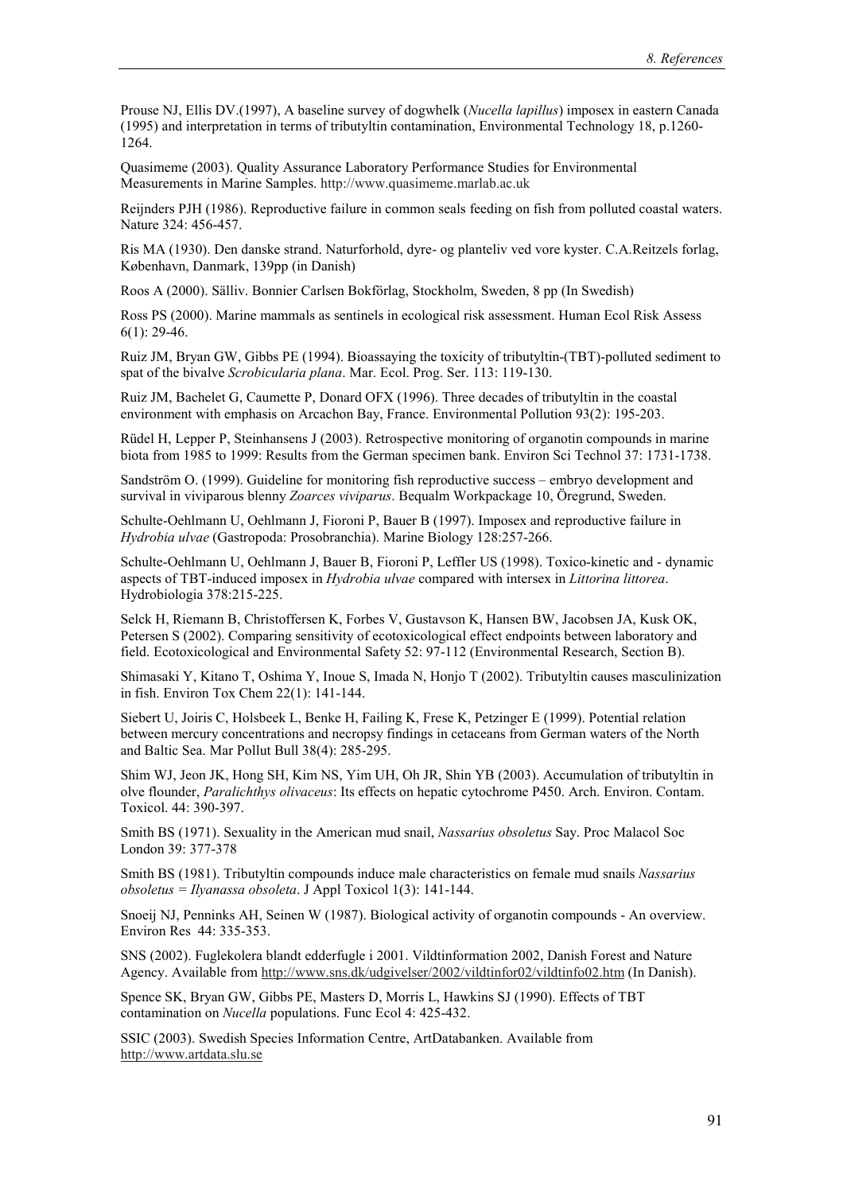Prouse NJ, Ellis DV.(1997), A baseline survey of dogwhelk (*Nucella lapillus*) imposex in eastern Canada (1995) and interpretation in terms of tributyltin contamination, Environmental Technology 18, p.1260-1264.

Quasimeme (2003). Quality Assurance Laboratory Performance Studies for Environmental Measurements in Marine Samples. http://www.quasimeme.marlab.ac.uk

Reijnders PJH (1986). Reproductive failure in common seals feeding on fish from polluted coastal waters. Nature 324: 456-457.

Ris MA (1930). Den danske strand. Naturforhold, dyre- og planteliv ved vore kyster. C.A.Reitzels forlag, København, Danmark, 139pp (in Danish)

Roos A (2000). Sälliv. Bonnier Carlsen Bokförlag, Stockholm, Sweden, 8 pp (In Swedish)

Ross PS (2000). Marine mammals as sentinels in ecological risk assessment. Human Ecol Risk Assess 6(1): 29-46.

Ruiz JM, Bryan GW, Gibbs PE (1994). Bioassaying the toxicity of tributyltin-(TBT)-polluted sediment to spat of the bivalve *Scrobicularia plana*. Mar. Ecol. Prog. Ser. 113: 119-130.

Ruiz JM, Bachelet G, Caumette P, Donard OFX (1996). Three decades of tributyltin in the coastal environment with emphasis on Arcachon Bay, France. Environmental Pollution 93(2): 195-203.

Rüdel H, Lepper P, Steinhansens J (2003). Retrospective monitoring of organotin compounds in marine biota from 1985 to 1999: Results from the German specimen bank. Environ Sci Technol 37: 1731-1738.

Sandström O. (1999). Guideline for monitoring fish reproductive success – embryo development and survival in viviparous blenny *Zoarces viviparus*. Bequalm Workpackage 10, Öregrund, Sweden.

Schulte-Oehlmann U, Oehlmann J, Fioroni P, Bauer B (1997). Imposex and reproductive failure in *Hydrobia ulvae* (Gastropoda: Prosobranchia). Marine Biology 128:257-266.

Schulte-Oehlmann U, Oehlmann J, Bauer B, Fioroni P, Leffler US (1998). Toxico-kinetic and - dynamic aspects of TBT-induced imposex in *Hydrobia ulvae* compared with intersex in *Littorina littorea*. Hydrobiologia 378:215-225.

Selck H, Riemann B, Christoffersen K, Forbes V, Gustavson K, Hansen BW, Jacobsen JA, Kusk OK, Petersen S (2002). Comparing sensitivity of ecotoxicological effect endpoints between laboratory and field. Ecotoxicological and Environmental Safety 52: 97-112 (Environmental Research, Section B).

Shimasaki Y, Kitano T, Oshima Y, Inoue S, Imada N, Honjo T (2002). Tributyltin causes masculinization in fish. Environ Tox Chem 22(1): 141-144.

Siebert U, Joiris C, Holsbeek L, Benke H, Failing K, Frese K, Petzinger E (1999). Potential relation between mercury concentrations and necropsy findings in cetaceans from German waters of the North and Baltic Sea. Mar Pollut Bull 38(4): 285-295.

Shim WJ, Jeon JK, Hong SH, Kim NS, Yim UH, Oh JR, Shin YB (2003). Accumulation of tributyltin in olve flounder, *Paralichthys olivaceus*: Its effects on hepatic cytochrome P450. Arch. Environ. Contam. Toxicol. 44: 390-397.

Smith BS (1971). Sexuality in the American mud snail, *Nassarius obsoletus* Say. Proc Malacol Soc London 39: 377-378

Smith BS (1981). Tributyltin compounds induce male characteristics on female mud snails *Nassarius obsoletus = Ilyanassa obsoleta*. J Appl Toxicol 1(3): 141-144.

Snoeij NJ, Penninks AH, Seinen W (1987). Biological activity of organotin compounds - An overview. Environ Res 44: 335-353.

SNS (2002). Fuglekolera blandt edderfugle i 2001. Vildtinformation 2002, Danish Forest and Nature Agency. Available from http://www.sns.dk/udgivelser/2002/vildtinfor02/vildtinfo02.htm (In Danish).

Spence SK, Bryan GW, Gibbs PE, Masters D, Morris L, Hawkins SJ (1990). Effects of TBT contamination on *Nucella* populations. Func Ecol 4: 425-432.

SSIC (2003). Swedish Species Information Centre, ArtDatabanken. Available from http://www.artdata.slu.se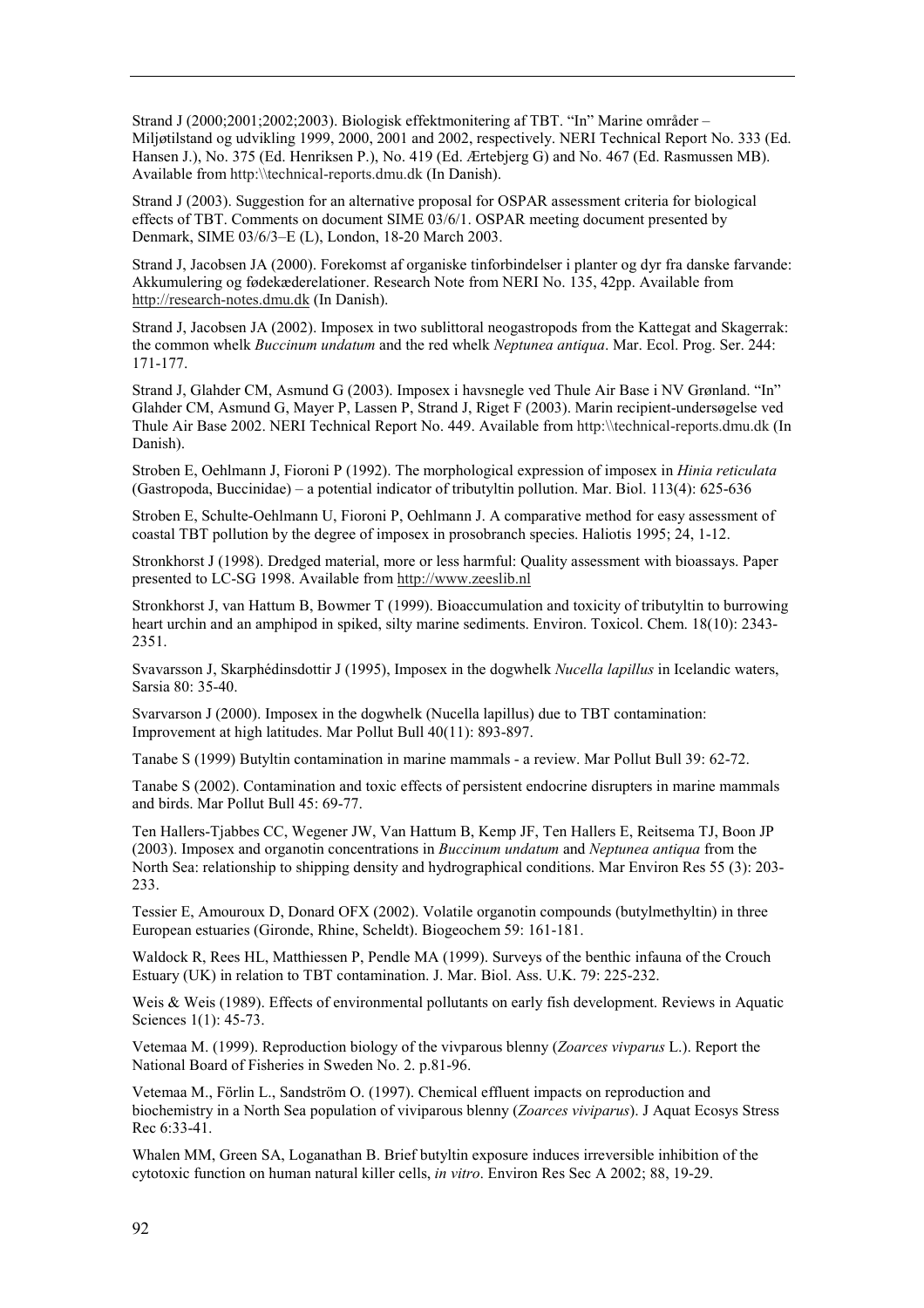Strand J (2000;2001;2002;2003). Biologisk effektmonitering af TBT. "In" Marine områder – Miljøtilstand og udvikling 1999, 2000, 2001 and 2002, respectively. NERI Technical Report No. 333 (Ed. Hansen J.), No. 375 (Ed. Henriksen P.), No. 419 (Ed. Ærtebjerg G) and No. 467 (Ed. Rasmussen MB). Available from http:\\technical-reports.dmu.dk (In Danish).

Strand J (2003). Suggestion for an alternative proposal for OSPAR assessment criteria for biological effects of TBT. Comments on document SIME 03/6/1. OSPAR meeting document presented by Denmark, SIME 03/6/3–E (L), London, 18-20 March 2003.

Strand J, Jacobsen JA (2000). Forekomst af organiske tinforbindelser i planter og dyr fra danske farvande: Akkumulering og fødekæderelationer. Research Note from NERI No. 135, 42pp. Available from http://research-notes.dmu.dk (In Danish).

Strand J, Jacobsen JA (2002). Imposex in two sublittoral neogastropods from the Kattegat and Skagerrak: the common whelk *Buccinum undatum* and the red whelk *Neptunea antiqua*. Mar. Ecol. Prog. Ser. 244: 171-177.

Strand J, Glahder CM, Asmund G (2003). Imposex i havsnegle ved Thule Air Base i NV Grønland. "In" Glahder CM, Asmund G, Mayer P, Lassen P, Strand J, Riget F (2003). Marin recipient-undersøgelse ved Thule Air Base 2002. NERI Technical Report No. 449. Available from http:\\technical-reports.dmu.dk (In Danish).

Stroben E, Oehlmann J, Fioroni P (1992). The morphological expression of imposex in *Hinia reticulata* (Gastropoda, Buccinidae) – a potential indicator of tributyltin pollution. Mar. Biol. 113(4): 625-636

Stroben E, Schulte-Oehlmann U, Fioroni P, Oehlmann J. A comparative method for easy assessment of coastal TBT pollution by the degree of imposex in prosobranch species. Haliotis 1995; 24, 1-12.

Stronkhorst J (1998). Dredged material, more or less harmful: Quality assessment with bioassays. Paper presented to LC-SG 1998. Available from http://www.zeeslib.nl

Stronkhorst J, van Hattum B, Bowmer T (1999). Bioaccumulation and toxicity of tributyltin to burrowing heart urchin and an amphipod in spiked, silty marine sediments. Environ. Toxicol. Chem. 18(10): 2343-2351.

Svavarsson J, Skarphédinsdottir J (1995), Imposex in the dogwhelk *Nucella lapillus* in Icelandic waters, Sarsia 80: 35-40.

Svarvarson J (2000). Imposex in the dogwhelk (Nucella lapillus) due to TBT contamination: Improvement at high latitudes. Mar Pollut Bull 40(11): 893-897.

Tanabe S (1999) Butyltin contamination in marine mammals - a review. Mar Pollut Bull 39: 62-72.

Tanabe S (2002). Contamination and toxic effects of persistent endocrine disrupters in marine mammals and birds. Mar Pollut Bull 45: 69-77.

Ten Hallers-Tjabbes CC, Wegener JW, Van Hattum B, Kemp JF, Ten Hallers E, Reitsema TJ, Boon JP (2003). Imposex and organotin concentrations in *Buccinum undatum* and *Neptunea antiqua* from the North Sea: relationship to shipping density and hydrographical conditions. Mar Environ Res 55 (3): 203-233.

Tessier E, Amouroux D, Donard OFX (2002). Volatile organotin compounds (butylmethyltin) in three European estuaries (Gironde, Rhine, Scheldt). Biogeochem 59: 161-181.

Waldock R, Rees HL, Matthiessen P, Pendle MA (1999). Surveys of the benthic infauna of the Crouch Estuary (UK) in relation to TBT contamination. J. Mar. Biol. Ass. U.K. 79: 225-232.

Weis & Weis (1989). Effects of environmental pollutants on early fish development. Reviews in Aquatic Sciences 1(1): 45-73.

Vetemaa M. (1999). Reproduction biology of the vivparous blenny (*Zoarces vivparus* L.). Report the National Board of Fisheries in Sweden No. 2. p.81-96.

Vetemaa M., Förlin L., Sandström O. (1997). Chemical effluent impacts on reproduction and biochemistry in a North Sea population of viviparous blenny (*Zoarces viviparus*). J Aquat Ecosys Stress Rec 6:33-41.

Whalen MM, Green SA, Loganathan B. Brief butyltin exposure induces irreversible inhibition of the cytotoxic function on human natural killer cells, *in vitro*. Environ Res Sec A 2002; 88, 19-29.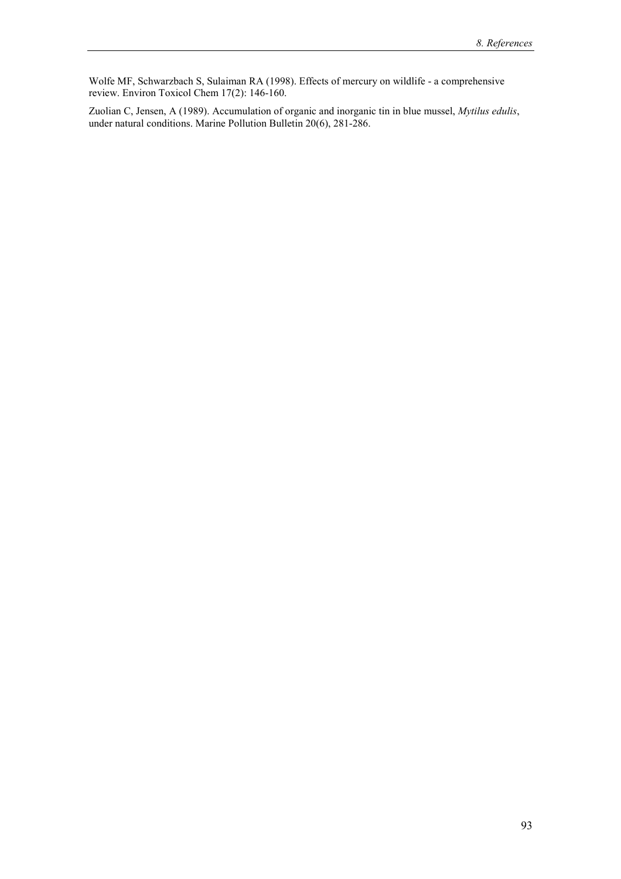Wolfe MF, Schwarzbach S, Sulaiman RA (1998). Effects of mercury on wildlife - a comprehensive review. Environ Toxicol Chem 17(2): 146-160.

Zuolian C, Jensen, A (1989). Accumulation of organic and inorganic tin in blue mussel, *Mytilus edulis*, under natural conditions. Marine Pollution Bulletin 20(6), 281-286.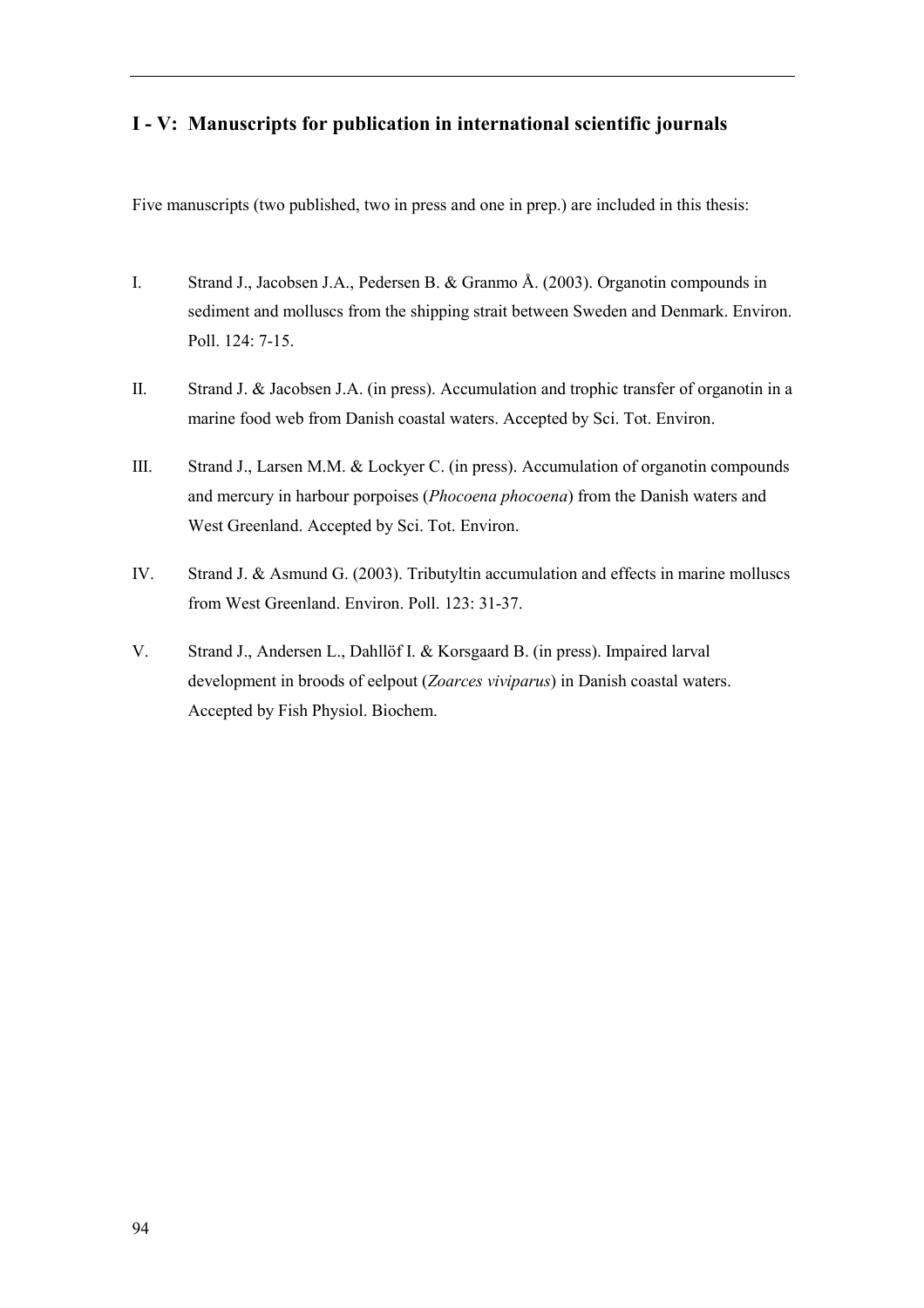## I - V: Manuscripts for publication in international scientific journals

Five manuscripts (two published, two in press and one in prep.) are included in this thesis:

I. Strand J., Jacobsen J.A., Pedersen B. & Granmo Å. (2003). Organotin compounds in sediment and molluscs from the shipping strait between Sweden and Denmark. Environ. Poll. 124: 7-15.

II. Strand J. & Jacobsen J.A. (in press). Accumulation and trophic transfer of organotin in a marine food web from Danish coastal waters. Accepted by Sci. Tot. Environ.

III. Strand J., Larsen M.M. & Lockyer C. (in press). Accumulation of organotin compounds and mercury in harbour porpoises (*Phocoena phocoena*) from the Danish waters and West Greenland. Accepted by Sci. Tot. Environ.

IV. Strand J. & Asmund G. (2003). Tributyltin accumulation and effects in marine molluscs from West Greenland. Environ. Poll. 123: 31-37.

V. Strand J., Andersen L., Dahllöf I. & Korsgaard B. (in press). Impaired larval development in broods of eelpout (*Zoarces viviparus*) in Danish coastal waters. Accepted by Fish Physiol. Biochem.